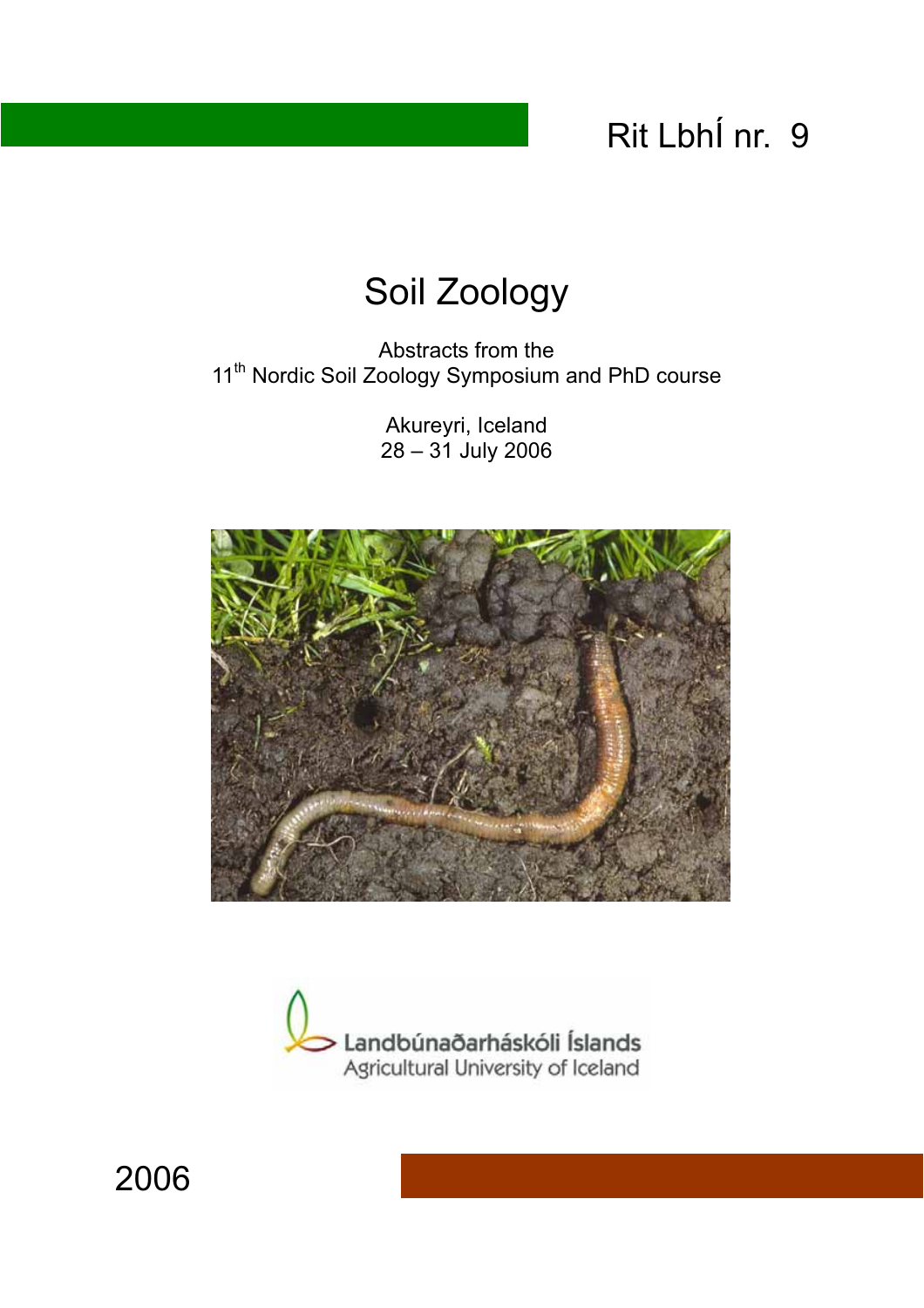Rit LbhÍ nr. 9

# Soil Zoology

Abstracts from the
11th Nordic Soil Zoology Symposium and PhD course

Akureyri, Iceland
28 – 31 July 2006

Landbúnaðarháskóli Íslands
Agricultural University of Iceland

2006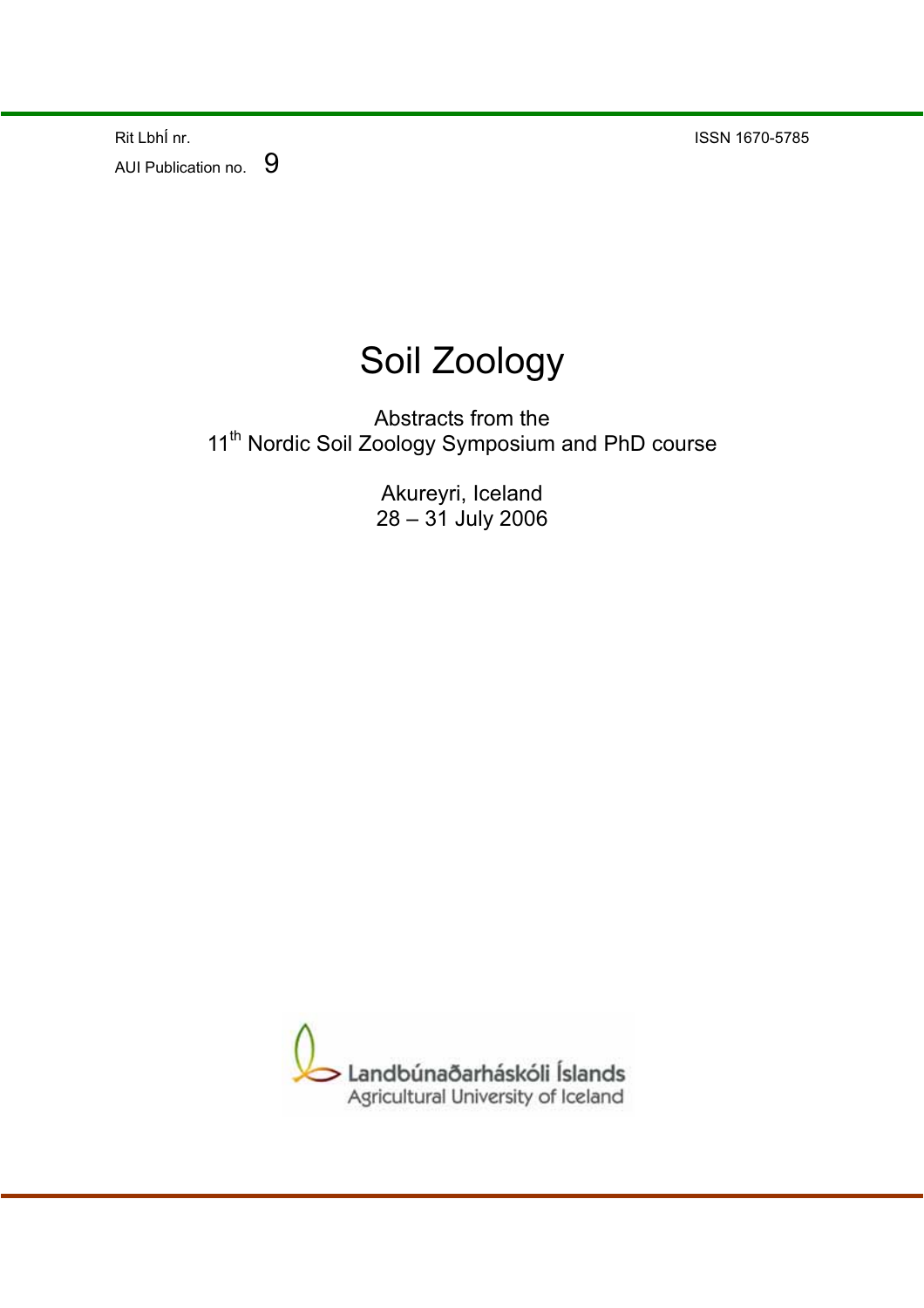Rit LbhÍ nr.

AUI Publication no. 9

ISSN 1670-5785

# Soil Zoology

Abstracts from the
11th Nordic Soil Zoology Symposium and PhD course

Akureyri, Iceland
28 – 31 July 2006

Landbúnaðarháskóli Íslands
Agricultural University of Iceland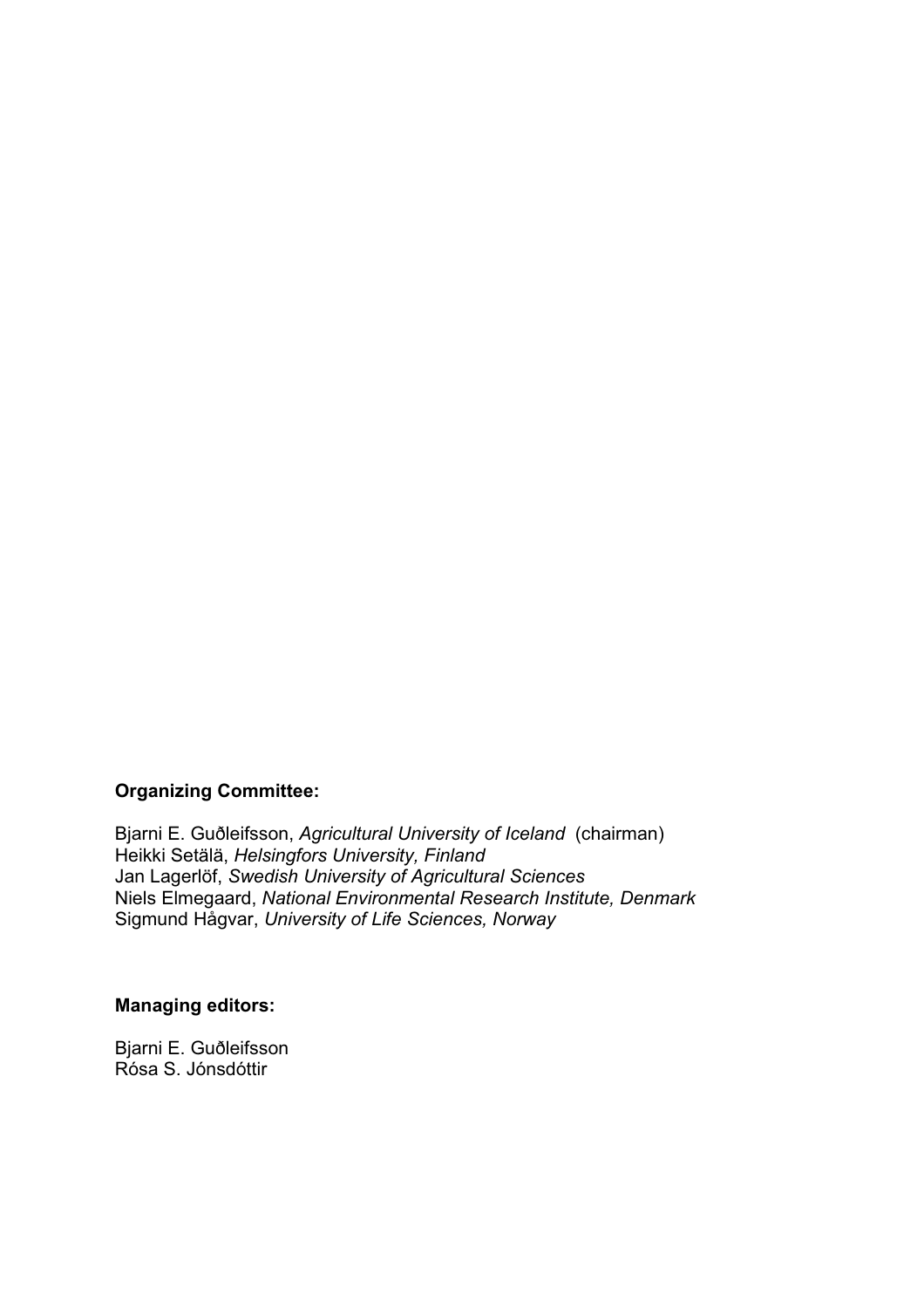**Organizing Committee:**

Bjarni E. Guðleifsson, *Agricultural University of Iceland* (chairman)
Heikki Setälä, *Helsingfors University, Finland*
Jan Lagerlöf, *Swedish University of Agricultural Sciences*
Niels Elmegaard, *National Environmental Research Institute, Denmark*
Sigmund Hågvar, *University of Life Sciences, Norway*

**Managing editors:**

Bjarni E. Guðleifsson
Rósa S. Jónsdóttir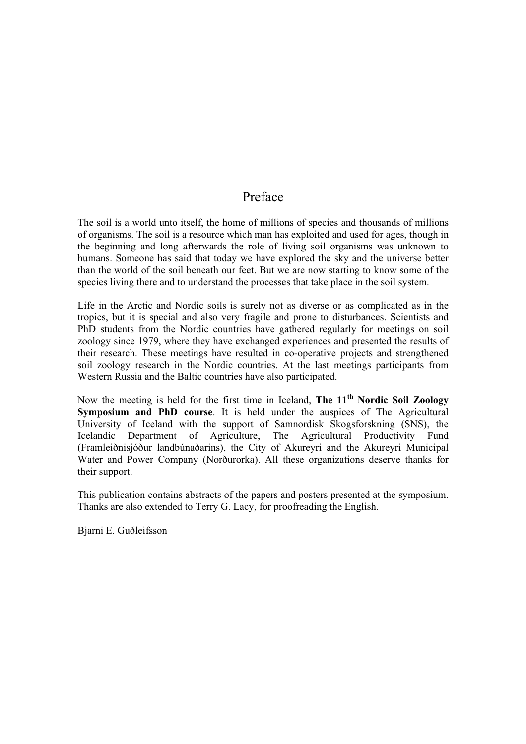# Preface

The soil is a world unto itself, the home of millions of species and thousands of millions of organisms. The soil is a resource which man has exploited and used for ages, though in the beginning and long afterwards the role of living soil organisms was unknown to humans. Someone has said that today we have explored the sky and the universe better than the world of the soil beneath our feet. But we are now starting to know some of the species living there and to understand the processes that take place in the soil system.

Life in the Arctic and Nordic soils is surely not as diverse or as complicated as in the tropics, but it is special and also very fragile and prone to disturbances. Scientists and PhD students from the Nordic countries have gathered regularly for meetings on soil zoology since 1979, where they have exchanged experiences and presented the results of their research. These meetings have resulted in co-operative projects and strengthened soil zoology research in the Nordic countries. At the last meetings participants from Western Russia and the Baltic countries have also participated.

Now the meeting is held for the first time in Iceland, **The 11th Nordic Soil Zoology Symposium and PhD course**. It is held under the auspices of The Agricultural University of Iceland with the support of Samnordisk Skogsforskning (SNS), the Icelandic Department of Agriculture, The Agricultural Productivity Fund (Framleiðnisjóður landbúnaðarins), the City of Akureyri and the Akureyri Municipal Water and Power Company (Norðurorka). All these organizations deserve thanks for their support.

This publication contains abstracts of the papers and posters presented at the symposium. Thanks are also extended to Terry G. Lacy, for proofreading the English.

Bjarni E. Guðleifsson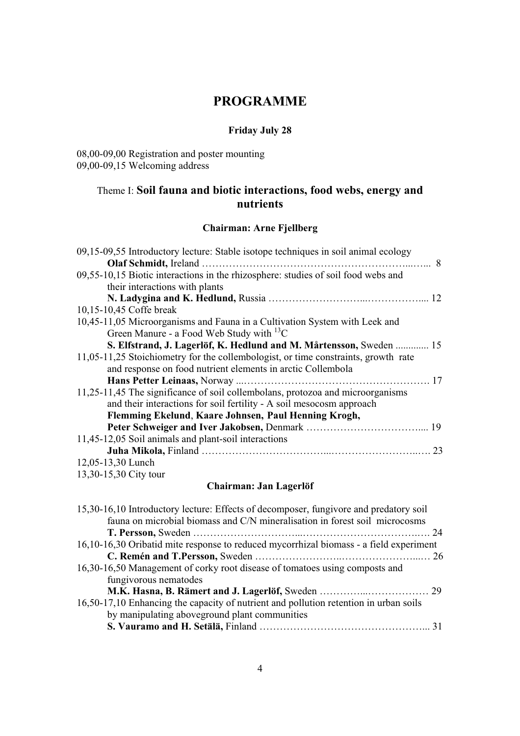# PROGRAMME

### Friday July 28

08,00-09,00 Registration and poster mounting
09,00-09,15 Welcoming address

## Theme I: **Soil fauna and biotic interactions, food webs, energy and nutrients**

### Chairman: Arne Fjellberg

09,15-09,55 Introductory lecture: Stable isotope techniques in soil animal ecology
**Olaf Schmidt,** Ireland ………………………………………………………...…... 8

09,55-10,15 Biotic interactions in the rhizosphere: studies of soil food webs and their interactions with plants
**N. Ladygina and K. Hedlund,** Russia ……………………….....……………..... 12

10,15-10,45 Coffe break

10,45-11,05 Microorganisms and Fauna in a Cultivation System with Leek and Green Manure - a Food Web Study with $^{13}C$
**S. Elfstrand, J. Lagerlöf, K. Hedlund and M. Mårtensson,** Sweden ............. 15

11,05-11,25 Stoichiometry for the collembologist, or time constraints, growth rate and response on food nutrient elements in arctic Collembola
**Hans Petter Leinaas,** Norway ...………………………………………………. 17

11,25-11,45 The significance of soil collembolans, protozoa and microorganisms and their interactions for soil fertility - A soil mesocosm approach
**Flemming Ekelund**, **Kaare Johnsen, Paul Henning Krogh, Peter Schweiger and Iver Jakobsen,** Denmark …………………………….... 19

11,45-12,05 Soil animals and plant-soil interactions
**Juha Mikola,** Finland ………………………………...……………………..…. 23

12,05-13,30 Lunch

13,30-15,30 City tour

### Chairman: Jan Lagerlöf

15,30-16,10 Introductory lecture: Effects of decomposer, fungivore and predatory soil fauna on microbial biomass and C/N mineralisation in forest soil microcosms
**T. Persson,** Sweden ………………………...……………………………….…. 24

16,10-16,30 Oribatid mite response to reduced mycorrhizal biomass - a field experiment
**C. Remén and T.Persson,** Sweden ……………………..…………………...… 26

16,30-16,50 Management of corky root disease of tomatoes using composts and fungivorous nematodes
**M.K. Hasna, B. Rämert and J. Lagerlöf,** Sweden …………...……………… 29

16,50-17,10 Enhancing the capacity of nutrient and pollution retention in urban soils by manipulating aboveground plant communities
**S. Vauramo and H. Setälä,** Finland …………………………………………... 31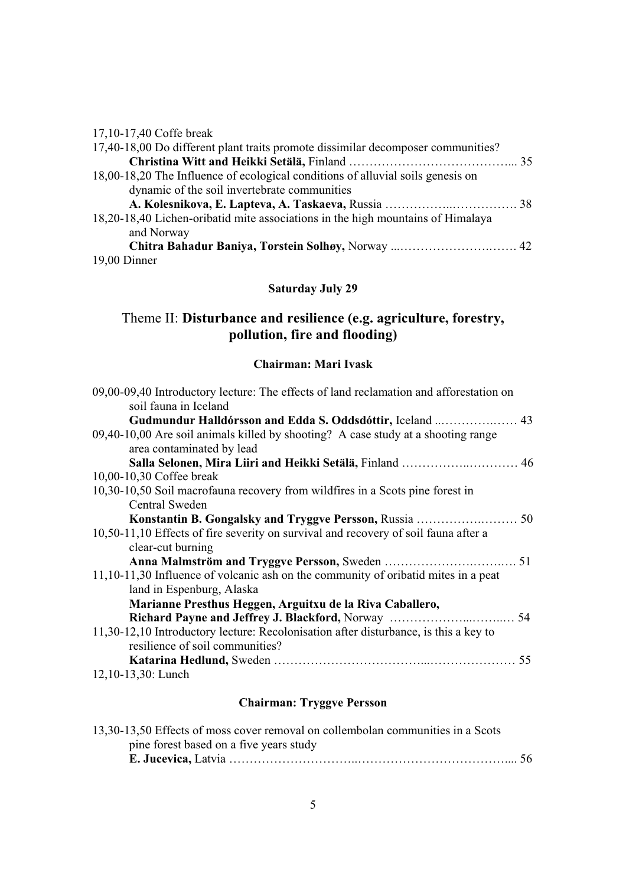17,10-17,40 Coffe break

17,40-18,00 Do different plant traits promote dissimilar decomposer communities?
**Christina Witt and Heikki Setälä,** Finland ………………………………….... 35

18,00-18,20 The Influence of ecological conditions of alluvial soils genesis on dynamic of the soil invertebrate communities
**A. Kolesnikova, E. Lapteva, A. Taskaeva,** Russia ……………..……………. 38

18,20-18,40 Lichen-oribatid mite associations in the high mountains of Himalaya and Norway
**Chitra Bahadur Baniya, Torstein Solhøy,** Norway ...…………………….…… 42

19,00 Dinner

### Saturday July 29

## Theme II: **Disturbance and resilience (e.g. agriculture, forestry, pollution, fire and flooding)**

### Chairman: Mari Ivask

09,00-09,40 Introductory lecture: The effects of land reclamation and afforestation on soil fauna in Iceland
**Gudmundur Halldórsson and Edda S. Oddsdóttir,** Iceland ..…………….…. 43

09,40-10,00 Are soil animals killed by shooting? A case study at a shooting range area contaminated by lead
**Salla Selonen, Mira Liiri and Heikki Setälä,** Finland ……………..………… 46

10,00-10,30 Coffee break

10,30-10,50 Soil macrofauna recovery from wildfires in a Scots pine forest in Central Sweden
**Konstantin B. Gongalsky and Tryggve Persson,** Russia ………….……… 50

10,50-11,10 Effects of fire severity on survival and recovery of soil fauna after a clear-cut burning
**Anna Malmström and Tryggve Persson,** Sweden ……………….…….…. 51

11,10-11,30 Influence of volcanic ash on the community of oribatid mites in a peat land in Espenburg, Alaska
**Marianne Presthus Heggen, Arguitxu de la Riva Caballero, Richard Payne and Jeffrey J. Blackford,** Norway ………………...……..… 54

11,30-12,10 Introductory lecture: Recolonisation after disturbance, is this a key to resilience of soil communities?
**Katarina Hedlund,** Sweden ……………………………...………………… 55

12,10-13,30: Lunch

### Chairman: Tryggve Persson

13,30-13,50 Effects of moss cover removal on collembolan communities in a Scots pine forest based on a five years study
**E. Jucevica,** Latvia …………………………..……………………………….... 56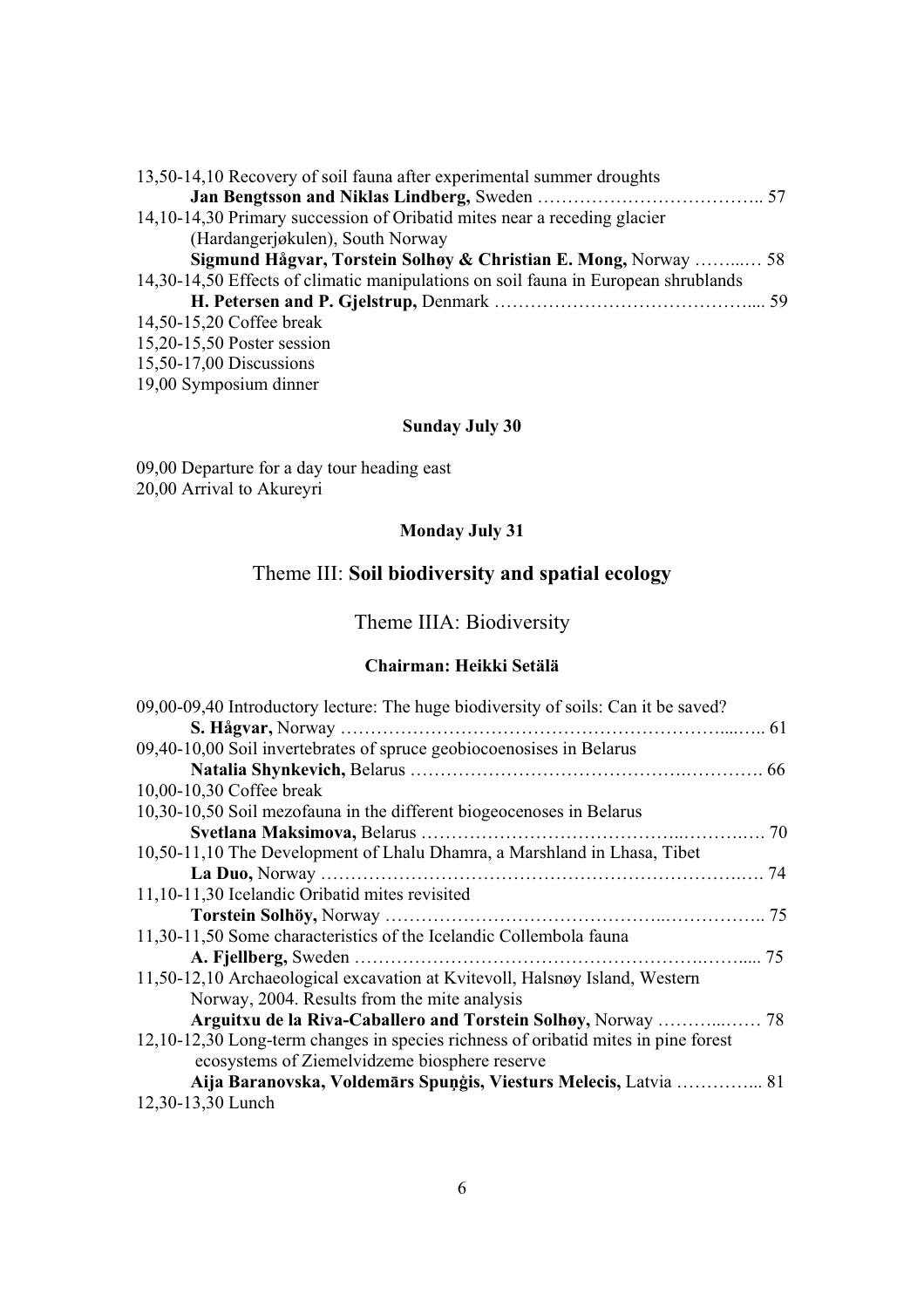13,50-14,10 Recovery of soil fauna after experimental summer droughts
**Jan Bengtsson and Niklas Lindberg,** Sweden ……………………………….. 57

14,10-14,30 Primary succession of Oribatid mites near a receding glacier (Hardangerjøkulen), South Norway
**Sigmund Hågvar, Torstein Solhøy & Christian E. Mong,** Norway ……..… 58

14,30-14,50 Effects of climatic manipulations on soil fauna in European shrublands
**H. Petersen and P. Gjelstrup,** Denmark …………………………………... 59

14,50-15,20 Coffee break

15,20-15,50 Poster session

15,50-17,00 Discussions

19,00 Symposium dinner

### Sunday July 30

09,00 Departure for a day tour heading east

20,00 Arrival to Akureyri

### Monday July 31

## Theme III: **Soil biodiversity and spatial ecology**

## Theme IIIA: Biodiversity

### Chairman: Heikki Setälä

09,00-09,40 Introductory lecture: The huge biodiversity of soils: Can it be saved?
**S. Hågvar,** Norway ……………………………………………………...….. 61

09,40-10,00 Soil invertebrates of spruce geobiocoenosises in Belarus
**Natalia Shynkevich,** Belarus …………………………………….…………. 66

10,00-10,30 Coffee break

10,30-10,50 Soil mezofauna in the different biogeocenoses in Belarus
**Svetlana Maksimova,** Belarus …………………………………..……….…. 70

10,50-11,10 The Development of Lhalu Dhamra, a Marshland in Lhasa, Tibet
**La Duo,** Norway ………………………………………………………….…. 74

11,10-11,30 Icelandic Oribatid mites revisited
**Torstein Solhöy,** Norway ……………………………………..…………….. 75

11,30-11,50 Some characteristics of the Icelandic Collembola fauna
**A. Fjellberg,** Sweden ……………………………………………….……..... 75

11,50-12,10 Archaeological excavation at Kvitevoll, Halsnøy Island, Western Norway, 2004. Results from the mite analysis
**Arguitxu de la Riva-Caballero and Torstein Solhøy,** Norway ………..…… 78

12,10-12,30 Long-term changes in species richness of oribatid mites in pine forest ecosystems of Ziemelvidzeme biosphere reserve
**Aija Baranovska, Voldemārs Spuņģis, Viesturs Melecis,** Latvia …………... 81

12,30-13,30 Lunch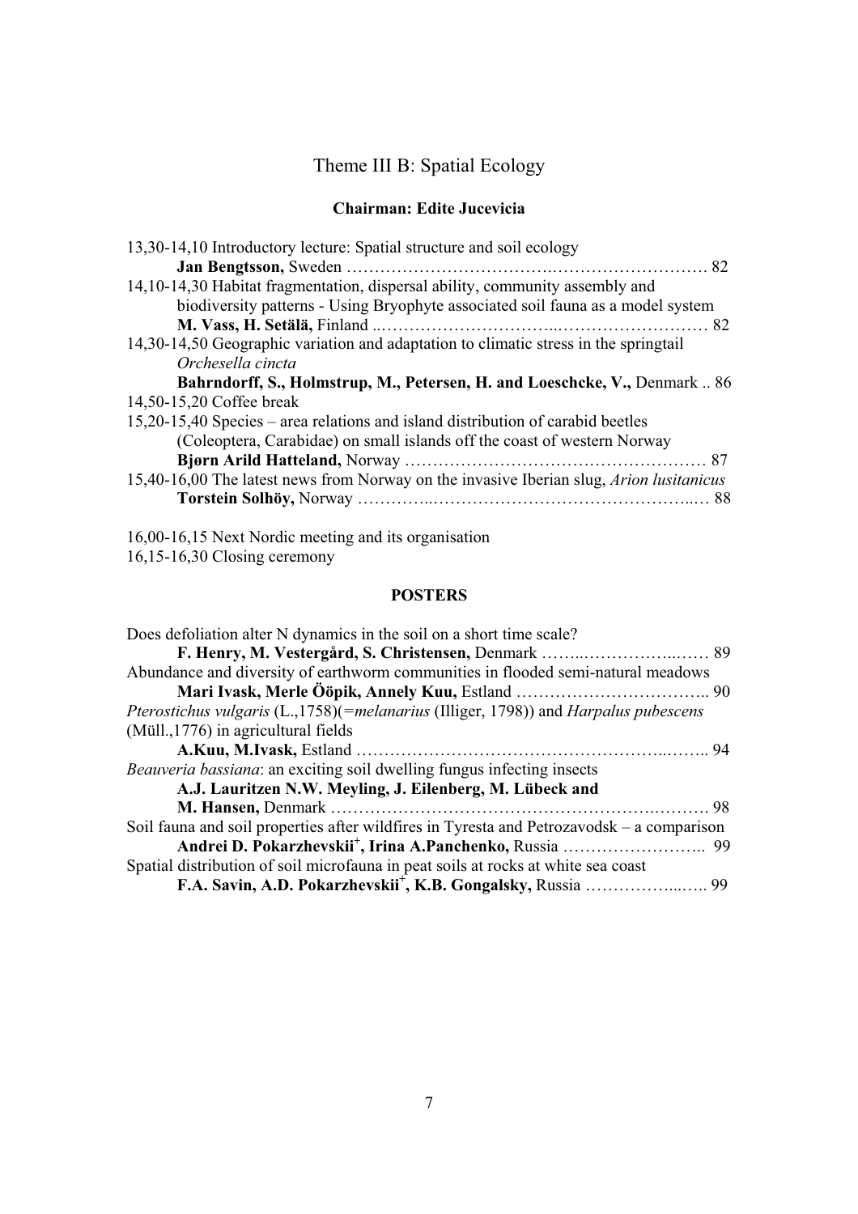# Theme III B: Spatial Ecology

**Chairman: Edite Jucevicia**

13,30-14,10 Introductory lecture: Spatial structure and soil ecology
**Jan Bengtsson,** Sweden ………………………………………………………. 82

14,10-14,30 Habitat fragmentation, dispersal ability, community assembly and biodiversity patterns - Using Bryophyte associated soil fauna as a model system
**M. Vass, H. Setälä,** Finland ..……………………………..………………………… 82

14,30-14,50 Geographic variation and adaptation to climatic stress in the springtail *Orchesella cincta*
**Bahrndorff, S., Holmstrup, M., Petersen, H. and Loeschcke, V.,** Denmark .. 86

14,50-15,20 Coffee break

15,20-15,40 Species – area relations and island distribution of carabid beetles (Coleoptera, Carabidae) on small islands off the coast of western Norway
**Bjørn Arild Hatteland,** Norway ……………………………………………… 87

15,40-16,00 The latest news from Norway on the invasive Iberian slug, *Arion lusitanicus*
**Torstein Solhöy,** Norway …………..…………………………………………..… 88

16,00-16,15 Next Nordic meeting and its organisation

16,15-16,30 Closing ceremony

## POSTERS

Does defoliation alter N dynamics in the soil on a short time scale?
**F. Henry, M. Vestergård, S. Christensen,** Denmark ……..……………..…… 89

Abundance and diversity of earthworm communities in flooded semi-natural meadows
**Mari Ivask, Merle Ööpik, Annely Kuu,** Estland …………………………….. 90

*Pterostichus vulgaris* (L.,1758)(=*melanarius* (Illiger, 1798)) and *Harpalus pubescens* (Müll.,1776) in agricultural fields
**A.Kuu, M.Ivask,** Estland ……………………………………………..…….. 94

*Beauveria bassiana*: an exciting soil dwelling fungus infecting insects
**A.J. Lauritzen N.W. Meyling, J. Eilenberg, M. Lübeck and M. Hansen,** Denmark ………………………………………………….………. 98

Soil fauna and soil properties after wildfires in Tyresta and Petrozavodsk – a comparison
**Andrei D. Pokarzhevskii[+], Irina A.Panchenko,** Russia …………………….. 99

Spatial distribution of soil microfauna in peat soils at rocks at white sea coast
**F.A. Savin, A.D. Pokarzhevskii[+], K.B. Gongalsky,** Russia ……………...….. 99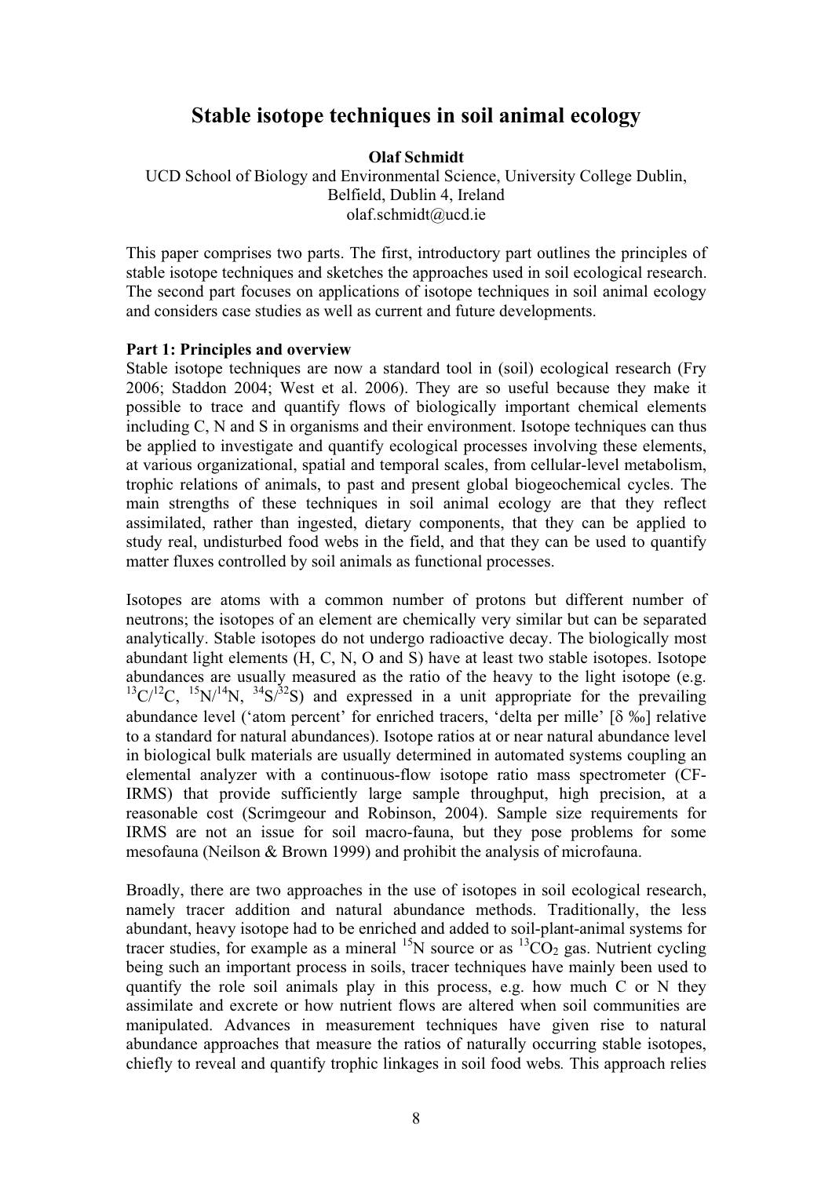# Stable isotope techniques in soil animal ecology

**Olaf Schmidt**

UCD School of Biology and Environmental Science, University College Dublin, Belfield, Dublin 4, Ireland

olaf.schmidt@ucd.ie

This paper comprises two parts. The first, introductory part outlines the principles of stable isotope techniques and sketches the approaches used in soil ecological research. The second part focuses on applications of isotope techniques in soil animal ecology and considers case studies as well as current and future developments.

**Part 1: Principles and overview**

Stable isotope techniques are now a standard tool in (soil) ecological research (Fry 2006; Staddon 2004; West et al. 2006). They are so useful because they make it possible to trace and quantify flows of biologically important chemical elements including C, N and S in organisms and their environment. Isotope techniques can thus be applied to investigate and quantify ecological processes involving these elements, at various organizational, spatial and temporal scales, from cellular-level metabolism, trophic relations of animals, to past and present global biogeochemical cycles. The main strengths of these techniques in soil animal ecology are that they reflect assimilated, rather than ingested, dietary components, that they can be applied to study real, undisturbed food webs in the field, and that they can be used to quantify matter fluxes controlled by soil animals as functional processes.

Isotopes are atoms with a common number of protons but different number of neutrons; the isotopes of an element are chemically very similar but can be separated analytically. Stable isotopes do not undergo radioactive decay. The biologically most abundant light elements (H, C, N, O and S) have at least two stable isotopes. Isotope abundances are usually measured as the ratio of the heavy to the light isotope (e.g. $^{13}C/^{12}C$, $^{15}N/^{14}N$, $^{34}S/^{32}S$) and expressed in a unit appropriate for the prevailing abundance level ('atom percent' for enriched tracers, 'delta per mille' [δ ‰] relative to a standard for natural abundances). Isotope ratios at or near natural abundance level in biological bulk materials are usually determined in automated systems coupling an elemental analyzer with a continuous-flow isotope ratio mass spectrometer (CF-IRMS) that provide sufficiently large sample throughput, high precision, at a reasonable cost (Scrimgeour and Robinson, 2004). Sample size requirements for IRMS are not an issue for soil macro-fauna, but they pose problems for some mesofauna (Neilson & Brown 1999) and prohibit the analysis of microfauna.

Broadly, there are two approaches in the use of isotopes in soil ecological research, namely tracer addition and natural abundance methods. Traditionally, the less abundant, heavy isotope had to be enriched and added to soil-plant-animal systems for tracer studies, for example as a mineral $^{15}N$ source or as $^{13}CO_2$ gas. Nutrient cycling being such an important process in soils, tracer techniques have mainly been used to quantify the role soil animals play in this process, e.g. how much C or N they assimilate and excrete or how nutrient flows are altered when soil communities are manipulated. Advances in measurement techniques have given rise to natural abundance approaches that measure the ratios of naturally occurring stable isotopes, chiefly to reveal and quantify trophic linkages in soil food webs. This approach relies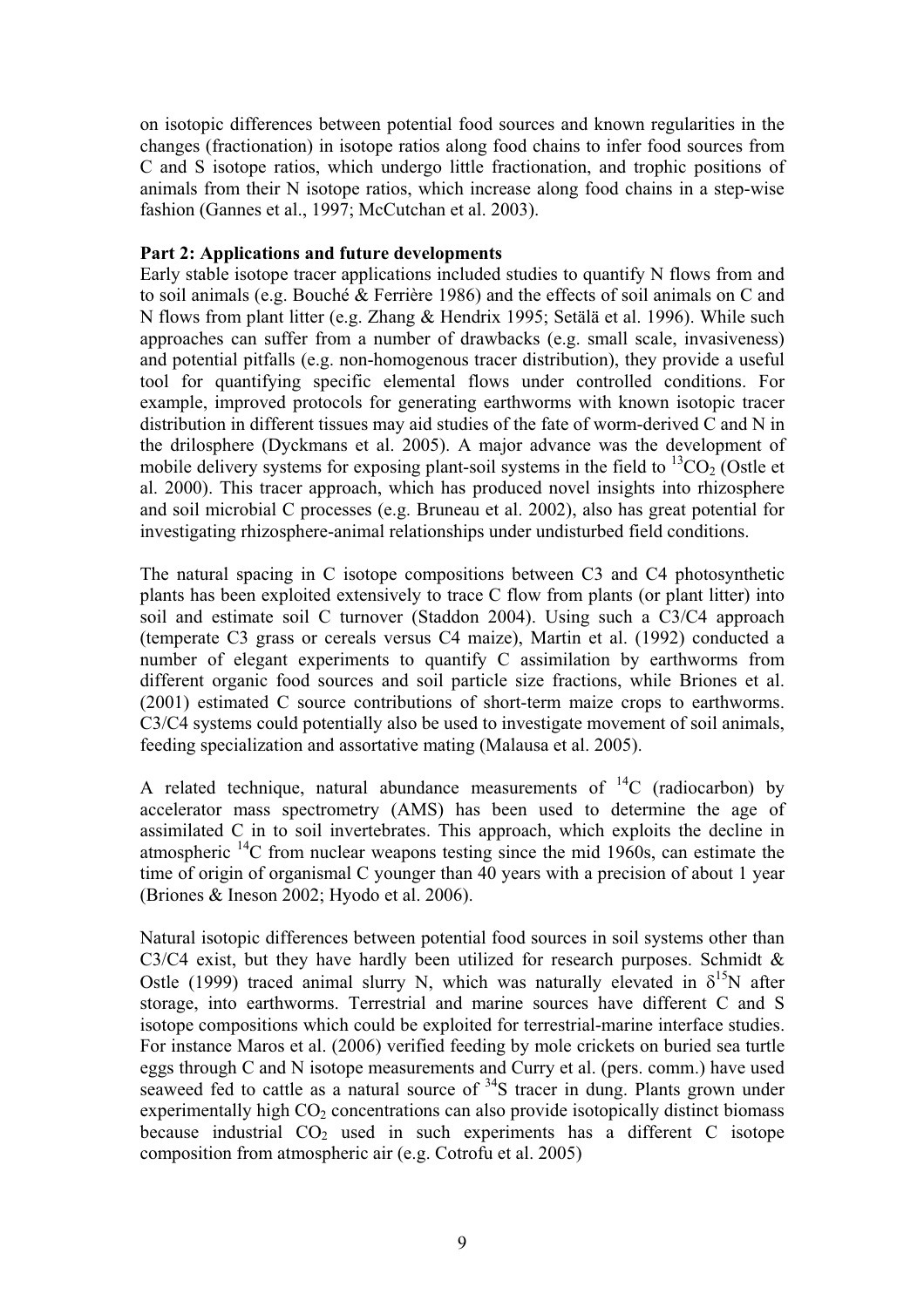on isotopic differences between potential food sources and known regularities in the changes (fractionation) in isotope ratios along food chains to infer food sources from C and S isotope ratios, which undergo little fractionation, and trophic positions of animals from their N isotope ratios, which increase along food chains in a step-wise fashion (Gannes et al., 1997; McCutchan et al. 2003).

**Part 2: Applications and future developments**

Early stable isotope tracer applications included studies to quantify N flows from and to soil animals (e.g. Bouché & Ferrière 1986) and the effects of soil animals on C and N flows from plant litter (e.g. Zhang & Hendrix 1995; Setälä et al. 1996). While such approaches can suffer from a number of drawbacks (e.g. small scale, invasiveness) and potential pitfalls (e.g. non-homogenous tracer distribution), they provide a useful tool for quantifying specific elemental flows under controlled conditions. For example, improved protocols for generating earthworms with known isotopic tracer distribution in different tissues may aid studies of the fate of worm-derived C and N in the drilosphere (Dyckmans et al. 2005). A major advance was the development of mobile delivery systems for exposing plant-soil systems in the field to $^{13}CO_2$ (Ostle et al. 2000). This tracer approach, which has produced novel insights into rhizosphere and soil microbial C processes (e.g. Bruneau et al. 2002), also has great potential for investigating rhizosphere-animal relationships under undisturbed field conditions.

The natural spacing in C isotope compositions between C3 and C4 photosynthetic plants has been exploited extensively to trace C flow from plants (or plant litter) into soil and estimate soil C turnover (Staddon 2004). Using such a C3/C4 approach (temperate C3 grass or cereals versus C4 maize), Martin et al. (1992) conducted a number of elegant experiments to quantify C assimilation by earthworms from different organic food sources and soil particle size fractions, while Briones et al. (2001) estimated C source contributions of short-term maize crops to earthworms. C3/C4 systems could potentially also be used to investigate movement of soil animals, feeding specialization and assortative mating (Malausa et al. 2005).

A related technique, natural abundance measurements of $^{14}C$ (radiocarbon) by accelerator mass spectrometry (AMS) has been used to determine the age of assimilated C in to soil invertebrates. This approach, which exploits the decline in atmospheric $^{14}C$ from nuclear weapons testing since the mid 1960s, can estimate the time of origin of organismal C younger than 40 years with a precision of about 1 year (Briones & Ineson 2002; Hyodo et al. 2006).

Natural isotopic differences between potential food sources in soil systems other than C3/C4 exist, but they have hardly been utilized for research purposes. Schmidt & Ostle (1999) traced animal slurry N, which was naturally elevated in $\delta^{15}N$ after storage, into earthworms. Terrestrial and marine sources have different C and S isotope compositions which could be exploited for terrestrial-marine interface studies. For instance Maros et al. (2006) verified feeding by mole crickets on buried sea turtle eggs through C and N isotope measurements and Curry et al. (pers. comm.) have used seaweed fed to cattle as a natural source of $^{34}S$ tracer in dung. Plants grown under experimentally high $CO_2$ concentrations can also provide isotopically distinct biomass because industrial $CO_2$ used in such experiments has a different C isotope composition from atmospheric air (e.g. Cotrofu et al. 2005)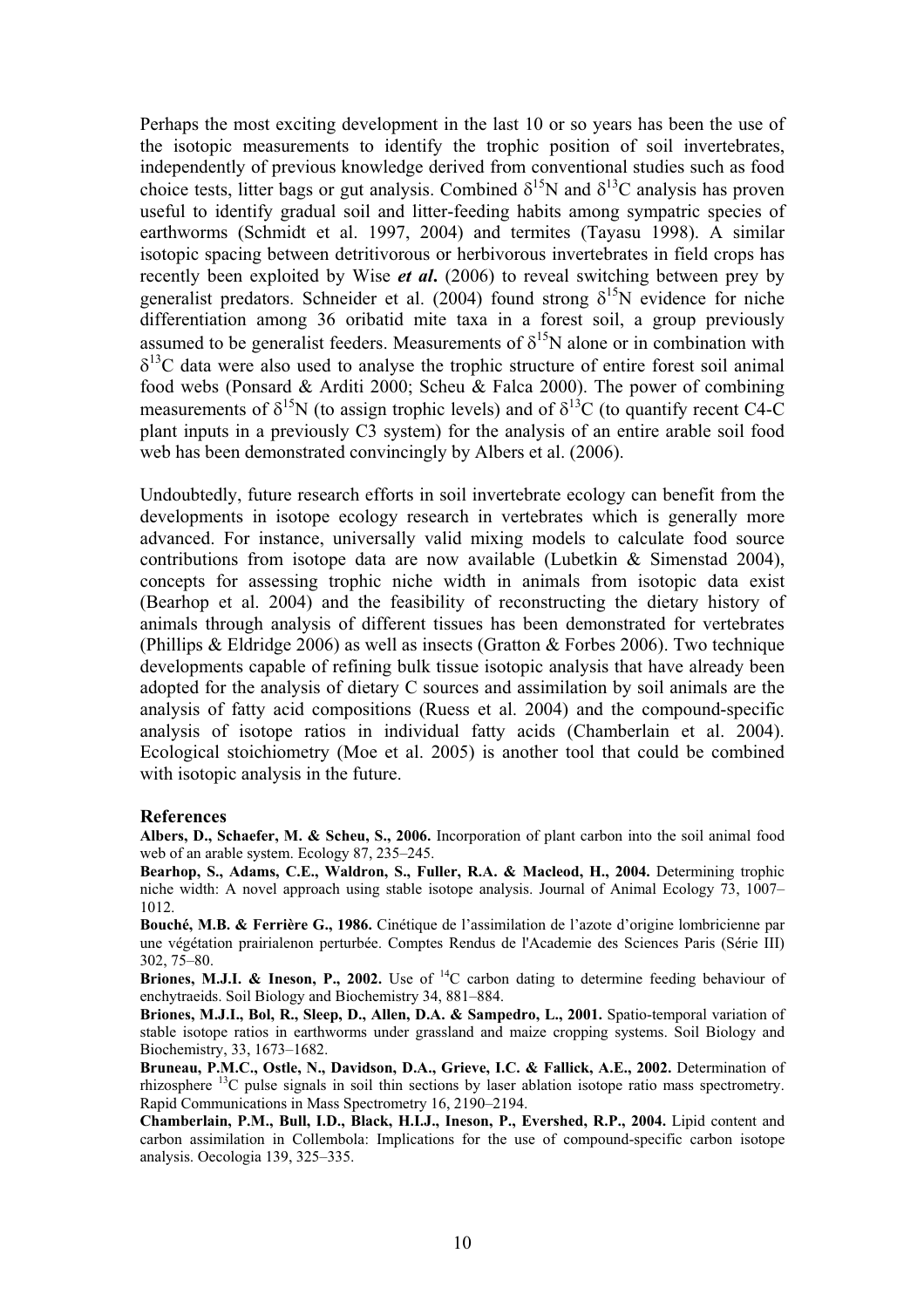Perhaps the most exciting development in the last 10 or so years has been the use of the isotopic measurements to identify the trophic position of soil invertebrates, independently of previous knowledge derived from conventional studies such as food choice tests, litter bags or gut analysis. Combined $\delta^{15}N$ and $\delta^{13}C$ analysis has proven useful to identify gradual soil and litter-feeding habits among sympatric species of earthworms (Schmidt et al. 1997, 2004) and termites (Tayasu 1998). A similar isotopic spacing between detritivorous or herbivorous invertebrates in field crops has recently been exploited by Wise ***et al*.** (2006) to reveal switching between prey by generalist predators. Schneider et al. (2004) found strong $\delta^{15}N$ evidence for niche differentiation among 36 oribatid mite taxa in a forest soil, a group previously assumed to be generalist feeders. Measurements of $\delta^{15}N$ alone or in combination with $\delta^{13}C$ data were also used to analyse the trophic structure of entire forest soil animal food webs (Ponsard & Arditi 2000; Scheu & Falca 2000). The power of combining measurements of $\delta^{15}N$ (to assign trophic levels) and of $\delta^{13}C$ (to quantify recent C4-C plant inputs in a previously C3 system) for the analysis of an entire arable soil food web has been demonstrated convincingly by Albers et al. (2006).

Undoubtedly, future research efforts in soil invertebrate ecology can benefit from the developments in isotope ecology research in vertebrates which is generally more advanced. For instance, universally valid mixing models to calculate food source contributions from isotope data are now available (Lubetkin & Simenstad 2004), concepts for assessing trophic niche width in animals from isotopic data exist (Bearhop et al. 2004) and the feasibility of reconstructing the dietary history of animals through analysis of different tissues has been demonstrated for vertebrates (Phillips & Eldridge 2006) as well as insects (Gratton & Forbes 2006). Two technique developments capable of refining bulk tissue isotopic analysis that have already been adopted for the analysis of dietary C sources and assimilation by soil animals are the analysis of fatty acid compositions (Ruess et al. 2004) and the compound-specific analysis of isotope ratios in individual fatty acids (Chamberlain et al. 2004). Ecological stoichiometry (Moe et al. 2005) is another tool that could be combined with isotopic analysis in the future.

## References

**Albers, D., Schaefer, M. & Scheu, S., 2006.** Incorporation of plant carbon into the soil animal food web of an arable system. Ecology 87, 235–245.

**Bearhop, S., Adams, C.E., Waldron, S., Fuller, R.A. & Macleod, H., 2004.** Determining trophic niche width: A novel approach using stable isotope analysis. Journal of Animal Ecology 73, 1007–1012.

**Bouché, M.B. & Ferrière G., 1986.** Cinétique de l'assimilation de l'azote d'origine lombricienne par une végétation prairialenon perturbée. Comptes Rendus de l'Academie des Sciences Paris (Série III) 302, 75–80.

**Briones, M.J.I. & Ineson, P., 2002.** Use of $^{14}C$ carbon dating to determine feeding behaviour of enchytraeids. Soil Biology and Biochemistry 34, 881–884.

**Briones, M.J.I., Bol, R., Sleep, D., Allen, D.A. & Sampedro, L., 2001.** Spatio-temporal variation of stable isotope ratios in earthworms under grassland and maize cropping systems. Soil Biology and Biochemistry, 33, 1673–1682.

**Bruneau, P.M.C., Ostle, N., Davidson, D.A., Grieve, I.C. & Fallick, A.E., 2002.** Determination of rhizosphere $^{13}C$ pulse signals in soil thin sections by laser ablation isotope ratio mass spectrometry. Rapid Communications in Mass Spectrometry 16, 2190–2194.

**Chamberlain, P.M., Bull, I.D., Black, H.I.J., Ineson, P., Evershed, R.P., 2004.** Lipid content and carbon assimilation in Collembola: Implications for the use of compound-specific carbon isotope analysis. Oecologia 139, 325–335.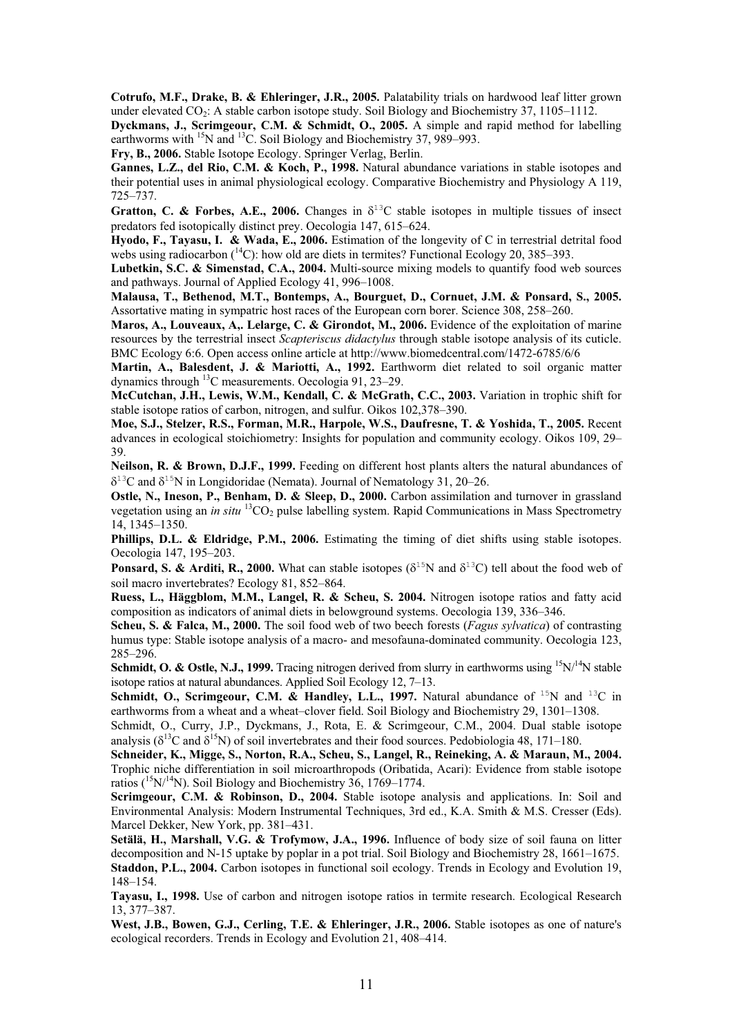**Cotrufo, M.F., Drake, B. & Ehleringer, J.R., 2005.** Palatability trials on hardwood leaf litter grown under elevated $CO_2$: A stable carbon isotope study. Soil Biology and Biochemistry 37, 1105–1112.

**Dyckmans, J., Scrimgeour, C.M. & Schmidt, O., 2005.** A simple and rapid method for labelling earthworms with $^{15}N$ and $^{13}C$. Soil Biology and Biochemistry 37, 989–993.

**Fry, B., 2006.** Stable Isotope Ecology. Springer Verlag, Berlin.

**Gannes, L.Z., del Rio, C.M. & Koch, P., 1998.** Natural abundance variations in stable isotopes and their potential uses in animal physiological ecology. Comparative Biochemistry and Physiology A 119, 725–737.

**Gratton, C. & Forbes, A.E., 2006.** Changes in $\delta^{13}C$ stable isotopes in multiple tissues of insect predators fed isotopically distinct prey. Oecologia 147, 615–624.

**Hyodo, F., Tayasu, I. & Wada, E., 2006.** Estimation of the longevity of C in terrestrial detrital food webs using radiocarbon ($^{14}C$): how old are diets in termites? Functional Ecology 20, 385–393.

**Lubetkin, S.C. & Simenstad, C.A., 2004.** Multi-source mixing models to quantify food web sources and pathways. Journal of Applied Ecology 41, 996–1008.

**Malausa, T., Bethenod, M.T., Bontemps, A., Bourguet, D., Cornuet, J.M. & Ponsard, S., 2005.** Assortative mating in sympatric host races of the European corn borer. Science 308, 258–260.

**Maros, A., Louveaux, A,. Lelarge, C. & Girondot, M., 2006.** Evidence of the exploitation of marine resources by the terrestrial insect *Scapteriscus didactylus* through stable isotope analysis of its cuticle. BMC Ecology 6:6. Open access online article at http://www.biomedcentral.com/1472-6785/6/6

**Martin, A., Balesdent, J. & Mariotti, A., 1992.** Earthworm diet related to soil organic matter dynamics through $^{13}C$ measurements. Oecologia 91, 23–29.

**McCutchan, J.H., Lewis, W.M., Kendall, C. & McGrath, C.C., 2003.** Variation in trophic shift for stable isotope ratios of carbon, nitrogen, and sulfur. Oikos 102,378–390.

**Moe, S.J., Stelzer, R.S., Forman, M.R., Harpole, W.S., Daufresne, T. & Yoshida, T., 2005.** Recent advances in ecological stoichiometry: Insights for population and community ecology. Oikos 109, 29–39.

**Neilson, R. & Brown, D.J.F., 1999.** Feeding on different host plants alters the natural abundances of $\delta^{13}C$ and $\delta^{15}N$ in Longidoridae (Nemata). Journal of Nematology 31, 20–26.

**Ostle, N., Ineson, P., Benham, D. & Sleep, D., 2000.** Carbon assimilation and turnover in grassland vegetation using an *in situ* $^{13}CO_2$ pulse labelling system. Rapid Communications in Mass Spectrometry 14, 1345–1350.

**Phillips, D.L. & Eldridge, P.M., 2006.** Estimating the timing of diet shifts using stable isotopes. Oecologia 147, 195–203.

**Ponsard, S. & Arditi, R., 2000.** What can stable isotopes ($\delta^{15}N$ and $\delta^{13}C$) tell about the food web of soil macro invertebrates? Ecology 81, 852–864.

**Ruess, L., Häggblom, M.M., Langel, R. & Scheu, S. 2004.** Nitrogen isotope ratios and fatty acid composition as indicators of animal diets in belowground systems. Oecologia 139, 336–346.

**Scheu, S. & Falca, M., 2000.** The soil food web of two beech forests (*Fagus sylvatica*) of contrasting humus type: Stable isotope analysis of a macro- and mesofauna-dominated community. Oecologia 123, 285–296.

**Schmidt, O. & Ostle, N.J., 1999.** Tracing nitrogen derived from slurry in earthworms using $^{15}N/^{14}N$ stable isotope ratios at natural abundances. Applied Soil Ecology 12, 7–13.

**Schmidt, O., Scrimgeour, C.M. & Handley, L.L., 1997.** Natural abundance of $^{15}N$ and $^{13}C$ in earthworms from a wheat and a wheat–clover field. Soil Biology and Biochemistry 29, 1301–1308.

Schmidt, O., Curry, J.P., Dyckmans, J., Rota, E. & Scrimgeour, C.M., 2004. Dual stable isotope analysis ($\delta^{13}C$ and $\delta^{15}N$) of soil invertebrates and their food sources. Pedobiologia 48, 171–180.

**Schneider, K., Migge, S., Norton, R.A., Scheu, S., Langel, R., Reineking, A. & Maraun, M., 2004.** Trophic niche differentiation in soil microarthropods (Oribatida, Acari): Evidence from stable isotope ratios ($^{15}N/^{14}N$). Soil Biology and Biochemistry 36, 1769–1774.

**Scrimgeour, C.M. & Robinson, D., 2004.** Stable isotope analysis and applications. In: Soil and Environmental Analysis: Modern Instrumental Techniques, 3rd ed., K.A. Smith & M.S. Cresser (Eds). Marcel Dekker, New York, pp. 381–431.

**Setälä, H., Marshall, V.G. & Trofymow, J.A., 1996.** Influence of body size of soil fauna on litter decomposition and N-15 uptake by poplar in a pot trial. Soil Biology and Biochemistry 28, 1661–1675.

**Staddon, P.L., 2004.** Carbon isotopes in functional soil ecology. Trends in Ecology and Evolution 19, 148–154.

**Tayasu, I., 1998.** Use of carbon and nitrogen isotope ratios in termite research. Ecological Research 13, 377–387.

**West, J.B., Bowen, G.J., Cerling, T.E. & Ehleringer, J.R., 2006.** Stable isotopes as one of nature's ecological recorders. Trends in Ecology and Evolution 21, 408–414.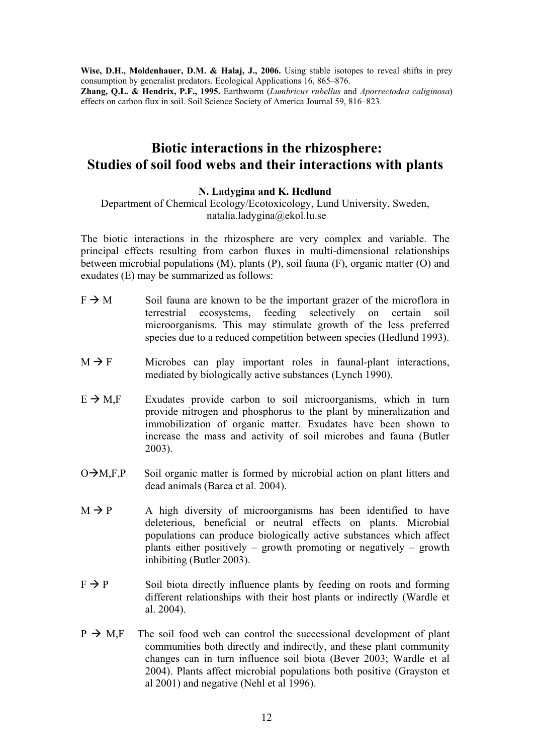**Wise, D.H., Moldenhauer, D.M. & Halaj, J., 2006.** Using stable isotopes to reveal shifts in prey consumption by generalist predators. Ecological Applications 16, 865–876.

**Zhang, Q.L. & Hendrix, P.F., 1995.** Earthworm (*Lumbricus rubellus* and *Aporrectodea caliginosa*) effects on carbon flux in soil. Soil Science Society of America Journal 59, 816–823.

# Biotic interactions in the rhizosphere: Studies of soil food webs and their interactions with plants

**N. Ladygina and K. Hedlund**

Department of Chemical Ecology/Ecotoxicology, Lund University, Sweden, natalia.ladygina@ekol.lu.se

The biotic interactions in the rhizosphere are very complex and variable. The principal effects resulting from carbon fluxes in multi-dimensional relationships between microbial populations (M), plants (P), soil fauna (F), organic matter (O) and exudates (E) may be summarized as follows:

F → M — Soil fauna are known to be the important grazer of the microflora in terrestrial ecosystems, feeding selectively on certain soil microorganisms. This may stimulate growth of the less preferred species due to a reduced competition between species (Hedlund 1993).

M → F — Microbes can play important roles in faunal-plant interactions, mediated by biologically active substances (Lynch 1990).

E → M,F — Exudates provide carbon to soil microorganisms, which in turn provide nitrogen and phosphorus to the plant by mineralization and immobilization of organic matter. Exudates have been shown to increase the mass and activity of soil microbes and fauna (Butler 2003).

O→M,F,P — Soil organic matter is formed by microbial action on plant litters and dead animals (Barea et al. 2004).

M → P — A high diversity of microorganisms has been identified to have deleterious, beneficial or neutral effects on plants. Microbial populations can produce biologically active substances which affect plants either positively – growth promoting or negatively – growth inhibiting (Butler 2003).

F → P — Soil biota directly influence plants by feeding on roots and forming different relationships with their host plants or indirectly (Wardle et al. 2004).

P → M,F — The soil food web can control the successional development of plant communities both directly and indirectly, and these plant community changes can in turn influence soil biota (Bever 2003; Wardle et al 2004). Plants affect microbial populations both positive (Grayston et al 2001) and negative (Nehl et al 1996).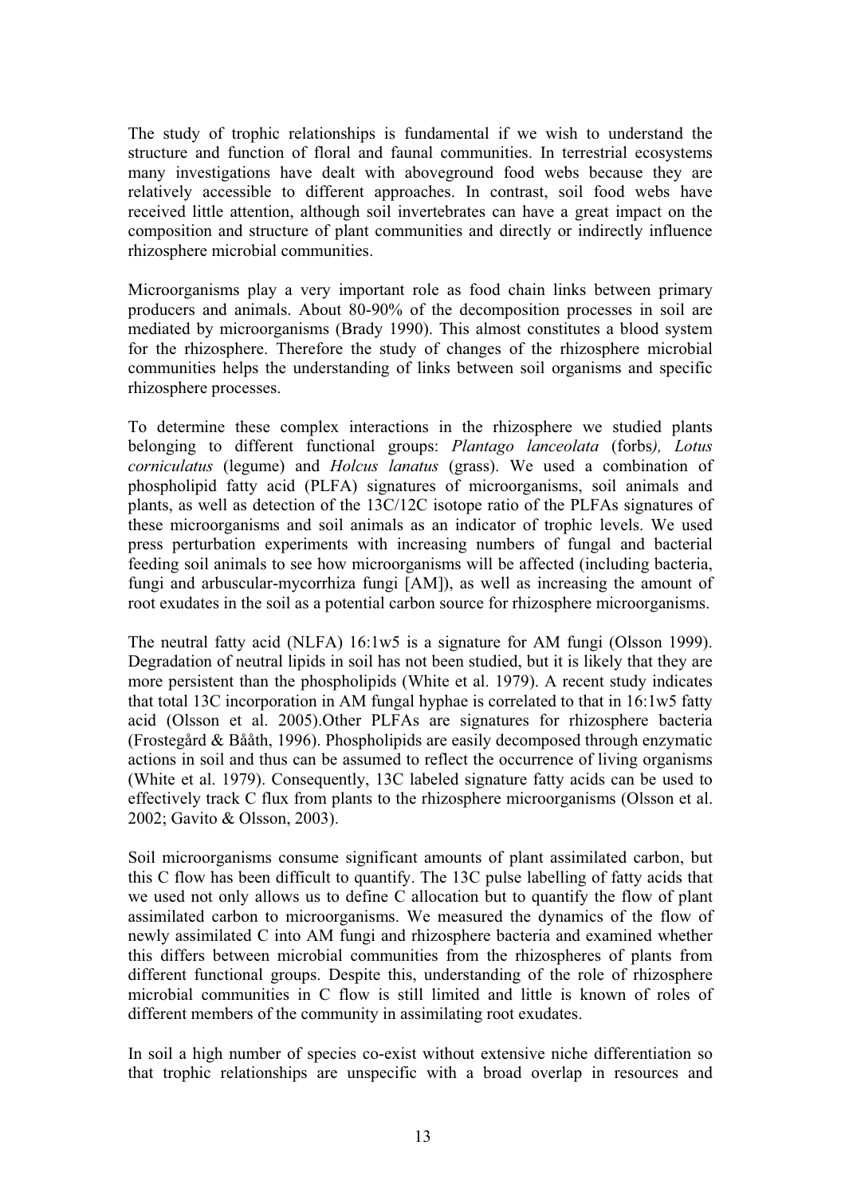The study of trophic relationships is fundamental if we wish to understand the structure and function of floral and faunal communities. In terrestrial ecosystems many investigations have dealt with aboveground food webs because they are relatively accessible to different approaches. In contrast, soil food webs have received little attention, although soil invertebrates can have a great impact on the composition and structure of plant communities and directly or indirectly influence rhizosphere microbial communities.

Microorganisms play a very important role as food chain links between primary producers and animals. About 80-90% of the decomposition processes in soil are mediated by microorganisms (Brady 1990). This almost constitutes a blood system for the rhizosphere. Therefore the study of changes of the rhizosphere microbial communities helps the understanding of links between soil organisms and specific rhizosphere processes.

To determine these complex interactions in the rhizosphere we studied plants belonging to different functional groups: *Plantago lanceolata* (forbs*), Lotus corniculatus* (legume) and *Holcus lanatus* (grass). We used a combination of phospholipid fatty acid (PLFA) signatures of microorganisms, soil animals and plants, as well as detection of the 13C/12C isotope ratio of the PLFAs signatures of these microorganisms and soil animals as an indicator of trophic levels. We used press perturbation experiments with increasing numbers of fungal and bacterial feeding soil animals to see how microorganisms will be affected (including bacteria, fungi and arbuscular-mycorrhiza fungi [AM]), as well as increasing the amount of root exudates in the soil as a potential carbon source for rhizosphere microorganisms.

The neutral fatty acid (NLFA) 16:1w5 is a signature for AM fungi (Olsson 1999). Degradation of neutral lipids in soil has not been studied, but it is likely that they are more persistent than the phospholipids (White et al. 1979). A recent study indicates that total 13C incorporation in AM fungal hyphae is correlated to that in 16:1w5 fatty acid (Olsson et al. 2005).Other PLFAs are signatures for rhizosphere bacteria (Frostegård & Bååth, 1996). Phospholipids are easily decomposed through enzymatic actions in soil and thus can be assumed to reflect the occurrence of living organisms (White et al. 1979). Consequently, 13C labeled signature fatty acids can be used to effectively track C flux from plants to the rhizosphere microorganisms (Olsson et al. 2002; Gavito & Olsson, 2003).

Soil microorganisms consume significant amounts of plant assimilated carbon, but this C flow has been difficult to quantify. The 13C pulse labelling of fatty acids that we used not only allows us to define C allocation but to quantify the flow of plant assimilated carbon to microorganisms. We measured the dynamics of the flow of newly assimilated C into AM fungi and rhizosphere bacteria and examined whether this differs between microbial communities from the rhizospheres of plants from different functional groups. Despite this, understanding of the role of rhizosphere microbial communities in C flow is still limited and little is known of roles of different members of the community in assimilating root exudates.

In soil a high number of species co-exist without extensive niche differentiation so that trophic relationships are unspecific with a broad overlap in resources and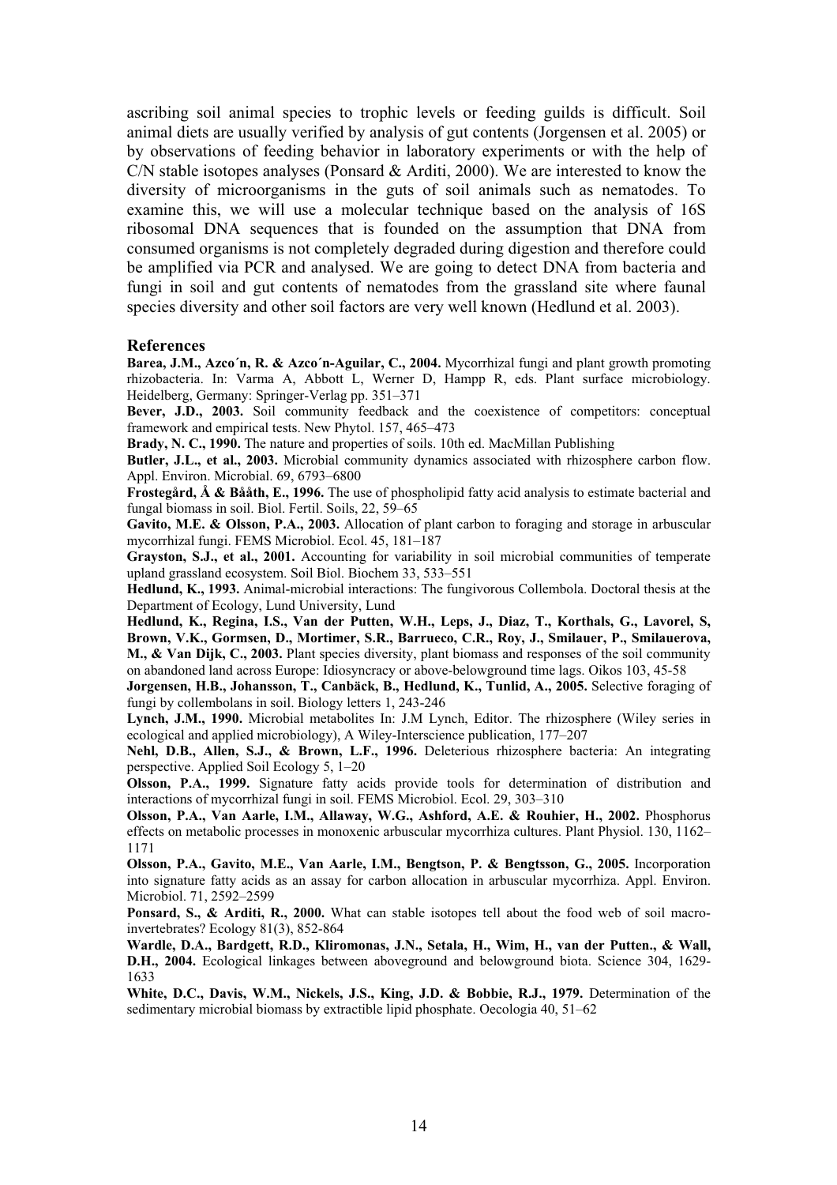ascribing soil animal species to trophic levels or feeding guilds is difficult. Soil animal diets are usually verified by analysis of gut contents (Jorgensen et al. 2005) or by observations of feeding behavior in laboratory experiments or with the help of C/N stable isotopes analyses (Ponsard & Arditi, 2000). We are interested to know the diversity of microorganisms in the guts of soil animals such as nematodes. To examine this, we will use a molecular technique based on the analysis of 16S ribosomal DNA sequences that is founded on the assumption that DNA from consumed organisms is not completely degraded during digestion and therefore could be amplified via PCR and analysed. We are going to detect DNA from bacteria and fungi in soil and gut contents of nematodes from the grassland site where faunal species diversity and other soil factors are very well known (Hedlund et al. 2003).

## References

**Barea, J.M., Azco´n, R. & Azco´n-Aguilar, C., 2004.** Mycorrhizal fungi and plant growth promoting rhizobacteria. In: Varma A, Abbott L, Werner D, Hampp R, eds. Plant surface microbiology. Heidelberg, Germany: Springer-Verlag pp. 351–371

**Bever, J.D., 2003.** Soil community feedback and the coexistence of competitors: conceptual framework and empirical tests. New Phytol. 157, 465–473

**Brady, N. C., 1990.** The nature and properties of soils. 10th ed. MacMillan Publishing

**Butler, J.L., et al., 2003.** Microbial community dynamics associated with rhizosphere carbon flow. Appl. Environ. Microbial. 69, 6793–6800

**Frostegård, Å & Bååth, E., 1996.** The use of phospholipid fatty acid analysis to estimate bacterial and fungal biomass in soil. Biol. Fertil. Soils, 22, 59–65

**Gavito, M.E. & Olsson, P.A., 2003.** Allocation of plant carbon to foraging and storage in arbuscular mycorrhizal fungi. FEMS Microbiol. Ecol. 45, 181–187

**Grayston, S.J., et al., 2001.** Accounting for variability in soil microbial communities of temperate upland grassland ecosystem. Soil Biol. Biochem 33, 533–551

**Hedlund, K., 1993.** Animal-microbial interactions: The fungivorous Collembola. Doctoral thesis at the Department of Ecology, Lund University, Lund

**Hedlund, K., Regina, I.S., Van der Putten, W.H., Leps, J., Diaz, T., Korthals, G., Lavorel, S, Brown, V.K., Gormsen, D., Mortimer, S.R., Barrueco, C.R., Roy, J., Smilauer, P., Smilauerova, M., & Van Dijk, C., 2003.** Plant species diversity, plant biomass and responses of the soil community on abandoned land across Europe: Idiosyncracy or above-belowground time lags. Oikos 103, 45-58

**Jorgensen, H.B., Johansson, T., Canbäck, B., Hedlund, K., Tunlid, A., 2005.** Selective foraging of fungi by collembolans in soil. Biology letters 1, 243-246

**Lynch, J.M., 1990.** Microbial metabolites In: J.M Lynch, Editor. The rhizosphere (Wiley series in ecological and applied microbiology), A Wiley-Interscience publication, 177–207

**Nehl, D.B., Allen, S.J., & Brown, L.F., 1996.** Deleterious rhizosphere bacteria: An integrating perspective. Applied Soil Ecology 5, 1–20

**Olsson, P.A., 1999.** Signature fatty acids provide tools for determination of distribution and interactions of mycorrhizal fungi in soil. FEMS Microbiol. Ecol. 29, 303–310

**Olsson, P.A., Van Aarle, I.M., Allaway, W.G., Ashford, A.E. & Rouhier, H., 2002.** Phosphorus effects on metabolic processes in monoxenic arbuscular mycorrhiza cultures. Plant Physiol. 130, 1162–1171

**Olsson, P.A., Gavito, M.E., Van Aarle, I.M., Bengtson, P. & Bengtsson, G., 2005.** Incorporation into signature fatty acids as an assay for carbon allocation in arbuscular mycorrhiza. Appl. Environ. Microbiol. 71, 2592–2599

**Ponsard, S., & Arditi, R., 2000.** What can stable isotopes tell about the food web of soil macro-invertebrates? Ecology 81(3), 852-864

**Wardle, D.A., Bardgett, R.D., Kliromonas, J.N., Setala, H., Wim, H., van der Putten., & Wall, D.H., 2004.** Ecological linkages between aboveground and belowground biota. Science 304, 1629-1633

**White, D.C., Davis, W.M., Nickels, J.S., King, J.D. & Bobbie, R.J., 1979.** Determination of the sedimentary microbial biomass by extractible lipid phosphate. Oecologia 40, 51–62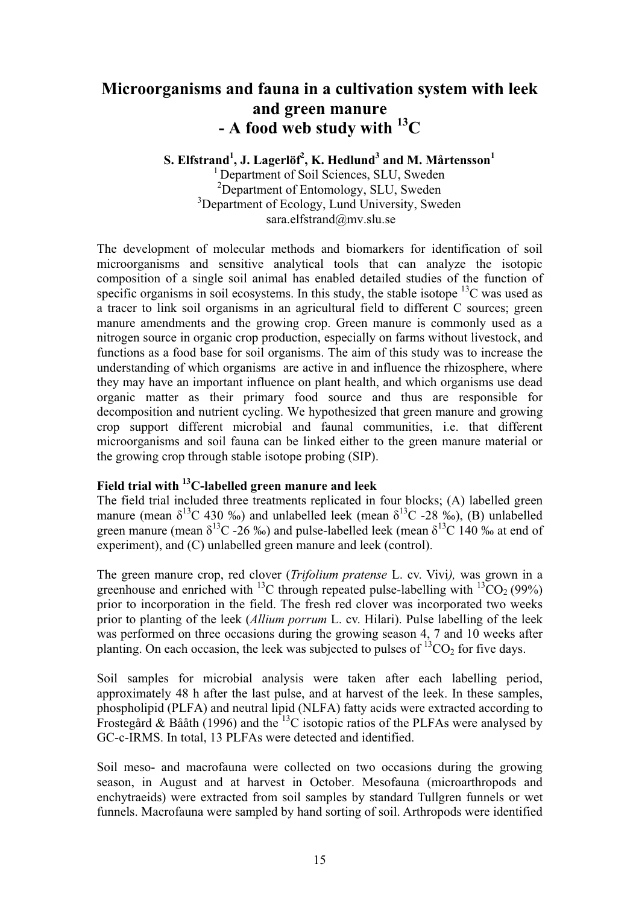# Microorganisms and fauna in a cultivation system with leek and green manure - A food web study with $^{13}C$

**S. Elfstrand[1], J. Lagerlöf[2], K. Hedlund[3] and M. Mårtensson[1]**

[1] Department of Soil Sciences, SLU, Sweden
[2] Department of Entomology, SLU, Sweden
[3] Department of Ecology, Lund University, Sweden
sara.elfstrand@mv.slu.se

The development of molecular methods and biomarkers for identification of soil microorganisms and sensitive analytical tools that can analyze the isotopic composition of a single soil animal has enabled detailed studies of the function of specific organisms in soil ecosystems. In this study, the stable isotope $^{13}C$ was used as a tracer to link soil organisms in an agricultural field to different C sources; green manure amendments and the growing crop. Green manure is commonly used as a nitrogen source in organic crop production, especially on farms without livestock, and functions as a food base for soil organisms. The aim of this study was to increase the understanding of which organisms are active in and influence the rhizosphere, where they may have an important influence on plant health, and which organisms use dead organic matter as their primary food source and thus are responsible for decomposition and nutrient cycling. We hypothesized that green manure and growing crop support different microbial and faunal communities, i.e. that different microorganisms and soil fauna can be linked either to the green manure material or the growing crop through stable isotope probing (SIP).

### Field trial with $^{13}C$-labelled green manure and leek

The field trial included three treatments replicated in four blocks; (A) labelled green manure (mean $\delta^{13}C$ 430 ‰) and unlabelled leek (mean $\delta^{13}C$ -28 ‰), (B) unlabelled green manure (mean $\delta^{13}C$ -26 ‰) and pulse-labelled leek (mean $\delta^{13}C$ 140 ‰ at end of experiment), and (C) unlabelled green manure and leek (control).

The green manure crop, red clover (*Trifolium pratense* L. cv. Vivi*),* was grown in a greenhouse and enriched with $^{13}C$ through repeated pulse-labelling with $^{13}CO_2$ (99%) prior to incorporation in the field. The fresh red clover was incorporated two weeks prior to planting of the leek (*Allium porrum* L. cv. Hilari). Pulse labelling of the leek was performed on three occasions during the growing season 4, 7 and 10 weeks after planting. On each occasion, the leek was subjected to pulses of $^{13}CO_2$ for five days.

Soil samples for microbial analysis were taken after each labelling period, approximately 48 h after the last pulse, and at harvest of the leek. In these samples, phospholipid (PLFA) and neutral lipid (NLFA) fatty acids were extracted according to Frostegård & Bååth (1996) and the $^{13}C$ isotopic ratios of the PLFAs were analysed by GC-c-IRMS. In total, 13 PLFAs were detected and identified.

Soil meso- and macrofauna were collected on two occasions during the growing season, in August and at harvest in October. Mesofauna (microarthropods and enchytraeids) were extracted from soil samples by standard Tullgren funnels or wet funnels. Macrofauna were sampled by hand sorting of soil. Arthropods were identified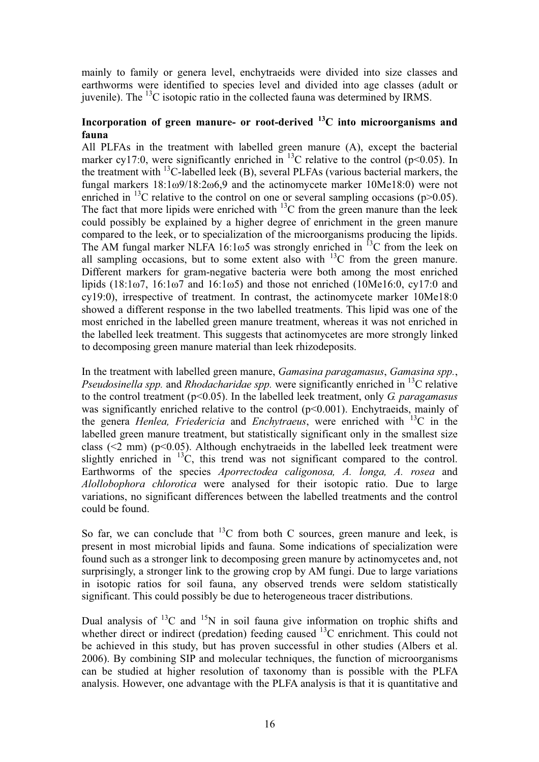mainly to family or genera level, enchytraeids were divided into size classes and earthworms were identified to species level and divided into age classes (adult or juvenile). The $^{13}C$ isotopic ratio in the collected fauna was determined by IRMS.

### Incorporation of green manure- or root-derived $^{13}C$ into microorganisms and fauna

All PLFAs in the treatment with labelled green manure (A), except the bacterial marker cy17:0, were significantly enriched in $^{13}C$ relative to the control ($p<0.05$). In the treatment with $^{13}C$-labelled leek (B), several PLFAs (various bacterial markers, the fungal markers 18:1ω9/18:2ω6,9 and the actinomycete marker 10Me18:0) were not enriched in $^{13}C$ relative to the control on one or several sampling occasions ($p>0.05$). The fact that more lipids were enriched with $^{13}C$ from the green manure than the leek could possibly be explained by a higher degree of enrichment in the green manure compared to the leek, or to specialization of the microorganisms producing the lipids. The AM fungal marker NLFA 16:1ω5 was strongly enriched in $^{13}C$ from the leek on all sampling occasions, but to some extent also with $^{13}C$ from the green manure. Different markers for gram-negative bacteria were both among the most enriched lipids (18:1ω7, 16:1ω7 and 16:1ω5) and those not enriched (10Me16:0, cy17:0 and cy19:0), irrespective of treatment. In contrast, the actinomycete marker 10Me18:0 showed a different response in the two labelled treatments. This lipid was one of the most enriched in the labelled green manure treatment, whereas it was not enriched in the labelled leek treatment. This suggests that actinomycetes are more strongly linked to decomposing green manure material than leek rhizodeposits.

In the treatment with labelled green manure, *Gamasina paragamasus*, *Gamasina spp.*, *Pseudosinella spp.* and *Rhodacharidae spp.* were significantly enriched in $^{13}C$ relative to the control treatment ($p<0.05$). In the labelled leek treatment, only *G. paragamasus* was significantly enriched relative to the control ($p<0.001$). Enchytraeids, mainly of the genera *Henlea, Friedericia* and *Enchytraeus*, were enriched with $^{13}C$ in the labelled green manure treatment, but statistically significant only in the smallest size class (<2 mm) ($p<0.05$). Although enchytraeids in the labelled leek treatment were slightly enriched in $^{13}C$, this trend was not significant compared to the control. Earthworms of the species *Aporrectodea caligonosa, A. longa, A. rosea* and *Alollobophora chlorotica* were analysed for their isotopic ratio. Due to large variations, no significant differences between the labelled treatments and the control could be found.

So far, we can conclude that $^{13}C$ from both C sources, green manure and leek, is present in most microbial lipids and fauna. Some indications of specialization were found such as a stronger link to decomposing green manure by actinomycetes and, not surprisingly, a stronger link to the growing crop by AM fungi. Due to large variations in isotopic ratios for soil fauna, any observed trends were seldom statistically significant. This could possibly be due to heterogeneous tracer distributions.

Dual analysis of $^{13}C$ and $^{15}N$ in soil fauna give information on trophic shifts and whether direct or indirect (predation) feeding caused $^{13}C$ enrichment. This could not be achieved in this study, but has proven successful in other studies (Albers et al. 2006). By combining SIP and molecular techniques, the function of microorganisms can be studied at higher resolution of taxonomy than is possible with the PLFA analysis. However, one advantage with the PLFA analysis is that it is quantitative and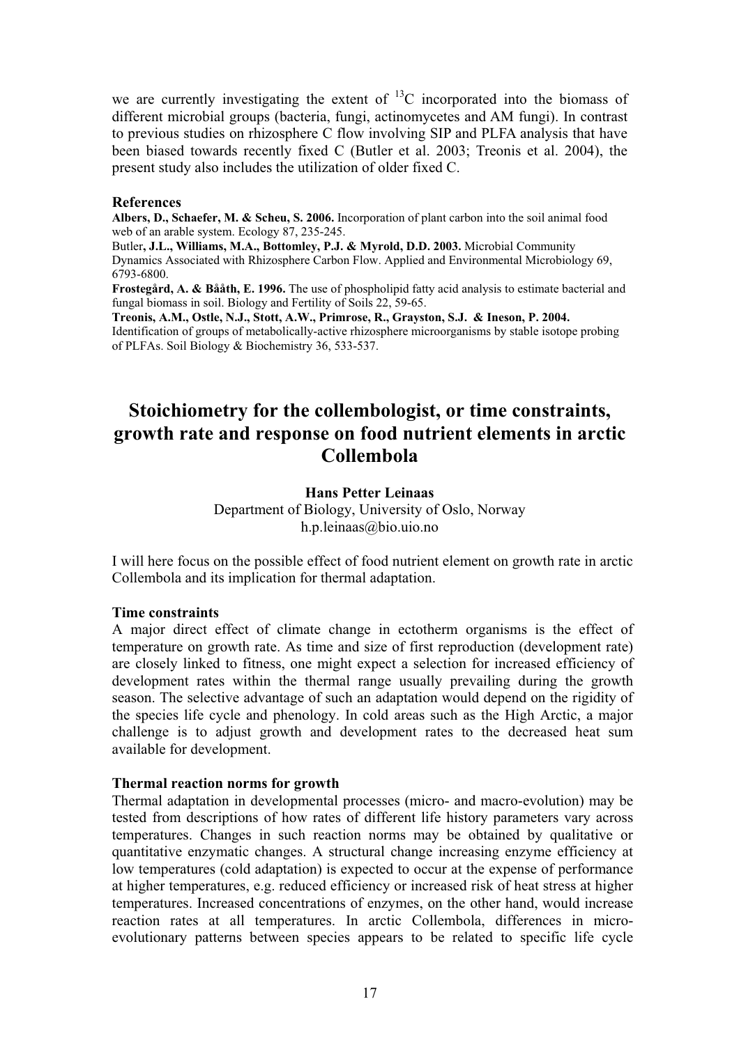we are currently investigating the extent of $^{13}C$ incorporated into the biomass of different microbial groups (bacteria, fungi, actinomycetes and AM fungi). In contrast to previous studies on rhizosphere C flow involving SIP and PLFA analysis that have been biased towards recently fixed C (Butler et al. 2003; Treonis et al. 2004), the present study also includes the utilization of older fixed C.

**References**

**Albers, D., Schaefer, M. & Scheu, S. 2006.** Incorporation of plant carbon into the soil animal food web of an arable system. Ecology 87, 235-245.

Butler**, J.L., Williams, M.A., Bottomley, P.J. & Myrold, D.D. 2003.** Microbial Community Dynamics Associated with Rhizosphere Carbon Flow. Applied and Environmental Microbiology 69, 6793-6800.

**Frostegård, A. & Bååth, E. 1996.** The use of phospholipid fatty acid analysis to estimate bacterial and fungal biomass in soil. Biology and Fertility of Soils 22, 59-65.

**Treonis, A.M., Ostle, N.J., Stott, A.W., Primrose, R., Grayston, S.J. & Ineson, P. 2004.** Identification of groups of metabolically-active rhizosphere microorganisms by stable isotope probing of PLFAs. Soil Biology & Biochemistry 36, 533-537.

# Stoichiometry for the collembologist, or time constraints, growth rate and response on food nutrient elements in arctic Collembola

**Hans Petter Leinaas**

Department of Biology, University of Oslo, Norway

h.p.leinaas@bio.uio.no

I will here focus on the possible effect of food nutrient element on growth rate in arctic Collembola and its implication for thermal adaptation.

**Time constraints**

A major direct effect of climate change in ectotherm organisms is the effect of temperature on growth rate. As time and size of first reproduction (development rate) are closely linked to fitness, one might expect a selection for increased efficiency of development rates within the thermal range usually prevailing during the growth season. The selective advantage of such an adaptation would depend on the rigidity of the species life cycle and phenology. In cold areas such as the High Arctic, a major challenge is to adjust growth and development rates to the decreased heat sum available for development.

**Thermal reaction norms for growth**

Thermal adaptation in developmental processes (micro- and macro-evolution) may be tested from descriptions of how rates of different life history parameters vary across temperatures. Changes in such reaction norms may be obtained by qualitative or quantitative enzymatic changes. A structural change increasing enzyme efficiency at low temperatures (cold adaptation) is expected to occur at the expense of performance at higher temperatures, e.g. reduced efficiency or increased risk of heat stress at higher temperatures. Increased concentrations of enzymes, on the other hand, would increase reaction rates at all temperatures. In arctic Collembola, differences in micro-evolutionary patterns between species appears to be related to specific life cycle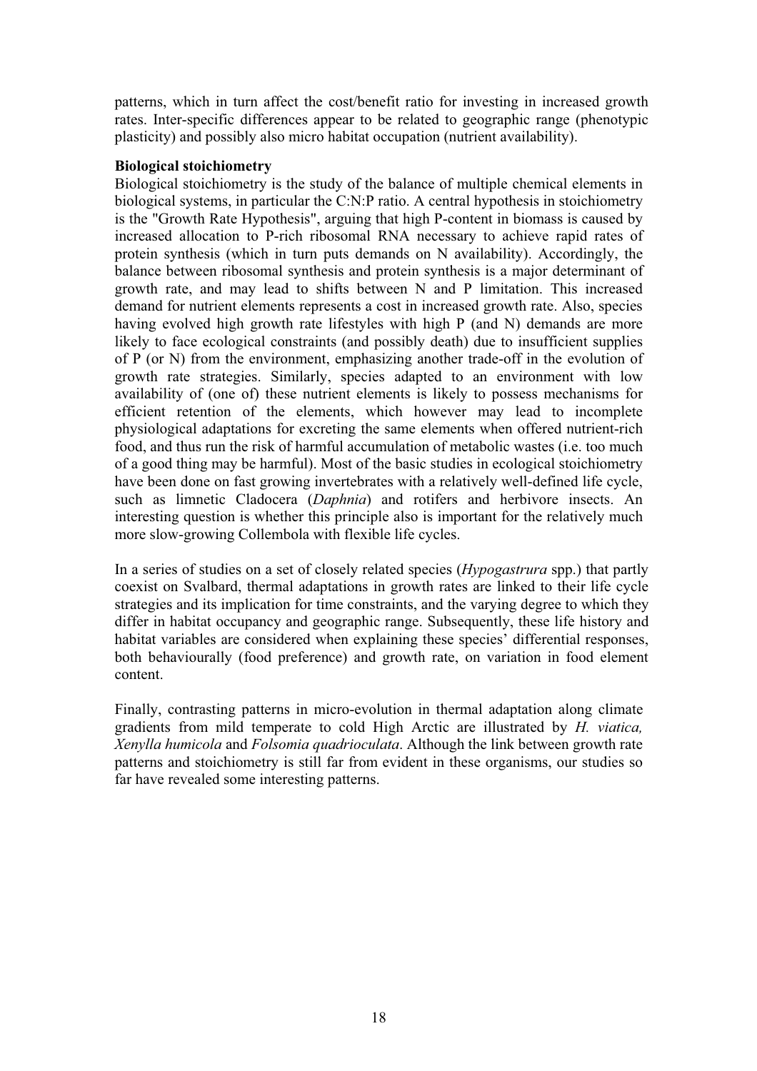patterns, which in turn affect the cost/benefit ratio for investing in increased growth rates. Inter-specific differences appear to be related to geographic range (phenotypic plasticity) and possibly also micro habitat occupation (nutrient availability).

**Biological stoichiometry**

Biological stoichiometry is the study of the balance of multiple chemical elements in biological systems, in particular the C:N:P ratio. A central hypothesis in stoichiometry is the "Growth Rate Hypothesis", arguing that high P-content in biomass is caused by increased allocation to P-rich ribosomal RNA necessary to achieve rapid rates of protein synthesis (which in turn puts demands on N availability). Accordingly, the balance between ribosomal synthesis and protein synthesis is a major determinant of growth rate, and may lead to shifts between N and P limitation. This increased demand for nutrient elements represents a cost in increased growth rate. Also, species having evolved high growth rate lifestyles with high P (and N) demands are more likely to face ecological constraints (and possibly death) due to insufficient supplies of P (or N) from the environment, emphasizing another trade-off in the evolution of growth rate strategies. Similarly, species adapted to an environment with low availability of (one of) these nutrient elements is likely to possess mechanisms for efficient retention of the elements, which however may lead to incomplete physiological adaptations for excreting the same elements when offered nutrient-rich food, and thus run the risk of harmful accumulation of metabolic wastes (i.e. too much of a good thing may be harmful). Most of the basic studies in ecological stoichiometry have been done on fast growing invertebrates with a relatively well-defined life cycle, such as limnetic Cladocera (*Daphnia*) and rotifers and herbivore insects. An interesting question is whether this principle also is important for the relatively much more slow-growing Collembola with flexible life cycles.

In a series of studies on a set of closely related species (*Hypogastrura* spp.) that partly coexist on Svalbard, thermal adaptations in growth rates are linked to their life cycle strategies and its implication for time constraints, and the varying degree to which they differ in habitat occupancy and geographic range. Subsequently, these life history and habitat variables are considered when explaining these species' differential responses, both behaviourally (food preference) and growth rate, on variation in food element content.

Finally, contrasting patterns in micro-evolution in thermal adaptation along climate gradients from mild temperate to cold High Arctic are illustrated by *H. viatica, Xenylla humicola* and *Folsomia quadrioculata*. Although the link between growth rate patterns and stoichiometry is still far from evident in these organisms, our studies so far have revealed some interesting patterns.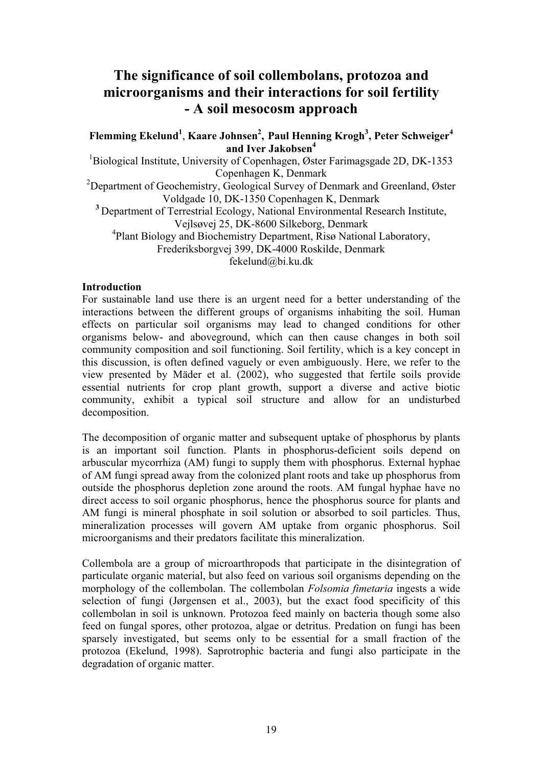# The significance of soil collembolans, protozoa and microorganisms and their interactions for soil fertility - A soil mesocosm approach

**Flemming Ekelund[1], Kaare Johnsen[2], Paul Henning Krogh[3], Peter Schweiger[4] and Iver Jakobsen[4]**

[1]Biological Institute, University of Copenhagen, Øster Farimagsgade 2D, DK-1353 Copenhagen K, Denmark

[2]Department of Geochemistry, Geological Survey of Denmark and Greenland, Øster Voldgade 10, DK-1350 Copenhagen K, Denmark

[3]Department of Terrestrial Ecology, National Environmental Research Institute, Vejlsøvej 25, DK-8600 Silkeborg, Denmark

[4]Plant Biology and Biochemistry Department, Risø National Laboratory, Frederiksborgvej 399, DK-4000 Roskilde, Denmark

fekelund@bi.ku.dk

## Introduction

For sustainable land use there is an urgent need for a better understanding of the interactions between the different groups of organisms inhabiting the soil. Human effects on particular soil organisms may lead to changed conditions for other organisms below- and aboveground, which can then cause changes in both soil community composition and soil functioning. Soil fertility, which is a key concept in this discussion, is often defined vaguely or even ambiguously. Here, we refer to the view presented by Mäder et al. (2002), who suggested that fertile soils provide essential nutrients for crop plant growth, support a diverse and active biotic community, exhibit a typical soil structure and allow for an undisturbed decomposition.

The decomposition of organic matter and subsequent uptake of phosphorus by plants is an important soil function. Plants in phosphorus-deficient soils depend on arbuscular mycorrhiza (AM) fungi to supply them with phosphorus. External hyphae of AM fungi spread away from the colonized plant roots and take up phosphorus from outside the phosphorus depletion zone around the roots. AM fungal hyphae have no direct access to soil organic phosphorus, hence the phosphorus source for plants and AM fungi is mineral phosphate in soil solution or absorbed to soil particles. Thus, mineralization processes will govern AM uptake from organic phosphorus. Soil microorganisms and their predators facilitate this mineralization.

Collembola are a group of microarthropods that participate in the disintegration of particulate organic material, but also feed on various soil organisms depending on the morphology of the collembolan. The collembolan *Folsomia fimetaria* ingests a wide selection of fungi (Jørgensen et al., 2003), but the exact food specificity of this collembolan in soil is unknown. Protozoa feed mainly on bacteria though some also feed on fungal spores, other protozoa, algae or detritus. Predation on fungi has been sparsely investigated, but seems only to be essential for a small fraction of the protozoa (Ekelund, 1998). Saprotrophic bacteria and fungi also participate in the degradation of organic matter.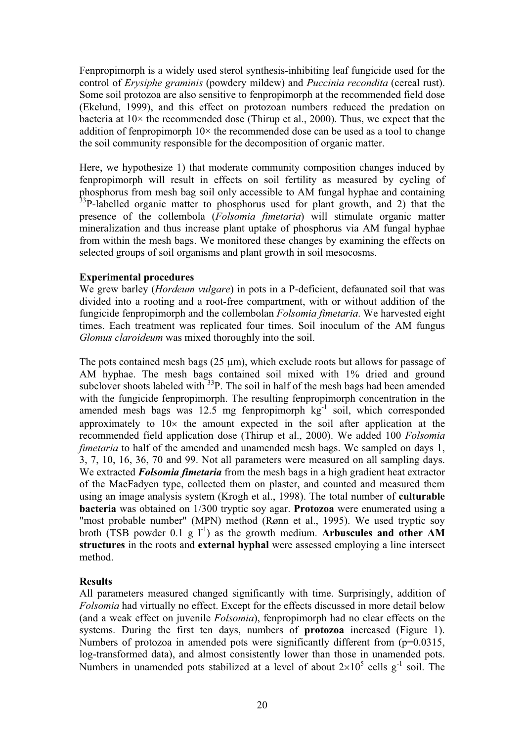Fenpropimorph is a widely used sterol synthesis-inhibiting leaf fungicide used for the control of *Erysiphe graminis* (powdery mildew) and *Puccinia recondita* (cereal rust). Some soil protozoa are also sensitive to fenpropimorph at the recommended field dose (Ekelund, 1999), and this effect on protozoan numbers reduced the predation on bacteria at 10× the recommended dose (Thirup et al., 2000). Thus, we expect that the addition of fenpropimorph 10× the recommended dose can be used as a tool to change the soil community responsible for the decomposition of organic matter.

Here, we hypothesize 1) that moderate community composition changes induced by fenpropimorph will result in effects on soil fertility as measured by cycling of phosphorus from mesh bag soil only accessible to AM fungal hyphae and containing $^{33}$P-labelled organic matter to phosphorus used for plant growth, and 2) that the presence of the collembola (*Folsomia fimetaria*) will stimulate organic matter mineralization and thus increase plant uptake of phosphorus via AM fungal hyphae from within the mesh bags. We monitored these changes by examining the effects on selected groups of soil organisms and plant growth in soil mesocosms.

**Experimental procedures**

We grew barley (*Hordeum vulgare*) in pots in a P-deficient, defaunated soil that was divided into a rooting and a root-free compartment, with or without addition of the fungicide fenpropimorph and the collembolan *Folsomia fimetaria*. We harvested eight times. Each treatment was replicated four times. Soil inoculum of the AM fungus *Glomus claroideum* was mixed thoroughly into the soil.

The pots contained mesh bags (25 μm), which exclude roots but allows for passage of AM hyphae. The mesh bags contained soil mixed with 1% dried and ground subclover shoots labeled with $^{33}$P. The soil in half of the mesh bags had been amended with the fungicide fenpropimorph. The resulting fenpropimorph concentration in the amended mesh bags was 12.5 mg fenpropimorph kg$^{-1}$ soil, which corresponded approximately to 10× the amount expected in the soil after application at the recommended field application dose (Thirup et al., 2000). We added 100 *Folsomia fimetaria* to half of the amended and unamended mesh bags. We sampled on days 1, 3, 7, 10, 16, 36, 70 and 99. Not all parameters were measured on all sampling days. We extracted ***Folsomia fimetaria*** from the mesh bags in a high gradient heat extractor of the MacFadyen type, collected them on plaster, and counted and measured them using an image analysis system (Krogh et al., 1998). The total number of **culturable bacteria** was obtained on 1/300 tryptic soy agar. **Protozoa** were enumerated using a "most probable number" (MPN) method (Rønn et al., 1995). We used tryptic soy broth (TSB powder 0.1 g l$^{-1}$) as the growth medium. **Arbuscules and other AM structures** in the roots and **external hyphal** were assessed employing a line intersect method.

**Results**

All parameters measured changed significantly with time. Surprisingly, addition of *Folsomia* had virtually no effect. Except for the effects discussed in more detail below (and a weak effect on juvenile *Folsomia*), fenpropimorph had no clear effects on the systems. During the first ten days, numbers of **protozoa** increased (Figure 1). Numbers of protozoa in amended pots were significantly different from ($p=0.0315$, log-transformed data), and almost consistently lower than those in unamended pots. Numbers in unamended pots stabilized at a level of about $2 \times 10^5$ cells g$^{-1}$ soil. The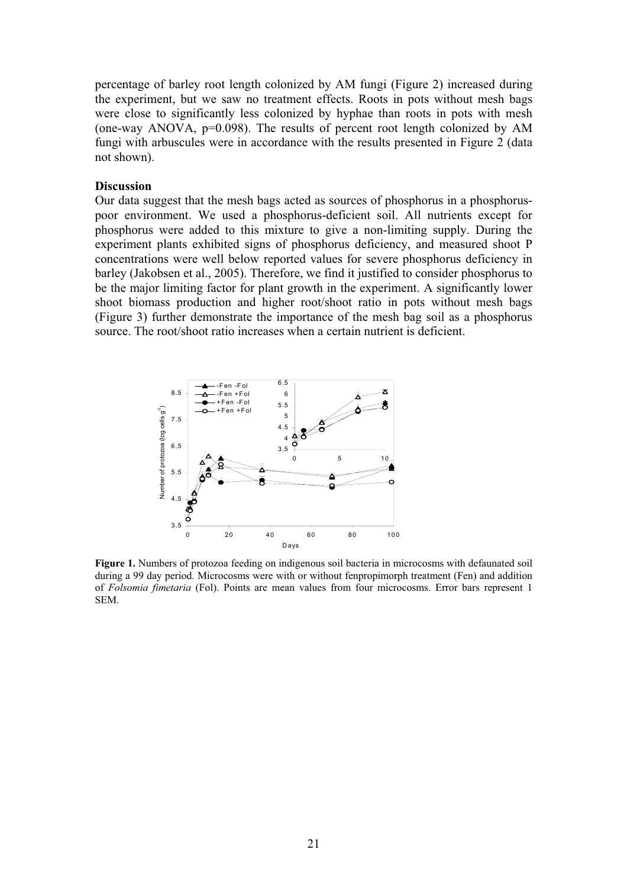percentage of barley root length colonized by AM fungi (Figure 2) increased during the experiment, but we saw no treatment effects. Roots in pots without mesh bags were close to significantly less colonized by hyphae than roots in pots with mesh (one-way ANOVA, $p=0.098$). The results of percent root length colonized by AM fungi with arbuscules were in accordance with the results presented in Figure 2 (data not shown).

## Discussion

Our data suggest that the mesh bags acted as sources of phosphorus in a phosphorus-poor environment. We used a phosphorus-deficient soil. All nutrients except for phosphorus were added to this mixture to give a non-limiting supply. During the experiment plants exhibited signs of phosphorus deficiency, and measured shoot P concentrations were well below reported values for severe phosphorus deficiency in barley (Jakobsen et al., 2005). Therefore, we find it justified to consider phosphorus to be the major limiting factor for plant growth in the experiment. A significantly lower shoot biomass production and higher root/shoot ratio in pots without mesh bags (Figure 3) further demonstrate the importance of the mesh bag soil as a phosphorus source. The root/shoot ratio increases when a certain nutrient is deficient.

**Figure 1.** Numbers of protozoa feeding on indigenous soil bacteria in microcosms with defaunated soil during a 99 day period. Microcosms were with or without fenpropimorph treatment (Fen) and addition of *Folsomia fimetaria* (Fol). Points are mean values from four microcosms. Error bars represent 1 SEM.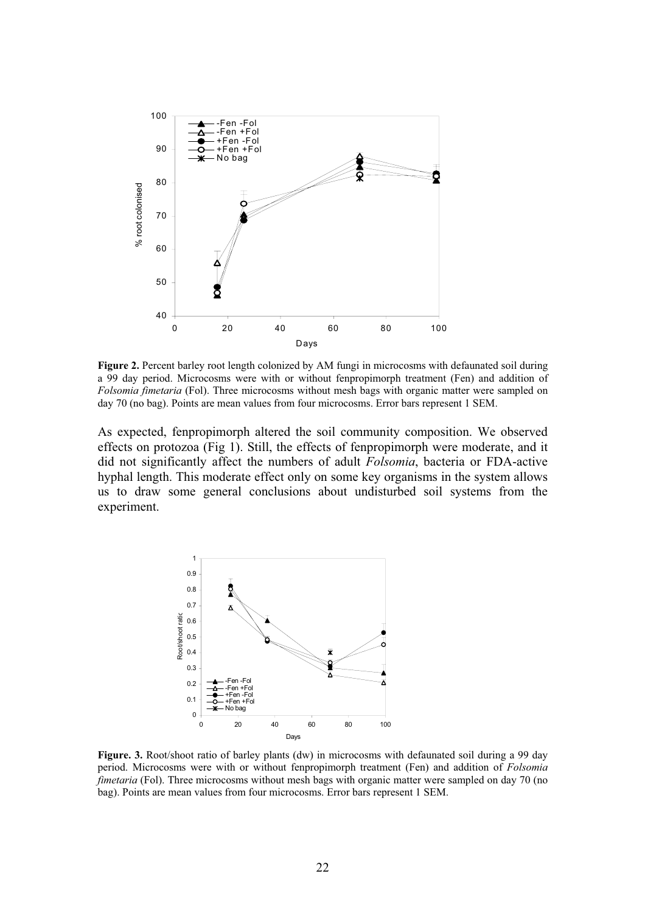**Figure 2.** Percent barley root length colonized by AM fungi in microcosms with defaunated soil during a 99 day period. Microcosms were with or without fenpropimorph treatment (Fen) and addition of *Folsomia fimetaria* (Fol). Three microcosms without mesh bags with organic matter were sampled on day 70 (no bag). Points are mean values from four microcosms. Error bars represent 1 SEM.

As expected, fenpropimorph altered the soil community composition. We observed effects on protozoa (Fig 1). Still, the effects of fenpropimorph were moderate, and it did not significantly affect the numbers of adult *Folsomia*, bacteria or FDA-active hyphal length. This moderate effect only on some key organisms in the system allows us to draw some general conclusions about undisturbed soil systems from the experiment.

**Figure. 3.** Root/shoot ratio of barley plants (dw) in microcosms with defaunated soil during a 99 day period. Microcosms were with or without fenpropimorph treatment (Fen) and addition of *Folsomia fimetaria* (Fol). Three microcosms without mesh bags with organic matter were sampled on day 70 (no bag). Points are mean values from four microcosms. Error bars represent 1 SEM.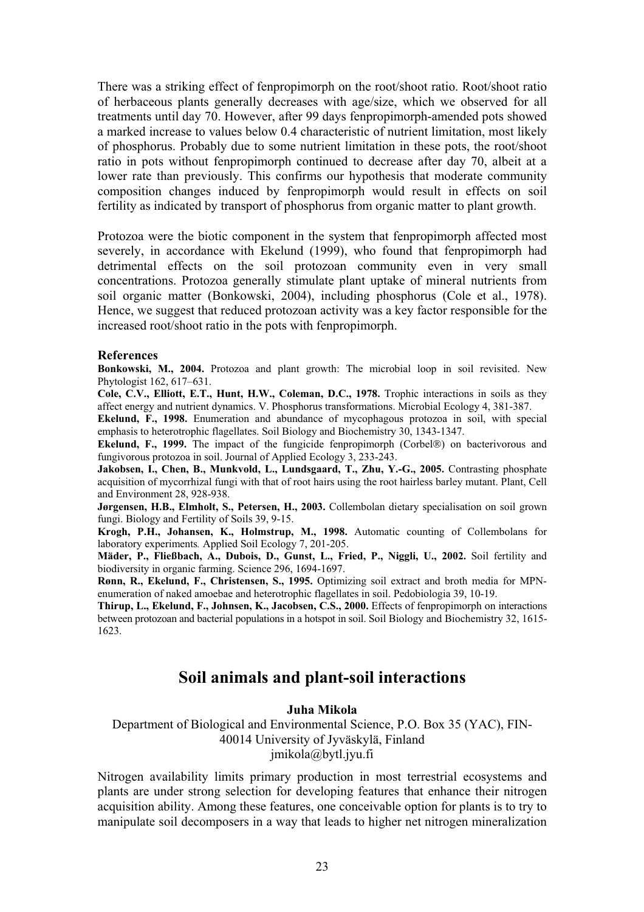There was a striking effect of fenpropimorph on the root/shoot ratio. Root/shoot ratio of herbaceous plants generally decreases with age/size, which we observed for all treatments until day 70. However, after 99 days fenpropimorph-amended pots showed a marked increase to values below 0.4 characteristic of nutrient limitation, most likely of phosphorus. Probably due to some nutrient limitation in these pots, the root/shoot ratio in pots without fenpropimorph continued to decrease after day 70, albeit at a lower rate than previously. This confirms our hypothesis that moderate community composition changes induced by fenpropimorph would result in effects on soil fertility as indicated by transport of phosphorus from organic matter to plant growth.

Protozoa were the biotic component in the system that fenpropimorph affected most severely, in accordance with Ekelund (1999), who found that fenpropimorph had detrimental effects on the soil protozoan community even in very small concentrations. Protozoa generally stimulate plant uptake of mineral nutrients from soil organic matter (Bonkowski, 2004), including phosphorus (Cole et al., 1978). Hence, we suggest that reduced protozoan activity was a key factor responsible for the increased root/shoot ratio in the pots with fenpropimorph.

#### References

**Bonkowski, M., 2004.** Protozoa and plant growth: The microbial loop in soil revisited. New Phytologist 162, 617–631.

**Cole, C.V., Elliott, E.T., Hunt, H.W., Coleman, D.C., 1978.** Trophic interactions in soils as they affect energy and nutrient dynamics. V. Phosphorus transformations. Microbial Ecology 4, 381-387.

**Ekelund, F., 1998.** Enumeration and abundance of mycophagous protozoa in soil, with special emphasis to heterotrophic flagellates. Soil Biology and Biochemistry 30, 1343-1347.

**Ekelund, F., 1999.** The impact of the fungicide fenpropimorph (Corbel®) on bacterivorous and fungivorous protozoa in soil. Journal of Applied Ecology 3, 233-243.

**Jakobsen, I., Chen, B., Munkvold, L., Lundsgaard, T., Zhu, Y.-G., 2005.** Contrasting phosphate acquisition of mycorrhizal fungi with that of root hairs using the root hairless barley mutant. Plant, Cell and Environment 28, 928-938.

**Jørgensen, H.B., Elmholt, S., Petersen, H., 2003.** Collembolan dietary specialisation on soil grown fungi. Biology and Fertility of Soils 39, 9-15.

**Krogh, P.H., Johansen, K., Holmstrup, M., 1998.** Automatic counting of Collembolans for laboratory experiments*.* Applied Soil Ecology 7, 201-205.

**Mäder, P., Fließbach, A., Dubois, D., Gunst, L., Fried, P., Niggli, U., 2002.** Soil fertility and biodiversity in organic farming. Science 296, 1694-1697.

**Rønn, R., Ekelund, F., Christensen, S., 1995.** Optimizing soil extract and broth media for MPN-enumeration of naked amoebae and heterotrophic flagellates in soil. Pedobiologia 39, 10-19.

**Thirup, L., Ekelund, F., Johnsen, K., Jacobsen, C.S., 2000.** Effects of fenpropimorph on interactions between protozoan and bacterial populations in a hotspot in soil. Soil Biology and Biochemistry 32, 1615-1623.

## Soil animals and plant-soil interactions

**Juha Mikola**

Department of Biological and Environmental Science, P.O. Box 35 (YAC), FIN-40014 University of Jyväskylä, Finland
jmikola@bytl.jyu.fi

Nitrogen availability limits primary production in most terrestrial ecosystems and plants are under strong selection for developing features that enhance their nitrogen acquisition ability. Among these features, one conceivable option for plants is to try to manipulate soil decomposers in a way that leads to higher net nitrogen mineralization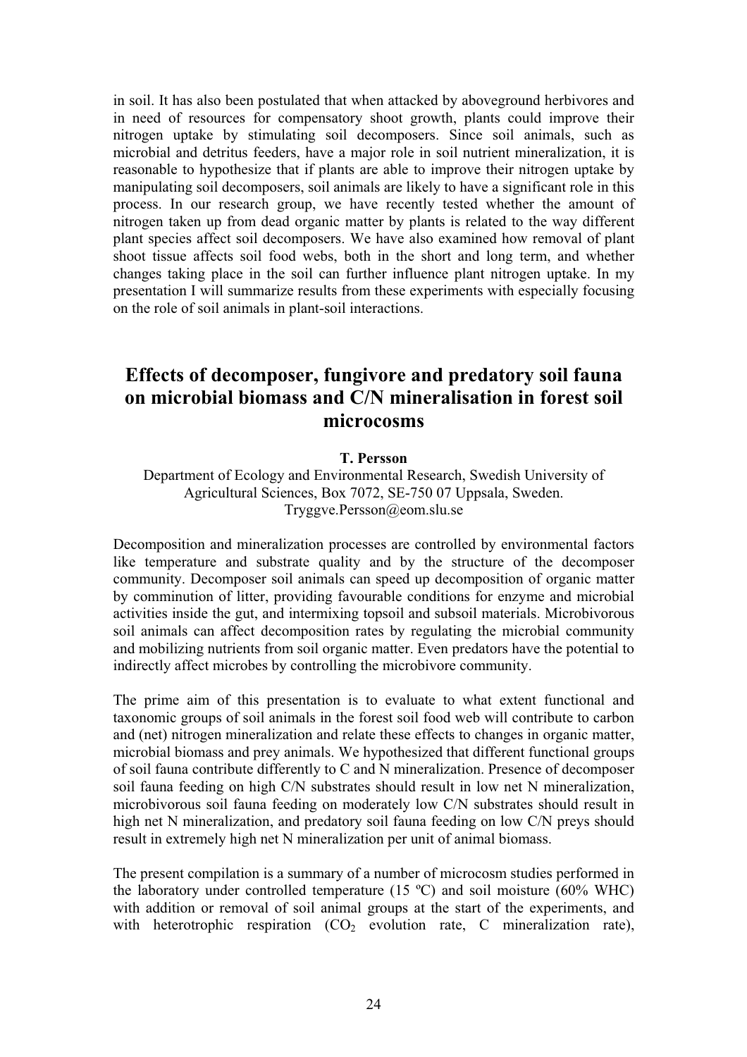in soil. It has also been postulated that when attacked by aboveground herbivores and in need of resources for compensatory shoot growth, plants could improve their nitrogen uptake by stimulating soil decomposers. Since soil animals, such as microbial and detritus feeders, have a major role in soil nutrient mineralization, it is reasonable to hypothesize that if plants are able to improve their nitrogen uptake by manipulating soil decomposers, soil animals are likely to have a significant role in this process. In our research group, we have recently tested whether the amount of nitrogen taken up from dead organic matter by plants is related to the way different plant species affect soil decomposers. We have also examined how removal of plant shoot tissue affects soil food webs, both in the short and long term, and whether changes taking place in the soil can further influence plant nitrogen uptake. In my presentation I will summarize results from these experiments with especially focusing on the role of soil animals in plant-soil interactions.

## Effects of decomposer, fungivore and predatory soil fauna on microbial biomass and C/N mineralisation in forest soil microcosms

**T. Persson**

Department of Ecology and Environmental Research, Swedish University of Agricultural Sciences, Box 7072, SE-750 07 Uppsala, Sweden.
Tryggve.Persson@eom.slu.se

Decomposition and mineralization processes are controlled by environmental factors like temperature and substrate quality and by the structure of the decomposer community. Decomposer soil animals can speed up decomposition of organic matter by comminution of litter, providing favourable conditions for enzyme and microbial activities inside the gut, and intermixing topsoil and subsoil materials. Microbivorous soil animals can affect decomposition rates by regulating the microbial community and mobilizing nutrients from soil organic matter. Even predators have the potential to indirectly affect microbes by controlling the microbivore community.

The prime aim of this presentation is to evaluate to what extent functional and taxonomic groups of soil animals in the forest soil food web will contribute to carbon and (net) nitrogen mineralization and relate these effects to changes in organic matter, microbial biomass and prey animals. We hypothesized that different functional groups of soil fauna contribute differently to C and N mineralization. Presence of decomposer soil fauna feeding on high C/N substrates should result in low net N mineralization, microbivorous soil fauna feeding on moderately low C/N substrates should result in high net N mineralization, and predatory soil fauna feeding on low C/N preys should result in extremely high net N mineralization per unit of animal biomass.

The present compilation is a summary of a number of microcosm studies performed in the laboratory under controlled temperature (15 ºC) and soil moisture (60% WHC) with addition or removal of soil animal groups at the start of the experiments, and with heterotrophic respiration ($CO_2$ evolution rate, C mineralization rate),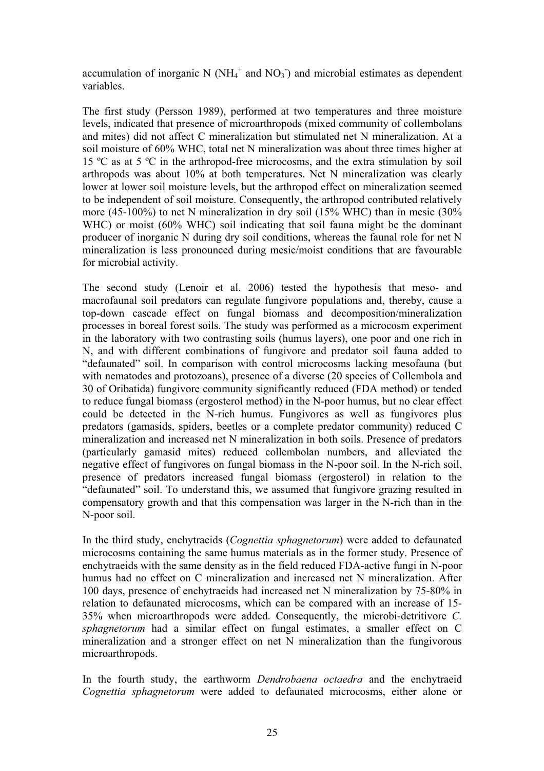accumulation of inorganic N ($NH_4^+$ and $NO_3^-$) and microbial estimates as dependent variables.

The first study (Persson 1989), performed at two temperatures and three moisture levels, indicated that presence of microarthropods (mixed community of collembolans and mites) did not affect C mineralization but stimulated net N mineralization. At a soil moisture of 60% WHC, total net N mineralization was about three times higher at 15 ºC as at 5 ºC in the arthropod-free microcosms, and the extra stimulation by soil arthropods was about 10% at both temperatures. Net N mineralization was clearly lower at lower soil moisture levels, but the arthropod effect on mineralization seemed to be independent of soil moisture. Consequently, the arthropod contributed relatively more (45-100%) to net N mineralization in dry soil (15% WHC) than in mesic (30% WHC) or moist (60% WHC) soil indicating that soil fauna might be the dominant producer of inorganic N during dry soil conditions, whereas the faunal role for net N mineralization is less pronounced during mesic/moist conditions that are favourable for microbial activity.

The second study (Lenoir et al. 2006) tested the hypothesis that meso- and macrofaunal soil predators can regulate fungivore populations and, thereby, cause a top-down cascade effect on fungal biomass and decomposition/mineralization processes in boreal forest soils. The study was performed as a microcosm experiment in the laboratory with two contrasting soils (humus layers), one poor and one rich in N, and with different combinations of fungivore and predator soil fauna added to "defaunated" soil. In comparison with control microcosms lacking mesofauna (but with nematodes and protozoans), presence of a diverse (20 species of Collembola and 30 of Oribatida) fungivore community significantly reduced (FDA method) or tended to reduce fungal biomass (ergosterol method) in the N-poor humus, but no clear effect could be detected in the N-rich humus. Fungivores as well as fungivores plus predators (gamasids, spiders, beetles or a complete predator community) reduced C mineralization and increased net N mineralization in both soils. Presence of predators (particularly gamasid mites) reduced collembolan numbers, and alleviated the negative effect of fungivores on fungal biomass in the N-poor soil. In the N-rich soil, presence of predators increased fungal biomass (ergosterol) in relation to the "defaunated" soil. To understand this, we assumed that fungivore grazing resulted in compensatory growth and that this compensation was larger in the N-rich than in the N-poor soil.

In the third study, enchytraeids (*Cognettia sphagnetorum*) were added to defaunated microcosms containing the same humus materials as in the former study. Presence of enchytraeids with the same density as in the field reduced FDA-active fungi in N-poor humus had no effect on C mineralization and increased net N mineralization. After 100 days, presence of enchytraeids had increased net N mineralization by 75-80% in relation to defaunated microcosms, which can be compared with an increase of 15-35% when microarthropods were added. Consequently, the microbi-detritivore *C. sphagnetorum* had a similar effect on fungal estimates, a smaller effect on C mineralization and a stronger effect on net N mineralization than the fungivorous microarthropods.

In the fourth study, the earthworm *Dendrobaena octaedra* and the enchytraeid *Cognettia sphagnetorum* were added to defaunated microcosms, either alone or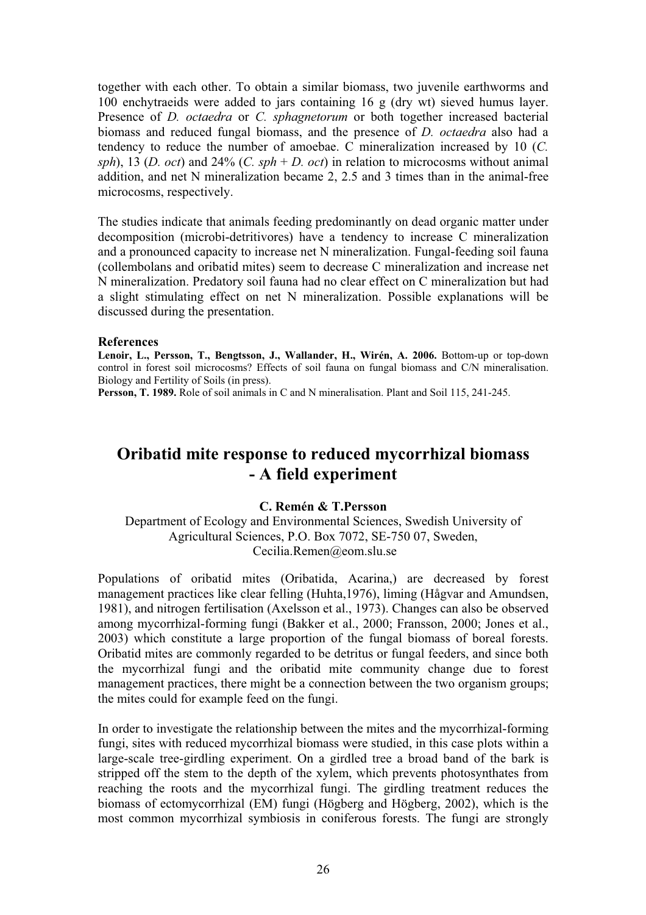together with each other. To obtain a similar biomass, two juvenile earthworms and 100 enchytraeids were added to jars containing 16 g (dry wt) sieved humus layer. Presence of *D. octaedra* or *C. sphagnetorum* or both together increased bacterial biomass and reduced fungal biomass, and the presence of *D. octaedra* also had a tendency to reduce the number of amoebae. C mineralization increased by 10 (*C. sph*), 13 (*D. oct*) and 24% (*C. sph* + *D. oct*) in relation to microcosms without animal addition, and net N mineralization became 2, 2.5 and 3 times than in the animal-free microcosms, respectively.

The studies indicate that animals feeding predominantly on dead organic matter under decomposition (microbi-detritivores) have a tendency to increase C mineralization and a pronounced capacity to increase net N mineralization. Fungal-feeding soil fauna (collembolans and oribatid mites) seem to decrease C mineralization and increase net N mineralization. Predatory soil fauna had no clear effect on C mineralization but had a slight stimulating effect on net N mineralization. Possible explanations will be discussed during the presentation.

#### References

**Lenoir, L., Persson, T., Bengtsson, J., Wallander, H., Wirén, A. 2006.** Bottom-up or top-down control in forest soil microcosms? Effects of soil fauna on fungal biomass and C/N mineralisation. Biology and Fertility of Soils (in press).

**Persson, T. 1989.** Role of soil animals in C and N mineralisation. Plant and Soil 115, 241-245.

## Oribatid mite response to reduced mycorrhizal biomass - A field experiment

**C. Remén & T.Persson**

Department of Ecology and Environmental Sciences, Swedish University of Agricultural Sciences, P.O. Box 7072, SE-750 07, Sweden, Cecilia.Remen@eom.slu.se

Populations of oribatid mites (Oribatida, Acarina,) are decreased by forest management practices like clear felling (Huhta,1976), liming (Hågvar and Amundsen, 1981), and nitrogen fertilisation (Axelsson et al., 1973). Changes can also be observed among mycorrhizal-forming fungi (Bakker et al., 2000; Fransson, 2000; Jones et al., 2003) which constitute a large proportion of the fungal biomass of boreal forests. Oribatid mites are commonly regarded to be detritus or fungal feeders, and since both the mycorrhizal fungi and the oribatid mite community change due to forest management practices, there might be a connection between the two organism groups; the mites could for example feed on the fungi.

In order to investigate the relationship between the mites and the mycorrhizal-forming fungi, sites with reduced mycorrhizal biomass were studied, in this case plots within a large-scale tree-girdling experiment. On a girdled tree a broad band of the bark is stripped off the stem to the depth of the xylem, which prevents photosynthates from reaching the roots and the mycorrhizal fungi. The girdling treatment reduces the biomass of ectomycorrhizal (EM) fungi (Högberg and Högberg, 2002), which is the most common mycorrhizal symbiosis in coniferous forests. The fungi are strongly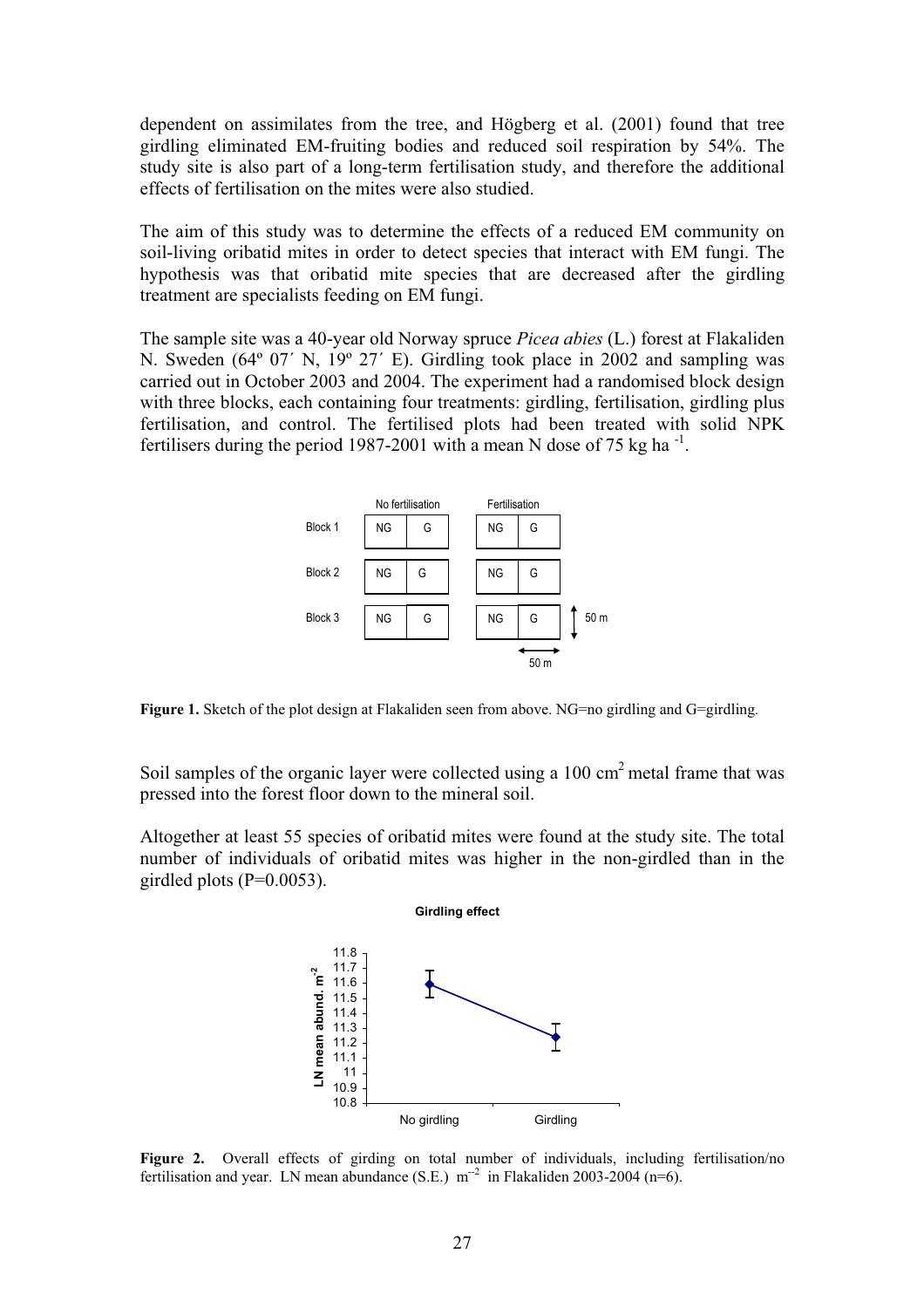dependent on assimilates from the tree, and Högberg et al. (2001) found that tree girdling eliminated EM-fruiting bodies and reduced soil respiration by 54%. The study site is also part of a long-term fertilisation study, and therefore the additional effects of fertilisation on the mites were also studied.

The aim of this study was to determine the effects of a reduced EM community on soil-living oribatid mites in order to detect species that interact with EM fungi. The hypothesis was that oribatid mite species that are decreased after the girdling treatment are specialists feeding on EM fungi.

The sample site was a 40-year old Norway spruce *Picea abies* (L.) forest at Flakaliden N. Sweden (64º 07´ N, 19º 27´ E). Girdling took place in 2002 and sampling was carried out in October 2003 and 2004. The experiment had a randomised block design with three blocks, each containing four treatments: girdling, fertilisation, girdling plus fertilisation, and control. The fertilised plots had been treated with solid NPK fertilisers during the period 1987-2001 with a mean N dose of 75 kg ha $^{-1}$.

| | No fertilisation | | Fertilisation | |
|---|---|---|---|---|
| Block 1 | NG | G | NG | G |
| Block 2 | NG | G | NG | G |
| Block 3 | NG | G | NG | G |

**Figure 1.** Sketch of the plot design at Flakaliden seen from above. NG=no girdling and G=girdling.

Soil samples of the organic layer were collected using a 100 cm$^2$ metal frame that was pressed into the forest floor down to the mineral soil.

Altogether at least 55 species of oribatid mites were found at the study site. The total number of individuals of oribatid mites was higher in the non-girdled than in the girdled plots (P=0.0053).

**Figure 2.** Overall effects of girding on total number of individuals, including fertilisation/no fertilisation and year. LN mean abundance (S.E.) m$^{-2}$ in Flakaliden 2003-2004 (n=6).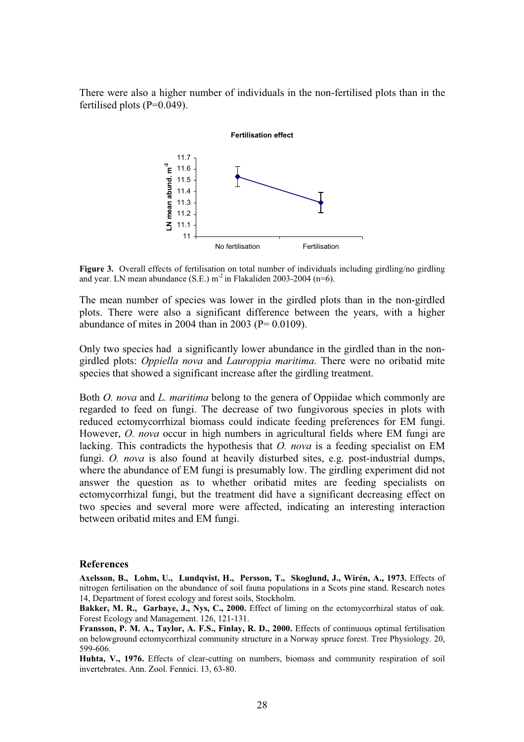There were also a higher number of individuals in the non-fertilised plots than in the fertilised plots (P=0.049).

**Figure 3.** Overall effects of fertilisation on total number of individuals including girdling/no girdling and year. LN mean abundance (S.E.) $m^{-2}$ in Flakaliden 2003-2004 (n=6).

The mean number of species was lower in the girdled plots than in the non-girdled plots. There were also a significant difference between the years, with a higher abundance of mites in 2004 than in 2003 (P= 0.0109).

Only two species had a significantly lower abundance in the girdled than in the non-girdled plots: *Oppiella nova* and *Lauroppia maritima.* There were no oribatid mite species that showed a significant increase after the girdling treatment.

Both *O. nova* and *L. maritima* belong to the genera of Oppiidae which commonly are regarded to feed on fungi. The decrease of two fungivorous species in plots with reduced ectomycorrhizal biomass could indicate feeding preferences for EM fungi. However, *O. nova* occur in high numbers in agricultural fields where EM fungi are lacking. This contradicts the hypothesis that *O. nova* is a feeding specialist on EM fungi. *O. nova* is also found at heavily disturbed sites, e.g. post-industrial dumps, where the abundance of EM fungi is presumably low. The girdling experiment did not answer the question as to whether oribatid mites are feeding specialists on ectomycorrhizal fungi, but the treatment did have a significant decreasing effect on two species and several more were affected, indicating an interesting interaction between oribatid mites and EM fungi.

## References

**Axelsson, B., Lohm, U., Lundqvist, H., Persson, T., Skoglund, J., Wirén, A., 1973.** Effects of nitrogen fertilisation on the abundance of soil fauna populations in a Scots pine stand. Research notes 14, Department of forest ecology and forest soils, Stockholm.

**Bakker, M. R., Garbaye, J., Nys, C., 2000.** Effect of liming on the ectomycorrhizal status of oak. Forest Ecology and Management. 126, 121-131.

**Fransson, P. M. A., Taylor, A. F.S., Finlay, R. D., 2000.** Effects of continuous optimal fertilisation on belowground ectomycorrhizal community structure in a Norway spruce forest. Tree Physiology. 20, 599-606.

**Huhta, V., 1976.** Effects of clear-cutting on numbers, biomass and community respiration of soil invertebrates. Ann. Zool. Fennici. 13, 63-80.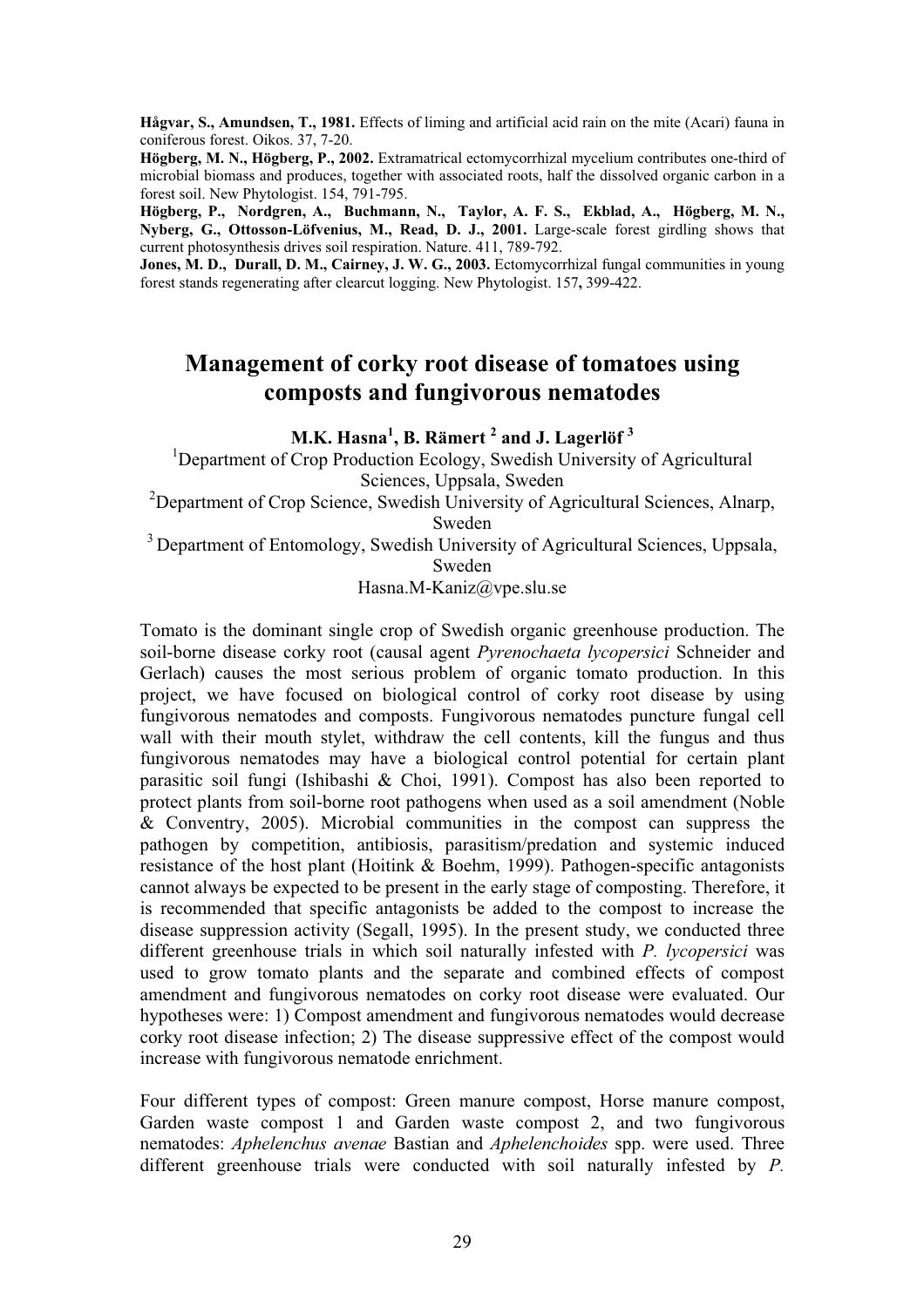**Hågvar, S., Amundsen, T., 1981.** Effects of liming and artificial acid rain on the mite (Acari) fauna in coniferous forest. Oikos. 37, 7-20.

**Högberg, M. N., Högberg, P., 2002.** Extramatrical ectomycorrhizal mycelium contributes one-third of microbial biomass and produces, together with associated roots, half the dissolved organic carbon in a forest soil. New Phytologist. 154, 791-795.

**Högberg, P., Nordgren, A., Buchmann, N., Taylor, A. F. S., Ekblad, A., Högberg, M. N., Nyberg, G., Ottosson-Löfvenius, M., Read, D. J., 2001.** Large-scale forest girdling shows that current photosynthesis drives soil respiration. Nature. 411, 789-792.

**Jones, M. D., Durall, D. M., Cairney, J. W. G., 2003.** Ectomycorrhizal fungal communities in young forest stands regenerating after clearcut logging. New Phytologist. 157, 399-422.

# Management of corky root disease of tomatoes using composts and fungivorous nematodes

**M.K. Hasna[1], B. Rämert[2] and J. Lagerlöf[3]**

[1]Department of Crop Production Ecology, Swedish University of Agricultural Sciences, Uppsala, Sweden

[2]Department of Crop Science, Swedish University of Agricultural Sciences, Alnarp, Sweden

[3]Department of Entomology, Swedish University of Agricultural Sciences, Uppsala, Sweden

Hasna.M-Kaniz@vpe.slu.se

Tomato is the dominant single crop of Swedish organic greenhouse production. The soil-borne disease corky root (causal agent *Pyrenochaeta lycopersici* Schneider and Gerlach) causes the most serious problem of organic tomato production. In this project, we have focused on biological control of corky root disease by using fungivorous nematodes and composts. Fungivorous nematodes puncture fungal cell wall with their mouth stylet, withdraw the cell contents, kill the fungus and thus fungivorous nematodes may have a biological control potential for certain plant parasitic soil fungi (Ishibashi & Choi, 1991). Compost has also been reported to protect plants from soil-borne root pathogens when used as a soil amendment (Noble & Conventry, 2005). Microbial communities in the compost can suppress the pathogen by competition, antibiosis, parasitism/predation and systemic induced resistance of the host plant (Hoitink & Boehm, 1999). Pathogen-specific antagonists cannot always be expected to be present in the early stage of composting. Therefore, it is recommended that specific antagonists be added to the compost to increase the disease suppression activity (Segall, 1995). In the present study, we conducted three different greenhouse trials in which soil naturally infested with *P. lycopersici* was used to grow tomato plants and the separate and combined effects of compost amendment and fungivorous nematodes on corky root disease were evaluated. Our hypotheses were: 1) Compost amendment and fungivorous nematodes would decrease corky root disease infection; 2) The disease suppressive effect of the compost would increase with fungivorous nematode enrichment.

Four different types of compost: Green manure compost, Horse manure compost, Garden waste compost 1 and Garden waste compost 2, and two fungivorous nematodes: *Aphelenchus avenae* Bastian and *Aphelenchoides* spp. were used. Three different greenhouse trials were conducted with soil naturally infested by *P.*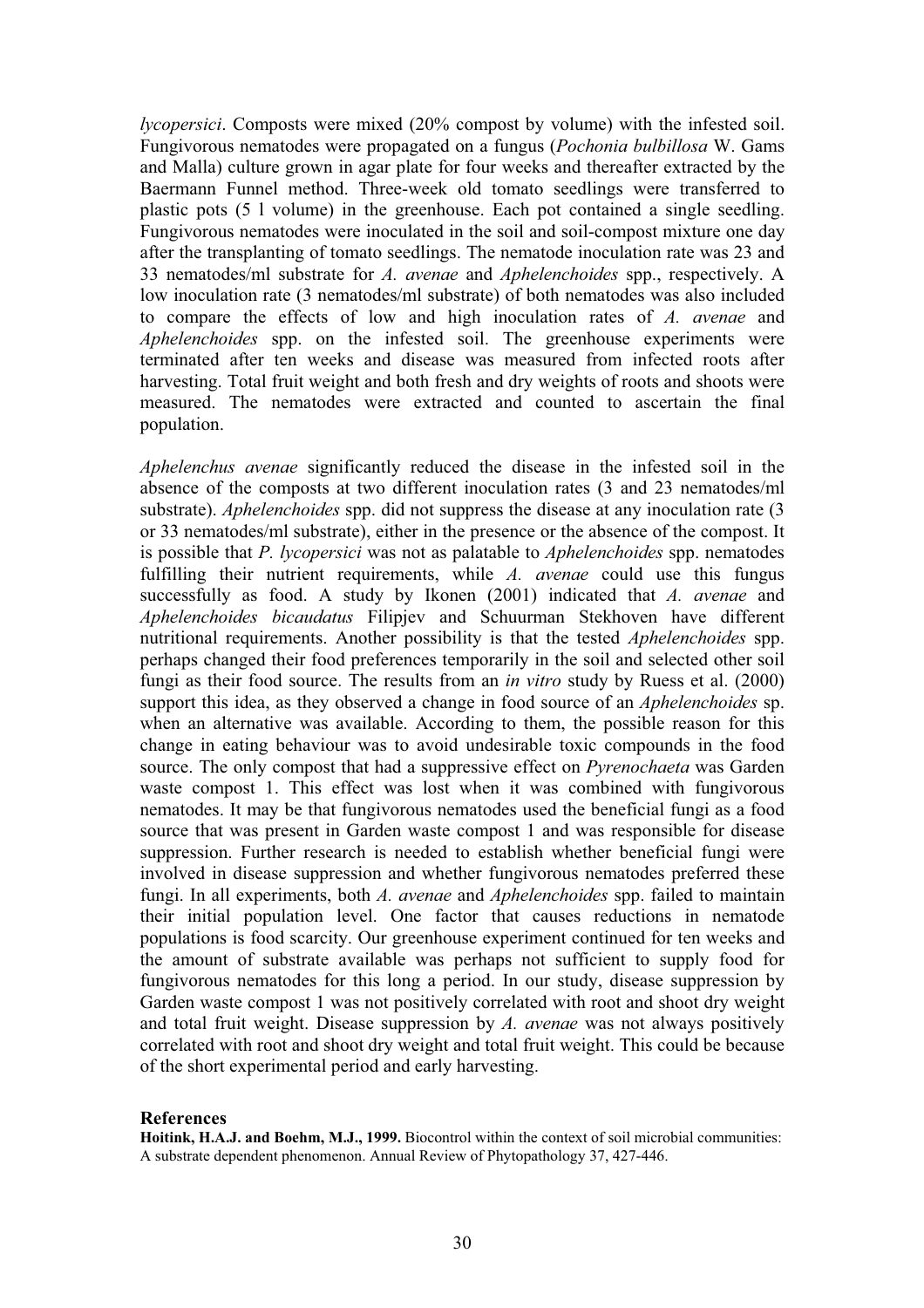*lycopersici*. Composts were mixed (20% compost by volume) with the infested soil. Fungivorous nematodes were propagated on a fungus (*Pochonia bulbillosa* W. Gams and Malla) culture grown in agar plate for four weeks and thereafter extracted by the Baermann Funnel method. Three-week old tomato seedlings were transferred to plastic pots (5 l volume) in the greenhouse. Each pot contained a single seedling. Fungivorous nematodes were inoculated in the soil and soil-compost mixture one day after the transplanting of tomato seedlings. The nematode inoculation rate was 23 and 33 nematodes/ml substrate for *A. avenae* and *Aphelenchoides* spp., respectively. A low inoculation rate (3 nematodes/ml substrate) of both nematodes was also included to compare the effects of low and high inoculation rates of *A. avenae* and *Aphelenchoides* spp. on the infested soil. The greenhouse experiments were terminated after ten weeks and disease was measured from infected roots after harvesting. Total fruit weight and both fresh and dry weights of roots and shoots were measured. The nematodes were extracted and counted to ascertain the final population.

*Aphelenchus avenae* significantly reduced the disease in the infested soil in the absence of the composts at two different inoculation rates (3 and 23 nematodes/ml substrate). *Aphelenchoides* spp. did not suppress the disease at any inoculation rate (3 or 33 nematodes/ml substrate), either in the presence or the absence of the compost. It is possible that *P. lycopersici* was not as palatable to *Aphelenchoides* spp. nematodes fulfilling their nutrient requirements, while *A. avenae* could use this fungus successfully as food. A study by Ikonen (2001) indicated that *A. avenae* and *Aphelenchoides bicaudatus* Filipjev and Schuurman Stekhoven have different nutritional requirements. Another possibility is that the tested *Aphelenchoides* spp. perhaps changed their food preferences temporarily in the soil and selected other soil fungi as their food source. The results from an *in vitro* study by Ruess et al. (2000) support this idea, as they observed a change in food source of an *Aphelenchoides* sp. when an alternative was available. According to them, the possible reason for this change in eating behaviour was to avoid undesirable toxic compounds in the food source. The only compost that had a suppressive effect on *Pyrenochaeta* was Garden waste compost 1. This effect was lost when it was combined with fungivorous nematodes. It may be that fungivorous nematodes used the beneficial fungi as a food source that was present in Garden waste compost 1 and was responsible for disease suppression. Further research is needed to establish whether beneficial fungi were involved in disease suppression and whether fungivorous nematodes preferred these fungi. In all experiments, both *A. avenae* and *Aphelenchoides* spp. failed to maintain their initial population level. One factor that causes reductions in nematode populations is food scarcity. Our greenhouse experiment continued for ten weeks and the amount of substrate available was perhaps not sufficient to supply food for fungivorous nematodes for this long a period. In our study, disease suppression by Garden waste compost 1 was not positively correlated with root and shoot dry weight and total fruit weight. Disease suppression by *A. avenae* was not always positively correlated with root and shoot dry weight and total fruit weight. This could be because of the short experimental period and early harvesting.

#### References

**Hoitink, H.A.J. and Boehm, M.J., 1999.** Biocontrol within the context of soil microbial communities: A substrate dependent phenomenon. Annual Review of Phytopathology 37, 427-446.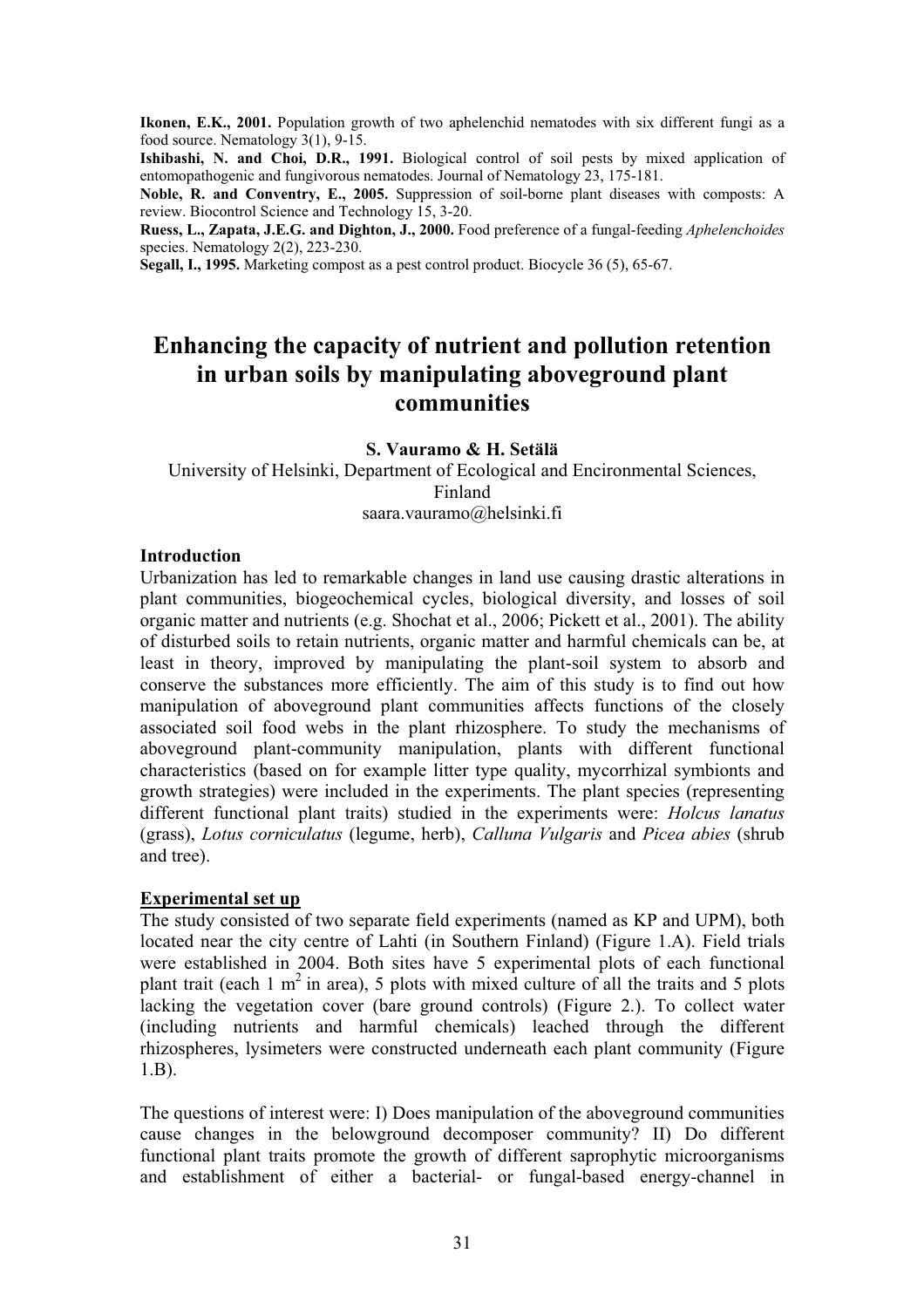**Ikonen, E.K., 2001.** Population growth of two aphelenchid nematodes with six different fungi as a food source. Nematology 3(1), 9-15.

**Ishibashi, N. and Choi, D.R., 1991.** Biological control of soil pests by mixed application of entomopathogenic and fungivorous nematodes. Journal of Nematology 23, 175-181.

**Noble, R. and Conventry, E., 2005.** Suppression of soil-borne plant diseases with composts: A review. Biocontrol Science and Technology 15, 3-20.

**Ruess, L., Zapata, J.E.G. and Dighton, J., 2000.** Food preference of a fungal-feeding *Aphelenchoides* species. Nematology 2(2), 223-230.

**Segall, I., 1995.** Marketing compost as a pest control product. Biocycle 36 (5), 65-67.

# Enhancing the capacity of nutrient and pollution retention in urban soils by manipulating aboveground plant communities

**S. Vauramo & H. Setälä**

University of Helsinki, Department of Ecological and Encironmental Sciences, Finland

saara.vauramo@helsinki.fi

**Introduction**

Urbanization has led to remarkable changes in land use causing drastic alterations in plant communities, biogeochemical cycles, biological diversity, and losses of soil organic matter and nutrients (e.g. Shochat et al., 2006; Pickett et al., 2001). The ability of disturbed soils to retain nutrients, organic matter and harmful chemicals can be, at least in theory, improved by manipulating the plant-soil system to absorb and conserve the substances more efficiently. The aim of this study is to find out how manipulation of aboveground plant communities affects functions of the closely associated soil food webs in the plant rhizosphere. To study the mechanisms of aboveground plant-community manipulation, plants with different functional characteristics (based on for example litter type quality, mycorrhizal symbionts and growth strategies) were included in the experiments. The plant species (representing different functional plant traits) studied in the experiments were: *Holcus lanatus* (grass), *Lotus corniculatus* (legume, herb), *Calluna Vulgaris* and *Picea abies* (shrub and tree).

**Experimental set up**

The study consisted of two separate field experiments (named as KP and UPM), both located near the city centre of Lahti (in Southern Finland) (Figure 1.A). Field trials were established in 2004. Both sites have 5 experimental plots of each functional plant trait (each 1 $m^2$ in area), 5 plots with mixed culture of all the traits and 5 plots lacking the vegetation cover (bare ground controls) (Figure 2.). To collect water (including nutrients and harmful chemicals) leached through the different rhizospheres, lysimeters were constructed underneath each plant community (Figure 1.B).

The questions of interest were: I) Does manipulation of the aboveground communities cause changes in the belowground decomposer community? II) Do different functional plant traits promote the growth of different saprophytic microorganisms and establishment of either a bacterial- or fungal-based energy-channel in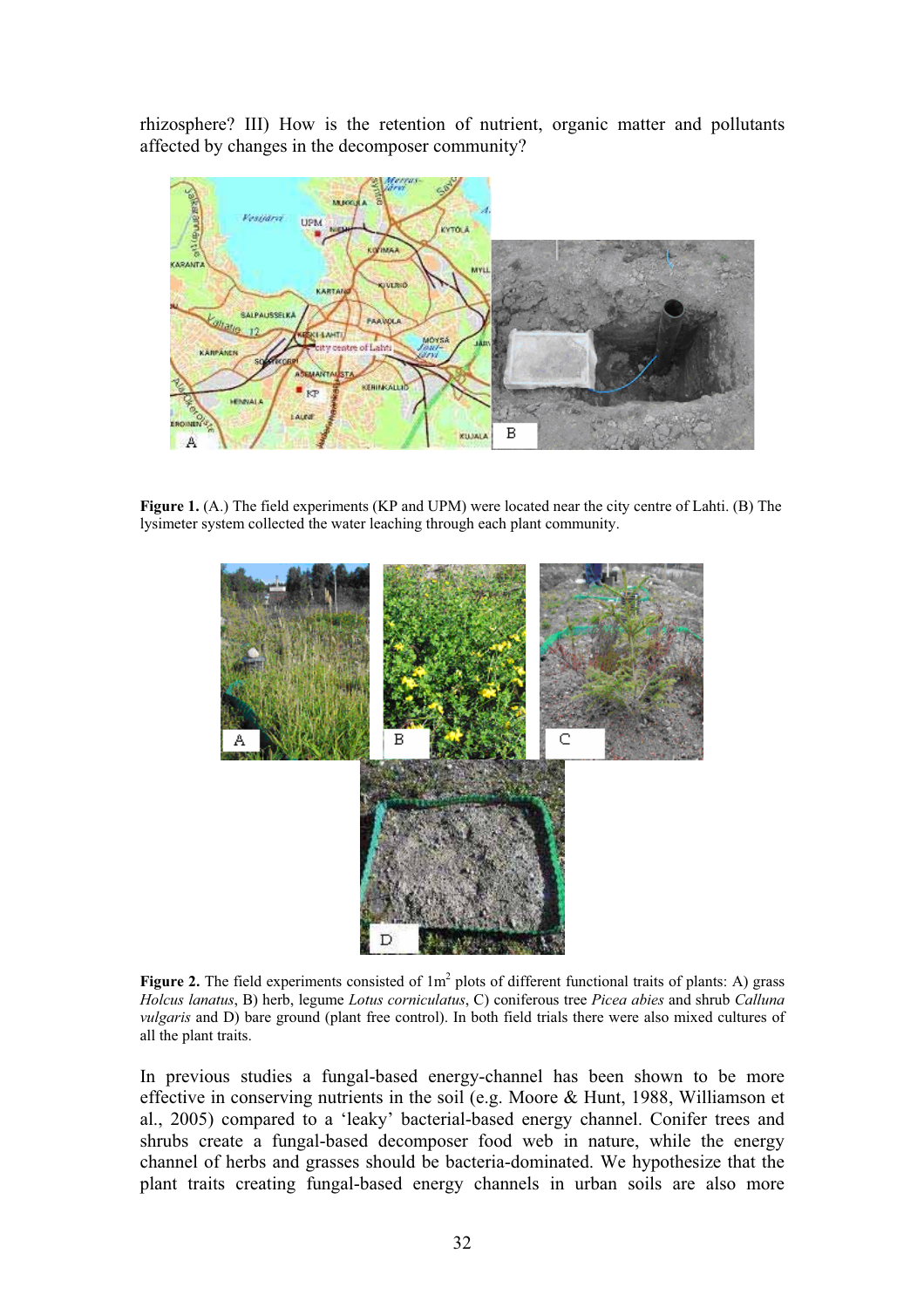rhizosphere? III) How is the retention of nutrient, organic matter and pollutants affected by changes in the decomposer community?

**Figure 1.** (A.) The field experiments (KP and UPM) were located near the city centre of Lahti. (B) The lysimeter system collected the water leaching through each plant community.

**Figure 2.** The field experiments consisted of $1m^2$ plots of different functional traits of plants: A) grass *Holcus lanatus*, B) herb, legume *Lotus corniculatus*, C) coniferous tree *Picea abies* and shrub *Calluna vulgaris* and D) bare ground (plant free control). In both field trials there were also mixed cultures of all the plant traits.

In previous studies a fungal-based energy-channel has been shown to be more effective in conserving nutrients in the soil (e.g. Moore & Hunt, 1988, Williamson et al., 2005) compared to a 'leaky' bacterial-based energy channel. Conifer trees and shrubs create a fungal-based decomposer food web in nature, while the energy channel of herbs and grasses should be bacteria-dominated. We hypothesize that the plant traits creating fungal-based energy channels in urban soils are also more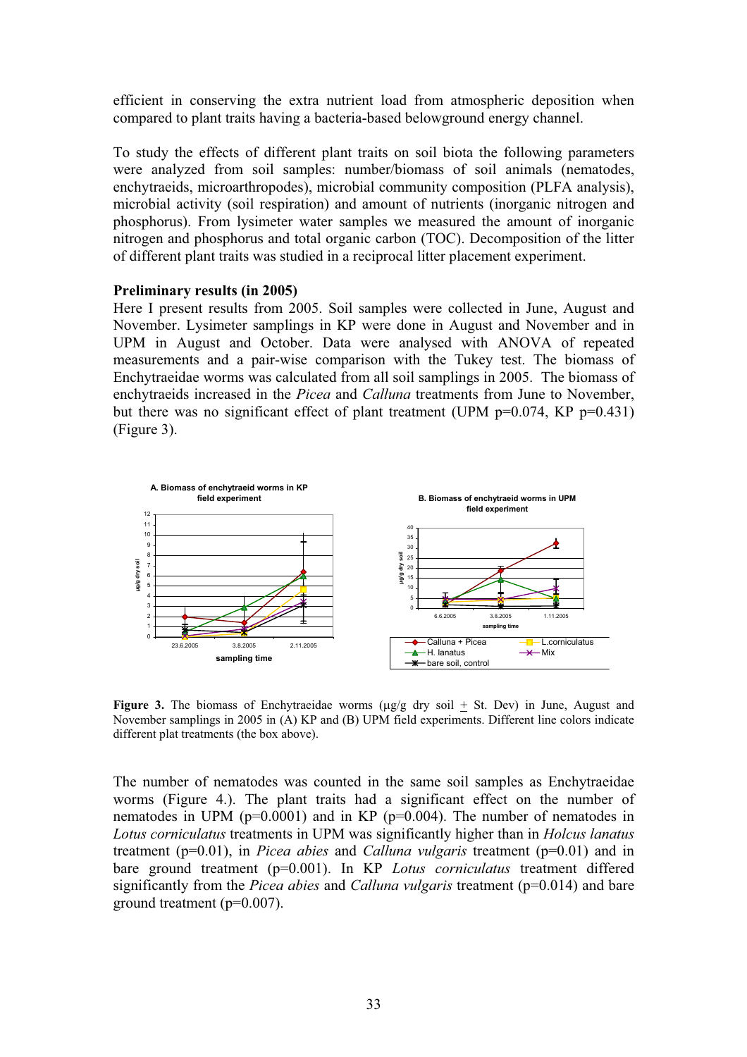efficient in conserving the extra nutrient load from atmospheric deposition when compared to plant traits having a bacteria-based belowground energy channel.

To study the effects of different plant traits on soil biota the following parameters were analyzed from soil samples: number/biomass of soil animals (nematodes, enchytraeids, microarthropodes), microbial community composition (PLFA analysis), microbial activity (soil respiration) and amount of nutrients (inorganic nitrogen and phosphorus). From lysimeter water samples we measured the amount of inorganic nitrogen and phosphorus and total organic carbon (TOC). Decomposition of the litter of different plant traits was studied in a reciprocal litter placement experiment.

**Preliminary results (in 2005)**

Here I present results from 2005. Soil samples were collected in June, August and November. Lysimeter samplings in KP were done in August and November and in UPM in August and October. Data were analysed with ANOVA of repeated measurements and a pair-wise comparison with the Tukey test. The biomass of Enchytraeidae worms was calculated from all soil samplings in 2005. The biomass of enchytraeids increased in the *Picea* and *Calluna* treatments from June to November, but there was no significant effect of plant treatment (UPM $p=0.074$, KP $p=0.431$) (Figure 3).

**Figure 3.** The biomass of Enchytraeidae worms (μg/g dry soil ± St. Dev) in June, August and November samplings in 2005 in (A) KP and (B) UPM field experiments. Different line colors indicate different plat treatments (the box above).

The number of nematodes was counted in the same soil samples as Enchytraeidae worms (Figure 4.). The plant traits had a significant effect on the number of nematodes in UPM ($p=0.0001$) and in KP ($p=0.004$). The number of nematodes in *Lotus corniculatus* treatments in UPM was significantly higher than in *Holcus lanatus* treatment ($p=0.01$), in *Picea abies* and *Calluna vulgaris* treatment ($p=0.01$) and in bare ground treatment ($p=0.001$). In KP *Lotus corniculatus* treatment differed significantly from the *Picea abies* and *Calluna vulgaris* treatment ($p=0.014$) and bare ground treatment ($p=0.007$).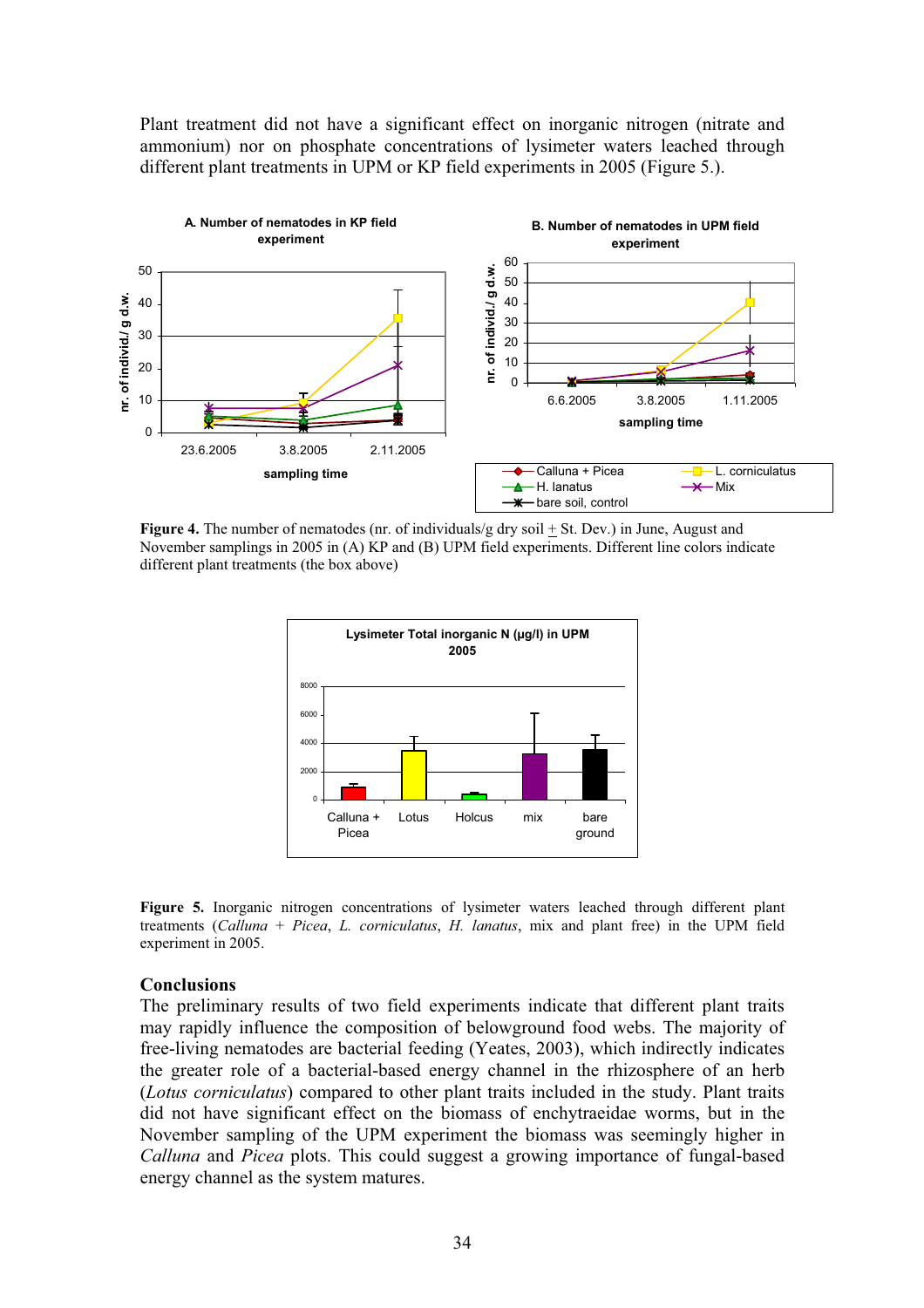Plant treatment did not have a significant effect on inorganic nitrogen (nitrate and ammonium) nor on phosphate concentrations of lysimeter waters leached through different plant treatments in UPM or KP field experiments in 2005 (Figure 5.).

**Figure 4.** The number of nematodes (nr. of individuals/g dry soil ± St. Dev.) in June, August and November samplings in 2005 in (A) KP and (B) UPM field experiments. Different line colors indicate different plant treatments (the box above)

**Figure 5.** Inorganic nitrogen concentrations of lysimeter waters leached through different plant treatments (*Calluna* + *Picea*, *L. corniculatus*, *H. lanatus*, mix and plant free) in the UPM field experiment in 2005.

## Conclusions

The preliminary results of two field experiments indicate that different plant traits may rapidly influence the composition of belowground food webs. The majority of free-living nematodes are bacterial feeding (Yeates, 2003), which indirectly indicates the greater role of a bacterial-based energy channel in the rhizosphere of an herb (*Lotus corniculatus*) compared to other plant traits included in the study. Plant traits did not have significant effect on the biomass of enchytraeidae worms, but in the November sampling of the UPM experiment the biomass was seemingly higher in *Calluna* and *Picea* plots. This could suggest a growing importance of fungal-based energy channel as the system matures.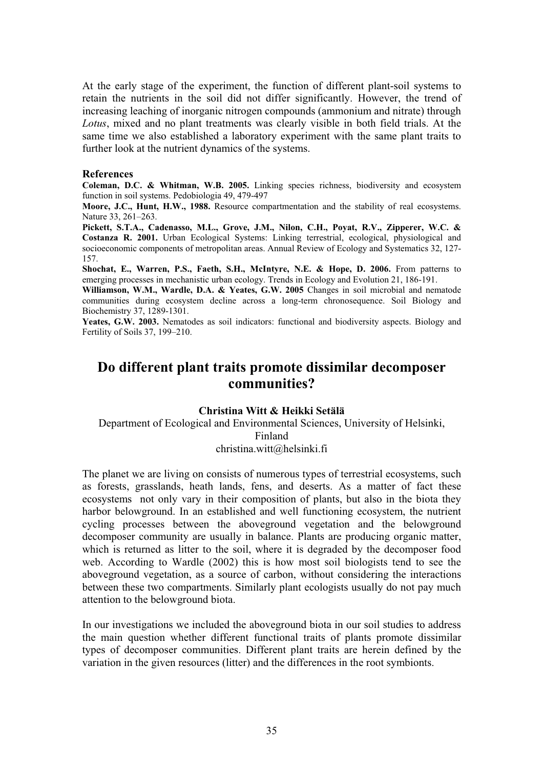At the early stage of the experiment, the function of different plant-soil systems to retain the nutrients in the soil did not differ significantly. However, the trend of increasing leaching of inorganic nitrogen compounds (ammonium and nitrate) through *Lotus*, mixed and no plant treatments was clearly visible in both field trials. At the same time we also established a laboratory experiment with the same plant traits to further look at the nutrient dynamics of the systems.

### References

**Coleman, D.C. & Whitman, W.B. 2005.** Linking species richness, biodiversity and ecosystem function in soil systems. Pedobiologia 49, 479-497

**Moore, J.C., Hunt, H.W., 1988.** Resource compartmentation and the stability of real ecosystems. Nature 33, 261–263.

**Pickett, S.T.A., Cadenasso, M.L., Grove, J.M., Nilon, C.H., Poyat, R.V., Zipperer, W.C. & Costanza R. 2001.** Urban Ecological Systems: Linking terrestrial, ecological, physiological and socioeconomic components of metropolitan areas. Annual Review of Ecology and Systematics 32, 127-157.

**Shochat, E., Warren, P.S., Faeth, S.H., McIntyre, N.E. & Hope, D. 2006.** From patterns to emerging processes in mechanistic urban ecology. Trends in Ecology and Evolution 21, 186-191.

**Williamson, W.M., Wardle, D.A. & Yeates, G.W. 2005** Changes in soil microbial and nematode communities during ecosystem decline across a long-term chronosequence. Soil Biology and Biochemistry 37, 1289-1301.

**Yeates, G.W. 2003.** Nematodes as soil indicators: functional and biodiversity aspects. Biology and Fertility of Soils 37, 199–210.

## Do different plant traits promote dissimilar decomposer communities?

**Christina Witt & Heikki Setälä**

Department of Ecological and Environmental Sciences, University of Helsinki, Finland
christina.witt@helsinki.fi

The planet we are living on consists of numerous types of terrestrial ecosystems, such as forests, grasslands, heath lands, fens, and deserts. As a matter of fact these ecosystems not only vary in their composition of plants, but also in the biota they harbor belowground. In an established and well functioning ecosystem, the nutrient cycling processes between the aboveground vegetation and the belowground decomposer community are usually in balance. Plants are producing organic matter, which is returned as litter to the soil, where it is degraded by the decomposer food web. According to Wardle (2002) this is how most soil biologists tend to see the aboveground vegetation, as a source of carbon, without considering the interactions between these two compartments. Similarly plant ecologists usually do not pay much attention to the belowground biota.

In our investigations we included the aboveground biota in our soil studies to address the main question whether different functional traits of plants promote dissimilar types of decomposer communities. Different plant traits are herein defined by the variation in the given resources (litter) and the differences in the root symbionts.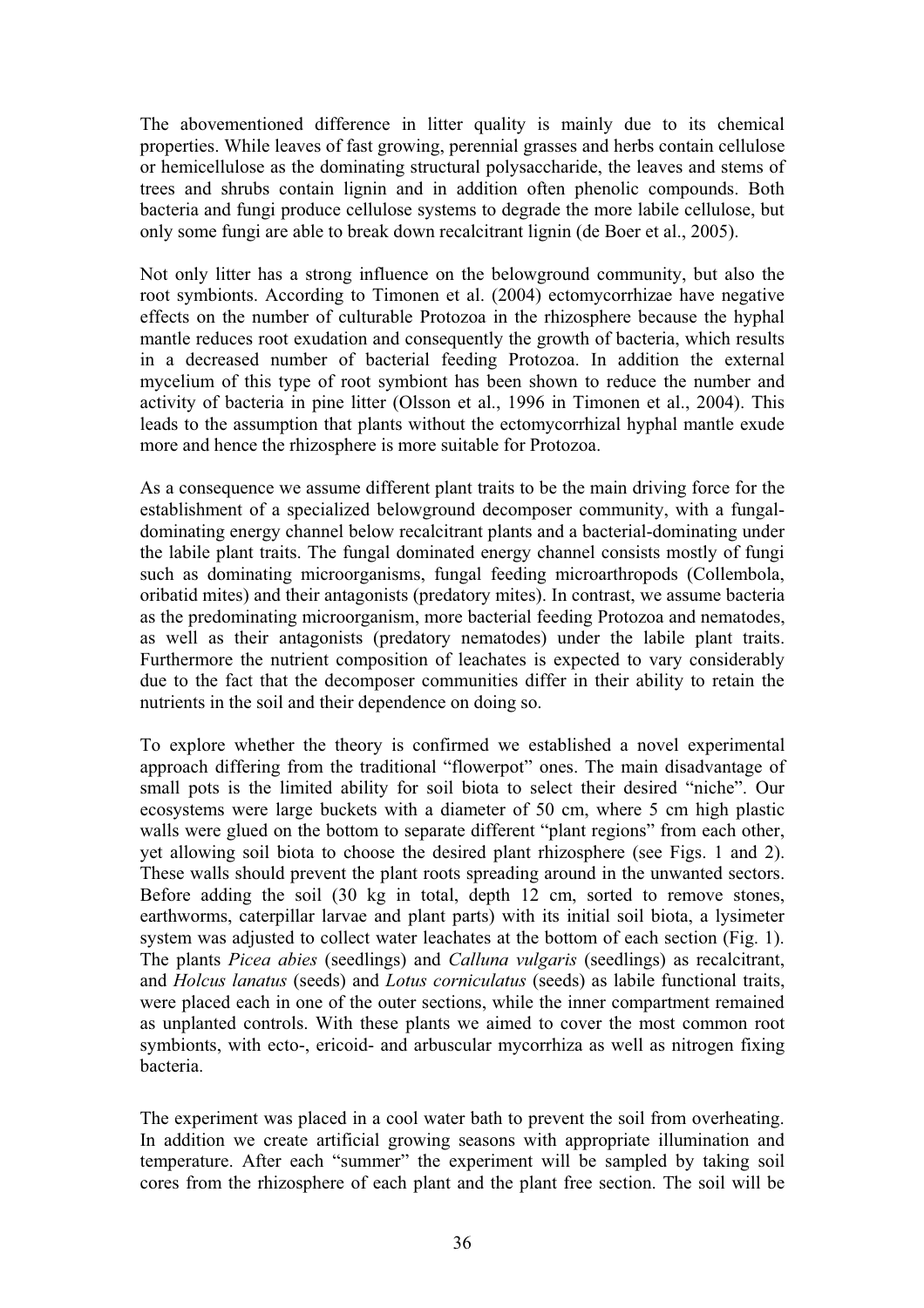The abovementioned difference in litter quality is mainly due to its chemical properties. While leaves of fast growing, perennial grasses and herbs contain cellulose or hemicellulose as the dominating structural polysaccharide, the leaves and stems of trees and shrubs contain lignin and in addition often phenolic compounds. Both bacteria and fungi produce cellulose systems to degrade the more labile cellulose, but only some fungi are able to break down recalcitrant lignin (de Boer et al., 2005).

Not only litter has a strong influence on the belowground community, but also the root symbionts. According to Timonen et al. (2004) ectomycorrhizae have negative effects on the number of culturable Protozoa in the rhizosphere because the hyphal mantle reduces root exudation and consequently the growth of bacteria, which results in a decreased number of bacterial feeding Protozoa. In addition the external mycelium of this type of root symbiont has been shown to reduce the number and activity of bacteria in pine litter (Olsson et al., 1996 in Timonen et al., 2004). This leads to the assumption that plants without the ectomycorrhizal hyphal mantle exude more and hence the rhizosphere is more suitable for Protozoa.

As a consequence we assume different plant traits to be the main driving force for the establishment of a specialized belowground decomposer community, with a fungal-dominating energy channel below recalcitrant plants and a bacterial-dominating under the labile plant traits. The fungal dominated energy channel consists mostly of fungi such as dominating microorganisms, fungal feeding microarthropods (Collembola, oribatid mites) and their antagonists (predatory mites). In contrast, we assume bacteria as the predominating microorganism, more bacterial feeding Protozoa and nematodes, as well as their antagonists (predatory nematodes) under the labile plant traits. Furthermore the nutrient composition of leachates is expected to vary considerably due to the fact that the decomposer communities differ in their ability to retain the nutrients in the soil and their dependence on doing so.

To explore whether the theory is confirmed we established a novel experimental approach differing from the traditional "flowerpot" ones. The main disadvantage of small pots is the limited ability for soil biota to select their desired "niche". Our ecosystems were large buckets with a diameter of 50 cm, where 5 cm high plastic walls were glued on the bottom to separate different "plant regions" from each other, yet allowing soil biota to choose the desired plant rhizosphere (see Figs. 1 and 2). These walls should prevent the plant roots spreading around in the unwanted sectors. Before adding the soil (30 kg in total, depth 12 cm, sorted to remove stones, earthworms, caterpillar larvae and plant parts) with its initial soil biota, a lysimeter system was adjusted to collect water leachates at the bottom of each section (Fig. 1). The plants *Picea abies* (seedlings) and *Calluna vulgaris* (seedlings) as recalcitrant, and *Holcus lanatus* (seeds) and *Lotus corniculatus* (seeds) as labile functional traits, were placed each in one of the outer sections, while the inner compartment remained as unplanted controls. With these plants we aimed to cover the most common root symbionts, with ecto-, ericoid- and arbuscular mycorrhiza as well as nitrogen fixing bacteria.

The experiment was placed in a cool water bath to prevent the soil from overheating. In addition we create artificial growing seasons with appropriate illumination and temperature. After each "summer" the experiment will be sampled by taking soil cores from the rhizosphere of each plant and the plant free section. The soil will be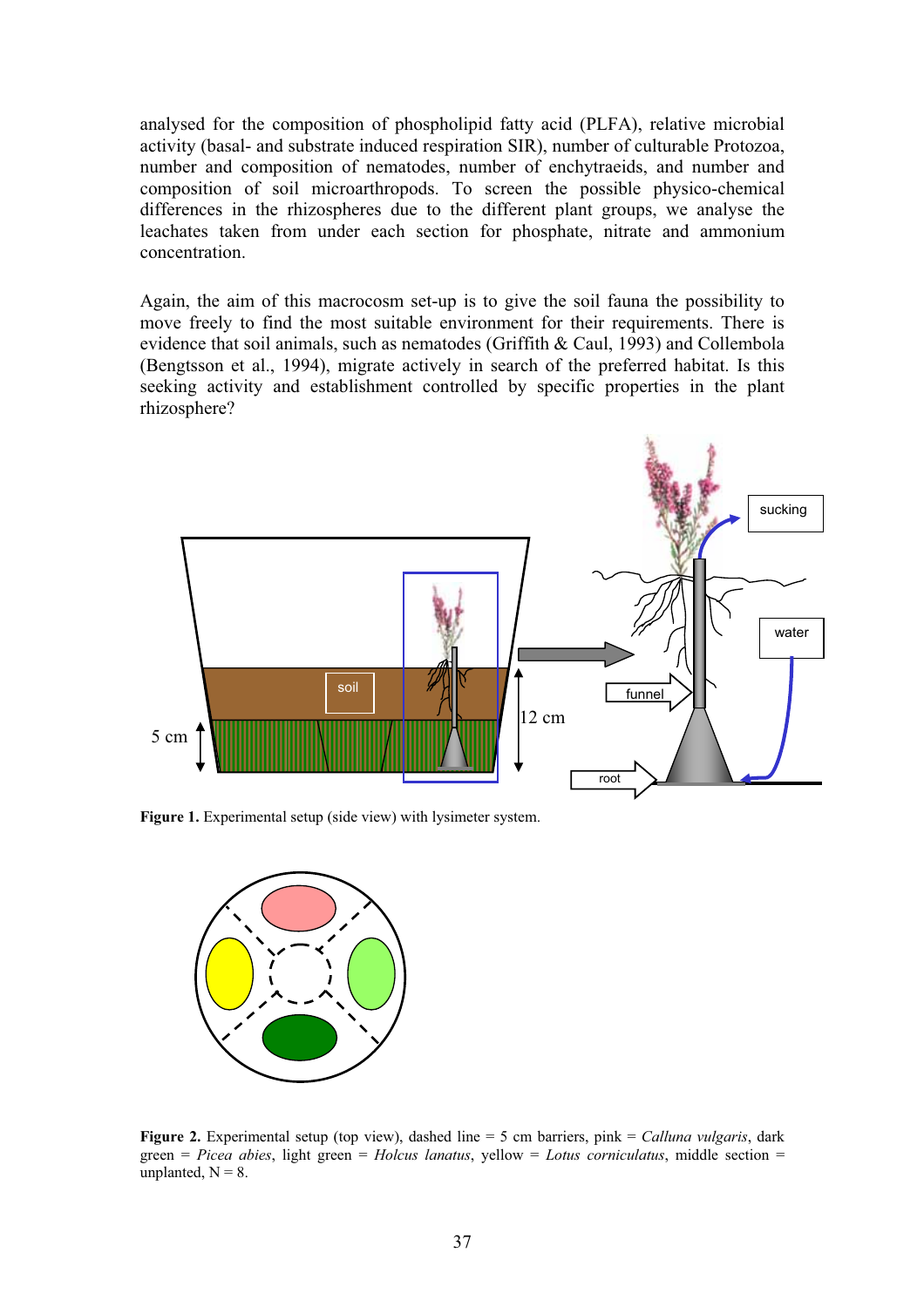analysed for the composition of phospholipid fatty acid (PLFA), relative microbial activity (basal- and substrate induced respiration SIR), number of culturable Protozoa, number and composition of nematodes, number of enchytraeids, and number and composition of soil microarthropods. To screen the possible physico-chemical differences in the rhizospheres due to the different plant groups, we analyse the leachates taken from under each section for phosphate, nitrate and ammonium concentration.

Again, the aim of this macrocosm set-up is to give the soil fauna the possibility to move freely to find the most suitable environment for their requirements. There is evidence that soil animals, such as nematodes (Griffith & Caul, 1993) and Collembola (Bengtsson et al., 1994), migrate actively in search of the preferred habitat. Is this seeking activity and establishment controlled by specific properties in the plant rhizosphere?

**Figure 1.** Experimental setup (side view) with lysimeter system.

**Figure 2.** Experimental setup (top view), dashed line = 5 cm barriers, pink = *Calluna vulgaris*, dark green = *Picea abies*, light green = *Holcus lanatus*, yellow = *Lotus corniculatus*, middle section = unplanted, N = 8.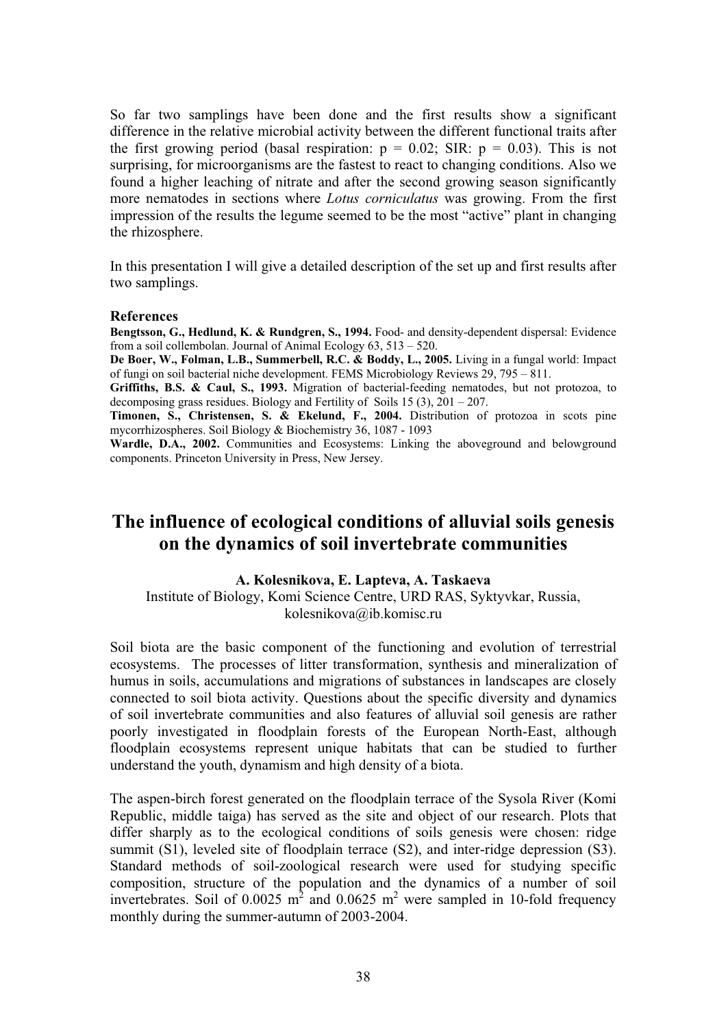So far two samplings have been done and the first results show a significant difference in the relative microbial activity between the different functional traits after the first growing period (basal respiration: $p = 0.02$; SIR: $p = 0.03$). This is not surprising, for microorganisms are the fastest to react to changing conditions. Also we found a higher leaching of nitrate and after the second growing season significantly more nematodes in sections where *Lotus corniculatus* was growing. From the first impression of the results the legume seemed to be the most "active" plant in changing the rhizosphere.

In this presentation I will give a detailed description of the set up and first results after two samplings.

#### References

**Bengtsson, G., Hedlund, K. & Rundgren, S., 1994.** Food- and density-dependent dispersal: Evidence from a soil collembolan. Journal of Animal Ecology 63, 513 – 520.

**De Boer, W., Folman, L.B., Summerbell, R.C. & Boddy, L., 2005.** Living in a fungal world: Impact of fungi on soil bacterial niche development. FEMS Microbiology Reviews 29, 795 – 811.

**Griffiths, B.S. & Caul, S., 1993.** Migration of bacterial-feeding nematodes, but not protozoa, to decomposing grass residues. Biology and Fertility of Soils 15 (3), 201 – 207.

**Timonen, S., Christensen, S. & Ekelund, F., 2004.** Distribution of protozoa in scots pine mycorrhizospheres. Soil Biology & Biochemistry 36, 1087 - 1093

**Wardle, D.A., 2002.** Communities and Ecosystems: Linking the aboveground and belowground components. Princeton University in Press, New Jersey.

## The influence of ecological conditions of alluvial soils genesis on the dynamics of soil invertebrate communities

**A. Kolesnikova, E. Lapteva, A. Taskaeva**

Institute of Biology, Komi Science Centre, URD RAS, Syktyvkar, Russia, kolesnikova@ib.komisc.ru

Soil biota are the basic component of the functioning and evolution of terrestrial ecosystems. The processes of litter transformation, synthesis and mineralization of humus in soils, accumulations and migrations of substances in landscapes are closely connected to soil biota activity. Questions about the specific diversity and dynamics of soil invertebrate communities and also features of alluvial soil genesis are rather poorly investigated in floodplain forests of the European North-East, although floodplain ecosystems represent unique habitats that can be studied to further understand the youth, dynamism and high density of a biota.

The aspen-birch forest generated on the floodplain terrace of the Sysola River (Komi Republic, middle taiga) has served as the site and object of our research. Plots that differ sharply as to the ecological conditions of soils genesis were chosen: ridge summit (S1), leveled site of floodplain terrace (S2), and inter-ridge depression (S3). Standard methods of soil-zoological research were used for studying specific composition, structure of the population and the dynamics of a number of soil invertebrates. Soil of $0.0025\ m^2$ and $0.0625\ m^2$ were sampled in 10-fold frequency monthly during the summer-autumn of 2003-2004.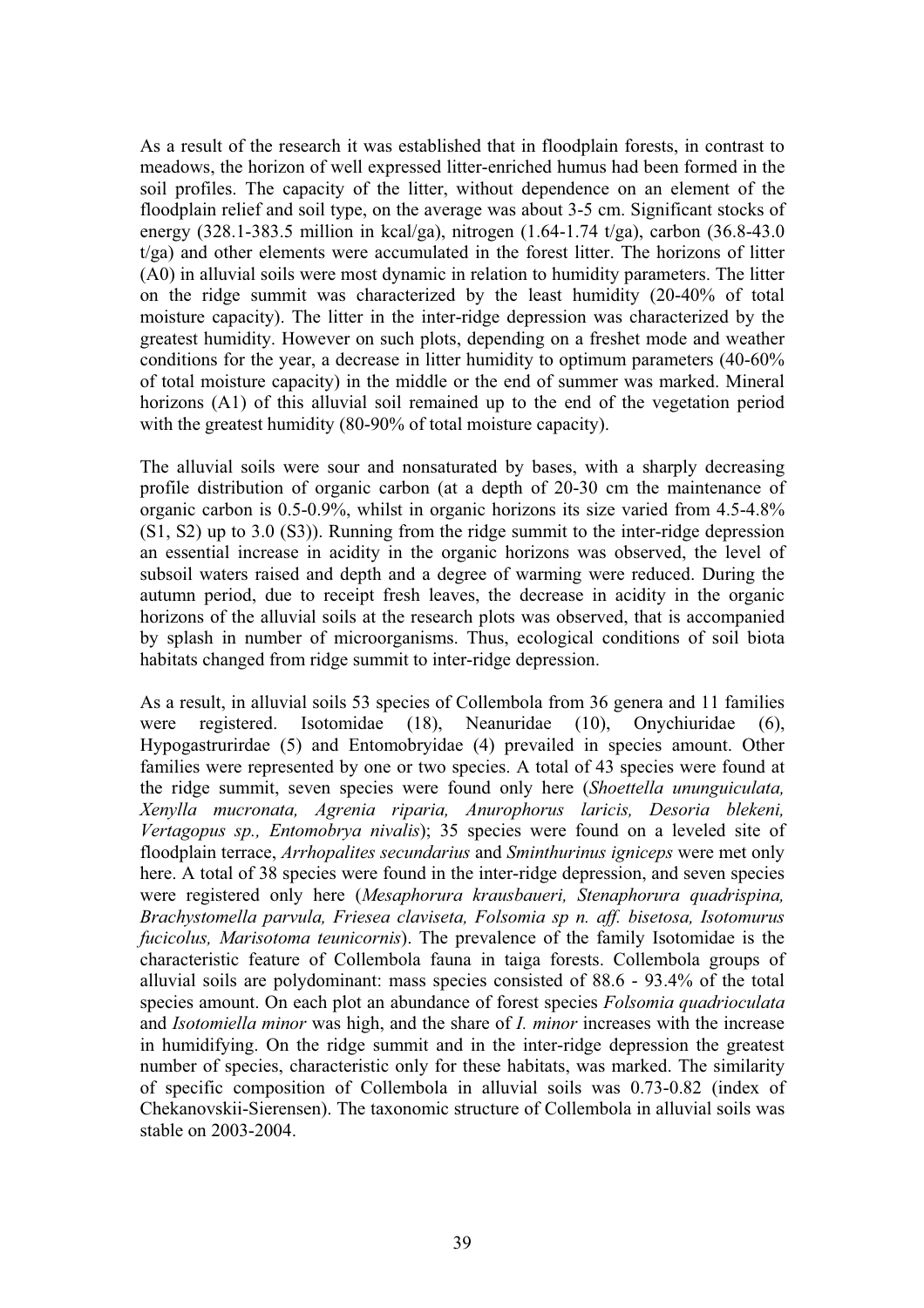As a result of the research it was established that in floodplain forests, in contrast to meadows, the horizon of well expressed litter-enriched humus had been formed in the soil profiles. The capacity of the litter, without dependence on an element of the floodplain relief and soil type, on the average was about 3-5 cm. Significant stocks of energy (328.1-383.5 million in kcal/ga), nitrogen (1.64-1.74 t/ga), carbon (36.8-43.0 t/ga) and other elements were accumulated in the forest litter. The horizons of litter (A0) in alluvial soils were most dynamic in relation to humidity parameters. The litter on the ridge summit was characterized by the least humidity (20-40% of total moisture capacity). The litter in the inter-ridge depression was characterized by the greatest humidity. However on such plots, depending on a freshet mode and weather conditions for the year, a decrease in litter humidity to optimum parameters (40-60% of total moisture capacity) in the middle or the end of summer was marked. Mineral horizons (A1) of this alluvial soil remained up to the end of the vegetation period with the greatest humidity (80-90% of total moisture capacity).

The alluvial soils were sour and nonsaturated by bases, with a sharply decreasing profile distribution of organic carbon (at a depth of 20-30 cm the maintenance of organic carbon is 0.5-0.9%, whilst in organic horizons its size varied from 4.5-4.8% (S1, S2) up to 3.0 (S3)). Running from the ridge summit to the inter-ridge depression an essential increase in acidity in the organic horizons was observed, the level of subsoil waters raised and depth and a degree of warming were reduced. During the autumn period, due to receipt fresh leaves, the decrease in acidity in the organic horizons of the alluvial soils at the research plots was observed, that is accompanied by splash in number of microorganisms. Thus, ecological conditions of soil biota habitats changed from ridge summit to inter-ridge depression.

As a result, in alluvial soils 53 species of Collembola from 36 genera and 11 families were registered. Isotomidae (18), Neanuridae (10), Onychiuridae (6), Hypogastrurirdae (5) and Entomobryidae (4) prevailed in species amount. Other families were represented by one or two species. A total of 43 species were found at the ridge summit, seven species were found only here (*Shoettella ununguiculata, Xenylla mucronata, Agrenia riparia, Anurophorus laricis, Desoria blekeni, Vertagopus sp., Entomobrya nivalis*); 35 species were found on a leveled site of floodplain terrace, *Arrhopalites secundarius* and *Sminthurinus igniceps* were met only here. A total of 38 species were found in the inter-ridge depression, and seven species were registered only here (*Mesaphorura krausbaueri, Stenaphorura quadrispina, Brachystomella parvula, Friesea claviseta, Folsomia sp n. aff. bisetosa, Isotomurus fucicolus, Marisotoma teunicornis*). The prevalence of the family Isotomidae is the characteristic feature of Collembola fauna in taiga forests. Collembola groups of alluvial soils are polydominant: mass species consisted of 88.6 - 93.4% of the total species amount. On each plot an abundance of forest species *Folsomia quadrioculata* and *Isotomiella minor* was high, and the share of *I. minor* increases with the increase in humidifying. On the ridge summit and in the inter-ridge depression the greatest number of species, characteristic only for these habitats, was marked. The similarity of specific composition of Collembola in alluvial soils was 0.73-0.82 (index of Chekanovskii-Sierensen). The taxonomic structure of Collembola in alluvial soils was stable on 2003-2004.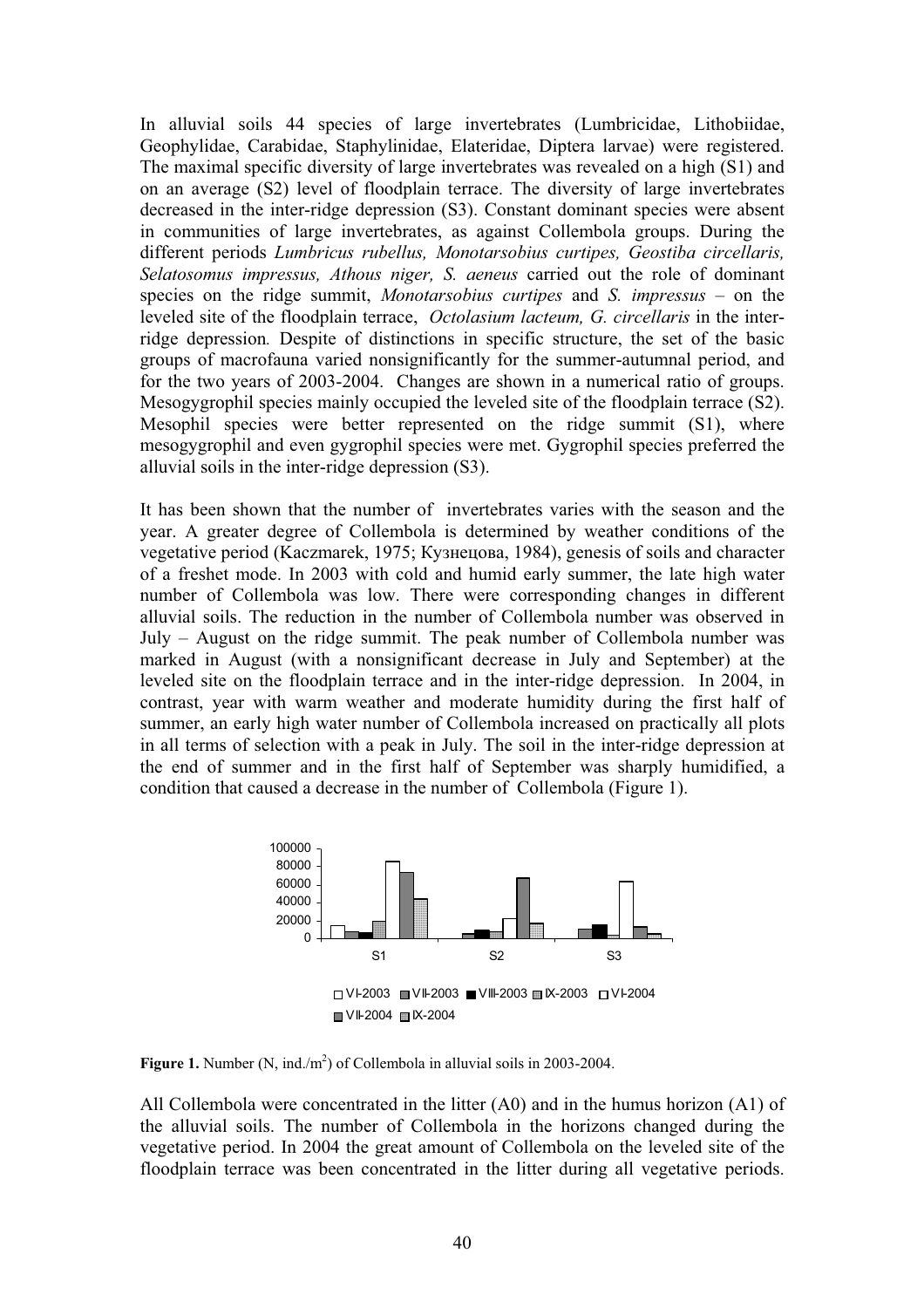In alluvial soils 44 species of large invertebrates (Lumbricidae, Lithobiidae, Geophylidae, Carabidae, Staphylinidae, Elateridae, Diptera larvae) were registered. The maximal specific diversity of large invertebrates was revealed on a high (S1) and on an average (S2) level of floodplain terrace. The diversity of large invertebrates decreased in the inter-ridge depression (S3). Constant dominant species were absent in communities of large invertebrates, as against Collembola groups. During the different periods *Lumbricus rubellus, Monotarsobius curtipes, Geostiba circellaris, Selatosomus impressus, Athous niger, S. aeneus* carried out the role of dominant species on the ridge summit, *Monotarsobius curtipes* and *S. impressus* – on the leveled site of the floodplain terrace, *Octolasium lacteum, G. circellaris* in the inter-ridge depression. Despite of distinctions in specific structure, the set of the basic groups of macrofauna varied nonsignificantly for the summer-autumnal period, and for the two years of 2003-2004. Changes are shown in a numerical ratio of groups. Mesogygrophil species mainly occupied the leveled site of the floodplain terrace (S2). Mesophil species were better represented on the ridge summit (S1), where mesogygrophil and even gygrophil species were met. Gygrophil species preferred the alluvial soils in the inter-ridge depression (S3).

It has been shown that the number of invertebrates varies with the season and the year. A greater degree of Collembola is determined by weather conditions of the vegetative period (Kaczmarek, 1975; Кузнецова, 1984), genesis of soils and character of a freshet mode. In 2003 with cold and humid early summer, the late high water number of Collembola was low. There were corresponding changes in different alluvial soils. The reduction in the number of Collembola number was observed in July – August on the ridge summit. The peak number of Collembola number was marked in August (with a nonsignificant decrease in July and September) at the leveled site on the floodplain terrace and in the inter-ridge depression. In 2004, in contrast, year with warm weather and moderate humidity during the first half of summer, an early high water number of Collembola increased on practically all plots in all terms of selection with a peak in July. The soil in the inter-ridge depression at the end of summer and in the first half of September was sharply humidified, a condition that caused a decrease in the number of Collembola (Figure 1).

**Figure 1.** Number (N, ind./m$^2$) of Collembola in alluvial soils in 2003-2004.

All Collembola were concentrated in the litter (A0) and in the humus horizon (A1) of the alluvial soils. The number of Collembola in the horizons changed during the vegetative period. In 2004 the great amount of Collembola on the leveled site of the floodplain terrace was been concentrated in the litter during all vegetative periods.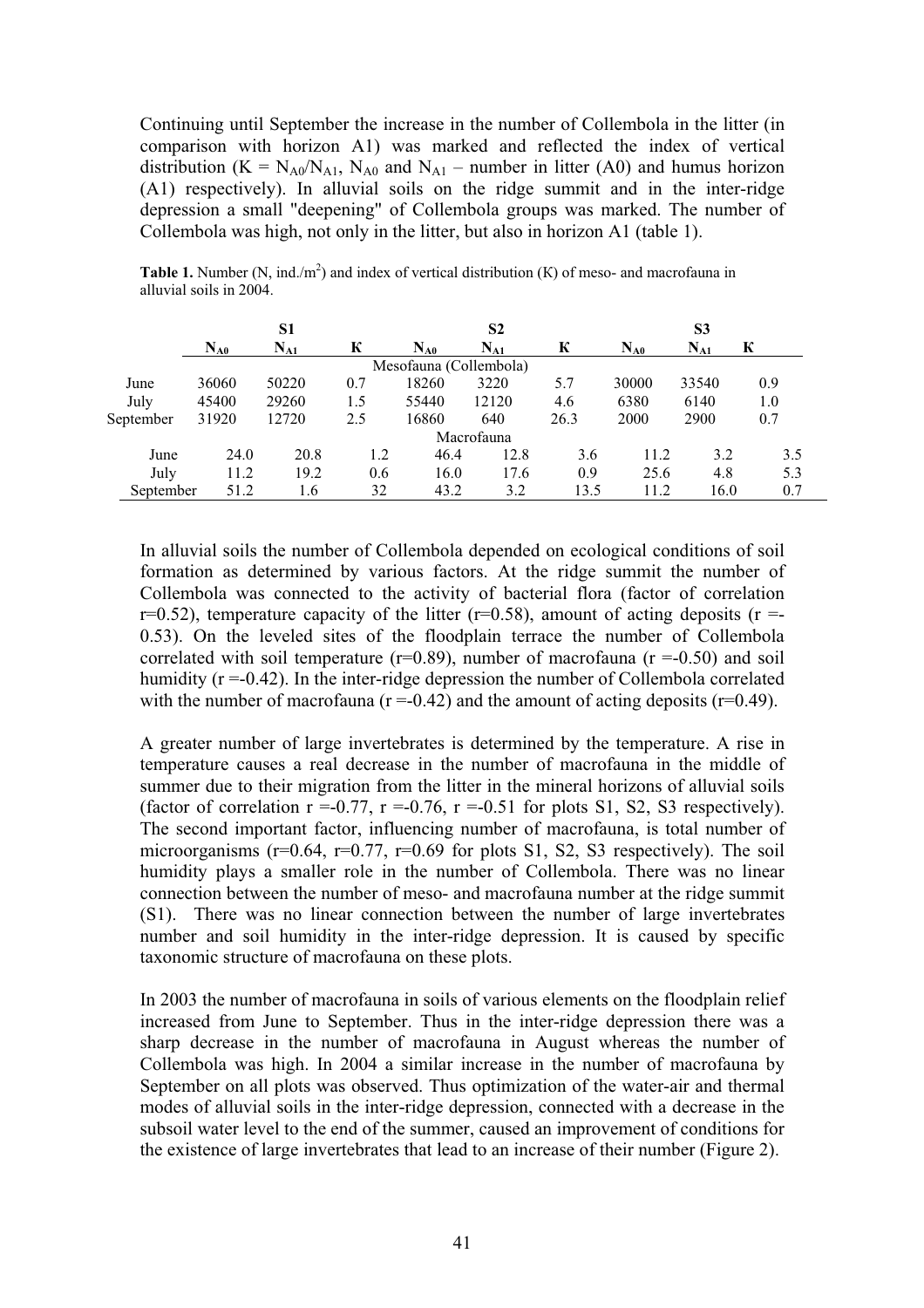Continuing until September the increase in the number of Collembola in the litter (in comparison with horizon A1) was marked and reflected the index of vertical distribution ($K = N_{A0}/N_{A1}$, $N_{A0}$ and $N_{A1}$ – number in litter (A0) and humus horizon (A1) respectively). In alluvial soils on the ridge summit and in the inter-ridge depression a small "deepening" of Collembola groups was marked. The number of Collembola was high, not only in the litter, but also in horizon A1 (table 1).

**Table 1.** Number (N, ind./m$^2$) and index of vertical distribution (K) of meso- and macrofauna in alluvial soils in 2004.

| | S1 | | | S2 | | | S3 | | |
|---|---|---|---|---|---|---|---|---|---|
| | $N_{A0}$ | $N_{A1}$ | K | $N_{A0}$ | $N_{A1}$ | K | $N_{A0}$ | $N_{A1}$ | K |
| | | | | Mesofauna (Collembola) | | | | | |
| June | 36060 | 50220 | 0.7 | 18260 | 3220 | 5.7 | 30000 | 33540 | 0.9 |
| July | 45400 | 29260 | 1.5 | 55440 | 12120 | 4.6 | 6380 | 6140 | 1.0 |
| September | 31920 | 12720 | 2.5 | 16860 | 640 | 26.3 | 2000 | 2900 | 0.7 |
| | | | | Macrofauna | | | | | |
| June | 24.0 | 20.8 | 1.2 | 46.4 | 12.8 | 3.6 | 11.2 | 3.2 | 3.5 |
| July | 11.2 | 19.2 | 0.6 | 16.0 | 17.6 | 0.9 | 25.6 | 4.8 | 5.3 |
| September | 51.2 | 1.6 | 32 | 43.2 | 3.2 | 13.5 | 11.2 | 16.0 | 0.7 |

In alluvial soils the number of Collembola depended on ecological conditions of soil formation as determined by various factors. At the ridge summit the number of Collembola was connected to the activity of bacterial flora (factor of correlation $r=0.52$), temperature capacity of the litter ($r=0.58$), amount of acting deposits ($r=-0.53$). On the leveled sites of the floodplain terrace the number of Collembola correlated with soil temperature ($r=0.89$), number of macrofauna ($r=-0.50$) and soil humidity ($r=-0.42$). In the inter-ridge depression the number of Collembola correlated with the number of macrofauna ($r=-0.42$) and the amount of acting deposits ($r=0.49$).

A greater number of large invertebrates is determined by the temperature. A rise in temperature causes a real decrease in the number of macrofauna in the middle of summer due to their migration from the litter in the mineral horizons of alluvial soils (factor of correlation $r=-0.77$, $r=-0.76$, $r=-0.51$ for plots S1, S2, S3 respectively). The second important factor, influencing number of macrofauna, is total number of microorganisms ($r=0.64$, $r=0.77$, $r=0.69$ for plots S1, S2, S3 respectively). The soil humidity plays a smaller role in the number of Collembola. There was no linear connection between the number of meso- and macrofauna number at the ridge summit (S1). There was no linear connection between the number of large invertebrates number and soil humidity in the inter-ridge depression. It is caused by specific taxonomic structure of macrofauna on these plots.

In 2003 the number of macrofauna in soils of various elements on the floodplain relief increased from June to September. Thus in the inter-ridge depression there was a sharp decrease in the number of macrofauna in August whereas the number of Collembola was high. In 2004 a similar increase in the number of macrofauna by September on all plots was observed. Thus optimization of the water-air and thermal modes of alluvial soils in the inter-ridge depression, connected with a decrease in the subsoil water level to the end of the summer, caused an improvement of conditions for the existence of large invertebrates that lead to an increase of their number (Figure 2).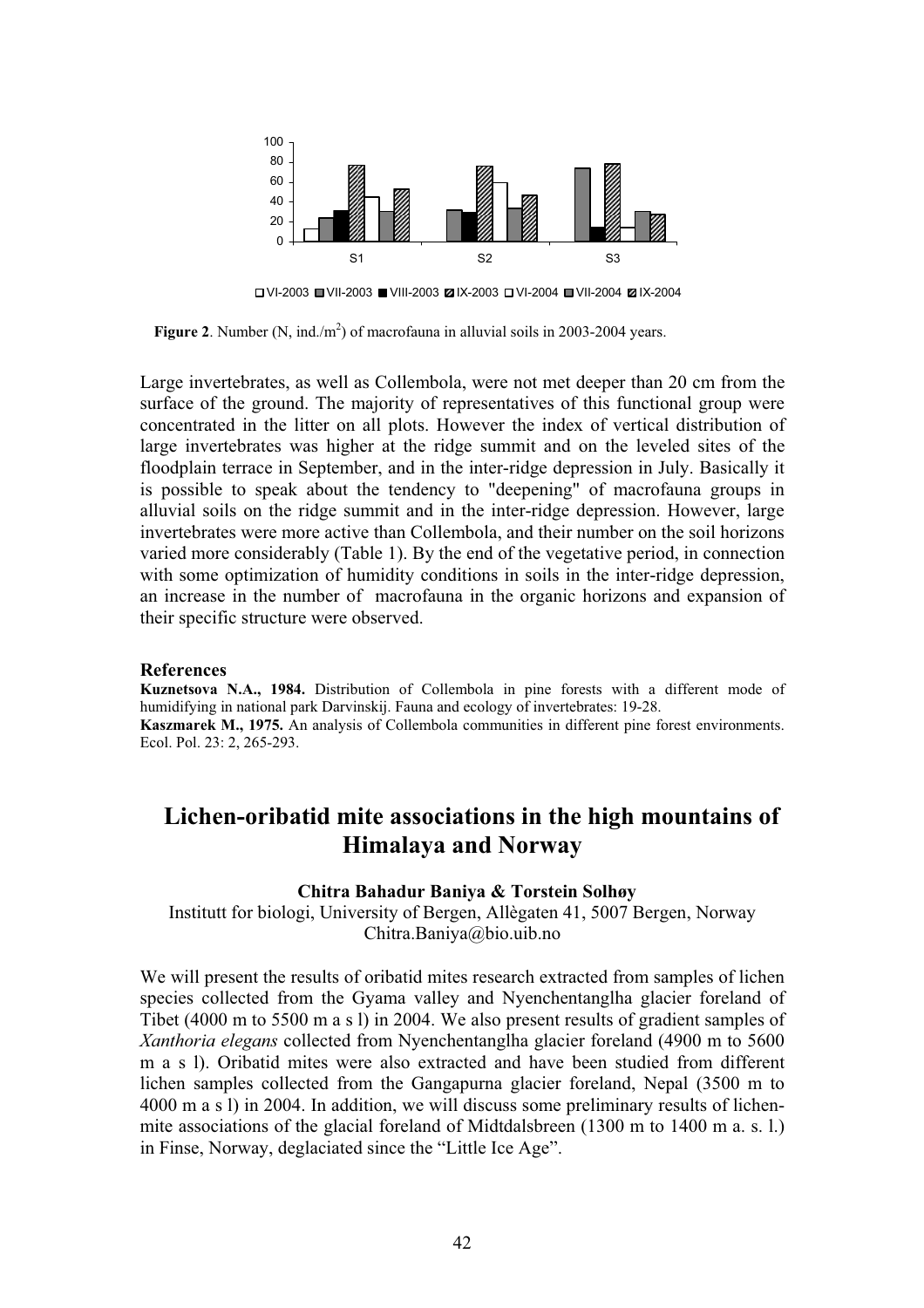**Figure 2**. Number (N, ind./m$^2$) of macrofauna in alluvial soils in 2003-2004 years.

Large invertebrates, as well as Collembola, were not met deeper than 20 cm from the surface of the ground. The majority of representatives of this functional group were concentrated in the litter on all plots. However the index of vertical distribution of large invertebrates was higher at the ridge summit and on the leveled sites of the floodplain terrace in September, and in the inter-ridge depression in July. Basically it is possible to speak about the tendency to "deepening" of macrofauna groups in alluvial soils on the ridge summit and in the inter-ridge depression. However, large invertebrates were more active than Collembola, and their number on the soil horizons varied more considerably (Table 1). By the end of the vegetative period, in connection with some optimization of humidity conditions in soils in the inter-ridge depression, an increase in the number of macrofauna in the organic horizons and expansion of their specific structure were observed.

#### References

**Kuznetsova N.A., 1984.** Distribution of Collembola in pine forests with a different mode of humidifying in national park Darvinskij. Fauna and ecology of invertebrates: 19-28.

**Kaszmarek M., 1975.** An analysis of Collembola communities in different pine forest environments. Ecol. Pol. 23: 2, 265-293.

## Lichen-oribatid mite associations in the high mountains of Himalaya and Norway

**Chitra Bahadur Baniya & Torstein Solhøy**

Institutt for biologi, University of Bergen, Allègaten 41, 5007 Bergen, Norway
Chitra.Baniya@bio.uib.no

We will present the results of oribatid mites research extracted from samples of lichen species collected from the Gyama valley and Nyenchentanglha glacier foreland of Tibet (4000 m to 5500 m a s l) in 2004. We also present results of gradient samples of *Xanthoria elegans* collected from Nyenchentanglha glacier foreland (4900 m to 5600 m a s l). Oribatid mites were also extracted and have been studied from different lichen samples collected from the Gangapurna glacier foreland, Nepal (3500 m to 4000 m a s l) in 2004. In addition, we will discuss some preliminary results of lichen-mite associations of the glacial foreland of Midtdalsbreen (1300 m to 1400 m a. s. l.) in Finse, Norway, deglaciated since the "Little Ice Age".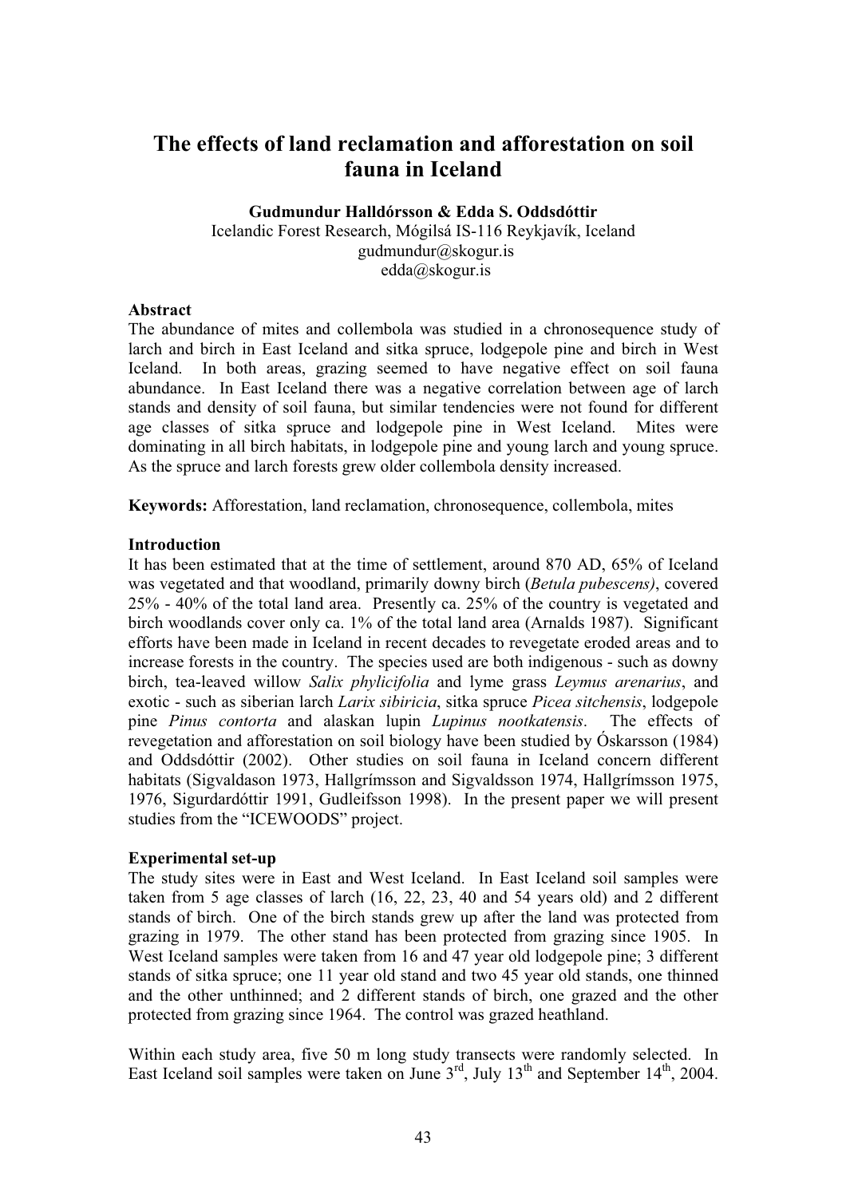# The effects of land reclamation and afforestation on soil fauna in Iceland

**Gudmundur Halldórsson & Edda S. Oddsdóttir**

Icelandic Forest Research, Mógilsá IS-116 Reykjavík, Iceland

gudmundur@skogur.is

edda@skogur.is

**Abstract**

The abundance of mites and collembola was studied in a chronosequence study of larch and birch in East Iceland and sitka spruce, lodgepole pine and birch in West Iceland. In both areas, grazing seemed to have negative effect on soil fauna abundance. In East Iceland there was a negative correlation between age of larch stands and density of soil fauna, but similar tendencies were not found for different age classes of sitka spruce and lodgepole pine in West Iceland. Mites were dominating in all birch habitats, in lodgepole pine and young larch and young spruce. As the spruce and larch forests grew older collembola density increased.

**Keywords:** Afforestation, land reclamation, chronosequence, collembola, mites

**Introduction**

It has been estimated that at the time of settlement, around 870 AD, 65% of Iceland was vegetated and that woodland, primarily downy birch (*Betula pubescens)*, covered 25% - 40% of the total land area. Presently ca. 25% of the country is vegetated and birch woodlands cover only ca. 1% of the total land area (Arnalds 1987). Significant efforts have been made in Iceland in recent decades to revegetate eroded areas and to increase forests in the country. The species used are both indigenous - such as downy birch, tea-leaved willow *Salix phylicifolia* and lyme grass *Leymus arenarius*, and exotic - such as siberian larch *Larix sibiricia*, sitka spruce *Picea sitchensis*, lodgepole pine *Pinus contorta* and alaskan lupin *Lupinus nootkatensis*. The effects of revegetation and afforestation on soil biology have been studied by Óskarsson (1984) and Oddsdóttir (2002). Other studies on soil fauna in Iceland concern different habitats (Sigvaldason 1973, Hallgrímsson and Sigvaldsson 1974, Hallgrímsson 1975, 1976, Sigurdardóttir 1991, Gudleifsson 1998). In the present paper we will present studies from the "ICEWOODS" project.

**Experimental set-up**

The study sites were in East and West Iceland. In East Iceland soil samples were taken from 5 age classes of larch (16, 22, 23, 40 and 54 years old) and 2 different stands of birch. One of the birch stands grew up after the land was protected from grazing in 1979. The other stand has been protected from grazing since 1905. In West Iceland samples were taken from 16 and 47 year old lodgepole pine; 3 different stands of sitka spruce; one 11 year old stand and two 45 year old stands, one thinned and the other unthinned; and 2 different stands of birch, one grazed and the other protected from grazing since 1964. The control was grazed heathland.

Within each study area, five 50 m long study transects were randomly selected. In East Iceland soil samples were taken on June 3rd, July 13th and September 14th, 2004.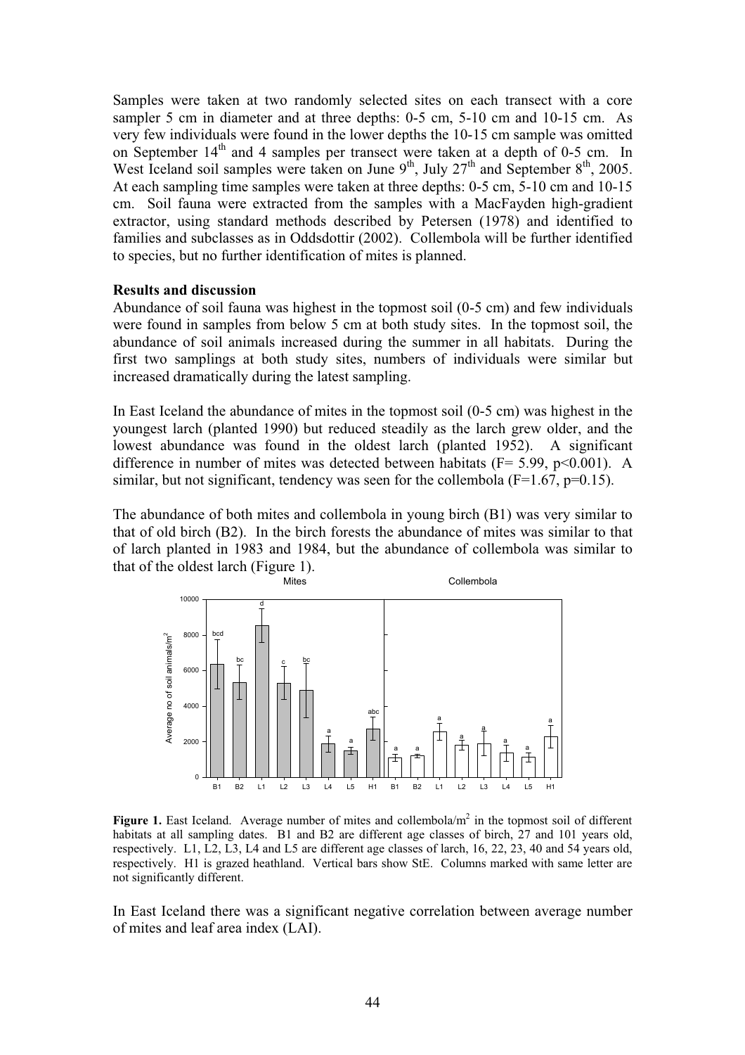Samples were taken at two randomly selected sites on each transect with a core sampler 5 cm in diameter and at three depths: 0-5 cm, 5-10 cm and 10-15 cm. As very few individuals were found in the lower depths the 10-15 cm sample was omitted on September 14[th] and 4 samples per transect were taken at a depth of 0-5 cm. In West Iceland soil samples were taken on June 9[th], July 27[th] and September 8[th], 2005. At each sampling time samples were taken at three depths: 0-5 cm, 5-10 cm and 10-15 cm. Soil fauna were extracted from the samples with a MacFayden high-gradient extractor, using standard methods described by Petersen (1978) and identified to families and subclasses as in Oddsdottir (2002). Collembola will be further identified to species, but no further identification of mites is planned.

**Results and discussion**

Abundance of soil fauna was highest in the topmost soil (0-5 cm) and few individuals were found in samples from below 5 cm at both study sites. In the topmost soil, the abundance of soil animals increased during the summer in all habitats. During the first two samplings at both study sites, numbers of individuals were similar but increased dramatically during the latest sampling.

In East Iceland the abundance of mites in the topmost soil (0-5 cm) was highest in the youngest larch (planted 1990) but reduced steadily as the larch grew older, and the lowest abundance was found in the oldest larch (planted 1952). A significant difference in number of mites was detected between habitats ($F= 5.99$, $p<0.001$). A similar, but not significant, tendency was seen for the collembola ($F=1.67$, $p=0.15$).

The abundance of both mites and collembola in young birch (B1) was very similar to that of old birch (B2). In the birch forests the abundance of mites was similar to that of larch planted in 1983 and 1984, but the abundance of collembola was similar to that of the oldest larch (Figure 1).

**Figure 1.** East Iceland. Average number of mites and collembola/$m^2$ in the topmost soil of different habitats at all sampling dates. B1 and B2 are different age classes of birch, 27 and 101 years old, respectively. L1, L2, L3, L4 and L5 are different age classes of larch, 16, 22, 23, 40 and 54 years old, respectively. H1 is grazed heathland. Vertical bars show StE. Columns marked with same letter are not significantly different.

In East Iceland there was a significant negative correlation between average number of mites and leaf area index (LAI).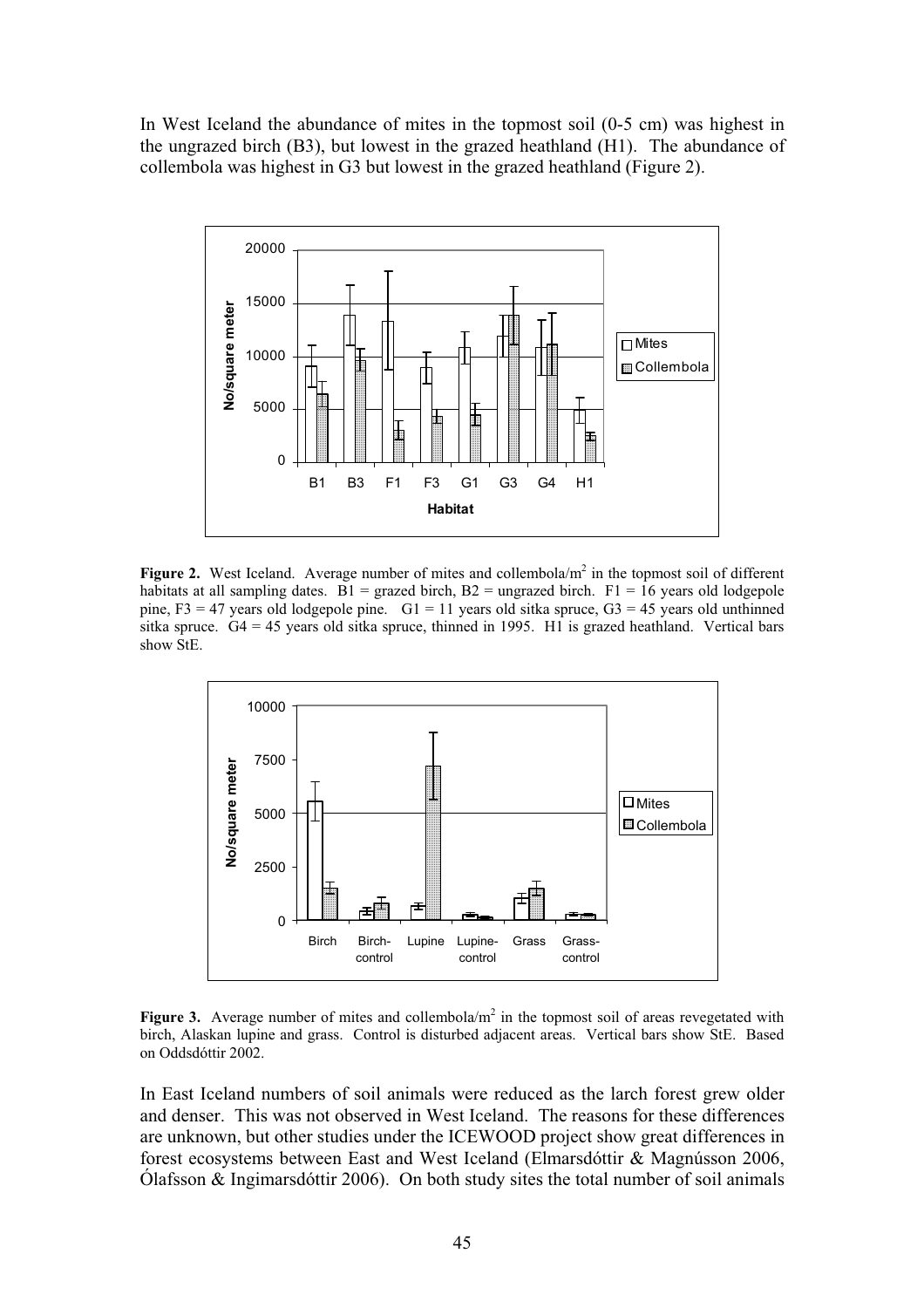In West Iceland the abundance of mites in the topmost soil (0-5 cm) was highest in the ungrazed birch (B3), but lowest in the grazed heathland (H1). The abundance of collembola was highest in G3 but lowest in the grazed heathland (Figure 2).

**Figure 2.** West Iceland. Average number of mites and collembola/m$^2$ in the topmost soil of different habitats at all sampling dates. B1 = grazed birch, B2 = ungrazed birch. F1 = 16 years old lodgepole pine, F3 = 47 years old lodgepole pine. G1 = 11 years old sitka spruce, G3 = 45 years old unthinned sitka spruce. G4 = 45 years old sitka spruce, thinned in 1995. H1 is grazed heathland. Vertical bars show StE.

**Figure 3.** Average number of mites and collembola/m$^2$ in the topmost soil of areas revegetated with birch, Alaskan lupine and grass. Control is disturbed adjacent areas. Vertical bars show StE. Based on Oddsdóttir 2002.

In East Iceland numbers of soil animals were reduced as the larch forest grew older and denser. This was not observed in West Iceland. The reasons for these differences are unknown, but other studies under the ICEWOOD project show great differences in forest ecosystems between East and West Iceland (Elmarsdóttir & Magnússon 2006, Ólafsson & Ingimarsdóttir 2006). On both study sites the total number of soil animals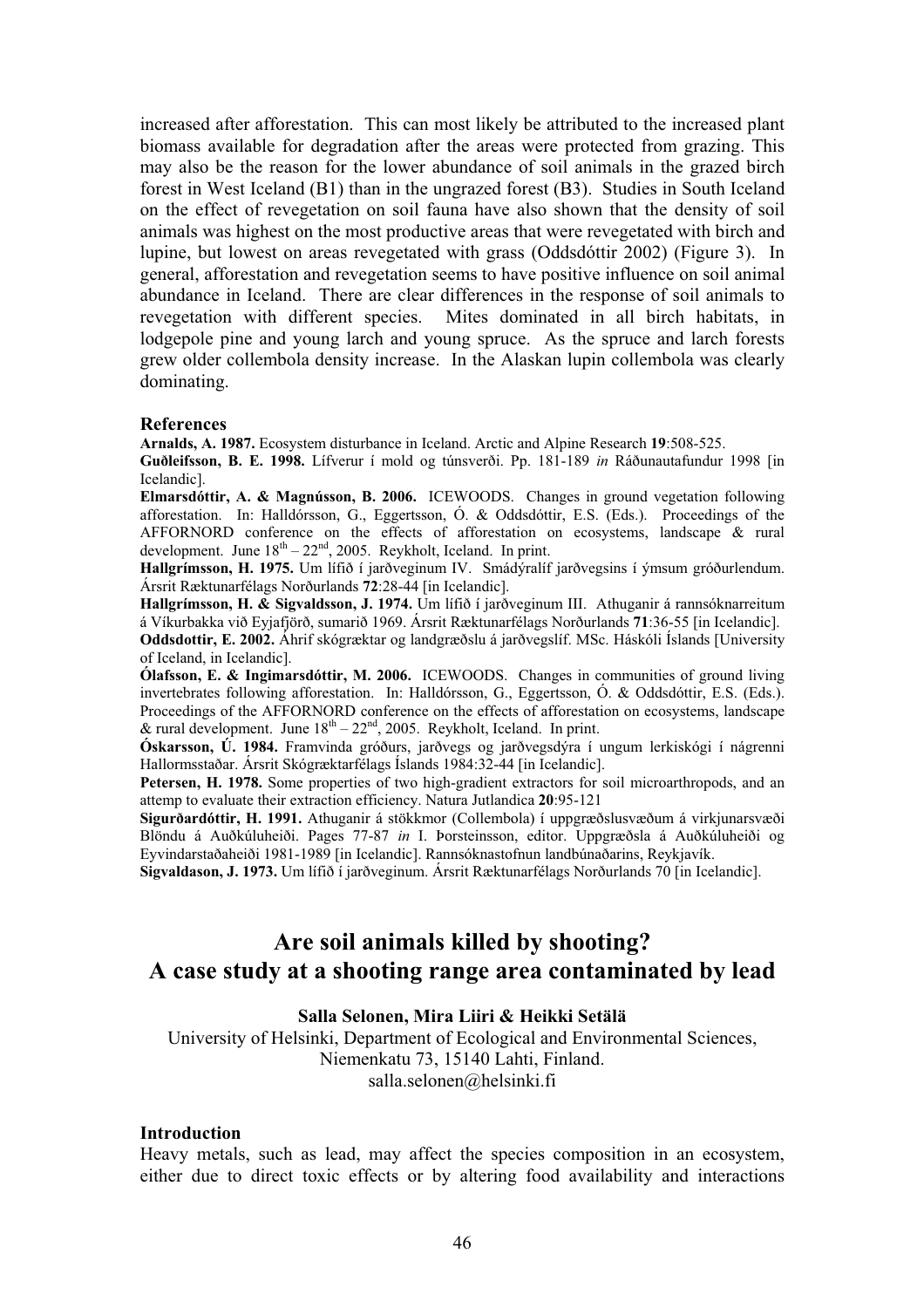increased after afforestation. This can most likely be attributed to the increased plant biomass available for degradation after the areas were protected from grazing. This may also be the reason for the lower abundance of soil animals in the grazed birch forest in West Iceland (B1) than in the ungrazed forest (B3). Studies in South Iceland on the effect of revegetation on soil fauna have also shown that the density of soil animals was highest on the most productive areas that were revegetated with birch and lupine, but lowest on areas revegetated with grass (Oddsdóttir 2002) (Figure 3). In general, afforestation and revegetation seems to have positive influence on soil animal abundance in Iceland. There are clear differences in the response of soil animals to revegetation with different species. Mites dominated in all birch habitats, in lodgepole pine and young larch and young spruce. As the spruce and larch forests grew older collembola density increase. In the Alaskan lupin collembola was clearly dominating.

### References

**Arnalds, A. 1987.** Ecosystem disturbance in Iceland. Arctic and Alpine Research **19**:508-525.

**Guðleifsson, B. E. 1998.** Lífverur í mold og túnsverði. Pp. 181-189 *in* Ráðunautafundur 1998 [in Icelandic].

**Elmarsdóttir, A. & Magnússon, B. 2006.** ICEWOODS. Changes in ground vegetation following afforestation. In: Halldórsson, G., Eggertsson, Ó. & Oddsdóttir, E.S. (Eds.). Proceedings of the AFFORNORD conference on the effects of afforestation on ecosystems, landscape & rural development. June 18th – 22nd, 2005. Reykholt, Iceland. In print.

**Hallgrímsson, H. 1975.** Um lífið í jarðveginum IV. Smádýralíf jarðvegsins í ýmsum gróðurlendum. Ársrit Ræktunarfélags Norðurlands **72**:28-44 [in Icelandic].

**Hallgrímsson, H. & Sigvaldsson, J. 1974.** Um lífið í jarðveginum III. Athuganir á rannsóknarreitum á Víkurbakka við Eyjafjörð, sumarið 1969. Ársrit Ræktunarfélags Norðurlands **71**:36-55 [in Icelandic].

**Oddsdottir, E. 2002.** Áhrif skógræktar og landgræðslu á jarðvegslíf. MSc. Háskóli Íslands [University of Iceland, in Icelandic].

**Ólafsson, E. & Ingimarsdóttir, M. 2006.** ICEWOODS. Changes in communities of ground living invertebrates following afforestation. In: Halldórsson, G., Eggertsson, Ó. & Oddsdóttir, E.S. (Eds.). Proceedings of the AFFORNORD conference on the effects of afforestation on ecosystems, landscape & rural development. June 18th – 22nd, 2005. Reykholt, Iceland. In print.

**Óskarsson, Ú. 1984.** Framvinda gróðurs, jarðvegs og jarðvegsdýra í ungum lerkiskógi í nágrenni Hallormsstaðar. Ársrit Skógræktarfélags Íslands 1984:32-44 [in Icelandic].

**Petersen, H. 1978.** Some properties of two high-gradient extractors for soil microarthropods, and an attemp to evaluate their extraction efficiency. Natura Jutlandica **20**:95-121

**Sigurðardóttir, H. 1991.** Athuganir á stökkmor (Collembola) í uppgræðslusvæðum á virkjunarsvæði Blöndu á Auðkúluheiði. Pages 77-87 *in* I. Þorsteinsson, editor. Uppgræðsla á Auðkúluheiði og Eyvindarstaðaheiði 1981-1989 [in Icelandic]. Rannsóknastofnun landbúnaðarins, Reykjavík.

**Sigvaldason, J. 1973.** Um lífið í jarðveginum. Ársrit Ræktunarfélags Norðurlands 70 [in Icelandic].

# Are soil animals killed by shooting? A case study at a shooting range area contaminated by lead

**Salla Selonen, Mira Liiri & Heikki Setälä**

University of Helsinki, Department of Ecological and Environmental Sciences, Niemenkatu 73, 15140 Lahti, Finland.
salla.selonen@helsinki.fi

### Introduction

Heavy metals, such as lead, may affect the species composition in an ecosystem, either due to direct toxic effects or by altering food availability and interactions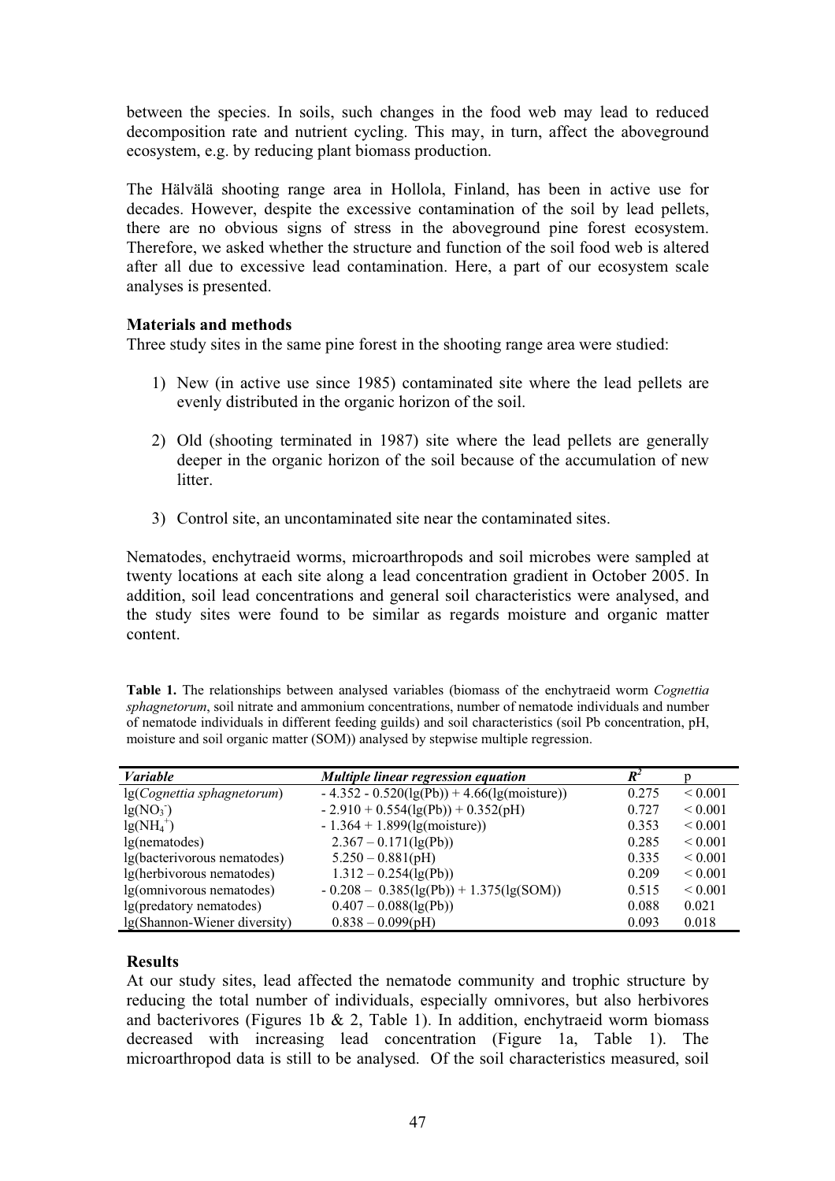between the species. In soils, such changes in the food web may lead to reduced decomposition rate and nutrient cycling. This may, in turn, affect the aboveground ecosystem, e.g. by reducing plant biomass production.

The Hälvälä shooting range area in Hollola, Finland, has been in active use for decades. However, despite the excessive contamination of the soil by lead pellets, there are no obvious signs of stress in the aboveground pine forest ecosystem. Therefore, we asked whether the structure and function of the soil food web is altered after all due to excessive lead contamination. Here, a part of our ecosystem scale analyses is presented.

**Materials and methods**

Three study sites in the same pine forest in the shooting range area were studied:

1) New (in active use since 1985) contaminated site where the lead pellets are evenly distributed in the organic horizon of the soil.

2) Old (shooting terminated in 1987) site where the lead pellets are generally deeper in the organic horizon of the soil because of the accumulation of new litter.

3) Control site, an uncontaminated site near the contaminated sites.

Nematodes, enchytraeid worms, microarthropods and soil microbes were sampled at twenty locations at each site along a lead concentration gradient in October 2005. In addition, soil lead concentrations and general soil characteristics were analysed, and the study sites were found to be similar as regards moisture and organic matter content.

**Table 1.** The relationships between analysed variables (biomass of the enchytraeid worm *Cognettia sphagnetorum*, soil nitrate and ammonium concentrations, number of nematode individuals and number of nematode individuals in different feeding guilds) and soil characteristics (soil Pb concentration, pH, moisture and soil organic matter (SOM)) analysed by stepwise multiple regression.

| *Variable* | *Multiple linear regression equation* | $R^2$ | p |
|---|---|---|---|
| lg(*Cognettia sphagnetorum*) | - 4.352 - 0.520(lg(Pb)) + 4.66(lg(moisture)) | 0.275 | < 0.001 |
| $lg(NO_3^-)$ | - 2.910 + 0.554(lg(Pb)) + 0.352(pH) | 0.727 | < 0.001 |
| $lg(NH_4^+)$ | - 1.364 + 1.899(lg(moisture)) | 0.353 | < 0.001 |
| lg(nematodes) | 2.367 – 0.171(lg(Pb)) | 0.285 | < 0.001 |
| lg(bacterivorous nematodes) | 5.250 – 0.881(pH) | 0.335 | < 0.001 |
| lg(herbivorous nematodes) | 1.312 – 0.254(lg(Pb)) | 0.209 | < 0.001 |
| lg(omnivorous nematodes) | - 0.208 – 0.385(lg(Pb)) + 1.375(lg(SOM)) | 0.515 | < 0.001 |
| lg(predatory nematodes) | 0.407 – 0.088(lg(Pb)) | 0.088 | 0.021 |
| lg(Shannon-Wiener diversity) | 0.838 – 0.099(pH) | 0.093 | 0.018 |

**Results**

At our study sites, lead affected the nematode community and trophic structure by reducing the total number of individuals, especially omnivores, but also herbivores and bacterivores (Figures 1b & 2, Table 1). In addition, enchytraeid worm biomass decreased with increasing lead concentration (Figure 1a, Table 1). The microarthropod data is still to be analysed. Of the soil characteristics measured, soil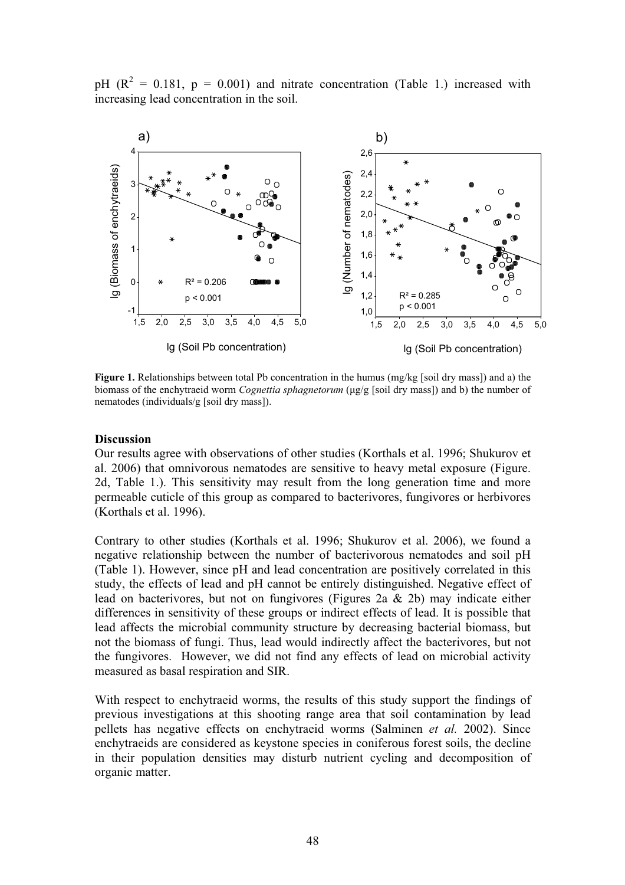pH ($R^2$ = 0.181, p = 0.001) and nitrate concentration (Table 1.) increased with increasing lead concentration in the soil.

**Figure 1.** Relationships between total Pb concentration in the humus (mg/kg [soil dry mass]) and a) the biomass of the enchytraeid worm *Cognettia sphagnetorum* (µg/g [soil dry mass]) and b) the number of nematodes (individuals/g [soil dry mass]).

### Discussion

Our results agree with observations of other studies (Korthals et al. 1996; Shukurov et al. 2006) that omnivorous nematodes are sensitive to heavy metal exposure (Figure. 2d, Table 1.). This sensitivity may result from the long generation time and more permeable cuticle of this group as compared to bacterivores, fungivores or herbivores (Korthals et al. 1996).

Contrary to other studies (Korthals et al. 1996; Shukurov et al. 2006), we found a negative relationship between the number of bacterivorous nematodes and soil pH (Table 1). However, since pH and lead concentration are positively correlated in this study, the effects of lead and pH cannot be entirely distinguished. Negative effect of lead on bacterivores, but not on fungivores (Figures 2a & 2b) may indicate either differences in sensitivity of these groups or indirect effects of lead. It is possible that lead affects the microbial community structure by decreasing bacterial biomass, but not the biomass of fungi. Thus, lead would indirectly affect the bacterivores, but not the fungivores. However, we did not find any effects of lead on microbial activity measured as basal respiration and SIR.

With respect to enchytraeid worms, the results of this study support the findings of previous investigations at this shooting range area that soil contamination by lead pellets has negative effects on enchytraeid worms (Salminen *et al.* 2002). Since enchytraeids are considered as keystone species in coniferous forest soils, the decline in their population densities may disturb nutrient cycling and decomposition of organic matter.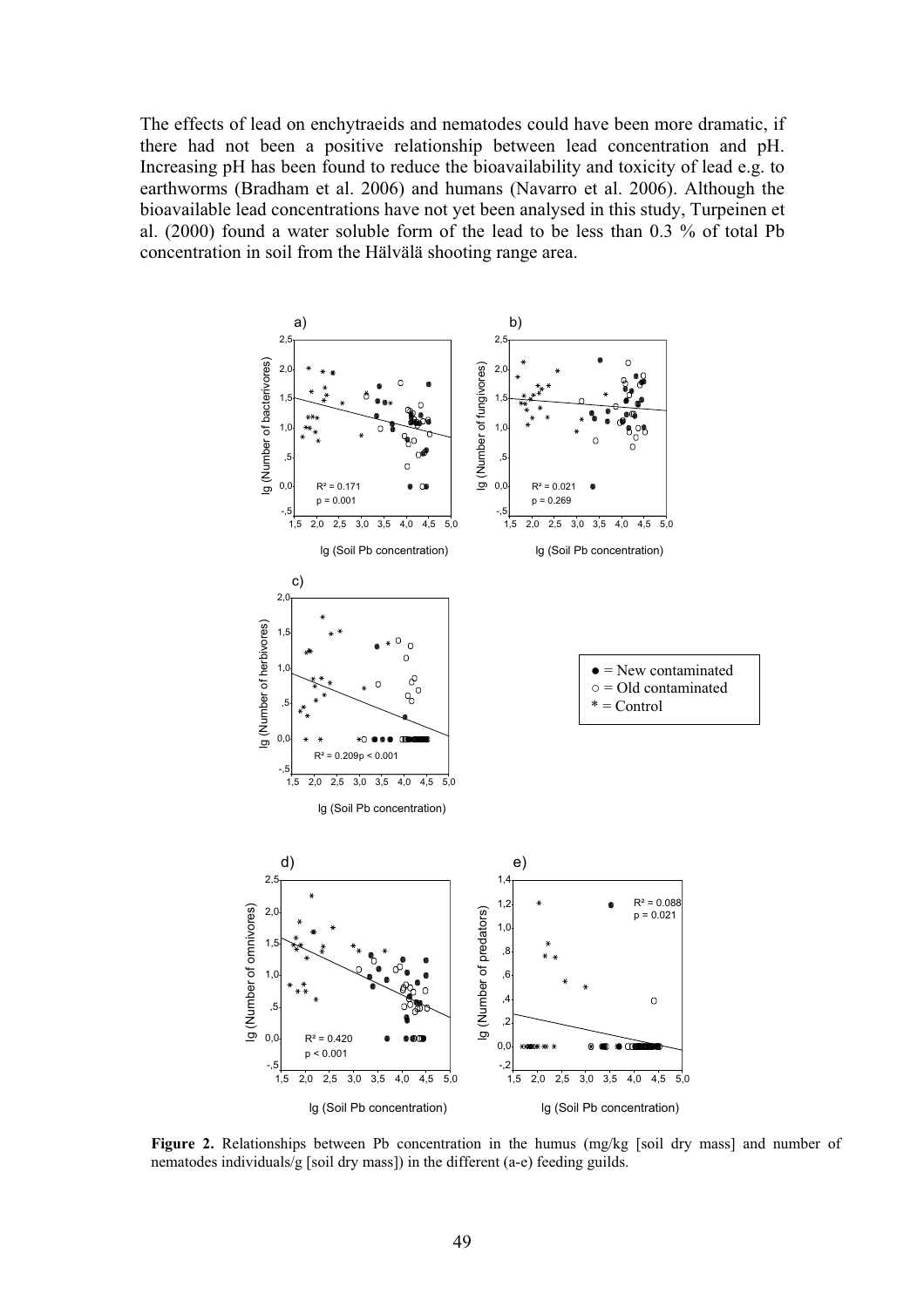The effects of lead on enchytraeids and nematodes could have been more dramatic, if there had not been a positive relationship between lead concentration and pH. Increasing pH has been found to reduce the bioavailability and toxicity of lead e.g. to earthworms (Bradham et al. 2006) and humans (Navarro et al. 2006). Although the bioavailable lead concentrations have not yet been analysed in this study, Turpeinen et al. (2000) found a water soluble form of the lead to be less than 0.3 % of total Pb concentration in soil from the Hälvälä shooting range area.

**Figure 2.** Relationships between Pb concentration in the humus (mg/kg [soil dry mass] and number of nematodes individuals/g [soil dry mass]) in the different (a-e) feeding guilds.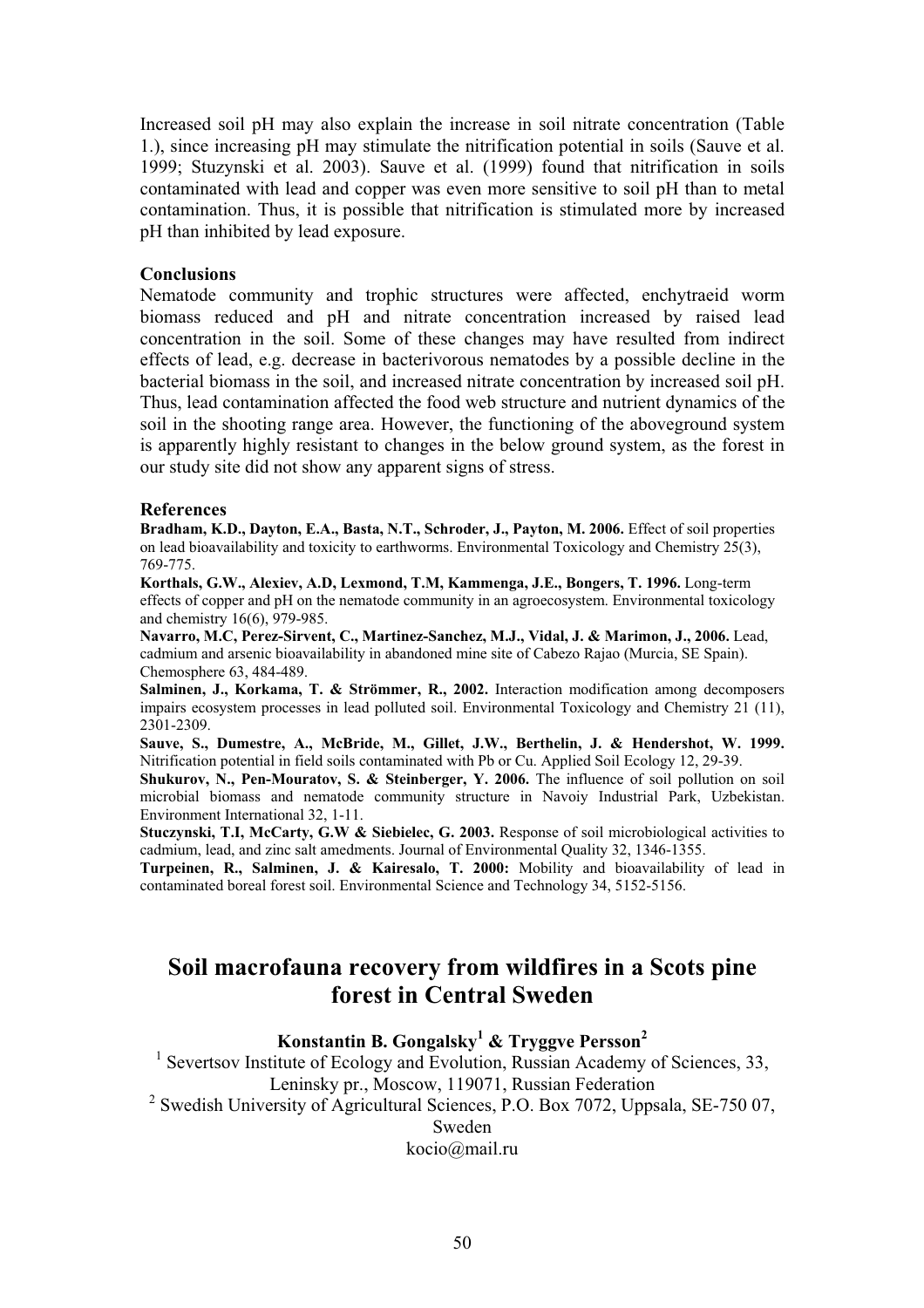Increased soil pH may also explain the increase in soil nitrate concentration (Table 1.), since increasing pH may stimulate the nitrification potential in soils (Sauve et al. 1999; Stuzynski et al. 2003). Sauve et al. (1999) found that nitrification in soils contaminated with lead and copper was even more sensitive to soil pH than to metal contamination. Thus, it is possible that nitrification is stimulated more by increased pH than inhibited by lead exposure.

**Conclusions**

Nematode community and trophic structures were affected, enchytraeid worm biomass reduced and pH and nitrate concentration increased by raised lead concentration in the soil. Some of these changes may have resulted from indirect effects of lead, e.g. decrease in bacterivorous nematodes by a possible decline in the bacterial biomass in the soil, and increased nitrate concentration by increased soil pH. Thus, lead contamination affected the food web structure and nutrient dynamics of the soil in the shooting range area. However, the functioning of the aboveground system is apparently highly resistant to changes in the below ground system, as the forest in our study site did not show any apparent signs of stress.

**References**

**Bradham, K.D., Dayton, E.A., Basta, N.T., Schroder, J., Payton, M. 2006.** Effect of soil properties on lead bioavailability and toxicity to earthworms. Environmental Toxicology and Chemistry 25(3), 769-775.

**Korthals, G.W., Alexiev, A.D, Lexmond, T.M, Kammenga, J.E., Bongers, T. 1996.** Long-term effects of copper and pH on the nematode community in an agroecosystem. Environmental toxicology and chemistry 16(6), 979-985.

**Navarro, M.C, Perez-Sirvent, C., Martinez-Sanchez, M.J., Vidal, J. & Marimon, J., 2006.** Lead, cadmium and arsenic bioavailability in abandoned mine site of Cabezo Rajao (Murcia, SE Spain). Chemosphere 63, 484-489.

**Salminen, J., Korkama, T. & Strömmer, R., 2002.** Interaction modification among decomposers impairs ecosystem processes in lead polluted soil. Environmental Toxicology and Chemistry 21 (11), 2301-2309.

**Sauve, S., Dumestre, A., McBride, M., Gillet, J.W., Berthelin, J. & Hendershot, W. 1999.** Nitrification potential in field soils contaminated with Pb or Cu. Applied Soil Ecology 12, 29-39.

**Shukurov, N., Pen-Mouratov, S. & Steinberger, Y. 2006.** The influence of soil pollution on soil microbial biomass and nematode community structure in Navoiy Industrial Park, Uzbekistan. Environment International 32, 1-11.

**Stuczynski, T.I, McCarty, G.W & Siebielec, G. 2003.** Response of soil microbiological activities to cadmium, lead, and zinc salt amedments. Journal of Environmental Quality 32, 1346-1355.

**Turpeinen, R., Salminen, J. & Kairesalo, T. 2000:** Mobility and bioavailability of lead in contaminated boreal forest soil. Environmental Science and Technology 34, 5152-5156.

# Soil macrofauna recovery from wildfires in a Scots pine forest in Central Sweden

**Konstantin B. Gongalsky[1] & Tryggve Persson[2]**

[1] Severtsov Institute of Ecology and Evolution, Russian Academy of Sciences, 33, Leninsky pr., Moscow, 119071, Russian Federation

[2] Swedish University of Agricultural Sciences, P.O. Box 7072, Uppsala, SE-750 07, Sweden

kocio@mail.ru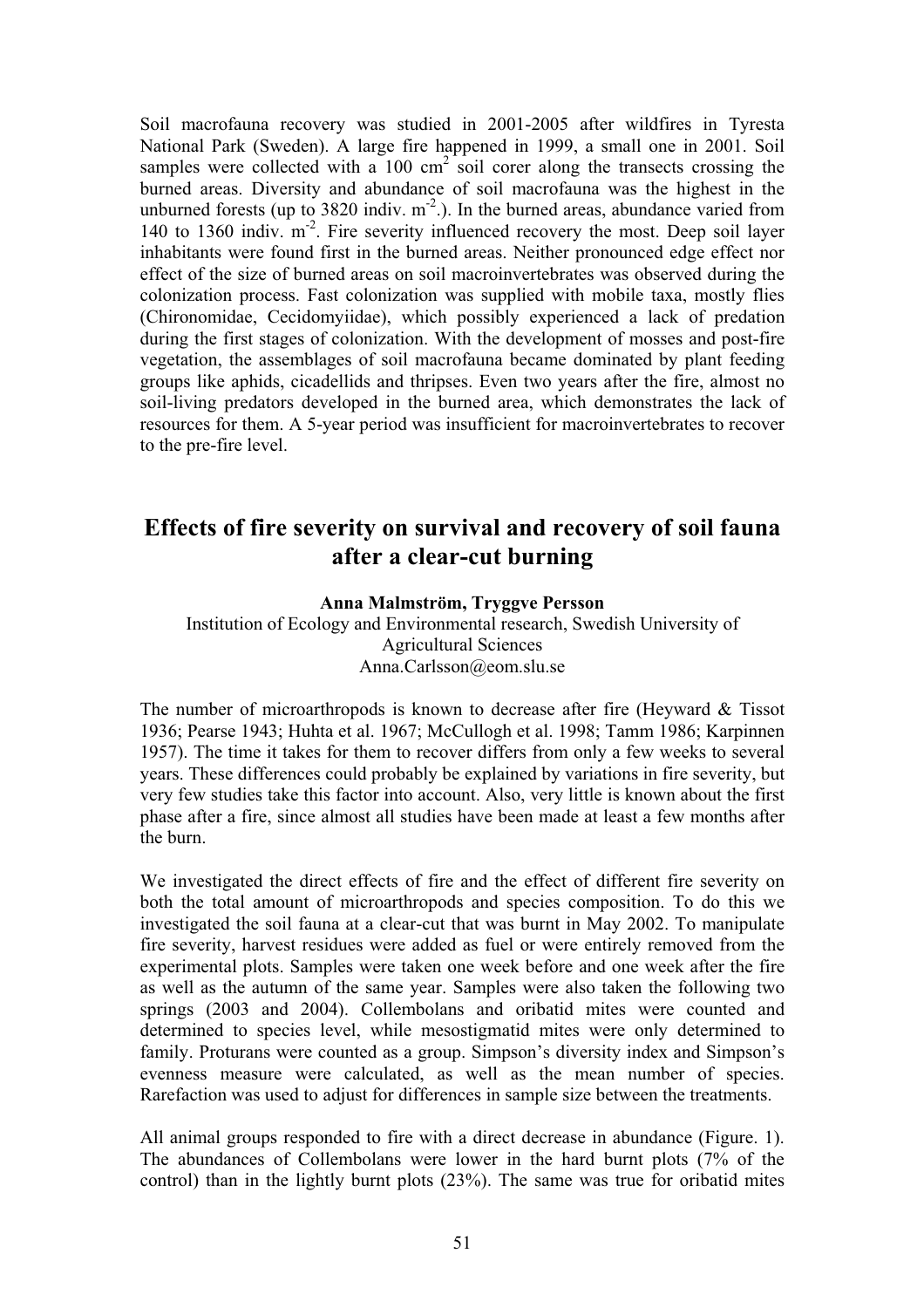Soil macrofauna recovery was studied in 2001-2005 after wildfires in Tyresta National Park (Sweden). A large fire happened in 1999, a small one in 2001. Soil samples were collected with a 100 $cm^2$ soil corer along the transects crossing the burned areas. Diversity and abundance of soil macrofauna was the highest in the unburned forests (up to 3820 indiv. $m^{-2}$.). In the burned areas, abundance varied from 140 to 1360 indiv. $m^{-2}$. Fire severity influenced recovery the most. Deep soil layer inhabitants were found first in the burned areas. Neither pronounced edge effect nor effect of the size of burned areas on soil macroinvertebrates was observed during the colonization process. Fast colonization was supplied with mobile taxa, mostly flies (Chironomidae, Cecidomyiidae), which possibly experienced a lack of predation during the first stages of colonization. With the development of mosses and post-fire vegetation, the assemblages of soil macrofauna became dominated by plant feeding groups like aphids, cicadellids and thripses. Even two years after the fire, almost no soil-living predators developed in the burned area, which demonstrates the lack of resources for them. A 5-year period was insufficient for macroinvertebrates to recover to the pre-fire level.

## Effects of fire severity on survival and recovery of soil fauna after a clear-cut burning

**Anna Malmström, Tryggve Persson**

Institution of Ecology and Environmental research, Swedish University of Agricultural Sciences
Anna.Carlsson@eom.slu.se

The number of microarthropods is known to decrease after fire (Heyward & Tissot 1936; Pearse 1943; Huhta et al. 1967; McCullogh et al. 1998; Tamm 1986; Karpinnen 1957). The time it takes for them to recover differs from only a few weeks to several years. These differences could probably be explained by variations in fire severity, but very few studies take this factor into account. Also, very little is known about the first phase after a fire, since almost all studies have been made at least a few months after the burn.

We investigated the direct effects of fire and the effect of different fire severity on both the total amount of microarthropods and species composition. To do this we investigated the soil fauna at a clear-cut that was burnt in May 2002. To manipulate fire severity, harvest residues were added as fuel or were entirely removed from the experimental plots. Samples were taken one week before and one week after the fire as well as the autumn of the same year. Samples were also taken the following two springs (2003 and 2004). Collembolans and oribatid mites were counted and determined to species level, while mesostigmatid mites were only determined to family. Proturans were counted as a group. Simpson's diversity index and Simpson's evenness measure were calculated, as well as the mean number of species. Rarefaction was used to adjust for differences in sample size between the treatments.

All animal groups responded to fire with a direct decrease in abundance (Figure. 1). The abundances of Collembolans were lower in the hard burnt plots (7% of the control) than in the lightly burnt plots (23%). The same was true for oribatid mites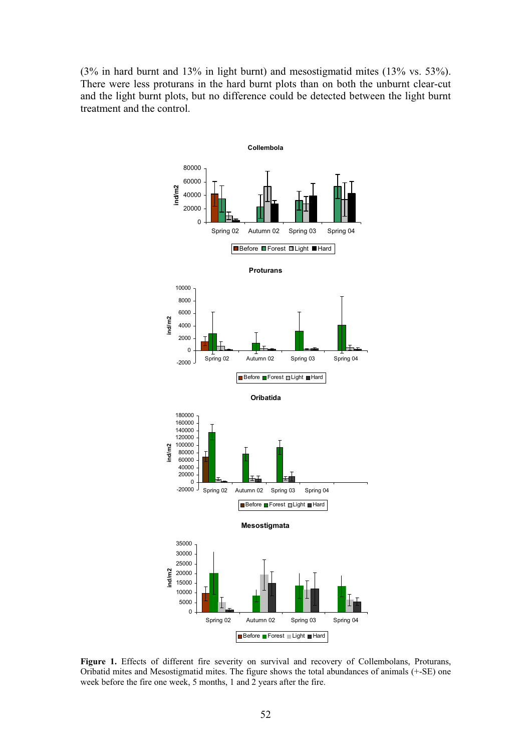(3% in hard burnt and 13% in light burnt) and mesostigmatid mites (13% vs. 53%). There were less proturans in the hard burnt plots than on both the unburnt clear-cut and the light burnt plots, but no difference could be detected between the light burnt treatment and the control.

**Figure 1.** Effects of different fire severity on survival and recovery of Collembolans, Proturans, Oribatid mites and Mesostigmatid mites. The figure shows the total abundances of animals (+-SE) one week before the fire one week, 5 months, 1 and 2 years after the fire.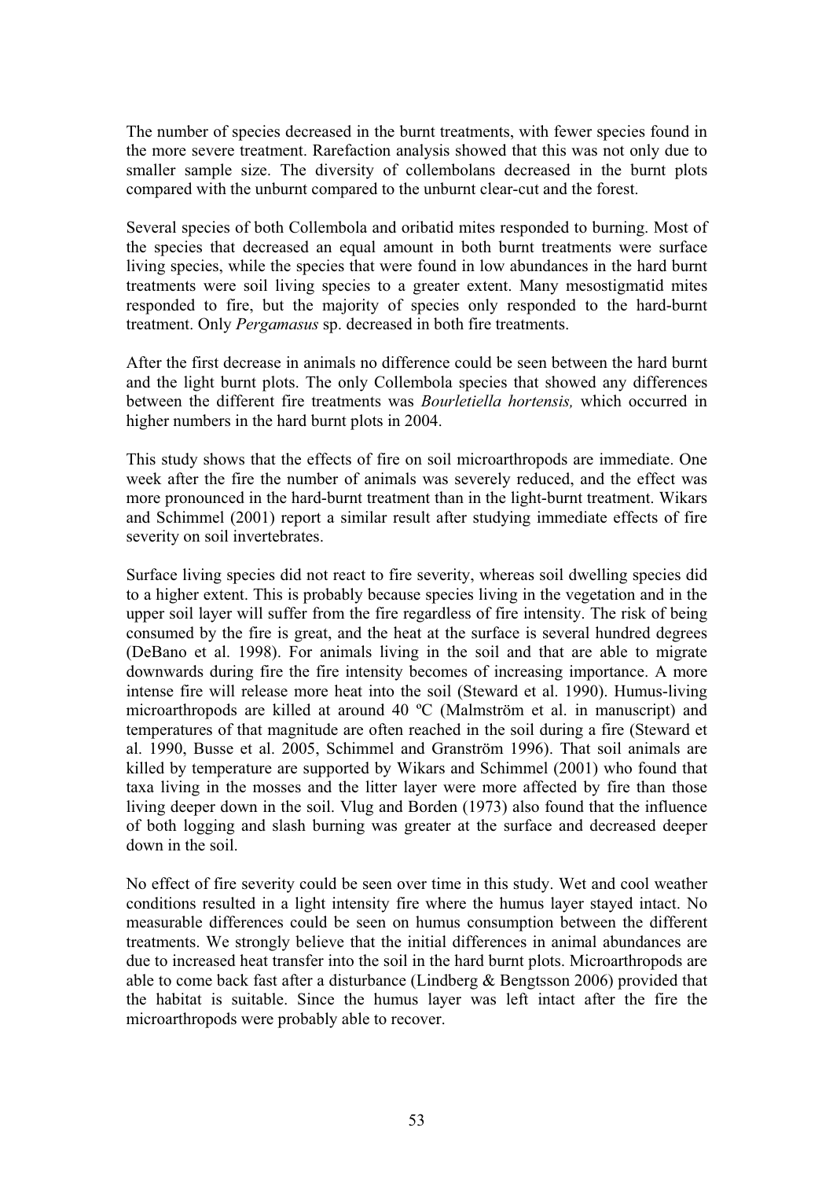The number of species decreased in the burnt treatments, with fewer species found in the more severe treatment. Rarefaction analysis showed that this was not only due to smaller sample size. The diversity of collembolans decreased in the burnt plots compared with the unburnt compared to the unburnt clear-cut and the forest.

Several species of both Collembola and oribatid mites responded to burning. Most of the species that decreased an equal amount in both burnt treatments were surface living species, while the species that were found in low abundances in the hard burnt treatments were soil living species to a greater extent. Many mesostigmatid mites responded to fire, but the majority of species only responded to the hard-burnt treatment. Only *Pergamasus* sp. decreased in both fire treatments.

After the first decrease in animals no difference could be seen between the hard burnt and the light burnt plots. The only Collembola species that showed any differences between the different fire treatments was *Bourletiella hortensis,* which occurred in higher numbers in the hard burnt plots in 2004.

This study shows that the effects of fire on soil microarthropods are immediate. One week after the fire the number of animals was severely reduced, and the effect was more pronounced in the hard-burnt treatment than in the light-burnt treatment. Wikars and Schimmel (2001) report a similar result after studying immediate effects of fire severity on soil invertebrates.

Surface living species did not react to fire severity, whereas soil dwelling species did to a higher extent. This is probably because species living in the vegetation and in the upper soil layer will suffer from the fire regardless of fire intensity. The risk of being consumed by the fire is great, and the heat at the surface is several hundred degrees (DeBano et al. 1998). For animals living in the soil and that are able to migrate downwards during fire the fire intensity becomes of increasing importance. A more intense fire will release more heat into the soil (Steward et al. 1990). Humus-living microarthropods are killed at around 40 ºC (Malmström et al. in manuscript) and temperatures of that magnitude are often reached in the soil during a fire (Steward et al. 1990, Busse et al. 2005, Schimmel and Granström 1996). That soil animals are killed by temperature are supported by Wikars and Schimmel (2001) who found that taxa living in the mosses and the litter layer were more affected by fire than those living deeper down in the soil. Vlug and Borden (1973) also found that the influence of both logging and slash burning was greater at the surface and decreased deeper down in the soil.

No effect of fire severity could be seen over time in this study. Wet and cool weather conditions resulted in a light intensity fire where the humus layer stayed intact. No measurable differences could be seen on humus consumption between the different treatments. We strongly believe that the initial differences in animal abundances are due to increased heat transfer into the soil in the hard burnt plots. Microarthropods are able to come back fast after a disturbance (Lindberg & Bengtsson 2006) provided that the habitat is suitable. Since the humus layer was left intact after the fire the microarthropods were probably able to recover.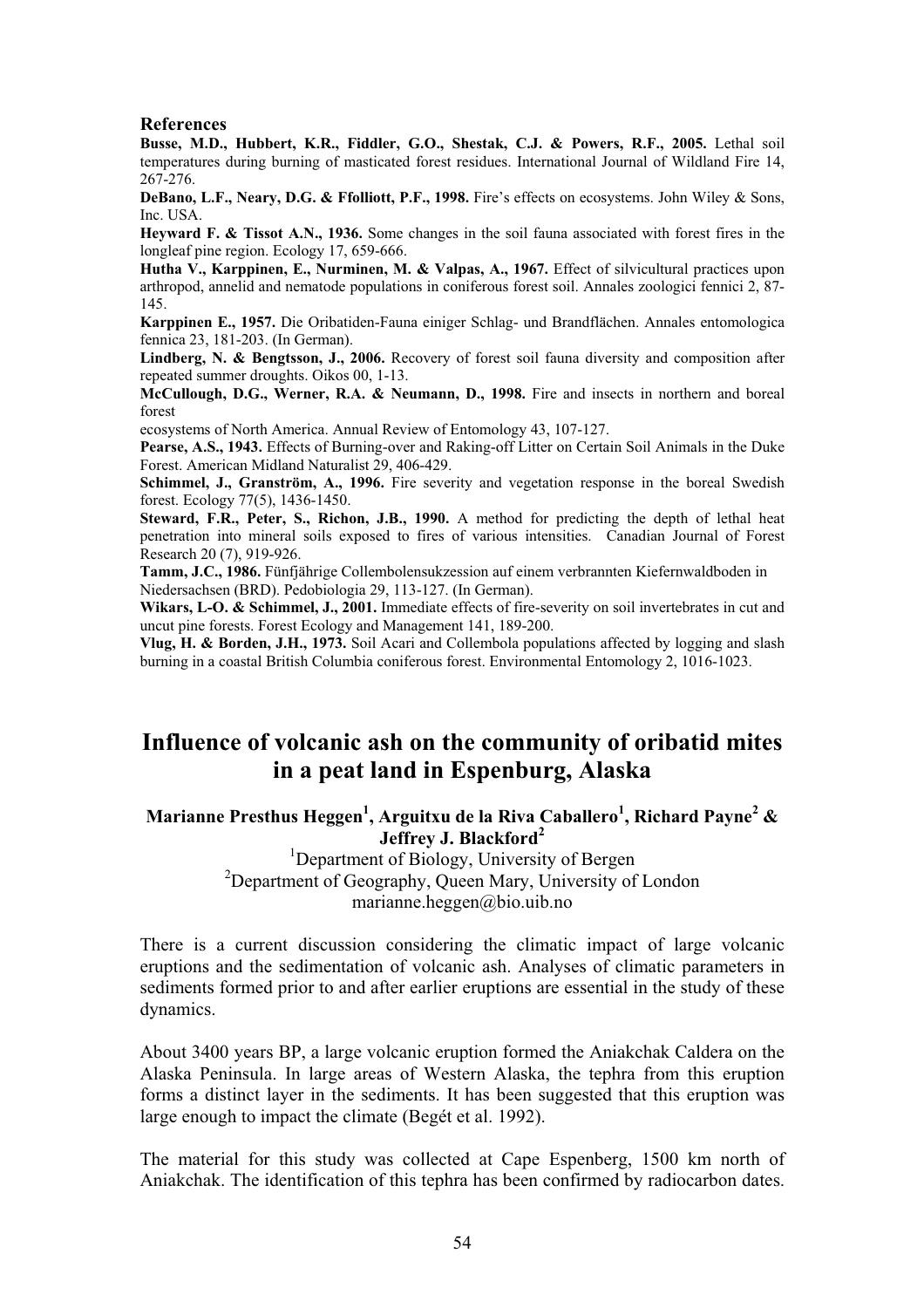## References

**Busse, M.D., Hubbert, K.R., Fiddler, G.O., Shestak, C.J. & Powers, R.F., 2005.** Lethal soil temperatures during burning of masticated forest residues. International Journal of Wildland Fire 14, 267-276.

**DeBano, L.F., Neary, D.G. & Ffolliott, P.F., 1998.** Fire's effects on ecosystems. John Wiley & Sons, Inc. USA.

**Heyward F. & Tissot A.N., 1936.** Some changes in the soil fauna associated with forest fires in the longleaf pine region. Ecology 17, 659-666.

**Hutha V., Karppinen, E., Nurminen, M. & Valpas, A., 1967.** Effect of silvicultural practices upon arthropod, annelid and nematode populations in coniferous forest soil. Annales zoologici fennici 2, 87-145.

**Karppinen E., 1957.** Die Oribatiden-Fauna einiger Schlag- und Brandflächen. Annales entomologica fennica 23, 181-203. (In German).

**Lindberg, N. & Bengtsson, J., 2006.** Recovery of forest soil fauna diversity and composition after repeated summer droughts. Oikos 00, 1-13.

**McCullough, D.G., Werner, R.A. & Neumann, D., 1998.** Fire and insects in northern and boreal forest ecosystems of North America. Annual Review of Entomology 43, 107-127.

**Pearse, A.S., 1943.** Effects of Burning-over and Raking-off Litter on Certain Soil Animals in the Duke Forest. American Midland Naturalist 29, 406-429.

**Schimmel, J., Granström, A., 1996.** Fire severity and vegetation response in the boreal Swedish forest. Ecology 77(5), 1436-1450.

**Steward, F.R., Peter, S., Richon, J.B., 1990.** A method for predicting the depth of lethal heat penetration into mineral soils exposed to fires of various intensities. Canadian Journal of Forest Research 20 (7), 919-926.

**Tamm, J.C., 1986.** Fünfjährige Collembolensukzession auf einem verbrannten Kiefernwaldboden in Niedersachsen (BRD). Pedobiologia 29, 113-127. (In German).

**Wikars, L-O. & Schimmel, J., 2001.** Immediate effects of fire-severity on soil invertebrates in cut and uncut pine forests. Forest Ecology and Management 141, 189-200.

**Vlug, H. & Borden, J.H., 1973.** Soil Acari and Collembola populations affected by logging and slash burning in a coastal British Columbia coniferous forest. Environmental Entomology 2, 1016-1023.

# Influence of volcanic ash on the community of oribatid mites in a peat land in Espenburg, Alaska

**Marianne Presthus Heggen[1], Arguitxu de la Riva Caballero[1], Richard Payne[2] & Jeffrey J. Blackford[2]**

[1]Department of Biology, University of Bergen
[2]Department of Geography, Queen Mary, University of London
marianne.heggen@bio.uib.no

There is a current discussion considering the climatic impact of large volcanic eruptions and the sedimentation of volcanic ash. Analyses of climatic parameters in sediments formed prior to and after earlier eruptions are essential in the study of these dynamics.

About 3400 years BP, a large volcanic eruption formed the Aniakchak Caldera on the Alaska Peninsula. In large areas of Western Alaska, the tephra from this eruption forms a distinct layer in the sediments. It has been suggested that this eruption was large enough to impact the climate (Begét et al. 1992).

The material for this study was collected at Cape Espenberg, 1500 km north of Aniakchak. The identification of this tephra has been confirmed by radiocarbon dates.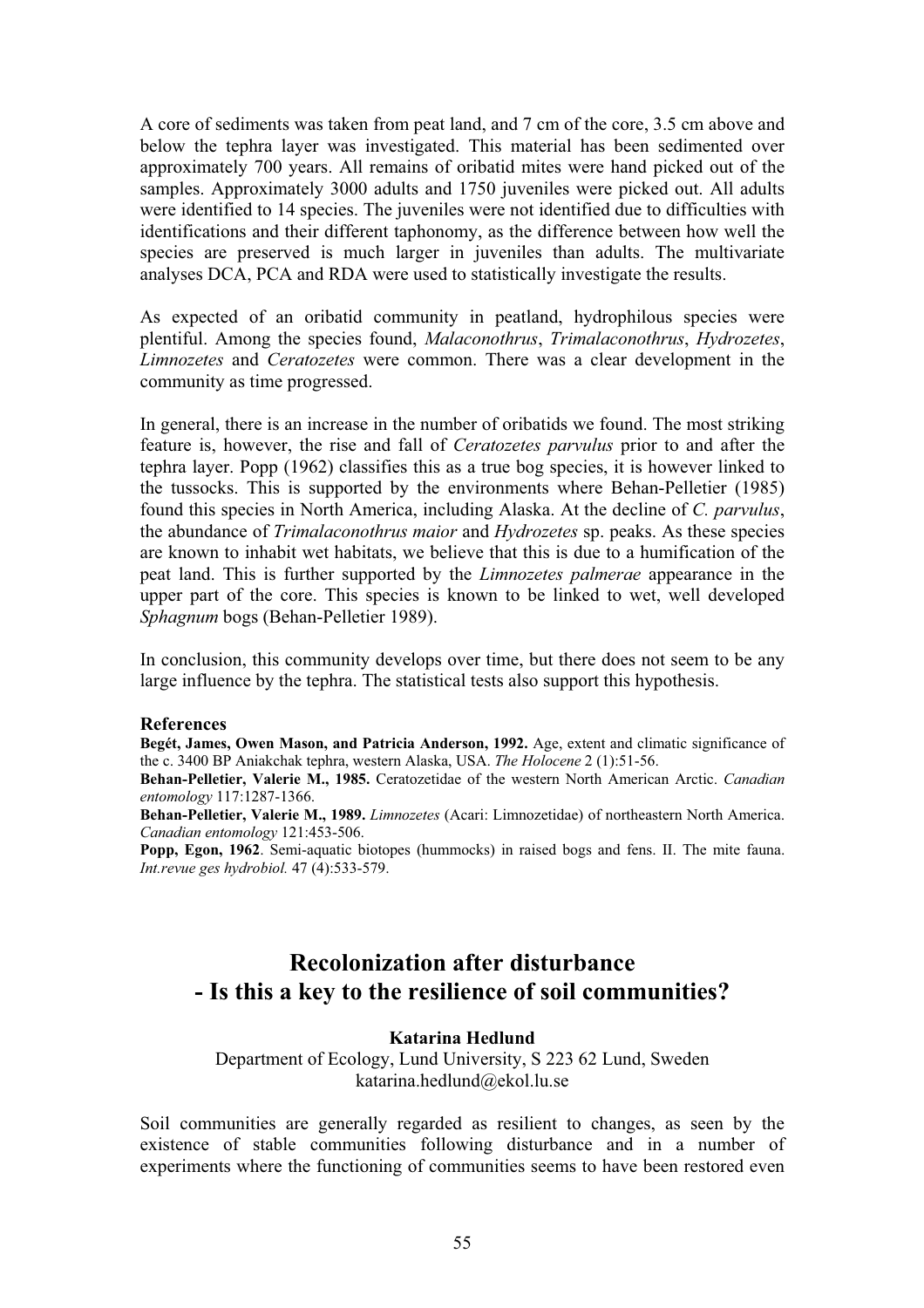A core of sediments was taken from peat land, and 7 cm of the core, 3.5 cm above and below the tephra layer was investigated. This material has been sedimented over approximately 700 years. All remains of oribatid mites were hand picked out of the samples. Approximately 3000 adults and 1750 juveniles were picked out. All adults were identified to 14 species. The juveniles were not identified due to difficulties with identifications and their different taphonomy, as the difference between how well the species are preserved is much larger in juveniles than adults. The multivariate analyses DCA, PCA and RDA were used to statistically investigate the results.

As expected of an oribatid community in peatland, hydrophilous species were plentiful. Among the species found, *Malaconothrus*, *Trimalaconothrus*, *Hydrozetes*, *Limnozetes* and *Ceratozetes* were common. There was a clear development in the community as time progressed.

In general, there is an increase in the number of oribatids we found. The most striking feature is, however, the rise and fall of *Ceratozetes parvulus* prior to and after the tephra layer. Popp (1962) classifies this as a true bog species, it is however linked to the tussocks. This is supported by the environments where Behan-Pelletier (1985) found this species in North America, including Alaska. At the decline of *C. parvulus*, the abundance of *Trimalaconothrus maior* and *Hydrozetes* sp. peaks. As these species are known to inhabit wet habitats, we believe that this is due to a humification of the peat land. This is further supported by the *Limnozetes palmerae* appearance in the upper part of the core. This species is known to be linked to wet, well developed *Sphagnum* bogs (Behan-Pelletier 1989).

In conclusion, this community develops over time, but there does not seem to be any large influence by the tephra. The statistical tests also support this hypothesis.

**References**

**Begét, James, Owen Mason, and Patricia Anderson, 1992.** Age, extent and climatic significance of the c. 3400 BP Aniakchak tephra, western Alaska, USA. *The Holocene* 2 (1):51-56.

**Behan-Pelletier, Valerie M., 1985.** Ceratozetidae of the western North American Arctic. *Canadian entomology* 117:1287-1366.

**Behan-Pelletier, Valerie M., 1989.** *Limnozetes* (Acari: Limnozetidae) of northeastern North America. *Canadian entomology* 121:453-506.

**Popp, Egon, 1962**. Semi-aquatic biotopes (hummocks) in raised bogs and fens. II. The mite fauna. *Int.revue ges hydrobiol.* 47 (4):533-579.

# Recolonization after disturbance - Is this a key to the resilience of soil communities?

**Katarina Hedlund**

Department of Ecology, Lund University, S 223 62 Lund, Sweden
katarina.hedlund@ekol.lu.se

Soil communities are generally regarded as resilient to changes, as seen by the existence of stable communities following disturbance and in a number of experiments where the functioning of communities seems to have been restored even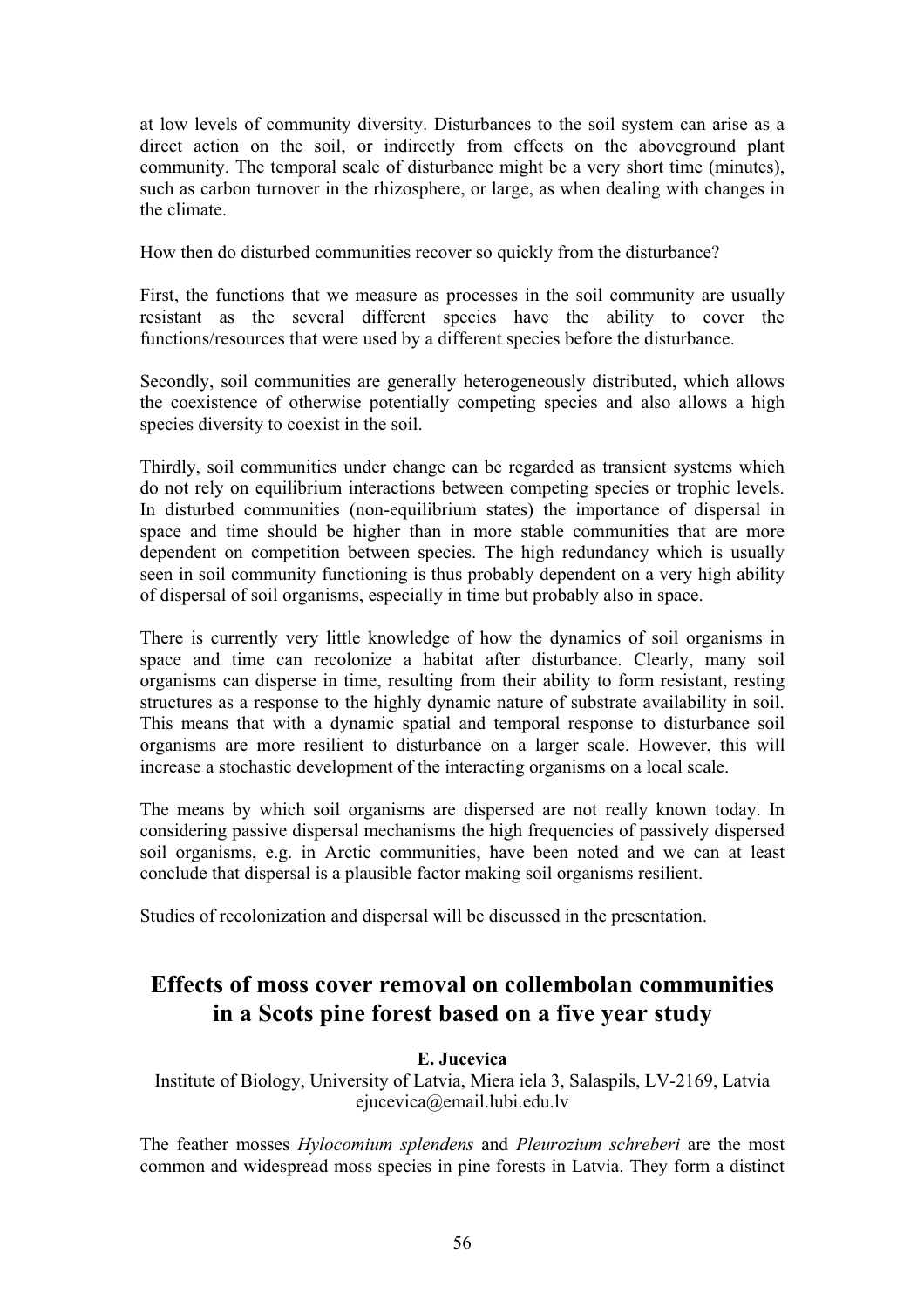at low levels of community diversity. Disturbances to the soil system can arise as a direct action on the soil, or indirectly from effects on the aboveground plant community. The temporal scale of disturbance might be a very short time (minutes), such as carbon turnover in the rhizosphere, or large, as when dealing with changes in the climate.

How then do disturbed communities recover so quickly from the disturbance?

First, the functions that we measure as processes in the soil community are usually resistant as the several different species have the ability to cover the functions/resources that were used by a different species before the disturbance.

Secondly, soil communities are generally heterogeneously distributed, which allows the coexistence of otherwise potentially competing species and also allows a high species diversity to coexist in the soil.

Thirdly, soil communities under change can be regarded as transient systems which do not rely on equilibrium interactions between competing species or trophic levels. In disturbed communities (non-equilibrium states) the importance of dispersal in space and time should be higher than in more stable communities that are more dependent on competition between species. The high redundancy which is usually seen in soil community functioning is thus probably dependent on a very high ability of dispersal of soil organisms, especially in time but probably also in space.

There is currently very little knowledge of how the dynamics of soil organisms in space and time can recolonize a habitat after disturbance. Clearly, many soil organisms can disperse in time, resulting from their ability to form resistant, resting structures as a response to the highly dynamic nature of substrate availability in soil. This means that with a dynamic spatial and temporal response to disturbance soil organisms are more resilient to disturbance on a larger scale. However, this will increase a stochastic development of the interacting organisms on a local scale.

The means by which soil organisms are dispersed are not really known today. In considering passive dispersal mechanisms the high frequencies of passively dispersed soil organisms, e.g. in Arctic communities, have been noted and we can at least conclude that dispersal is a plausible factor making soil organisms resilient.

Studies of recolonization and dispersal will be discussed in the presentation.

## Effects of moss cover removal on collembolan communities in a Scots pine forest based on a five year study

**E. Jucevica**

Institute of Biology, University of Latvia, Miera iela 3, Salaspils, LV-2169, Latvia
ejucevica@email.lubi.edu.lv

The feather mosses *Hylocomium splendens* and *Pleurozium schreberi* are the most common and widespread moss species in pine forests in Latvia. They form a distinct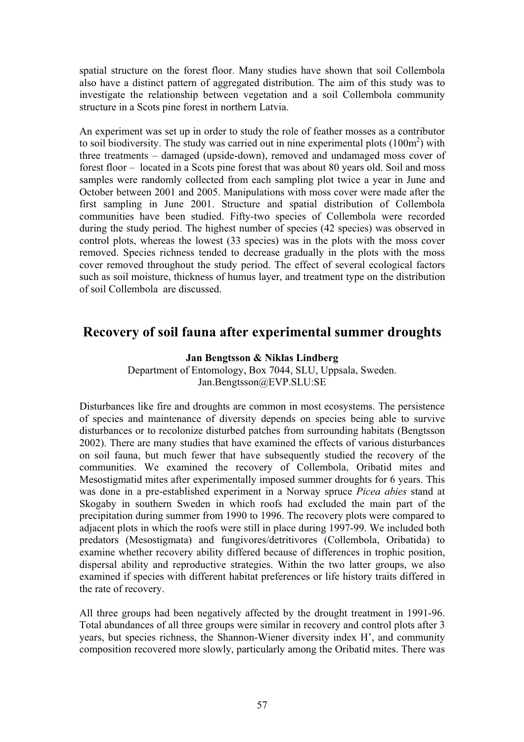spatial structure on the forest floor. Many studies have shown that soil Collembola also have a distinct pattern of aggregated distribution. The aim of this study was to investigate the relationship between vegetation and a soil Collembola community structure in a Scots pine forest in northern Latvia.

An experiment was set up in order to study the role of feather mosses as a contributor to soil biodiversity. The study was carried out in nine experimental plots ($100m^2$) with three treatments – damaged (upside-down), removed and undamaged moss cover of forest floor – located in a Scots pine forest that was about 80 years old. Soil and moss samples were randomly collected from each sampling plot twice a year in June and October between 2001 and 2005. Manipulations with moss cover were made after the first sampling in June 2001. Structure and spatial distribution of Collembola communities have been studied. Fifty-two species of Collembola were recorded during the study period. The highest number of species (42 species) was observed in control plots, whereas the lowest (33 species) was in the plots with the moss cover removed. Species richness tended to decrease gradually in the plots with the moss cover removed throughout the study period. The effect of several ecological factors such as soil moisture, thickness of humus layer, and treatment type on the distribution of soil Collembola are discussed.

## Recovery of soil fauna after experimental summer droughts

**Jan Bengtsson & Niklas Lindberg**

Department of Entomology, Box 7044, SLU, Uppsala, Sweden.
Jan.Bengtsson@EVP.SLU:SE

Disturbances like fire and droughts are common in most ecosystems. The persistence of species and maintenance of diversity depends on species being able to survive disturbances or to recolonize disturbed patches from surrounding habitats (Bengtsson 2002). There are many studies that have examined the effects of various disturbances on soil fauna, but much fewer that have subsequently studied the recovery of the communities. We examined the recovery of Collembola, Oribatid mites and Mesostigmatid mites after experimentally imposed summer droughts for 6 years. This was done in a pre-established experiment in a Norway spruce *Picea abies* stand at Skogaby in southern Sweden in which roofs had excluded the main part of the precipitation during summer from 1990 to 1996. The recovery plots were compared to adjacent plots in which the roofs were still in place during 1997-99. We included both predators (Mesostigmata) and fungivores/detritivores (Collembola, Oribatida) to examine whether recovery ability differed because of differences in trophic position, dispersal ability and reproductive strategies. Within the two latter groups, we also examined if species with different habitat preferences or life history traits differed in the rate of recovery.

All three groups had been negatively affected by the drought treatment in 1991-96. Total abundances of all three groups were similar in recovery and control plots after 3 years, but species richness, the Shannon-Wiener diversity index H', and community composition recovered more slowly, particularly among the Oribatid mites. There was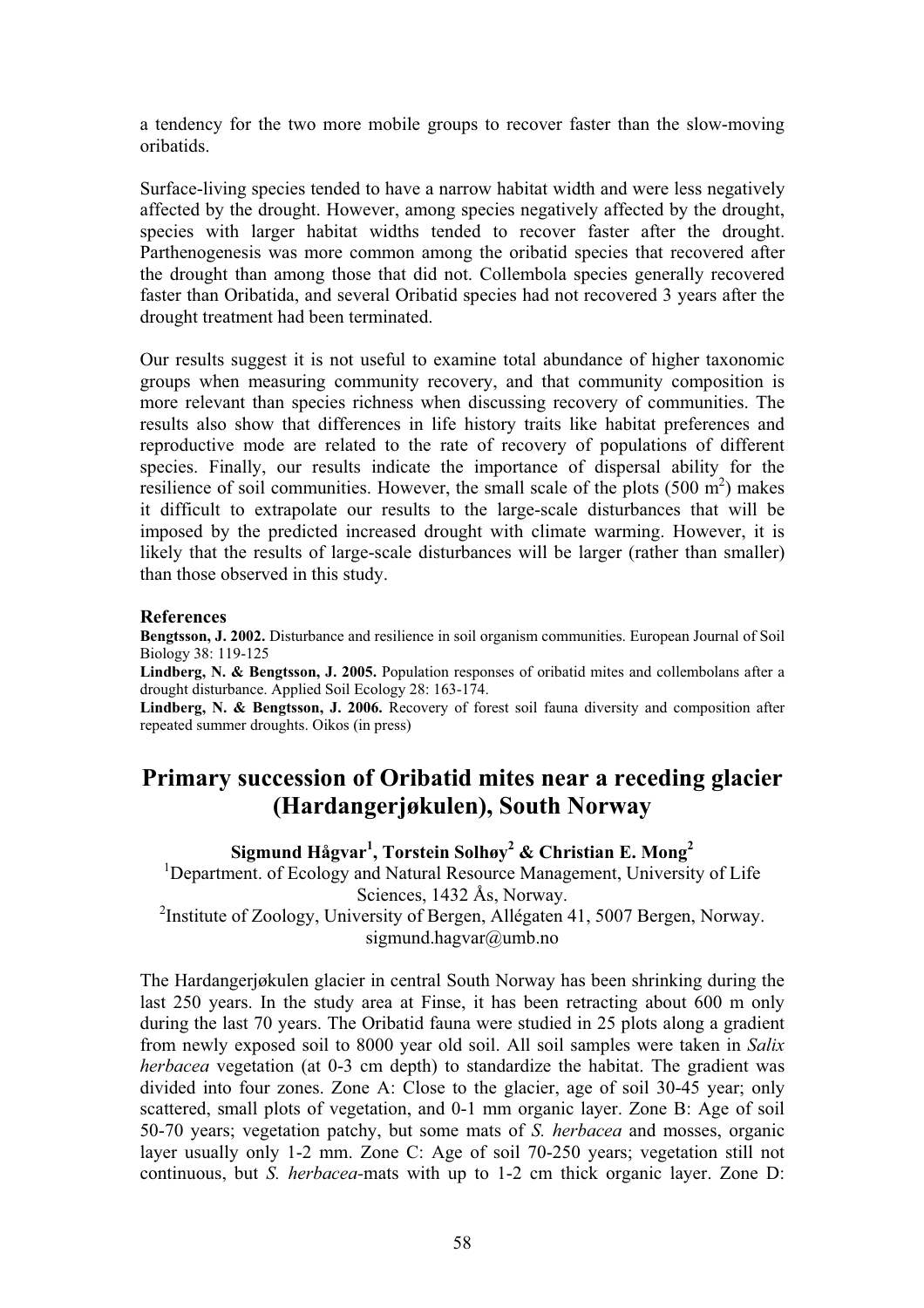a tendency for the two more mobile groups to recover faster than the slow-moving oribatids.

Surface-living species tended to have a narrow habitat width and were less negatively affected by the drought. However, among species negatively affected by the drought, species with larger habitat widths tended to recover faster after the drought. Parthenogenesis was more common among the oribatid species that recovered after the drought than among those that did not. Collembola species generally recovered faster than Oribatida, and several Oribatid species had not recovered 3 years after the drought treatment had been terminated.

Our results suggest it is not useful to examine total abundance of higher taxonomic groups when measuring community recovery, and that community composition is more relevant than species richness when discussing recovery of communities. The results also show that differences in life history traits like habitat preferences and reproductive mode are related to the rate of recovery of populations of different species. Finally, our results indicate the importance of dispersal ability for the resilience of soil communities. However, the small scale of the plots (500 $m^2$) makes it difficult to extrapolate our results to the large-scale disturbances that will be imposed by the predicted increased drought with climate warming. However, it is likely that the results of large-scale disturbances will be larger (rather than smaller) than those observed in this study.

**References**

**Bengtsson, J. 2002.** Disturbance and resilience in soil organism communities. European Journal of Soil Biology 38: 119-125

**Lindberg, N. & Bengtsson, J. 2005.** Population responses of oribatid mites and collembolans after a drought disturbance. Applied Soil Ecology 28: 163-174.

**Lindberg, N. & Bengtsson, J. 2006.** Recovery of forest soil fauna diversity and composition after repeated summer droughts. Oikos (in press)

# Primary succession of Oribatid mites near a receding glacier (Hardangerjøkulen), South Norway

**Sigmund Hågvar[1], Torstein Solhøy[2] & Christian E. Mong[2]**

[1]Department. of Ecology and Natural Resource Management, University of Life Sciences, 1432 Ås, Norway.

[2]Institute of Zoology, University of Bergen, Allégaten 41, 5007 Bergen, Norway.

sigmund.hagvar@umb.no

The Hardangerjøkulen glacier in central South Norway has been shrinking during the last 250 years. In the study area at Finse, it has been retracting about 600 m only during the last 70 years. The Oribatid fauna were studied in 25 plots along a gradient from newly exposed soil to 8000 year old soil. All soil samples were taken in *Salix herbacea* vegetation (at 0-3 cm depth) to standardize the habitat. The gradient was divided into four zones. Zone A: Close to the glacier, age of soil 30-45 year; only scattered, small plots of vegetation, and 0-1 mm organic layer. Zone B: Age of soil 50-70 years; vegetation patchy, but some mats of *S. herbacea* and mosses, organic layer usually only 1-2 mm. Zone C: Age of soil 70-250 years; vegetation still not continuous, but *S. herbacea*-mats with up to 1-2 cm thick organic layer. Zone D: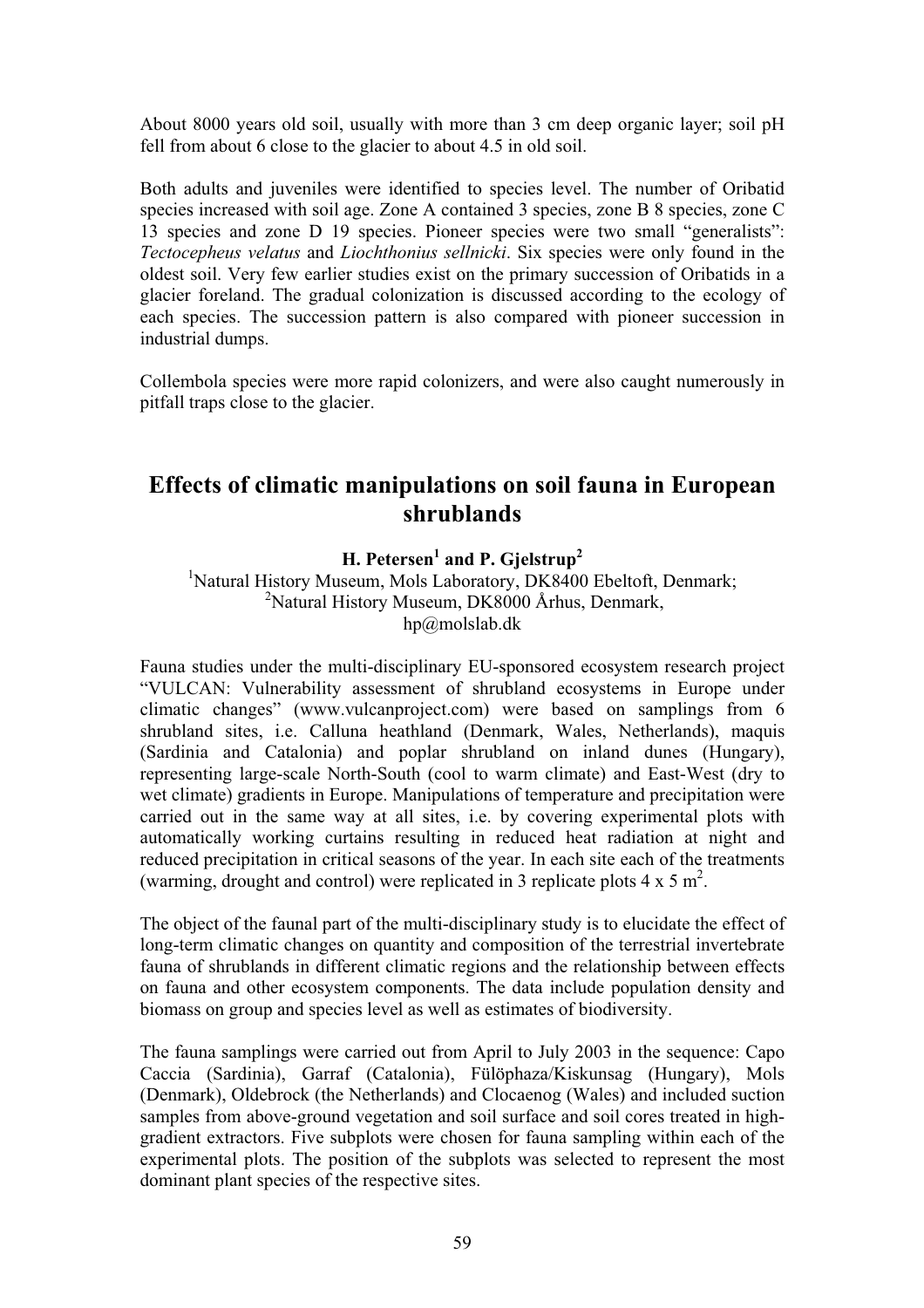About 8000 years old soil, usually with more than 3 cm deep organic layer; soil pH fell from about 6 close to the glacier to about 4.5 in old soil.

Both adults and juveniles were identified to species level. The number of Oribatid species increased with soil age. Zone A contained 3 species, zone B 8 species, zone C 13 species and zone D 19 species. Pioneer species were two small "generalists": *Tectocepheus velatus* and *Liochthonius sellnicki*. Six species were only found in the oldest soil. Very few earlier studies exist on the primary succession of Oribatids in a glacier foreland. The gradual colonization is discussed according to the ecology of each species. The succession pattern is also compared with pioneer succession in industrial dumps.

Collembola species were more rapid colonizers, and were also caught numerously in pitfall traps close to the glacier.

## Effects of climatic manipulations on soil fauna in European shrublands

**H. Petersen[1] and P. Gjelstrup[2]**

[1]Natural History Museum, Mols Laboratory, DK8400 Ebeltoft, Denmark;
[2]Natural History Museum, DK8000 Århus, Denmark,
hp@molslab.dk

Fauna studies under the multi-disciplinary EU-sponsored ecosystem research project "VULCAN: Vulnerability assessment of shrubland ecosystems in Europe under climatic changes" (www.vulcanproject.com) were based on samplings from 6 shrubland sites, i.e. Calluna heathland (Denmark, Wales, Netherlands), maquis (Sardinia and Catalonia) and poplar shrubland on inland dunes (Hungary), representing large-scale North-South (cool to warm climate) and East-West (dry to wet climate) gradients in Europe. Manipulations of temperature and precipitation were carried out in the same way at all sites, i.e. by covering experimental plots with automatically working curtains resulting in reduced heat radiation at night and reduced precipitation in critical seasons of the year. In each site each of the treatments (warming, drought and control) were replicated in 3 replicate plots 4 x 5 $m^2$.

The object of the faunal part of the multi-disciplinary study is to elucidate the effect of long-term climatic changes on quantity and composition of the terrestrial invertebrate fauna of shrublands in different climatic regions and the relationship between effects on fauna and other ecosystem components. The data include population density and biomass on group and species level as well as estimates of biodiversity.

The fauna samplings were carried out from April to July 2003 in the sequence: Capo Caccia (Sardinia), Garraf (Catalonia), Fülöphaza/Kiskunsag (Hungary), Mols (Denmark), Oldebrock (the Netherlands) and Clocaenog (Wales) and included suction samples from above-ground vegetation and soil surface and soil cores treated in high-gradient extractors. Five subplots were chosen for fauna sampling within each of the experimental plots. The position of the subplots was selected to represent the most dominant plant species of the respective sites.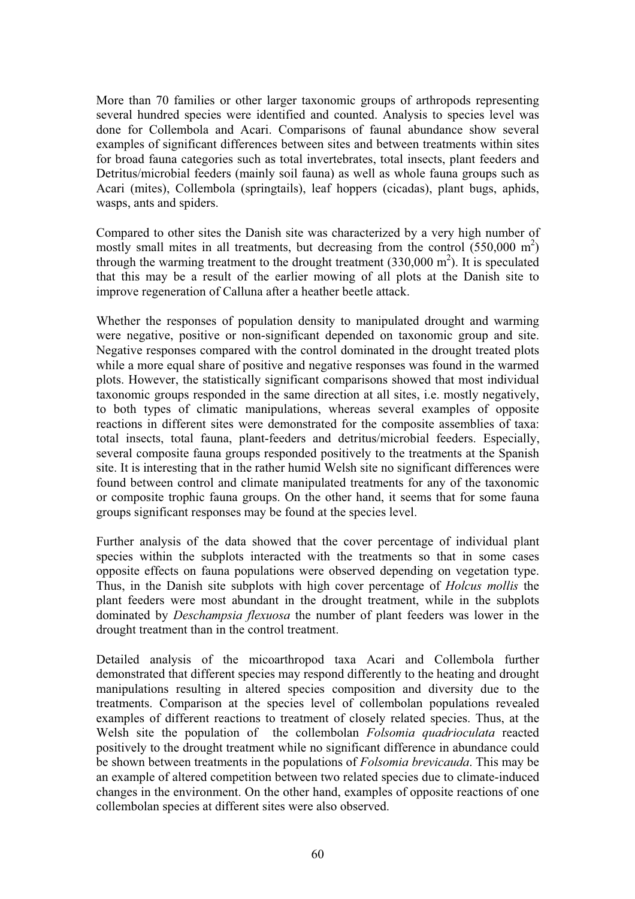More than 70 families or other larger taxonomic groups of arthropods representing several hundred species were identified and counted. Analysis to species level was done for Collembola and Acari. Comparisons of faunal abundance show several examples of significant differences between sites and between treatments within sites for broad fauna categories such as total invertebrates, total insects, plant feeders and Detritus/microbial feeders (mainly soil fauna) as well as whole fauna groups such as Acari (mites), Collembola (springtails), leaf hoppers (cicadas), plant bugs, aphids, wasps, ants and spiders.

Compared to other sites the Danish site was characterized by a very high number of mostly small mites in all treatments, but decreasing from the control (550,000 $m^2$) through the warming treatment to the drought treatment (330,000 $m^2$). It is speculated that this may be a result of the earlier mowing of all plots at the Danish site to improve regeneration of Calluna after a heather beetle attack.

Whether the responses of population density to manipulated drought and warming were negative, positive or non-significant depended on taxonomic group and site. Negative responses compared with the control dominated in the drought treated plots while a more equal share of positive and negative responses was found in the warmed plots. However, the statistically significant comparisons showed that most individual taxonomic groups responded in the same direction at all sites, i.e. mostly negatively, to both types of climatic manipulations, whereas several examples of opposite reactions in different sites were demonstrated for the composite assemblies of taxa: total insects, total fauna, plant-feeders and detritus/microbial feeders. Especially, several composite fauna groups responded positively to the treatments at the Spanish site. It is interesting that in the rather humid Welsh site no significant differences were found between control and climate manipulated treatments for any of the taxonomic or composite trophic fauna groups. On the other hand, it seems that for some fauna groups significant responses may be found at the species level.

Further analysis of the data showed that the cover percentage of individual plant species within the subplots interacted with the treatments so that in some cases opposite effects on fauna populations were observed depending on vegetation type. Thus, in the Danish site subplots with high cover percentage of *Holcus mollis* the plant feeders were most abundant in the drought treatment, while in the subplots dominated by *Deschampsia flexuosa* the number of plant feeders was lower in the drought treatment than in the control treatment.

Detailed analysis of the micoarthropod taxa Acari and Collembola further demonstrated that different species may respond differently to the heating and drought manipulations resulting in altered species composition and diversity due to the treatments. Comparison at the species level of collembolan populations revealed examples of different reactions to treatment of closely related species. Thus, at the Welsh site the population of the collembolan *Folsomia quadrioculata* reacted positively to the drought treatment while no significant difference in abundance could be shown between treatments in the populations of *Folsomia brevicauda*. This may be an example of altered competition between two related species due to climate-induced changes in the environment. On the other hand, examples of opposite reactions of one collembolan species at different sites were also observed.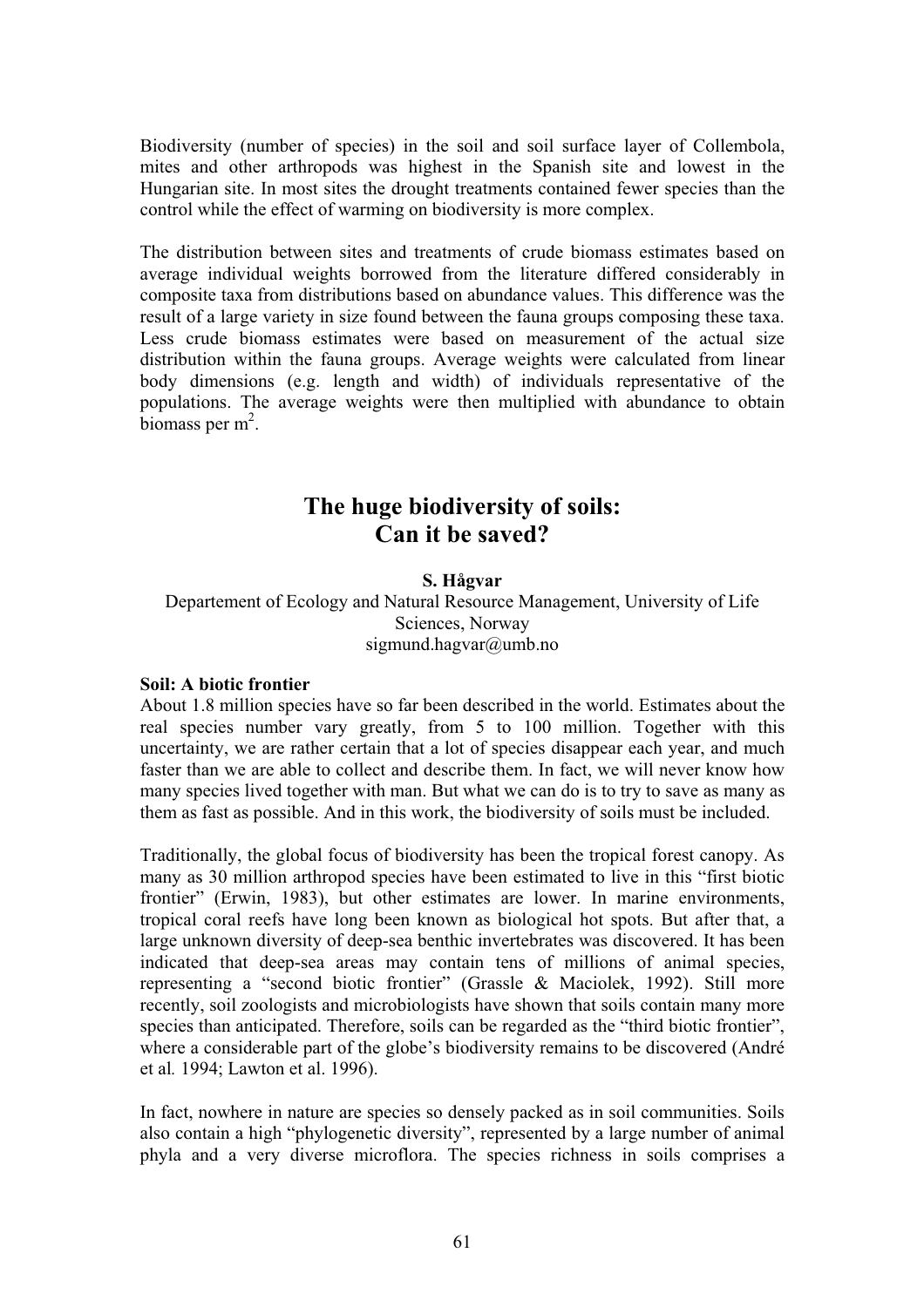Biodiversity (number of species) in the soil and soil surface layer of Collembola, mites and other arthropods was highest in the Spanish site and lowest in the Hungarian site. In most sites the drought treatments contained fewer species than the control while the effect of warming on biodiversity is more complex.

The distribution between sites and treatments of crude biomass estimates based on average individual weights borrowed from the literature differed considerably in composite taxa from distributions based on abundance values. This difference was the result of a large variety in size found between the fauna groups composing these taxa. Less crude biomass estimates were based on measurement of the actual size distribution within the fauna groups. Average weights were calculated from linear body dimensions (e.g. length and width) of individuals representative of the populations. The average weights were then multiplied with abundance to obtain biomass per $m^2$.

# The huge biodiversity of soils: Can it be saved?

**S. Hågvar**

Departement of Ecology and Natural Resource Management, University of Life Sciences, Norway

sigmund.hagvar@umb.no

**Soil: A biotic frontier**

About 1.8 million species have so far been described in the world. Estimates about the real species number vary greatly, from 5 to 100 million. Together with this uncertainty, we are rather certain that a lot of species disappear each year, and much faster than we are able to collect and describe them. In fact, we will never know how many species lived together with man. But what we can do is to try to save as many as them as fast as possible. And in this work, the biodiversity of soils must be included.

Traditionally, the global focus of biodiversity has been the tropical forest canopy. As many as 30 million arthropod species have been estimated to live in this "first biotic frontier" (Erwin, 1983), but other estimates are lower. In marine environments, tropical coral reefs have long been known as biological hot spots. But after that, a large unknown diversity of deep-sea benthic invertebrates was discovered. It has been indicated that deep-sea areas may contain tens of millions of animal species, representing a "second biotic frontier" (Grassle & Maciolek, 1992). Still more recently, soil zoologists and microbiologists have shown that soils contain many more species than anticipated. Therefore, soils can be regarded as the "third biotic frontier", where a considerable part of the globe's biodiversity remains to be discovered (André et al*.* 1994; Lawton et al. 1996).

In fact, nowhere in nature are species so densely packed as in soil communities. Soils also contain a high "phylogenetic diversity", represented by a large number of animal phyla and a very diverse microflora. The species richness in soils comprises a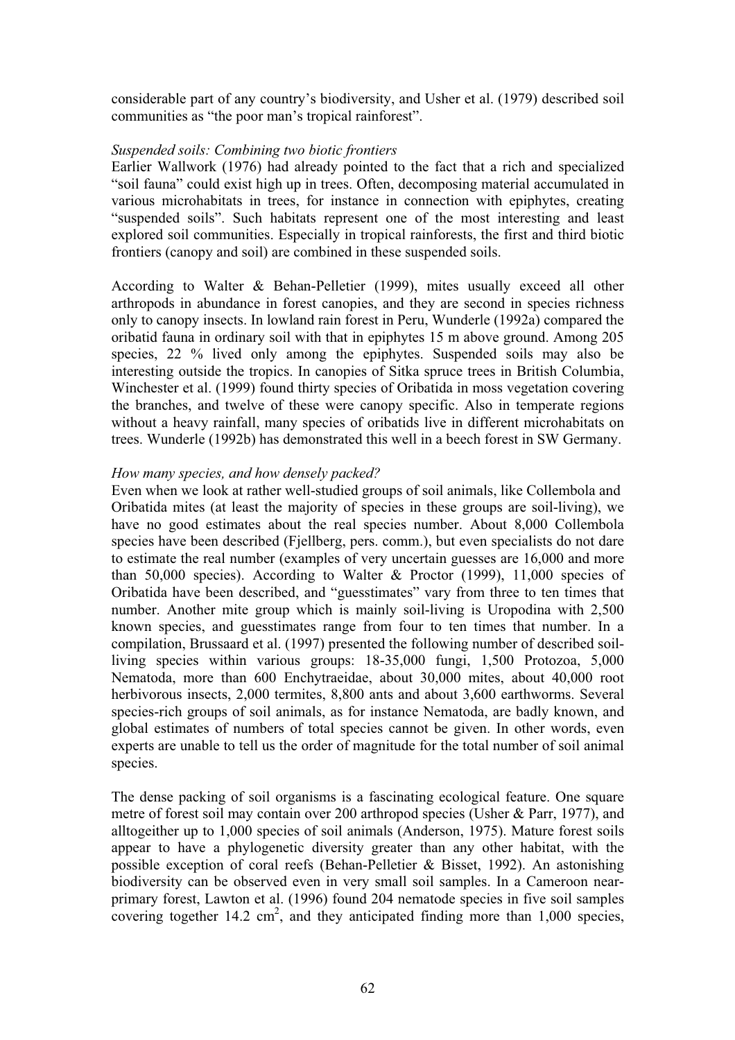considerable part of any country's biodiversity, and Usher et al. (1979) described soil communities as "the poor man's tropical rainforest".

*Suspended soils: Combining two biotic frontiers*

Earlier Wallwork (1976) had already pointed to the fact that a rich and specialized "soil fauna" could exist high up in trees. Often, decomposing material accumulated in various microhabitats in trees, for instance in connection with epiphytes, creating "suspended soils". Such habitats represent one of the most interesting and least explored soil communities. Especially in tropical rainforests, the first and third biotic frontiers (canopy and soil) are combined in these suspended soils.

According to Walter & Behan-Pelletier (1999), mites usually exceed all other arthropods in abundance in forest canopies, and they are second in species richness only to canopy insects. In lowland rain forest in Peru, Wunderle (1992a) compared the oribatid fauna in ordinary soil with that in epiphytes 15 m above ground. Among 205 species, 22 % lived only among the epiphytes. Suspended soils may also be interesting outside the tropics. In canopies of Sitka spruce trees in British Columbia, Winchester et al. (1999) found thirty species of Oribatida in moss vegetation covering the branches, and twelve of these were canopy specific. Also in temperate regions without a heavy rainfall, many species of oribatids live in different microhabitats on trees. Wunderle (1992b) has demonstrated this well in a beech forest in SW Germany.

*How many species, and how densely packed?*

Even when we look at rather well-studied groups of soil animals, like Collembola and Oribatida mites (at least the majority of species in these groups are soil-living), we have no good estimates about the real species number. About 8,000 Collembola species have been described (Fjellberg, pers. comm.), but even specialists do not dare to estimate the real number (examples of very uncertain guesses are 16,000 and more than 50,000 species). According to Walter & Proctor (1999), 11,000 species of Oribatida have been described, and "guesstimates" vary from three to ten times that number. Another mite group which is mainly soil-living is Uropodina with 2,500 known species, and guesstimates range from four to ten times that number. In a compilation, Brussaard et al. (1997) presented the following number of described soil-living species within various groups: 18-35,000 fungi, 1,500 Protozoa, 5,000 Nematoda, more than 600 Enchytraeidae, about 30,000 mites, about 40,000 root herbivorous insects, 2,000 termites, 8,800 ants and about 3,600 earthworms. Several species-rich groups of soil animals, as for instance Nematoda, are badly known, and global estimates of numbers of total species cannot be given. In other words, even experts are unable to tell us the order of magnitude for the total number of soil animal species.

The dense packing of soil organisms is a fascinating ecological feature. One square metre of forest soil may contain over 200 arthropod species (Usher & Parr, 1977), and alltogeither up to 1,000 species of soil animals (Anderson, 1975). Mature forest soils appear to have a phylogenetic diversity greater than any other habitat, with the possible exception of coral reefs (Behan-Pelletier & Bisset, 1992). An astonishing biodiversity can be observed even in very small soil samples. In a Cameroon near-primary forest, Lawton et al. (1996) found 204 nematode species in five soil samples covering together 14.2 $cm^2$, and they anticipated finding more than 1,000 species,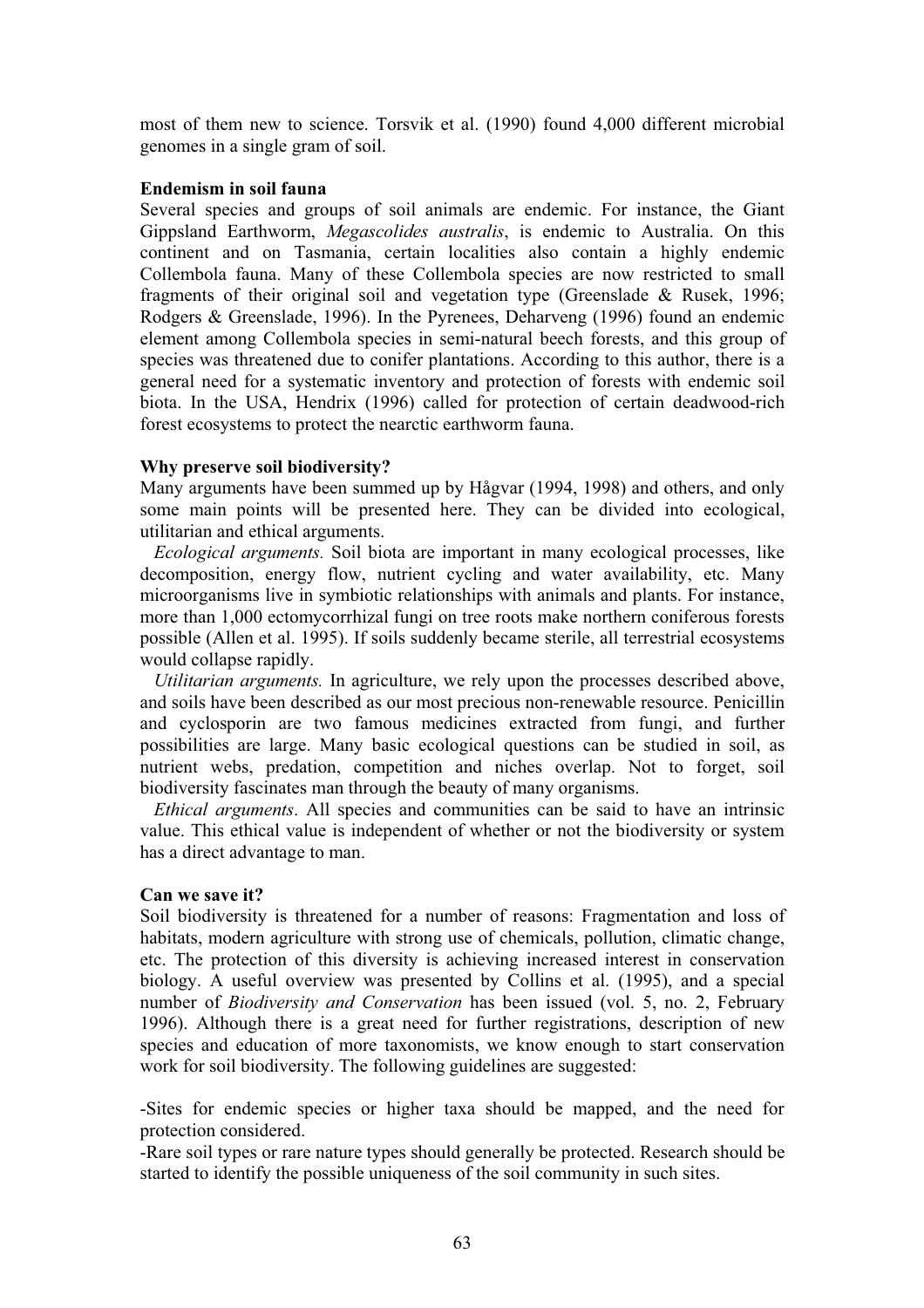most of them new to science. Torsvik et al. (1990) found 4,000 different microbial genomes in a single gram of soil.

**Endemism in soil fauna**

Several species and groups of soil animals are endemic. For instance, the Giant Gippsland Earthworm, *Megascolides australis*, is endemic to Australia. On this continent and on Tasmania, certain localities also contain a highly endemic Collembola fauna. Many of these Collembola species are now restricted to small fragments of their original soil and vegetation type (Greenslade & Rusek, 1996; Rodgers & Greenslade, 1996). In the Pyrenees, Deharveng (1996) found an endemic element among Collembola species in semi-natural beech forests, and this group of species was threatened due to conifer plantations. According to this author, there is a general need for a systematic inventory and protection of forests with endemic soil biota. In the USA, Hendrix (1996) called for protection of certain deadwood-rich forest ecosystems to protect the nearctic earthworm fauna.

**Why preserve soil biodiversity?**

Many arguments have been summed up by Hågvar (1994, 1998) and others, and only some main points will be presented here. They can be divided into ecological, utilitarian and ethical arguments.

*Ecological arguments.* Soil biota are important in many ecological processes, like decomposition, energy flow, nutrient cycling and water availability, etc. Many microorganisms live in symbiotic relationships with animals and plants. For instance, more than 1,000 ectomycorrhizal fungi on tree roots make northern coniferous forests possible (Allen et al. 1995). If soils suddenly became sterile, all terrestrial ecosystems would collapse rapidly.

*Utilitarian arguments.* In agriculture, we rely upon the processes described above, and soils have been described as our most precious non-renewable resource. Penicillin and cyclosporin are two famous medicines extracted from fungi, and further possibilities are large. Many basic ecological questions can be studied in soil, as nutrient webs, predation, competition and niches overlap. Not to forget, soil biodiversity fascinates man through the beauty of many organisms.

*Ethical arguments*. All species and communities can be said to have an intrinsic value. This ethical value is independent of whether or not the biodiversity or system has a direct advantage to man.

**Can we save it?**

Soil biodiversity is threatened for a number of reasons: Fragmentation and loss of habitats, modern agriculture with strong use of chemicals, pollution, climatic change, etc. The protection of this diversity is achieving increased interest in conservation biology. A useful overview was presented by Collins et al. (1995), and a special number of *Biodiversity and Conservation* has been issued (vol. 5, no. 2, February 1996). Although there is a great need for further registrations, description of new species and education of more taxonomists, we know enough to start conservation work for soil biodiversity. The following guidelines are suggested:

-Sites for endemic species or higher taxa should be mapped, and the need for protection considered.

-Rare soil types or rare nature types should generally be protected. Research should be started to identify the possible uniqueness of the soil community in such sites.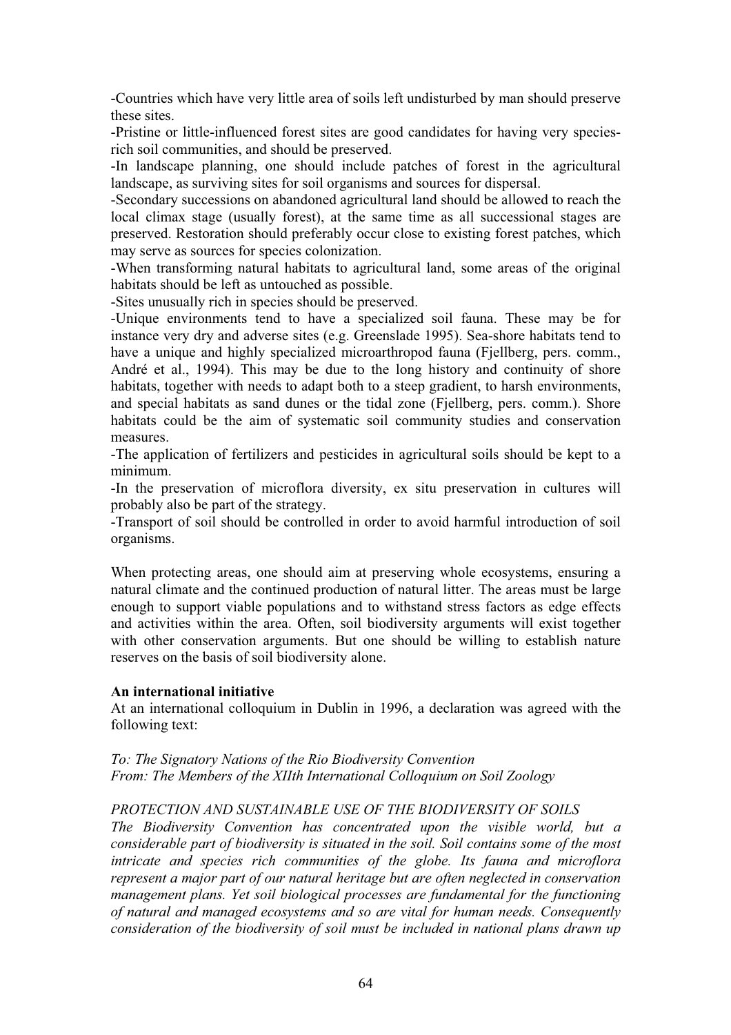-Countries which have very little area of soils left undisturbed by man should preserve these sites.

-Pristine or little-influenced forest sites are good candidates for having very species-rich soil communities, and should be preserved.

-In landscape planning, one should include patches of forest in the agricultural landscape, as surviving sites for soil organisms and sources for dispersal.

-Secondary successions on abandoned agricultural land should be allowed to reach the local climax stage (usually forest), at the same time as all successional stages are preserved. Restoration should preferably occur close to existing forest patches, which may serve as sources for species colonization.

-When transforming natural habitats to agricultural land, some areas of the original habitats should be left as untouched as possible.

-Sites unusually rich in species should be preserved.

-Unique environments tend to have a specialized soil fauna. These may be for instance very dry and adverse sites (e.g. Greenslade 1995). Sea-shore habitats tend to have a unique and highly specialized microarthropod fauna (Fjellberg, pers. comm., André et al., 1994). This may be due to the long history and continuity of shore habitats, together with needs to adapt both to a steep gradient, to harsh environments, and special habitats as sand dunes or the tidal zone (Fjellberg, pers. comm.). Shore habitats could be the aim of systematic soil community studies and conservation measures.

-The application of fertilizers and pesticides in agricultural soils should be kept to a minimum.

-In the preservation of microflora diversity, ex situ preservation in cultures will probably also be part of the strategy.

-Transport of soil should be controlled in order to avoid harmful introduction of soil organisms.

When protecting areas, one should aim at preserving whole ecosystems, ensuring a natural climate and the continued production of natural litter. The areas must be large enough to support viable populations and to withstand stress factors as edge effects and activities within the area. Often, soil biodiversity arguments will exist together with other conservation arguments. But one should be willing to establish nature reserves on the basis of soil biodiversity alone.

**An international initiative**

At an international colloquium in Dublin in 1996, a declaration was agreed with the following text:

*To: The Signatory Nations of the Rio Biodiversity Convention*
*From: The Members of the XIIth International Colloquium on Soil Zoology*

*PROTECTION AND SUSTAINABLE USE OF THE BIODIVERSITY OF SOILS*

*The Biodiversity Convention has concentrated upon the visible world, but a considerable part of biodiversity is situated in the soil. Soil contains some of the most intricate and species rich communities of the globe. Its fauna and microflora represent a major part of our natural heritage but are often neglected in conservation management plans. Yet soil biological processes are fundamental for the functioning of natural and managed ecosystems and so are vital for human needs. Consequently consideration of the biodiversity of soil must be included in national plans drawn up*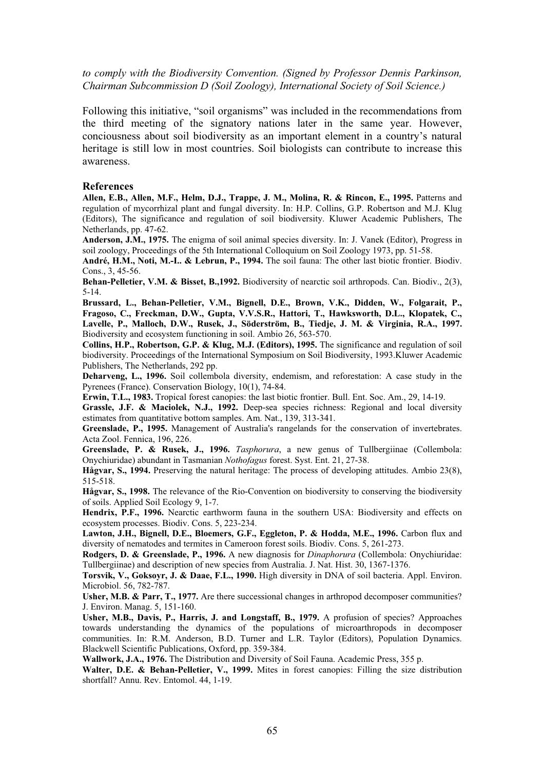*to comply with the Biodiversity Convention. (Signed by Professor Dennis Parkinson, Chairman Subcommission D (Soil Zoology), International Society of Soil Science.)*

Following this initiative, “soil organisms” was included in the recommendations from the third meeting of the signatory nations later in the same year. However, conciousness about soil biodiversity as an important element in a country’s natural heritage is still low in most countries. Soil biologists can contribute to increase this awareness.

## References

**Allen, E.B., Allen, M.F., Helm, D.J., Trappe, J. M., Molina, R. & Rincon, E., 1995.** Patterns and regulation of mycorrhizal plant and fungal diversity. In: H.P. Collins, G.P. Robertson and M.J. Klug (Editors), The significance and regulation of soil biodiversity. Kluwer Academic Publishers, The Netherlands, pp. 47-62.

**Anderson, J.M., 1975.** The enigma of soil animal species diversity. In: J. Vanek (Editor), Progress in soil zoology, Proceedings of the 5th International Colloquium on Soil Zoology 1973, pp. 51-58.

**André, H.M., Noti, M.-I.. & Lebrun, P., 1994.** The soil fauna: The other last biotic frontier. Biodiv. Cons., 3, 45-56.

**Behan-Pelletier, V.M. & Bisset, B.,1992.** Biodiversity of nearctic soil arthropods. Can. Biodiv., 2(3), 5-14.

**Brussard, L., Behan-Pelletier, V.M., Bignell, D.E., Brown, V.K., Didden, W., Folgarait, P., Fragoso, C., Freckman, D.W., Gupta, V.V.S.R., Hattori, T., Hawksworth, D.L., Klopatek, C., Lavelle, P., Malloch, D.W., Rusek, J., Söderström, B., Tiedje, J. M. & Virginia, R.A., 1997.** Biodiversity and ecosystem functioning in soil. Ambio 26, 563-570.

**Collins, H.P., Robertson, G.P. & Klug, M.J. (Editors), 1995.** The significance and regulation of soil biodiversity. Proceedings of the International Symposium on Soil Biodiversity, 1993.Kluwer Academic Publishers, The Netherlands, 292 pp.

**Deharveng, L., 1996.** Soil collembola diversity, endemism, and reforestation: A case study in the Pyrenees (France). Conservation Biology, 10(1), 74-84.

**Erwin, T.L., 1983.** Tropical forest canopies: the last biotic frontier. Bull. Ent. Soc. Am., 29, 14-19.

**Grassle, J.F. & Maciolek, N.J., 1992.** Deep-sea species richness: Regional and local diversity estimates from quantitative bottom samples. Am. Nat., 139, 313-341.

**Greenslade, P., 1995.** Management of Australia's rangelands for the conservation of invertebrates. Acta Zool. Fennica, 196, 226.

**Greenslade, P. & Rusek, J., 1996.** *Tasphorura*, a new genus of Tullbergiinae (Collembola: Onychiuridae) abundant in Tasmanian *Nothofagus* forest. Syst. Ent. 21, 27-38.

**Hågvar, S., 1994.** Preserving the natural heritage: The process of developing attitudes. Ambio 23(8), 515-518.

**Hågvar, S., 1998.** The relevance of the Rio-Convention on biodiversity to conserving the biodiversity of soils. Applied Soil Ecology 9, 1-7.

**Hendrix, P.F., 1996.** Nearctic earthworm fauna in the southern USA: Biodiversity and effects on ecosystem processes. Biodiv. Cons. 5, 223-234.

**Lawton, J.H., Bignell, D.E., Bloemers, G.F., Eggleton, P. & Hodda, M.E., 1996.** Carbon flux and diversity of nematodes and termites in Cameroon forest soils. Biodiv. Cons. 5, 261-273.

**Rodgers, D. & Greenslade, P., 1996.** A new diagnosis for *Dinaphorura* (Collembola: Onychiuridae: Tullbergiinae) and description of new species from Australia. J. Nat. Hist. 30, 1367-1376.

**Torsvik, V., Goksoyr, J. & Daae, F.L., 1990.** High diversity in DNA of soil bacteria. Appl. Environ. Microbiol. 56, 782-787.

**Usher, M.B. & Parr, T., 1977.** Are there successional changes in arthropod decomposer communities? J. Environ. Manag. 5, 151-160.

**Usher, M.B., Davis, P., Harris, J. and Longstaff, B., 1979.** A profusion of species? Approaches towards understanding the dynamics of the populations of microarthropods in decomposer communities. In: R.M. Anderson, B.D. Turner and L.R. Taylor (Editors), Population Dynamics. Blackwell Scientific Publications, Oxford, pp. 359-384.

**Wallwork, J.A., 1976.** The Distribution and Diversity of Soil Fauna. Academic Press, 355 p.

**Walter, D.E. & Behan-Pelletier, V., 1999.** Mites in forest canopies: Filling the size distribution shortfall? Annu. Rev. Entomol. 44, 1-19.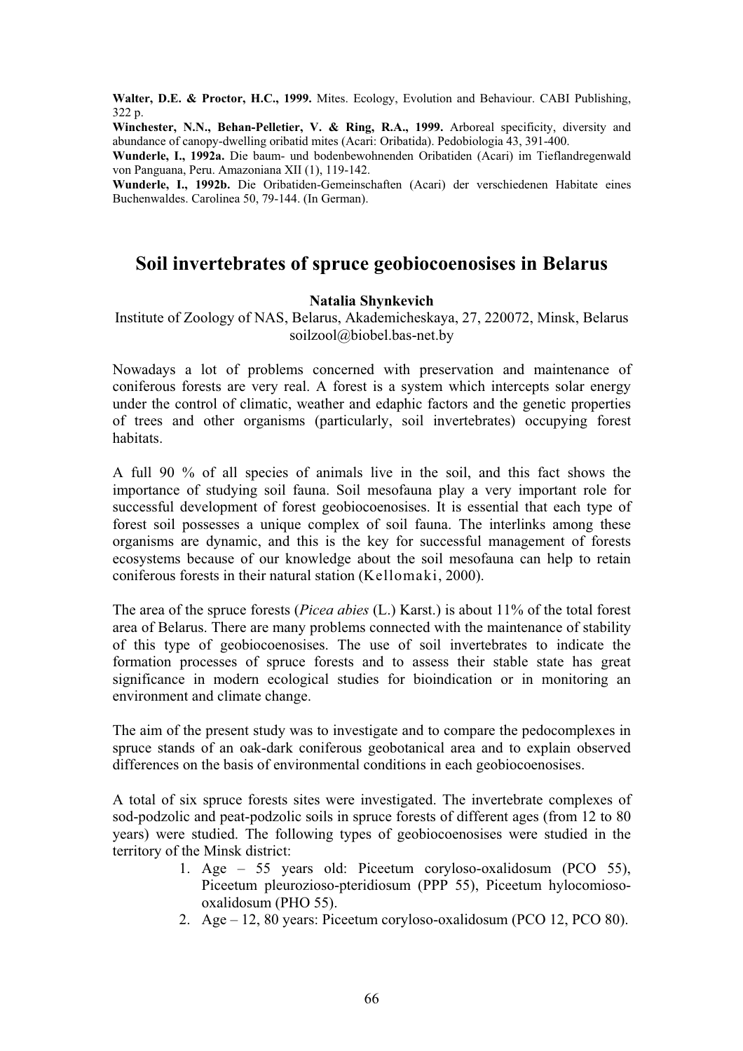**Walter, D.E. & Proctor, H.C., 1999.** Mites. Ecology, Evolution and Behaviour. CABI Publishing, 322 p.

**Winchester, N.N., Behan-Pelletier, V. & Ring, R.A., 1999.** Arboreal specificity, diversity and abundance of canopy-dwelling oribatid mites (Acari: Oribatida). Pedobiologia 43, 391-400.

**Wunderle, I., 1992a.** Die baum- und bodenbewohnenden Oribatiden (Acari) im Tieflandregenwald von Panguana, Peru. Amazoniana XII (1), 119-142.

**Wunderle, I., 1992b.** Die Oribatiden-Gemeinschaften (Acari) der verschiedenen Habitate eines Buchenwaldes. Carolinea 50, 79-144. (In German).

# Soil invertebrates of spruce geobiocoenosises in Belarus

**Natalia Shynkevich**

Institute of Zoology of NAS, Belarus, Akademicheskaya, 27, 220072, Minsk, Belarus
soilzool@biobel.bas-net.by

Nowadays a lot of problems concerned with preservation and maintenance of coniferous forests are very real. A forest is a system which intercepts solar energy under the control of climatic, weather and edaphic factors and the genetic properties of trees and other organisms (particularly, soil invertebrates) occupying forest habitats.

A full 90 % of all species of animals live in the soil, and this fact shows the importance of studying soil fauna. Soil mesofauna play a very important role for successful development of forest geobiocoenosises. It is essential that each type of forest soil possesses a unique complex of soil fauna. The interlinks among these organisms are dynamic, and this is the key for successful management of forests ecosystems because of our knowledge about the soil mesofauna can help to retain coniferous forests in their natural station (Kellomaki, 2000).

The area of the spruce forests (*Picea abies* (L.) Karst.) is about 11% of the total forest area of Belarus. There are many problems connected with the maintenance of stability of this type of geobiocoenosises. The use of soil invertebrates to indicate the formation processes of spruce forests and to assess their stable state has great significance in modern ecological studies for bioindication or in monitoring an environment and climate change.

The aim of the present study was to investigate and to compare the pedocomplexes in spruce stands of an oak-dark coniferous geobotanical area and to explain observed differences on the basis of environmental conditions in each geobiocoenosises.

A total of six spruce forests sites were investigated. The invertebrate complexes of sod-podzolic and peat-podzolic soils in spruce forests of different ages (from 12 to 80 years) were studied. The following types of geobiocoenosises were studied in the territory of the Minsk district:

1. Age – 55 years old: Piceetum coryloso-oxalidosum (PCO 55), Piceetum pleurozioso-pteridiosum (PPP 55), Piceetum hylocomioso-oxalidosum (PHO 55).
2. Age – 12, 80 years: Piceetum coryloso-oxalidosum (PCO 12, PCO 80).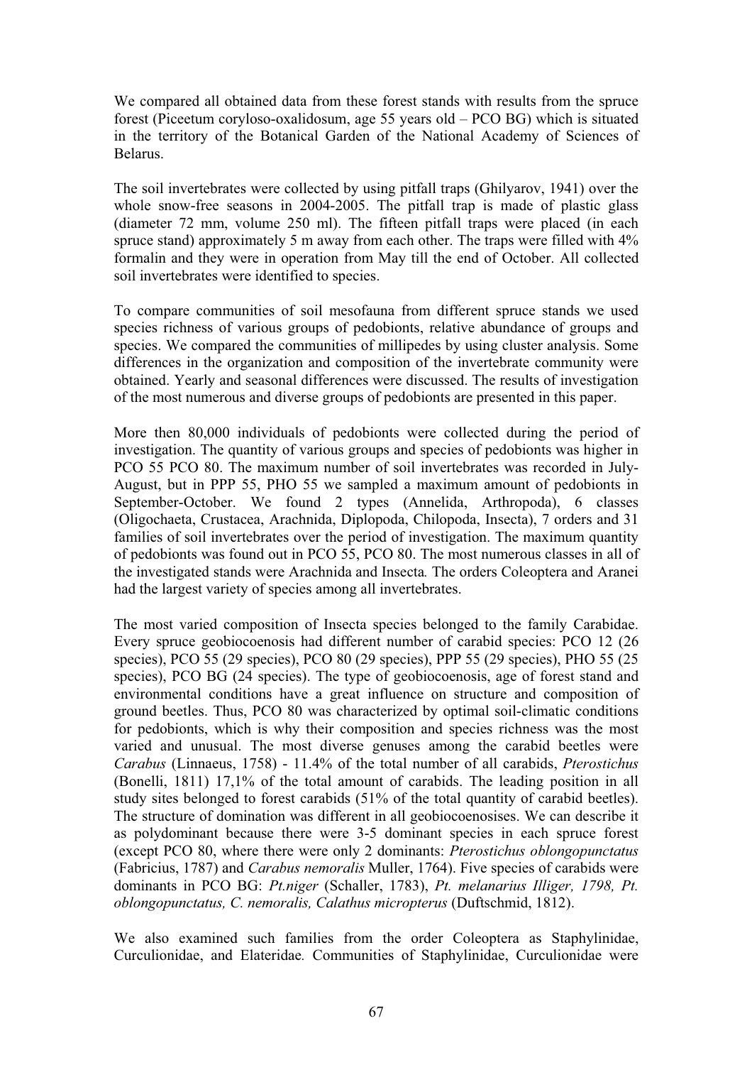We compared all obtained data from these forest stands with results from the spruce forest (Piceetum coryloso-oxalidosum, age 55 years old – PCO BG) which is situated in the territory of the Botanical Garden of the National Academy of Sciences of Belarus.

The soil invertebrates were collected by using pitfall traps (Ghilyarov, 1941) over the whole snow-free seasons in 2004-2005. The pitfall trap is made of plastic glass (diameter 72 mm, volume 250 ml). The fifteen pitfall traps were placed (in each spruce stand) approximately 5 m away from each other. The traps were filled with 4% formalin and they were in operation from May till the end of October. All collected soil invertebrates were identified to species.

To compare communities of soil mesofauna from different spruce stands we used species richness of various groups of pedobionts, relative abundance of groups and species. We compared the communities of millipedes by using cluster analysis. Some differences in the organization and composition of the invertebrate community were obtained. Yearly and seasonal differences were discussed. The results of investigation of the most numerous and diverse groups of pedobionts are presented in this paper.

More then 80,000 individuals of pedobionts were collected during the period of investigation. The quantity of various groups and species of pedobionts was higher in PCO 55 PCO 80. The maximum number of soil invertebrates was recorded in July-August, but in PPP 55, PHO 55 we sampled a maximum amount of pedobionts in September-October. We found 2 types (Annelida, Arthropoda), 6 classes (Oligochaeta, Crustacea, Arachnida, Diplopoda, Chilopoda, Insecta), 7 orders and 31 families of soil invertebrates over the period of investigation. The maximum quantity of pedobionts was found out in PCO 55, PCO 80. The most numerous classes in all of the investigated stands were Arachnida and Insecta*.* The orders Coleoptera and Aranei had the largest variety of species among all invertebrates.

The most varied composition of Insecta species belonged to the family Carabidae. Every spruce geobiocoenosis had different number of carabid species: PCO 12 (26 species), PCO 55 (29 species), PCO 80 (29 species), PPP 55 (29 species), PHO 55 (25 species), PCO BG (24 species). The type of geobiocoenosis, age of forest stand and environmental conditions have a great influence on structure and composition of ground beetles. Thus, PCO 80 was characterized by optimal soil-climatic conditions for pedobionts, which is why their composition and species richness was the most varied and unusual. The most diverse genuses among the carabid beetles were *Carabus* (Linnaeus, 1758) - 11.4% of the total number of all carabids, *Pterostichus* (Bonelli, 1811) 17,1% of the total amount of carabids. The leading position in all study sites belonged to forest carabids (51% of the total quantity of carabid beetles). The structure of domination was different in all geobiocoenosises. We can describe it as polydominant because there were 3-5 dominant species in each spruce forest (except PCO 80, where there were only 2 dominants: *Pterostichus oblongopunctatus* (Fabricius, 1787) and *Carabus nemoralis* Muller, 1764). Five species of carabids were dominants in PCO BG: *Pt.niger* (Schaller, 1783), *Pt. melanarius Illiger, 1798, Pt. oblongopunctatus, C. nemoralis, Calathus micropterus* (Duftschmid, 1812).

We also examined such families from the order Coleoptera as Staphylinidae, Curculionidae, and Elateridae*.* Communities of Staphylinidae, Curculionidae were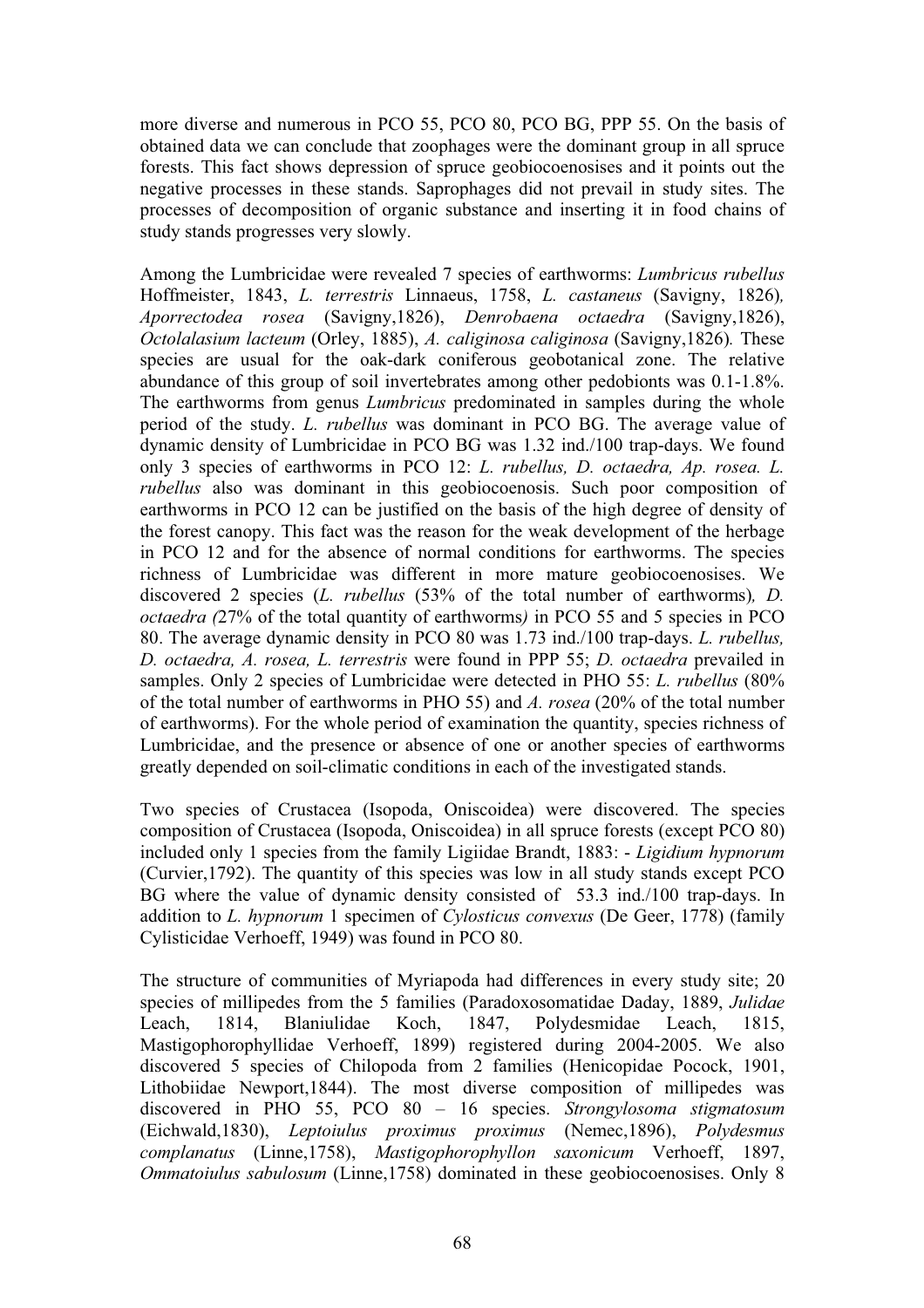more diverse and numerous in PCO 55, PCO 80, PCO BG, PPP 55. On the basis of obtained data we can conclude that zoophages were the dominant group in all spruce forests. This fact shows depression of spruce geobiocoenosises and it points out the negative processes in these stands. Saprophages did not prevail in study sites. The processes of decomposition of organic substance and inserting it in food chains of study stands progresses very slowly.

Among the Lumbricidae were revealed 7 species of earthworms: *Lumbricus rubellus* Hoffmeister, 1843, *L. terrestris* Linnaeus, 1758, *L. castaneus* (Savigny, 1826)*, Aporrectodea rosea* (Savigny,1826), *Denrobaena octaedra* (Savigny,1826), *Octolalasium lacteum* (Orley, 1885), *A. caliginosa caliginosa* (Savigny,1826)*.* These species are usual for the oak-dark coniferous geobotanical zone. The relative abundance of this group of soil invertebrates among other pedobionts was 0.1-1.8%. The earthworms from genus *Lumbricus* predominated in samples during the whole period of the study. *L. rubellus* was dominant in PCO BG. The average value of dynamic density of Lumbricidae in PCO BG was 1.32 ind./100 trap-days. We found only 3 species of earthworms in PCO 12: *L. rubellus, D. octaedra, Ap. rosea. L. rubellus* also was dominant in this geobiocoenosis. Such poor composition of earthworms in PCO 12 can be justified on the basis of the high degree of density of the forest canopy. This fact was the reason for the weak development of the herbage in PCO 12 and for the absence of normal conditions for earthworms. The species richness of Lumbricidae was different in more mature geobiocoenosises. We discovered 2 species (*L. rubellus* (53% of the total number of earthworms)*, D. octaedra (*27% of the total quantity of earthworms*)* in PCO 55 and 5 species in PCO 80. The average dynamic density in PCO 80 was 1.73 ind./100 trap-days. *L. rubellus, D. octaedra, A. rosea, L. terrestris* were found in PPP 55; *D. octaedra* prevailed in samples. Only 2 species of Lumbricidae were detected in PHO 55: *L. rubellus* (80% of the total number of earthworms in PHO 55) and *A. rosea* (20% of the total number of earthworms). For the whole period of examination the quantity, species richness of Lumbricidae, and the presence or absence of one or another species of earthworms greatly depended on soil-climatic conditions in each of the investigated stands.

Two species of Crustacea (Isopoda, Oniscoidea) were discovered. The species composition of Crustacea (Isopoda, Oniscoidea) in all spruce forests (except PCO 80) included only 1 species from the family Ligiidae Brandt, 1883: - *Ligidium hypnorum* (Curvier,1792). The quantity of this species was low in all study stands except PCO BG where the value of dynamic density consisted of 53.3 ind./100 trap-days. In addition to *L. hypnorum* 1 specimen of *Cylosticus convexus* (De Geer, 1778) (family Cylisticidae Verhoeff, 1949) was found in PCO 80.

The structure of communities of Myriapoda had differences in every study site; 20 species of millipedes from the 5 families (Paradoxosomatidae Daday, 1889, *Julidae* Leach, 1814, Blaniulidae Koch, 1847, Polydesmidae Leach, 1815, Mastigophorophyllidae Verhoeff, 1899) registered during 2004-2005. We also discovered 5 species of Chilopoda from 2 families (Henicopidae Pocock, 1901, Lithobiidae Newport,1844). The most diverse composition of millipedes was discovered in PHO 55, PCO 80 – 16 species. *Strongylosoma stigmatosum* (Eichwald,1830), *Leptoiulus proximus proximus* (Nemec,1896), *Polydesmus complanatus* (Linne,1758), *Mastigophorophyllon saxonicum* Verhoeff, 1897, *Ommatoiulus sabulosum* (Linne,1758) dominated in these geobiocoenosises. Only 8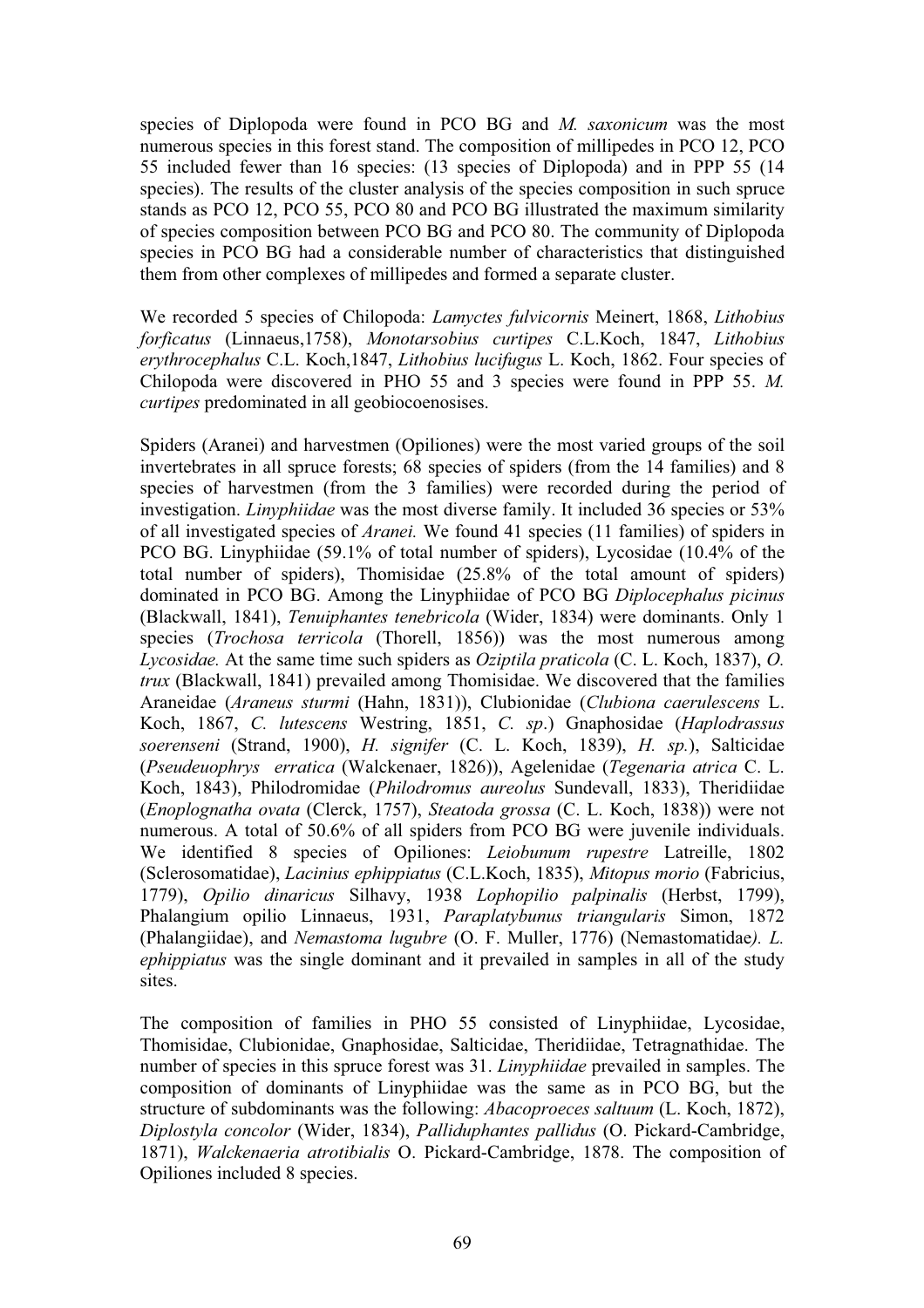species of Diplopoda were found in PCO BG and *M. saxonicum* was the most numerous species in this forest stand. The composition of millipedes in PCO 12, PCO 55 included fewer than 16 species: (13 species of Diplopoda) and in PPP 55 (14 species). The results of the cluster analysis of the species composition in such spruce stands as PCO 12, PCO 55, PCO 80 and PCO BG illustrated the maximum similarity of species composition between PCO BG and PCO 80. The community of Diplopoda species in PCO BG had a considerable number of characteristics that distinguished them from other complexes of millipedes and formed a separate cluster.

We recorded 5 species of Chilopoda: *Lamyctes fulvicornis* Meinert, 1868, *Lithobius forficatus* (Linnaeus,1758), *Monotarsobius curtipes* C.L.Koch, 1847, *Lithobius erythrocephalus* C.L. Koch,1847, *Lithobius lucifugus* L. Koch, 1862. Four species of Chilopoda were discovered in PHO 55 and 3 species were found in PPP 55. *M. curtipes* predominated in all geobiocoenosises.

Spiders (Aranei) and harvestmen (Opiliones) were the most varied groups of the soil invertebrates in all spruce forests; 68 species of spiders (from the 14 families) and 8 species of harvestmen (from the 3 families) were recorded during the period of investigation. *Linyphiidae* was the most diverse family. It included 36 species or 53% of all investigated species of *Aranei.* We found 41 species (11 families) of spiders in PCO BG. Linyphiidae (59.1% of total number of spiders), Lycosidae (10.4% of the total number of spiders), Thomisidae (25.8% of the total amount of spiders) dominated in PCO BG. Among the Linyphiidae of PCO BG *Diplocephalus picinus* (Blackwall, 1841), *Tenuiphantes tenebricola* (Wider, 1834) were dominants. Only 1 species (*Trochosa terricola* (Thorell, 1856)) was the most numerous among *Lycosidae.* At the same time such spiders as *Oziptila praticola* (C. L. Koch, 1837), *O. trux* (Blackwall, 1841) prevailed among Thomisidae. We discovered that the families Araneidae (*Araneus sturmi* (Hahn, 1831)), Clubionidae (*Clubiona caerulescens* L. Koch, 1867, *C. lutescens* Westring, 1851, *C. sp*.) Gnaphosidae (*Haplodrassus soerenseni* (Strand, 1900), *H. signifer* (C. L. Koch, 1839), *H. sp.*), Salticidae (*Pseudeuophrys erratica* (Walckenaer, 1826)), Agelenidae (*Tegenaria atrica* C. L. Koch, 1843), Philodromidae (*Philodromus aureolus* Sundevall, 1833), Theridiidae (*Enoplognatha ovata* (Clerck, 1757), *Steatoda grossa* (C. L. Koch, 1838)) were not numerous. A total of 50.6% of all spiders from PCO BG were juvenile individuals. We identified 8 species of Opiliones: *Leiobunum rupestre* Latreille, 1802 (Sclerosomatidae), *Lacinius ephippiatus* (C.L.Koch, 1835), *Mitopus morio* (Fabricius, 1779), *Opilio dinaricus* Silhavy, 1938 *Lophopilio palpinalis* (Herbst, 1799), Phalangium opilio Linnaeus, 1931, *Paraplatybunus triangularis* Simon, 1872 (Phalangiidae), and *Nemastoma lugubre* (O. F. Muller, 1776) (Nemastomatidae*). L. ephippiatus* was the single dominant and it prevailed in samples in all of the study sites.

The composition of families in PHO 55 consisted of Linyphiidae, Lycosidae, Thomisidae, Clubionidae, Gnaphosidae, Salticidae, Theridiidae, Tetragnathidae. The number of species in this spruce forest was 31. *Linyphiidae* prevailed in samples. The composition of dominants of Linyphiidae was the same as in PCO BG, but the structure of subdominants was the following: *Abacoproeces saltuum* (L. Koch, 1872), *Diplostyla concolor* (Wider, 1834), *Palliduphantes pallidus* (O. Pickard-Cambridge, 1871), *Walckenaeria atrotibialis* O. Pickard-Cambridge, 1878. The composition of Opiliones included 8 species.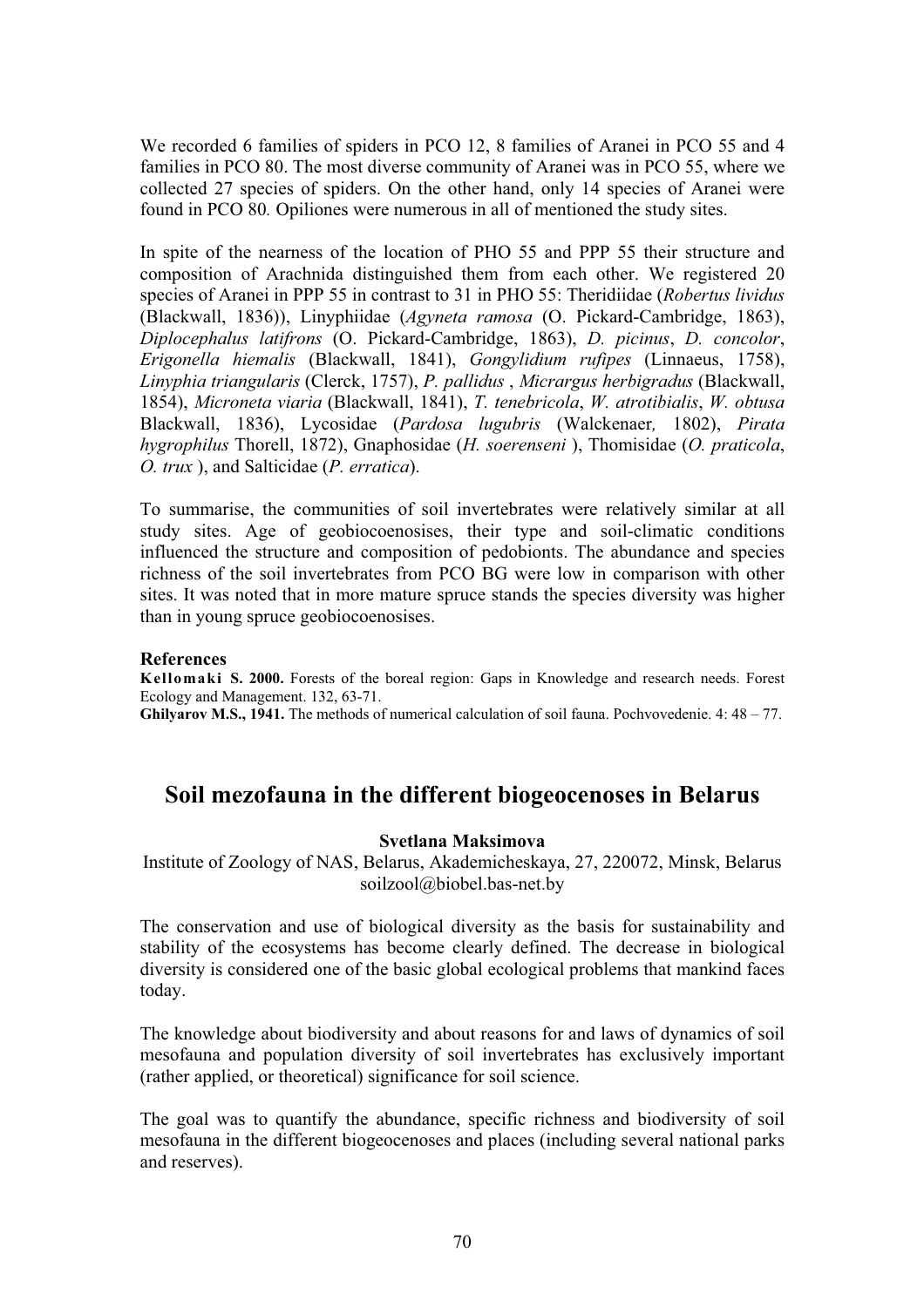We recorded 6 families of spiders in PCO 12, 8 families of Aranei in PCO 55 and 4 families in PCO 80. The most diverse community of Aranei was in PCO 55, where we collected 27 species of spiders. On the other hand, only 14 species of Aranei were found in PCO 80. Opiliones were numerous in all of mentioned the study sites.

In spite of the nearness of the location of PHO 55 and PPP 55 their structure and composition of Arachnida distinguished them from each other. We registered 20 species of Aranei in PPP 55 in contrast to 31 in PHO 55: Theridiidae (*Robertus lividus* (Blackwall, 1836)), Linyphiidae (*Agyneta ramosa* (O. Pickard-Cambridge, 1863), *Diplocephalus latifrons* (O. Pickard-Cambridge, 1863), *D. picinus*, *D. concolor*, *Erigonella hiemalis* (Blackwall, 1841), *Gongylidium rufipes* (Linnaeus, 1758), *Linyphia triangularis* (Clerck, 1757), *P. pallidus* , *Micrargus herbigradus* (Blackwall, 1854), *Microneta viaria* (Blackwall, 1841), *T. tenebricola*, *W. atrotibialis*, *W. obtusa* Blackwall, 1836), Lycosidae (*Pardosa lugubris* (Walckenaer, 1802), *Pirata hygrophilus* Thorell, 1872), Gnaphosidae (*H. soerenseni* ), Thomisidae (*O. praticola*, *O. trux* ), and Salticidae (*P. erratica*).

To summarise, the communities of soil invertebrates were relatively similar at all study sites. Age of geobiocoenosises, their type and soil-climatic conditions influenced the structure and composition of pedobionts. The abundance and species richness of the soil invertebrates from PCO BG were low in comparison with other sites. It was noted that in more mature spruce stands the species diversity was higher than in young spruce geobiocoenosises.

**References**

**Kellomaki S. 2000.** Forests of the boreal region: Gaps in Knowledge and research needs. Forest Ecology and Management. 132, 63-71.

**Ghilyarov M.S., 1941.** The methods of numerical calculation of soil fauna. Pochvovedenie. 4: 48 – 77.

## Soil mezofauna in the different biogeocenoses in Belarus

**Svetlana Maksimova**

Institute of Zoology of NAS, Belarus, Akademicheskaya, 27, 220072, Minsk, Belarus
soilzool@biobel.bas-net.by

The conservation and use of biological diversity as the basis for sustainability and stability of the ecosystems has become clearly defined. The decrease in biological diversity is considered one of the basic global ecological problems that mankind faces today.

The knowledge about biodiversity and about reasons for and laws of dynamics of soil mesofauna and population diversity of soil invertebrates has exclusively important (rather applied, or theoretical) significance for soil science.

The goal was to quantify the abundance, specific richness and biodiversity of soil mesofauna in the different biogeocenoses and places (including several national parks and reserves).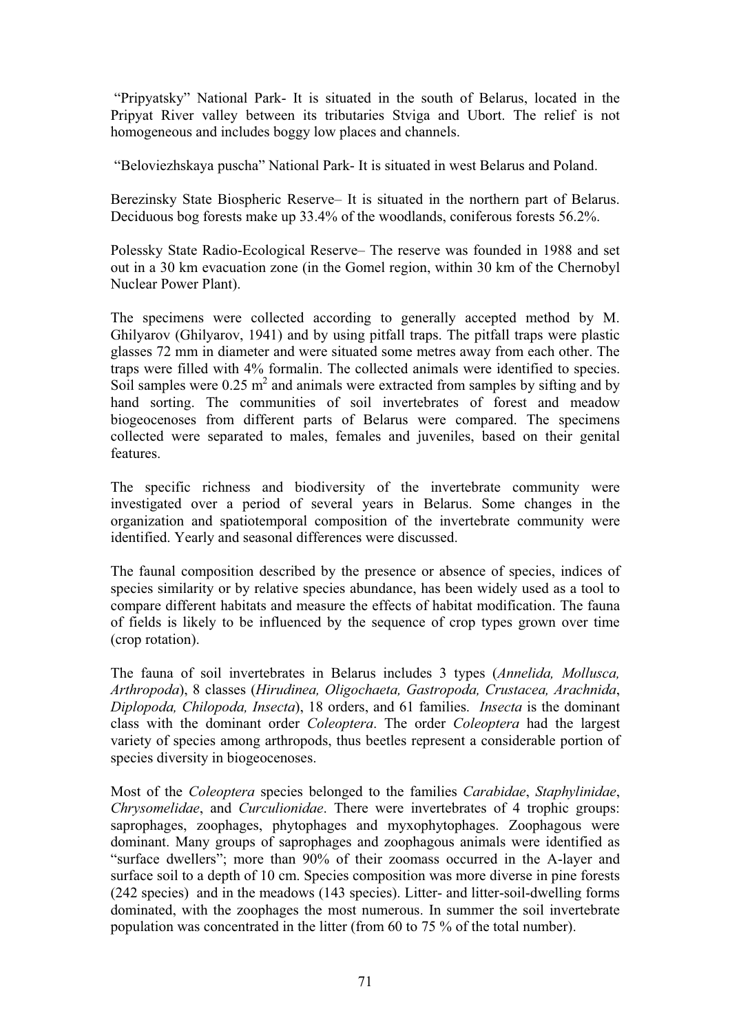"Pripyatsky" National Park- It is situated in the south of Belarus, located in the Pripyat River valley between its tributaries Stviga and Ubort. The relief is not homogeneous and includes boggy low places and channels.

"Beloviezhskaya puscha" National Park- It is situated in west Belarus and Poland.

Berezinsky State Biospheric Reserve– It is situated in the northern part of Belarus. Deciduous bog forests make up 33.4% of the woodlands, coniferous forests 56.2%.

Polessky State Radio-Ecological Reserve– The reserve was founded in 1988 and set out in a 30 km evacuation zone (in the Gomel region, within 30 km of the Chernobyl Nuclear Power Plant).

The specimens were collected according to generally accepted method by M. Ghilyarov (Ghilyarov, 1941) and by using pitfall traps. The pitfall traps were plastic glasses 72 mm in diameter and were situated some metres away from each other. The traps were filled with 4% formalin. The collected animals were identified to species. Soil samples were 0.25 $m^2$ and animals were extracted from samples by sifting and by hand sorting. The communities of soil invertebrates of forest and meadow biogeocenoses from different parts of Belarus were compared. The specimens collected were separated to males, females and juveniles, based on their genital features.

The specific richness and biodiversity of the invertebrate community were investigated over a period of several years in Belarus. Some changes in the organization and spatiotemporal composition of the invertebrate community were identified. Yearly and seasonal differences were discussed.

The faunal composition described by the presence or absence of species, indices of species similarity or by relative species abundance, has been widely used as a tool to compare different habitats and measure the effects of habitat modification. The fauna of fields is likely to be influenced by the sequence of crop types grown over time (crop rotation).

The fauna of soil invertebrates in Belarus includes 3 types (*Annelida, Mollusca, Arthropoda*), 8 classes (*Hirudinea, Oligochaeta, Gastropoda, Crustacea, Arachnida, Diplopoda, Chilopoda, Insecta*), 18 orders, and 61 families. *Insecta* is the dominant class with the dominant order *Coleoptera*. The order *Coleoptera* had the largest variety of species among arthropods, thus beetles represent a considerable portion of species diversity in biogeocenoses.

Most of the *Coleoptera* species belonged to the families *Carabidae*, *Staphylinidae*, *Chrysomelidae*, and *Curculionidae*. There were invertebrates of 4 trophic groups: saprophages, zoophages, phytophages and myxophytophages. Zoophagous were dominant. Many groups of saprophages and zoophagous animals were identified as "surface dwellers"; more than 90% of their zoomass occurred in the A-layer and surface soil to a depth of 10 cm. Species composition was more diverse in pine forests (242 species) and in the meadows (143 species). Litter- and litter-soil-dwelling forms dominated, with the zoophages the most numerous. In summer the soil invertebrate population was concentrated in the litter (from 60 to 75 % of the total number).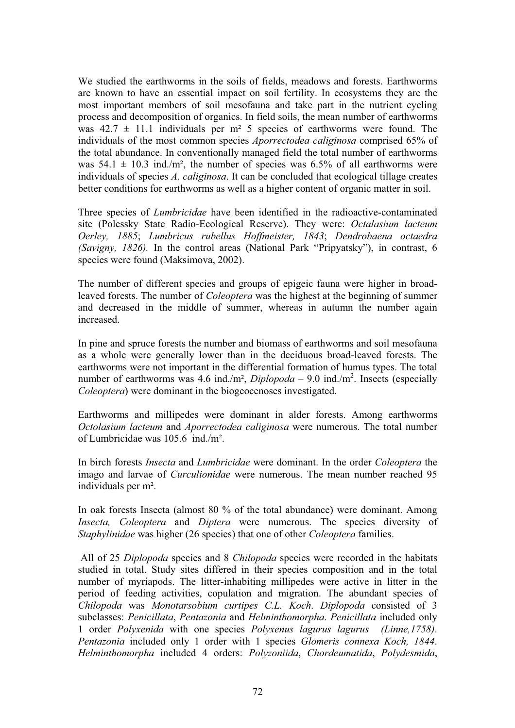We studied the earthworms in the soils of fields, meadows and forests. Earthworms are known to have an essential impact on soil fertility. In ecosystems they are the most important members of soil mesofauna and take part in the nutrient cycling process and decomposition of organics. In field soils, the mean number of earthworms was $42.7 \pm 11.1$ individuals per m² 5 species of earthworms were found. The individuals of the most common species *Aporrectodea caliginosa* comprised 65% of the total abundance. In conventionally managed field the total number of earthworms was $54.1 \pm 10.3$ ind./m², the number of species was 6.5% of all earthworms were individuals of species *A. caliginosa*. It can be concluded that ecological tillage creates better conditions for earthworms as well as a higher content of organic matter in soil.

Three species of *Lumbricidae* have been identified in the radioactive-contaminated site (Polessky State Radio-Ecological Reserve). They were: *Octalasium lacteum Oerley, 1885*; *Lumbricus rubellus Hoffmeister, 1843*; *Dendrobaena octaedra (Savigny, 1826).* In the control areas (National Park "Pripyatsky"), in contrast, 6 species were found (Maksimova, 2002).

The number of different species and groups of epigeic fauna were higher in broad-leaved forests. The number of *Coleoptera* was the highest at the beginning of summer and decreased in the middle of summer, whereas in autumn the number again increased.

In pine and spruce forests the number and biomass of earthworms and soil mesofauna as a whole were generally lower than in the deciduous broad-leaved forests. The earthworms were not important in the differential formation of humus types. The total number of earthworms was 4.6 ind./m², *Diplopoda* – 9.0 ind./m². Insects (especially *Coleoptera*) were dominant in the biogeocenoses investigated.

Earthworms and millipedes were dominant in alder forests. Among earthworms *Octolasium lacteum* and *Aporrectodea caliginosa* were numerous. The total number of Lumbricidae was 105.6 ind./m².

In birch forests *Insecta* and *Lumbricidae* were dominant. In the order *Coleoptera* the imago and larvae of *Curculionidae* were numerous. The mean number reached 95 individuals per m².

In oak forests Insecta (almost 80 % of the total abundance) were dominant. Among *Insecta, Coleoptera* and *Diptera* were numerous. The species diversity of *Staphylinidae* was higher (26 species) that one of other *Coleoptera* families.

All of 25 *Diplopoda* species and 8 *Chilopoda* species were recorded in the habitats studied in total. Study sites differed in their species composition and in the total number of myriapods. The litter-inhabiting millipedes were active in litter in the period of feeding activities, copulation and migration. The abundant species of *Chilopoda* was *Monotarsobium curtipes C.L. Koch*. *Diplopoda* consisted of 3 subclasses: *Penicillata*, *Pentazonia* and *Helminthomorpha*. *Penicillata* included only 1 order *Polyxenida* with one species *Polyxenus lagurus lagurus (Linne,1758)*. *Pentazonia* included only 1 order with 1 species *Glomeris connexa Koch, 1844*. *Helminthomorpha* included 4 orders: *Polyzoniida*, *Chordeumatida*, *Polydesmida*,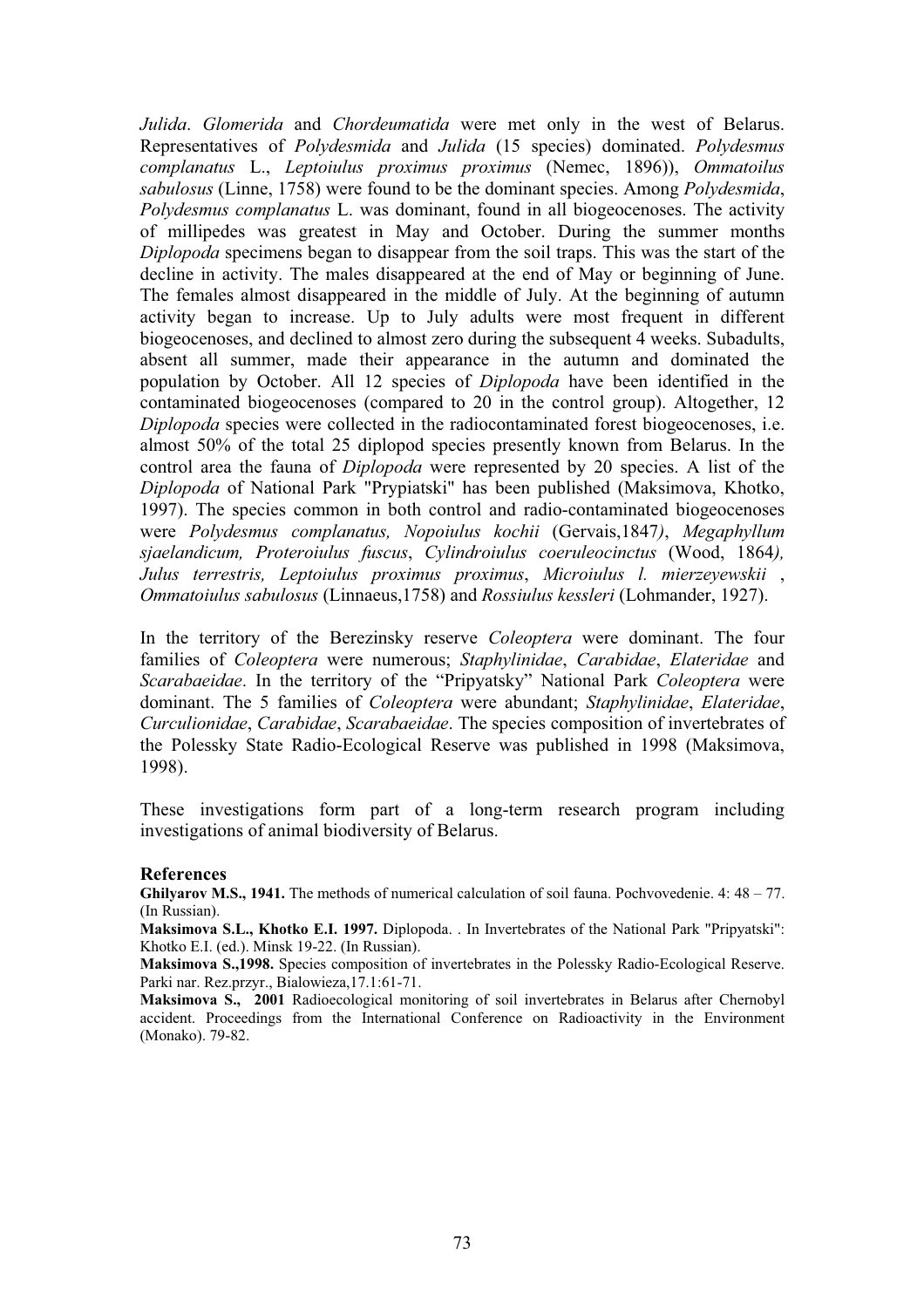*Julida*. *Glomerida* and *Chordeumatida* were met only in the west of Belarus. Representatives of *Polydesmida* and *Julida* (15 species) dominated. *Polydesmus complanatus* L., *Leptoiulus proximus proximus* (Nemec, 1896)), *Ommatoilus sabulosus* (Linne, 1758) were found to be the dominant species. Among *Polydesmida*, *Polydesmus complanatus* L. was dominant, found in all biogeocenoses. The activity of millipedes was greatest in May and October. During the summer months *Diplopoda* specimens began to disappear from the soil traps. This was the start of the decline in activity. The males disappeared at the end of May or beginning of June. The females almost disappeared in the middle of July. At the beginning of autumn activity began to increase. Up to July adults were most frequent in different biogeocenoses, and declined to almost zero during the subsequent 4 weeks. Subadults, absent all summer, made their appearance in the autumn and dominated the population by October. All 12 species of *Diplopoda* have been identified in the contaminated biogeocenoses (compared to 20 in the control group). Altogether, 12 *Diplopoda* species were collected in the radiocontaminated forest biogeocenoses, i.e. almost 50% of the total 25 diplopod species presently known from Belarus. In the control area the fauna of *Diplopoda* were represented by 20 species. A list of the *Diplopoda* of National Park "Prypiatski" has been published (Maksimova, Khotko, 1997). The species common in both control and radio-contaminated biogeocenoses were *Polydesmus complanatus, Nopoiulus kochii* (Gervais,1847*)*, *Megaphyllum sjaelandicum, Proteroiulus fuscus*, *Cylindroiulus coeruleocinctus* (Wood, 1864*), Julus terrestris, Leptoiulus proximus proximus*, *Microiulus l. mierzeyewskii* , *Ommatoiulus sabulosus* (Linnaeus,1758) and *Rossiulus kessleri* (Lohmander, 1927).

In the territory of the Berezinsky reserve *Coleoptera* were dominant. The four families of *Coleoptera* were numerous; *Staphylinidae*, *Carabidae*, *Elateridae* and *Scarabaeidae*. In the territory of the "Pripyatsky" National Park *Coleoptera* were dominant. The 5 families of *Coleoptera* were abundant; *Staphylinidae*, *Elateridae*, *Curculionidae*, *Carabidae*, *Scarabaeidae*. The species composition of invertebrates of the Polessky State Radio-Ecological Reserve was published in 1998 (Maksimova, 1998).

These investigations form part of a long-term research program including investigations of animal biodiversity of Belarus.

**References**

**Ghilyarov M.S., 1941.** The methods of numerical calculation of soil fauna. Pochvovedenie. 4: 48 – 77. (In Russian).

**Maksimova S.L., Khotko E.I. 1997.** Diplopoda. . In Invertebrates of the National Park "Pripyatski": Khotko E.I. (ed.). Minsk 19-22. (In Russian).

**Maksimova S.,1998.** Species composition of invertebrates in the Polessky Radio-Ecological Reserve. Parki nar. Rez.przyr., Bialowieza,17.1:61-71.

**Maksimova S., 2001** Radioecological monitoring of soil invertebrates in Belarus after Chernobyl accident. Proceedings from the International Conference on Radioactivity in the Environment (Monako). 79-82.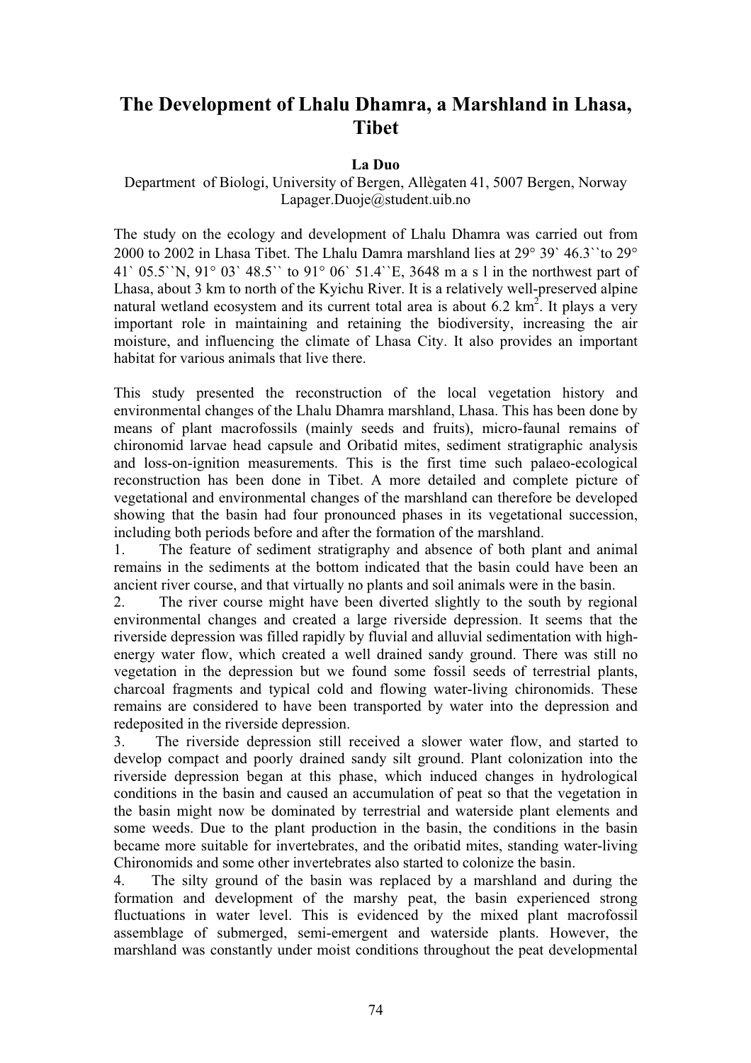# The Development of Lhalu Dhamra, a Marshland in Lhasa, Tibet

**La Duo**

Department of Biologi, University of Bergen, Allègaten 41, 5007 Bergen, Norway
Lapager.Duoje@student.uib.no

The study on the ecology and development of Lhalu Dhamra was carried out from 2000 to 2002 in Lhasa Tibet. The Lhalu Damra marshland lies at 29° 39` 46.3``to 29° 41` 05.5``N, 91° 03` 48.5`` to 91° 06` 51.4``E, 3648 m a s l in the northwest part of Lhasa, about 3 km to north of the Kyichu River. It is a relatively well-preserved alpine natural wetland ecosystem and its current total area is about 6.2 $km^2$. It plays a very important role in maintaining and retaining the biodiversity, increasing the air moisture, and influencing the climate of Lhasa City. It also provides an important habitat for various animals that live there.

This study presented the reconstruction of the local vegetation history and environmental changes of the Lhalu Dhamra marshland, Lhasa. This has been done by means of plant macrofossils (mainly seeds and fruits), micro-faunal remains of chironomid larvae head capsule and Oribatid mites, sediment stratigraphic analysis and loss-on-ignition measurements. This is the first time such palaeo-ecological reconstruction has been done in Tibet. A more detailed and complete picture of vegetational and environmental changes of the marshland can therefore be developed showing that the basin had four pronounced phases in its vegetational succession, including both periods before and after the formation of the marshland.

1. The feature of sediment stratigraphy and absence of both plant and animal remains in the sediments at the bottom indicated that the basin could have been an ancient river course, and that virtually no plants and soil animals were in the basin.
2. The river course might have been diverted slightly to the south by regional environmental changes and created a large riverside depression. It seems that the riverside depression was filled rapidly by fluvial and alluvial sedimentation with high-energy water flow, which created a well drained sandy ground. There was still no vegetation in the depression but we found some fossil seeds of terrestrial plants, charcoal fragments and typical cold and flowing water-living chironomids. These remains are considered to have been transported by water into the depression and redeposited in the riverside depression.
3. The riverside depression still received a slower water flow, and started to develop compact and poorly drained sandy silt ground. Plant colonization into the riverside depression began at this phase, which induced changes in hydrological conditions in the basin and caused an accumulation of peat so that the vegetation in the basin might now be dominated by terrestrial and waterside plant elements and some weeds. Due to the plant production in the basin, the conditions in the basin became more suitable for invertebrates, and the oribatid mites, standing water-living Chironomids and some other invertebrates also started to colonize the basin.
4. The silty ground of the basin was replaced by a marshland and during the formation and development of the marshy peat, the basin experienced strong fluctuations in water level. This is evidenced by the mixed plant macrofossil assemblage of submerged, semi-emergent and waterside plants. However, the marshland was constantly under moist conditions throughout the peat developmental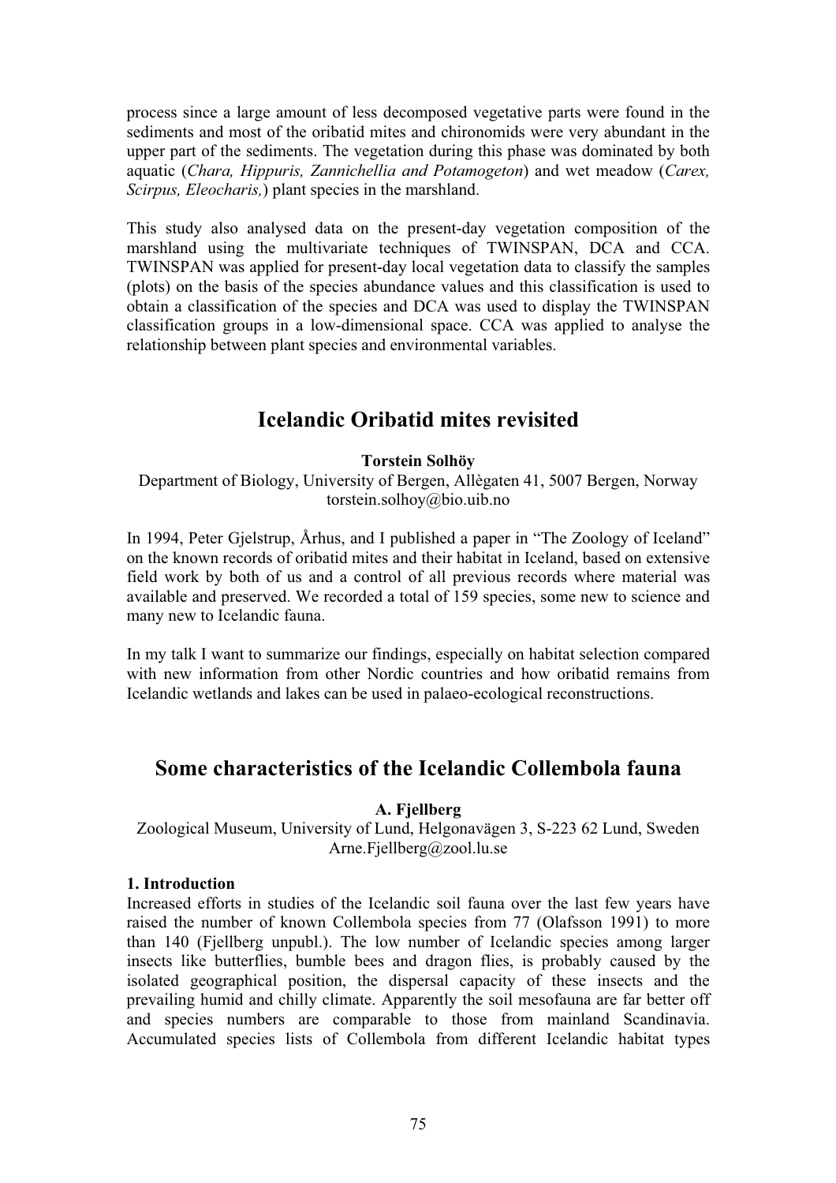process since a large amount of less decomposed vegetative parts were found in the sediments and most of the oribatid mites and chironomids were very abundant in the upper part of the sediments. The vegetation during this phase was dominated by both aquatic (*Chara, Hippuris, Zannichellia and Potamogeton*) and wet meadow (*Carex, Scirpus, Eleocharis,*) plant species in the marshland.

This study also analysed data on the present-day vegetation composition of the marshland using the multivariate techniques of TWINSPAN, DCA and CCA. TWINSPAN was applied for present-day local vegetation data to classify the samples (plots) on the basis of the species abundance values and this classification is used to obtain a classification of the species and DCA was used to display the TWINSPAN classification groups in a low-dimensional space. CCA was applied to analyse the relationship between plant species and environmental variables.

## Icelandic Oribatid mites revisited

**Torstein Solhöy**

Department of Biology, University of Bergen, Allègaten 41, 5007 Bergen, Norway
torstein.solhoy@bio.uib.no

In 1994, Peter Gjelstrup, Århus, and I published a paper in "The Zoology of Iceland" on the known records of oribatid mites and their habitat in Iceland, based on extensive field work by both of us and a control of all previous records where material was available and preserved. We recorded a total of 159 species, some new to science and many new to Icelandic fauna.

In my talk I want to summarize our findings, especially on habitat selection compared with new information from other Nordic countries and how oribatid remains from Icelandic wetlands and lakes can be used in palaeo-ecological reconstructions.

## Some characteristics of the Icelandic Collembola fauna

**A. Fjellberg**

Zoological Museum, University of Lund, Helgonavägen 3, S-223 62 Lund, Sweden
Arne.Fjellberg@zool.lu.se

### 1. Introduction

Increased efforts in studies of the Icelandic soil fauna over the last few years have raised the number of known Collembola species from 77 (Olafsson 1991) to more than 140 (Fjellberg unpubl.). The low number of Icelandic species among larger insects like butterflies, bumble bees and dragon flies, is probably caused by the isolated geographical position, the dispersal capacity of these insects and the prevailing humid and chilly climate. Apparently the soil mesofauna are far better off and species numbers are comparable to those from mainland Scandinavia. Accumulated species lists of Collembola from different Icelandic habitat types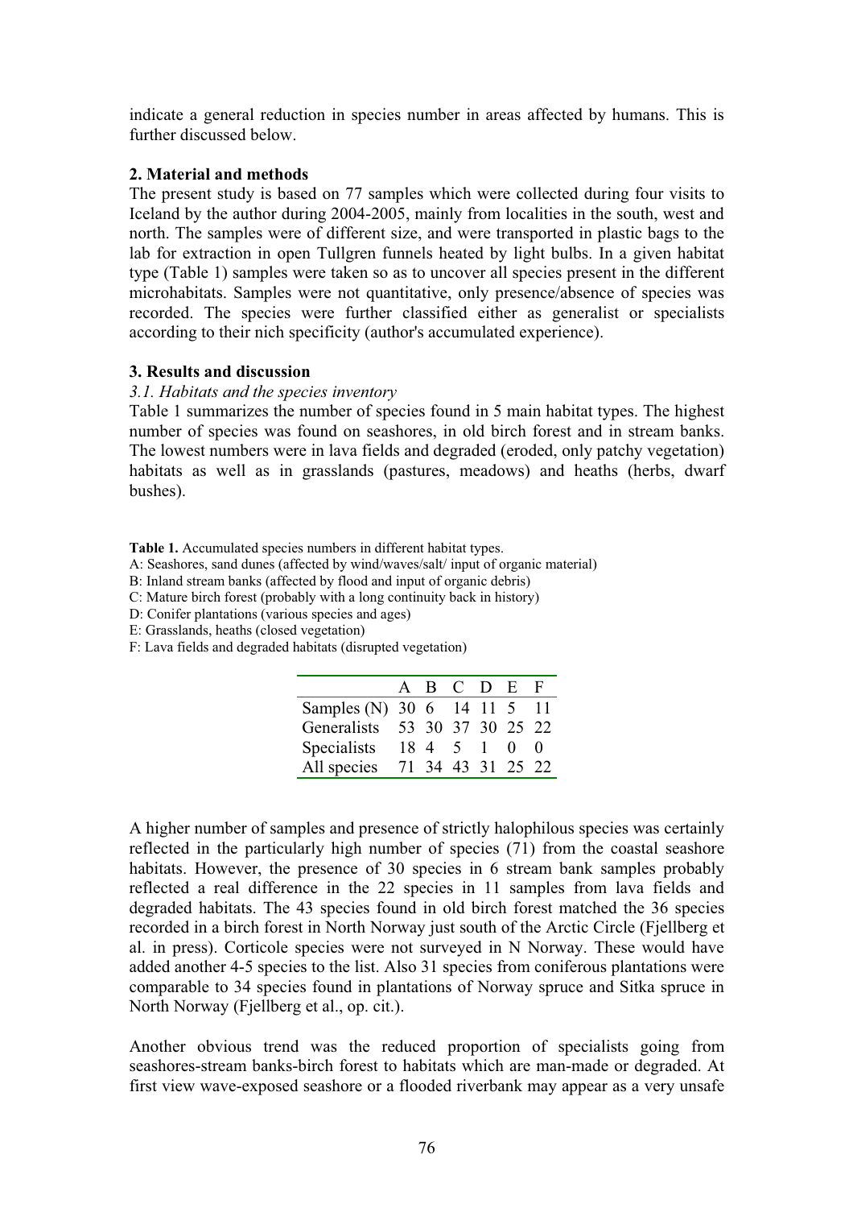indicate a general reduction in species number in areas affected by humans. This is further discussed below.

## 2. Material and methods

The present study is based on 77 samples which were collected during four visits to Iceland by the author during 2004-2005, mainly from localities in the south, west and north. The samples were of different size, and were transported in plastic bags to the lab for extraction in open Tullgren funnels heated by light bulbs. In a given habitat type (Table 1) samples were taken so as to uncover all species present in the different microhabitats. Samples were not quantitative, only presence/absence of species was recorded. The species were further classified either as generalist or specialists according to their nich specificity (author's accumulated experience).

## 3. Results and discussion

### *3.1. Habitats and the species inventory*

Table 1 summarizes the number of species found in 5 main habitat types. The highest number of species was found on seashores, in old birch forest and in stream banks. The lowest numbers were in lava fields and degraded (eroded, only patchy vegetation) habitats as well as in grasslands (pastures, meadows) and heaths (herbs, dwarf bushes).

**Table 1.** Accumulated species numbers in different habitat types.
A: Seashores, sand dunes (affected by wind/waves/salt/ input of organic material)
B: Inland stream banks (affected by flood and input of organic debris)
C: Mature birch forest (probably with a long continuity back in history)
D: Conifer plantations (various species and ages)
E: Grasslands, heaths (closed vegetation)
F: Lava fields and degraded habitats (disrupted vegetation)

| | A | B | C | D | E | F |
|---|---|---|---|---|---|---|
| Samples (N) | 30 | 6 | 14 | 11 | 5 | 11 |
| Generalists | 53 | 30 | 37 | 30 | 25 | 22 |
| Specialists | 18 | 4 | 5 | 1 | 0 | 0 |
| All species | 71 | 34 | 43 | 31 | 25 | 22 |

A higher number of samples and presence of strictly halophilous species was certainly reflected in the particularly high number of species (71) from the coastal seashore habitats. However, the presence of 30 species in 6 stream bank samples probably reflected a real difference in the 22 species in 11 samples from lava fields and degraded habitats. The 43 species found in old birch forest matched the 36 species recorded in a birch forest in North Norway just south of the Arctic Circle (Fjellberg et al. in press). Corticole species were not surveyed in N Norway. These would have added another 4-5 species to the list. Also 31 species from coniferous plantations were comparable to 34 species found in plantations of Norway spruce and Sitka spruce in North Norway (Fjellberg et al., op. cit.).

Another obvious trend was the reduced proportion of specialists going from seashores-stream banks-birch forest to habitats which are man-made or degraded. At first view wave-exposed seashore or a flooded riverbank may appear as a very unsafe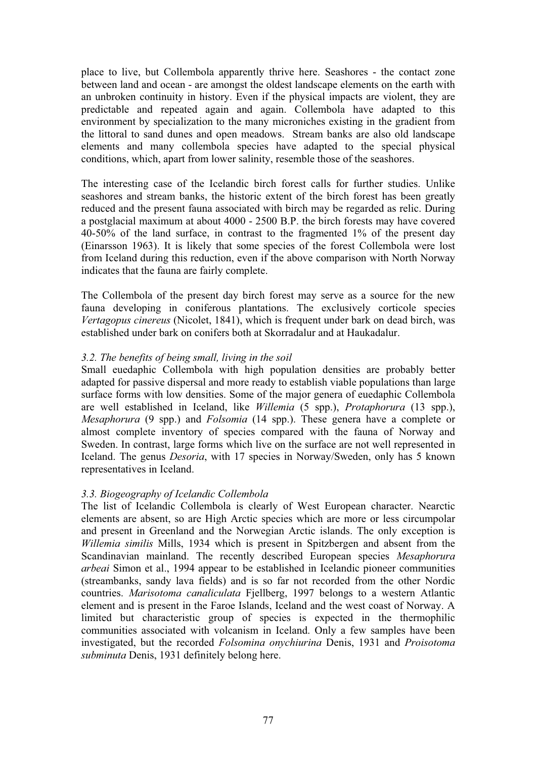place to live, but Collembola apparently thrive here. Seashores - the contact zone between land and ocean - are amongst the oldest landscape elements on the earth with an unbroken continuity in history. Even if the physical impacts are violent, they are predictable and repeated again and again. Collembola have adapted to this environment by specialization to the many microniches existing in the gradient from the littoral to sand dunes and open meadows. Stream banks are also old landscape elements and many collembola species have adapted to the special physical conditions, which, apart from lower salinity, resemble those of the seashores.

The interesting case of the Icelandic birch forest calls for further studies. Unlike seashores and stream banks, the historic extent of the birch forest has been greatly reduced and the present fauna associated with birch may be regarded as relic. During a postglacial maximum at about 4000 - 2500 B.P. the birch forests may have covered 40-50% of the land surface, in contrast to the fragmented 1% of the present day (Einarsson 1963). It is likely that some species of the forest Collembola were lost from Iceland during this reduction, even if the above comparison with North Norway indicates that the fauna are fairly complete.

The Collembola of the present day birch forest may serve as a source for the new fauna developing in coniferous plantations. The exclusively corticole species *Vertagopus cinereus* (Nicolet, 1841), which is frequent under bark on dead birch, was established under bark on conifers both at Skorradalur and at Haukadalur.

### *3.2. The benefits of being small, living in the soil*

Small euedaphic Collembola with high population densities are probably better adapted for passive dispersal and more ready to establish viable populations than large surface forms with low densities. Some of the major genera of euedaphic Collembola are well established in Iceland, like *Willemia* (5 spp.), *Protaphorura* (13 spp.), *Mesaphorura* (9 spp.) and *Folsomia* (14 spp.). These genera have a complete or almost complete inventory of species compared with the fauna of Norway and Sweden. In contrast, large forms which live on the surface are not well represented in Iceland. The genus *Desoria*, with 17 species in Norway/Sweden, only has 5 known representatives in Iceland.

### *3.3. Biogeography of Icelandic Collembola*

The list of Icelandic Collembola is clearly of West European character. Nearctic elements are absent, so are High Arctic species which are more or less circumpolar and present in Greenland and the Norwegian Arctic islands. The only exception is *Willemia similis* Mills, 1934 which is present in Spitzbergen and absent from the Scandinavian mainland. The recently described European species *Mesaphorura arbeai* Simon et al., 1994 appear to be established in Icelandic pioneer communities (streambanks, sandy lava fields) and is so far not recorded from the other Nordic countries. *Marisotoma canaliculata* Fjellberg, 1997 belongs to a western Atlantic element and is present in the Faroe Islands, Iceland and the west coast of Norway. A limited but characteristic group of species is expected in the thermophilic communities associated with volcanism in Iceland. Only a few samples have been investigated, but the recorded *Folsomina onychiurina* Denis, 1931 and *Proisotoma subminuta* Denis, 1931 definitely belong here.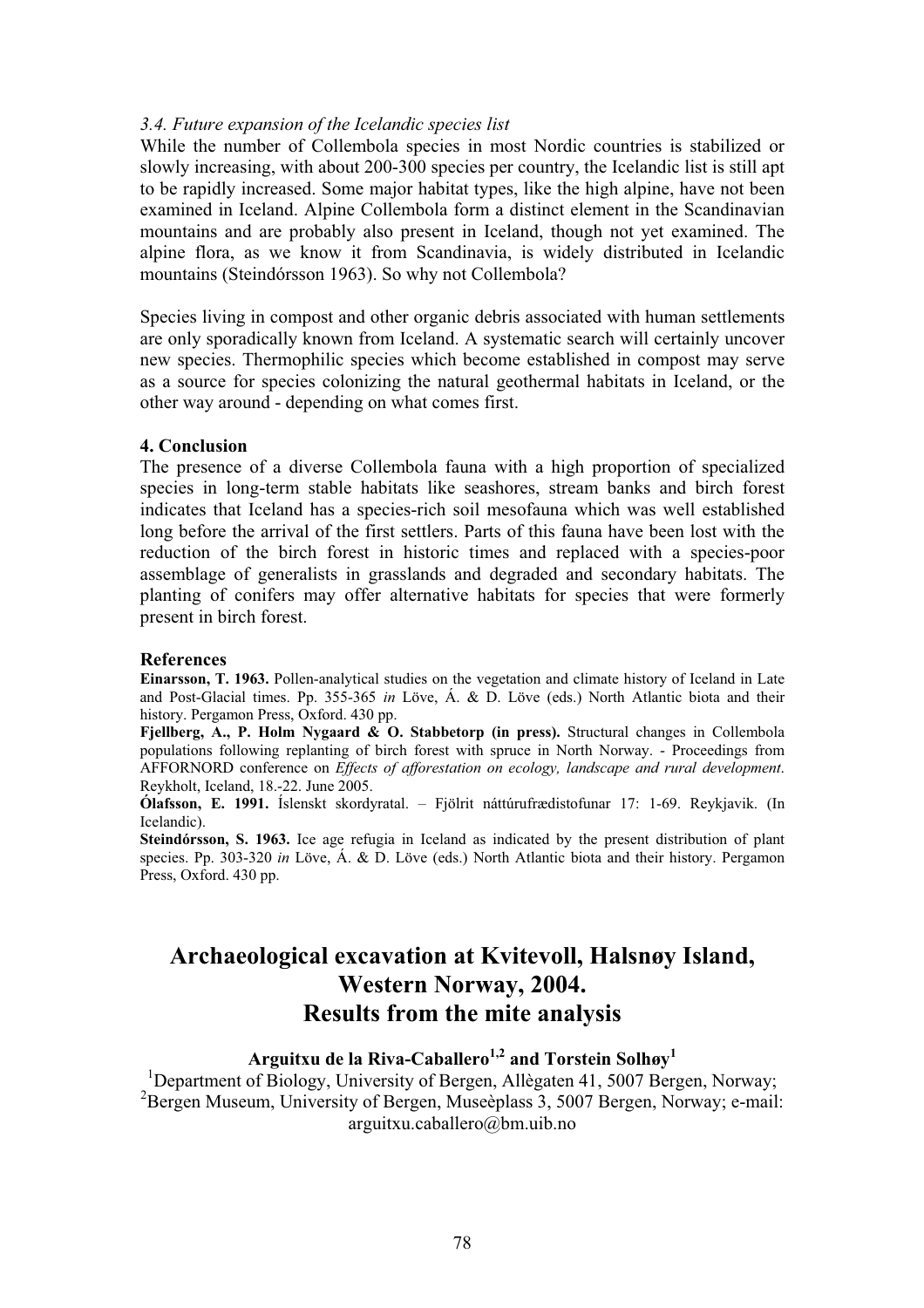### *3.4. Future expansion of the Icelandic species list*

While the number of Collembola species in most Nordic countries is stabilized or slowly increasing, with about 200-300 species per country, the Icelandic list is still apt to be rapidly increased. Some major habitat types, like the high alpine, have not been examined in Iceland. Alpine Collembola form a distinct element in the Scandinavian mountains and are probably also present in Iceland, though not yet examined. The alpine flora, as we know it from Scandinavia, is widely distributed in Icelandic mountains (Steindórsson 1963). So why not Collembola?

Species living in compost and other organic debris associated with human settlements are only sporadically known from Iceland. A systematic search will certainly uncover new species. Thermophilic species which become established in compost may serve as a source for species colonizing the natural geothermal habitats in Iceland, or the other way around - depending on what comes first.

## 4. Conclusion

The presence of a diverse Collembola fauna with a high proportion of specialized species in long-term stable habitats like seashores, stream banks and birch forest indicates that Iceland has a species-rich soil mesofauna which was well established long before the arrival of the first settlers. Parts of this fauna have been lost with the reduction of the birch forest in historic times and replaced with a species-poor assemblage of generalists in grasslands and degraded and secondary habitats. The planting of conifers may offer alternative habitats for species that were formerly present in birch forest.

## References

**Einarsson, T. 1963.** Pollen-analytical studies on the vegetation and climate history of Iceland in Late and Post-Glacial times. Pp. 355-365 *in* Löve, Á. & D. Löve (eds.) North Atlantic biota and their history. Pergamon Press, Oxford. 430 pp.

**Fjellberg, A., P. Holm Nygaard & O. Stabbetorp (in press).** Structural changes in Collembola populations following replanting of birch forest with spruce in North Norway. - Proceedings from AFFORNORD conference on *Effects of afforestation on ecology, landscape and rural development*. Reykholt, Iceland, 18.-22. June 2005.

**Ólafsson, E. 1991.** Íslenskt skordýratal. – Fjölrit náttúrufrædistofunar 17: 1-69. Reykjavik. (In Icelandic).

**Steindórsson, S. 1963.** Ice age refugia in Iceland as indicated by the present distribution of plant species. Pp. 303-320 *in* Löve, Á. & D. Löve (eds.) North Atlantic biota and their history. Pergamon Press, Oxford. 430 pp.

# Archaeological excavation at Kvitevoll, Halsnøy Island, Western Norway, 2004. Results from the mite analysis

**Arguitxu de la Riva-Caballero[1,2] and Torstein Solhøy[1]**

[1]Department of Biology, University of Bergen, Allègaten 41, 5007 Bergen, Norway; [2]Bergen Museum, University of Bergen, Museèplass 3, 5007 Bergen, Norway; e-mail: arguitxu.caballero@bm.uib.no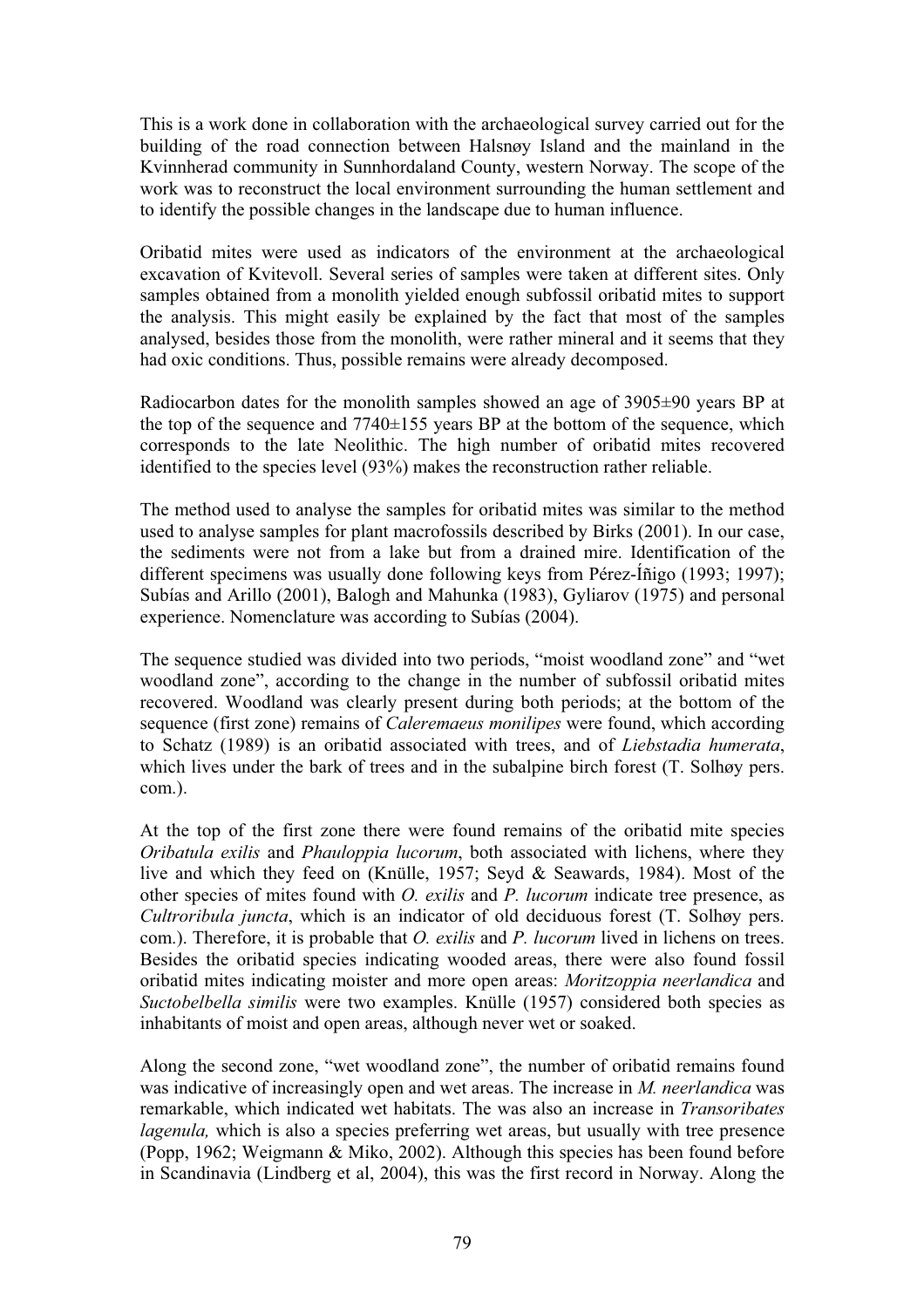This is a work done in collaboration with the archaeological survey carried out for the building of the road connection between Halsnøy Island and the mainland in the Kvinnherad community in Sunnhordaland County, western Norway. The scope of the work was to reconstruct the local environment surrounding the human settlement and to identify the possible changes in the landscape due to human influence.

Oribatid mites were used as indicators of the environment at the archaeological excavation of Kvitevoll. Several series of samples were taken at different sites. Only samples obtained from a monolith yielded enough subfossil oribatid mites to support the analysis. This might easily be explained by the fact that most of the samples analysed, besides those from the monolith, were rather mineral and it seems that they had oxic conditions. Thus, possible remains were already decomposed.

Radiocarbon dates for the monolith samples showed an age of 3905±90 years BP at the top of the sequence and 7740±155 years BP at the bottom of the sequence, which corresponds to the late Neolithic. The high number of oribatid mites recovered identified to the species level (93%) makes the reconstruction rather reliable.

The method used to analyse the samples for oribatid mites was similar to the method used to analyse samples for plant macrofossils described by Birks (2001). In our case, the sediments were not from a lake but from a drained mire. Identification of the different specimens was usually done following keys from Pérez-Íñigo (1993; 1997); Subías and Arillo (2001), Balogh and Mahunka (1983), Gyliarov (1975) and personal experience. Nomenclature was according to Subías (2004).

The sequence studied was divided into two periods, "moist woodland zone" and "wet woodland zone", according to the change in the number of subfossil oribatid mites recovered. Woodland was clearly present during both periods; at the bottom of the sequence (first zone) remains of *Caleremaeus monilipes* were found, which according to Schatz (1989) is an oribatid associated with trees, and of *Liebstadia humerata*, which lives under the bark of trees and in the subalpine birch forest (T. Solhøy pers. com.).

At the top of the first zone there were found remains of the oribatid mite species *Oribatula exilis* and *Phauloppia lucorum*, both associated with lichens, where they live and which they feed on (Knülle, 1957; Seyd & Seawards, 1984). Most of the other species of mites found with *O. exilis* and *P. lucorum* indicate tree presence, as *Cultroribula juncta*, which is an indicator of old deciduous forest (T. Solhøy pers. com.). Therefore, it is probable that *O. exilis* and *P. lucorum* lived in lichens on trees. Besides the oribatid species indicating wooded areas, there were also found fossil oribatid mites indicating moister and more open areas: *Moritzoppia neerlandica* and *Suctobelbella similis* were two examples. Knülle (1957) considered both species as inhabitants of moist and open areas, although never wet or soaked.

Along the second zone, "wet woodland zone", the number of oribatid remains found was indicative of increasingly open and wet areas. The increase in *M. neerlandica* was remarkable, which indicated wet habitats. The was also an increase in *Transoribates lagenula,* which is also a species preferring wet areas, but usually with tree presence (Popp, 1962; Weigmann & Miko, 2002). Although this species has been found before in Scandinavia (Lindberg et al, 2004), this was the first record in Norway. Along the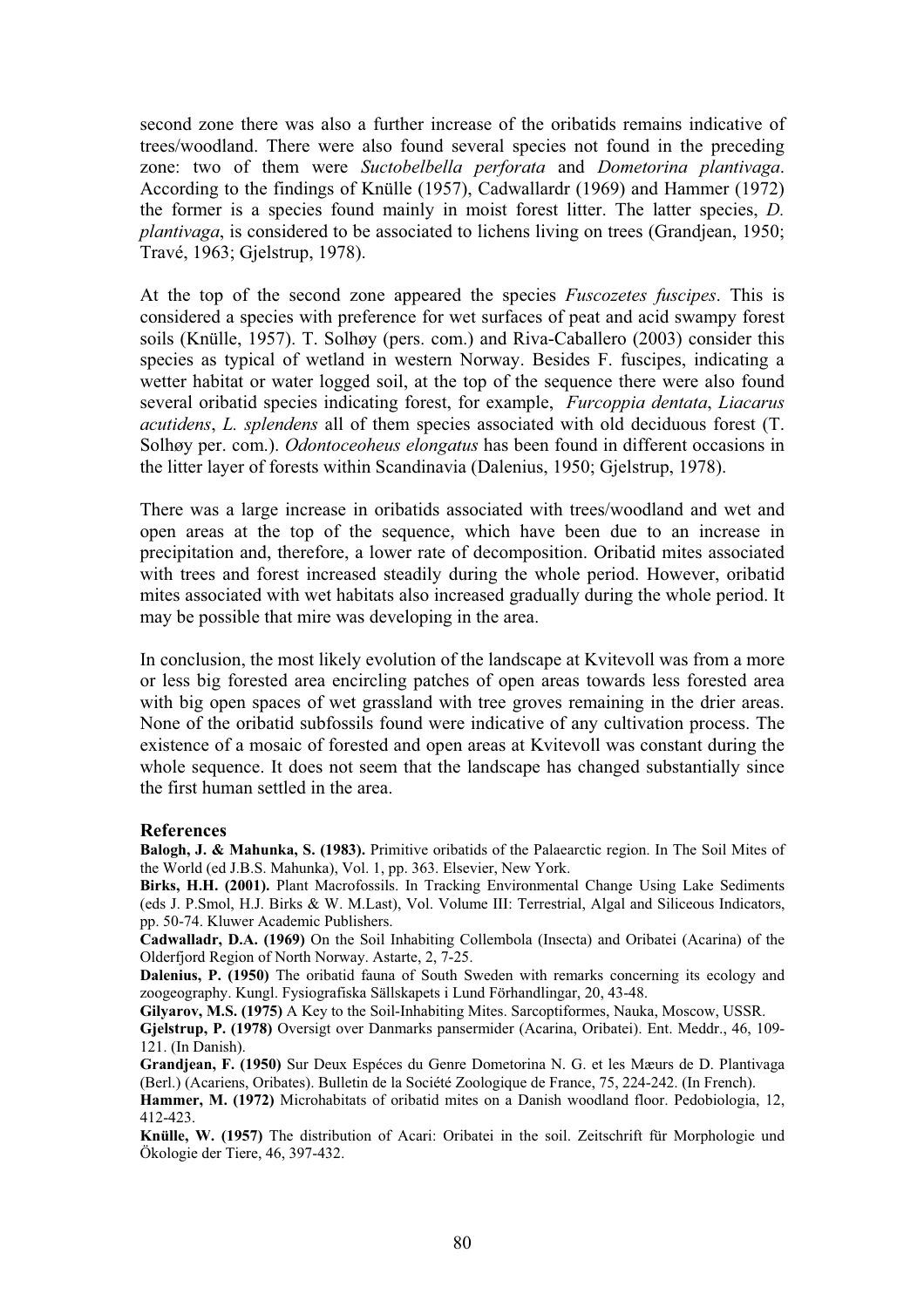second zone there was also a further increase of the oribatids remains indicative of trees/woodland. There were also found several species not found in the preceding zone: two of them were *Suctobelbella perforata* and *Dometorina plantivaga*. According to the findings of Knülle (1957), Cadwallardr (1969) and Hammer (1972) the former is a species found mainly in moist forest litter. The latter species, *D. plantivaga*, is considered to be associated to lichens living on trees (Grandjean, 1950; Travé, 1963; Gjelstrup, 1978).

At the top of the second zone appeared the species *Fuscozetes fuscipes*. This is considered a species with preference for wet surfaces of peat and acid swampy forest soils (Knülle, 1957). T. Solhøy (pers. com.) and Riva-Caballero (2003) consider this species as typical of wetland in western Norway. Besides F. fuscipes, indicating a wetter habitat or water logged soil, at the top of the sequence there were also found several oribatid species indicating forest, for example, *Furcoppia dentata*, *Liacarus acutidens*, *L. splendens* all of them species associated with old deciduous forest (T. Solhøy per. com.). *Odontoceoheus elongatus* has been found in different occasions in the litter layer of forests within Scandinavia (Dalenius, 1950; Gjelstrup, 1978).

There was a large increase in oribatids associated with trees/woodland and wet and open areas at the top of the sequence, which have been due to an increase in precipitation and, therefore, a lower rate of decomposition. Oribatid mites associated with trees and forest increased steadily during the whole period. However, oribatid mites associated with wet habitats also increased gradually during the whole period. It may be possible that mire was developing in the area.

In conclusion, the most likely evolution of the landscape at Kvitevoll was from a more or less big forested area encircling patches of open areas towards less forested area with big open spaces of wet grassland with tree groves remaining in the drier areas. None of the oribatid subfossils found were indicative of any cultivation process. The existence of a mosaic of forested and open areas at Kvitevoll was constant during the whole sequence. It does not seem that the landscape has changed substantially since the first human settled in the area.

## References

**Balogh, J. & Mahunka, S. (1983).** Primitive oribatids of the Palaearctic region. In The Soil Mites of the World (ed J.B.S. Mahunka), Vol. 1, pp. 363. Elsevier, New York.

**Birks, H.H. (2001).** Plant Macrofossils. In Tracking Environmental Change Using Lake Sediments (eds J. P.Smol, H.J. Birks & W. M.Last), Vol. Volume III: Terrestrial, Algal and Siliceous Indicators, pp. 50-74. Kluwer Academic Publishers.

**Cadwalladr, D.A. (1969)** On the Soil Inhabiting Collembola (Insecta) and Oribatei (Acarina) of the Olderfjord Region of North Norway. Astarte, 2, 7-25.

**Dalenius, P. (1950)** The oribatid fauna of South Sweden with remarks concerning its ecology and zoogeography. Kungl. Fysiografiska Sällskapets i Lund Förhandlingar, 20, 43-48.

**Gilyarov, M.S. (1975)** A Key to the Soil-Inhabiting Mites. Sarcoptiformes, Nauka, Moscow, USSR.

**Gjelstrup, P. (1978)** Oversigt over Danmarks pansermider (Acarina, Oribatei). Ent. Meddr., 46, 109-121. (In Danish).

**Grandjean, F. (1950)** Sur Deux Espéces du Genre Dometorina N. G. et les Mæurs de D. Plantivaga (Berl.) (Acariens, Oribates). Bulletin de la Société Zoologique de France, 75, 224-242. (In French).

**Hammer, M. (1972)** Microhabitats of oribatid mites on a Danish woodland floor. Pedobiologia, 12, 412-423.

**Knülle, W. (1957)** The distribution of Acari: Oribatei in the soil. Zeitschrift für Morphologie und Ökologie der Tiere, 46, 397-432.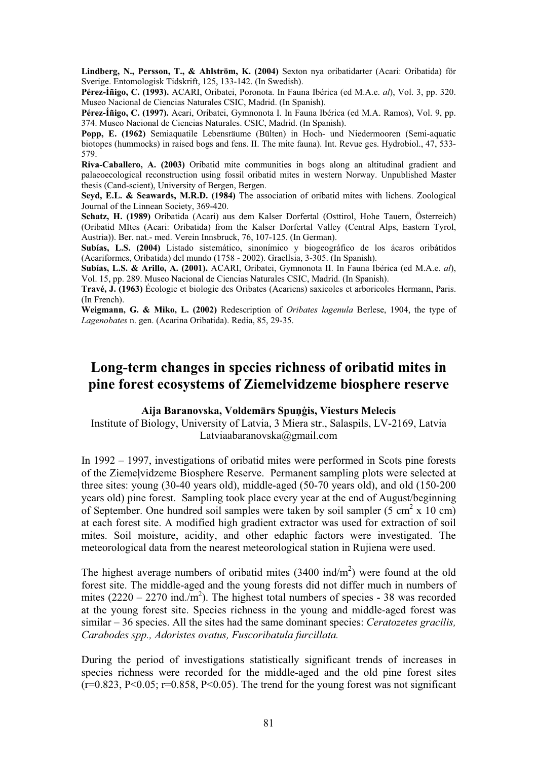**Lindberg, N., Persson, T., & Ahlström, K. (2004)** Sexton nya oribatidarter (Acari: Oribatida) för Sverige. Entomologisk Tidskrift, 125, 133-142. (In Swedish).

**Pérez-Íñigo, C. (1993).** ACARI, Oribatei, Poronota. In Fauna Ibérica (ed M.A.e. *al*), Vol. 3, pp. 320. Museo Nacional de Ciencias Naturales CSIC, Madrid. (In Spanish).

**Pérez-Íñigo, C. (1997).** Acari, Oribatei, Gymnonota I. In Fauna Ibérica (ed M.A. Ramos), Vol. 9, pp. 374. Museo Nacional de Ciencias Naturales. CSIC, Madrid. (In Spanish).

**Popp, E. (1962)** Semiaquatile Lebensräume (Bülten) in Hoch- und Niedermooren (Semi-aquatic biotopes (hummocks) in raised bogs and fens. II. The mite fauna). Int. Revue ges. Hydrobiol., 47, 533-579.

**Riva-Caballero, A. (2003)** Oribatid mite communities in bogs along an altitudinal gradient and palaeoecological reconstruction using fossil oribatid mites in western Norway. Unpublished Master thesis (Cand-scient), University of Bergen, Bergen.

**Seyd, E.L. & Seawards, M.R.D. (1984)** The association of oribatid mites with lichens. Zoological Journal of the Linnean Society, 369-420.

**Schatz, H. (1989)** Oribatida (Acari) aus dem Kalser Dorfertal (Osttirol, Hohe Tauern, Österreich) (Oribatid MItes (Acari: Oribatida) from the Kalser Dorfertal Valley (Central Alps, Eastern Tyrol, Austria)). Ber. nat.- med. Verein Innsbruck, 76, 107-125. (In German).

**Subías, L.S. (2004)** Listado sistemático, sinonímico y biogeográfico de los ácaros oribátidos (Acariformes, Oribatida) del mundo (1758 - 2002). Graellsia, 3-305. (In Spanish).

**Subías, L.S. & Arillo, A. (2001).** ACARI, Oribatei, Gymnonota II. In Fauna Ibérica (ed M.A.e. *al*), Vol. 15, pp. 289. Museo Nacional de Ciencias Naturales CSIC, Madrid. (In Spanish).

**Travé, J. (1963)** Écologie et biologie des Oribates (Acariens) saxicoles et arboricoles Hermann, Paris. (In French).

**Weigmann, G. & Miko, L. (2002)** Redescription of *Oribates lagenula* Berlese, 1904, the type of *Lagenobates* n. gen. (Acarina Oribatida). Redia, 85, 29-35.

# Long-term changes in species richness of oribatid mites in pine forest ecosystems of Ziemelvidzeme biosphere reserve

**Aija Baranovska, Voldemārs Spuņģis, Viesturs Melecis**

Institute of Biology, University of Latvia, 3 Miera str., Salaspils, LV-2169, Latvia
Latviaabaranovska@gmail.com

In 1992 – 1997, investigations of oribatid mites were performed in Scots pine forests of the Ziemeļvidzeme Biosphere Reserve. Permanent sampling plots were selected at three sites: young (30-40 years old), middle-aged (50-70 years old), and old (150-200 years old) pine forest. Sampling took place every year at the end of August/beginning of September. One hundred soil samples were taken by soil sampler (5 cm$^2$ x 10 cm) at each forest site. A modified high gradient extractor was used for extraction of soil mites. Soil moisture, acidity, and other edaphic factors were investigated. The meteorological data from the nearest meteorological station in Rujiena were used.

The highest average numbers of oribatid mites (3400 ind/m$^2$) were found at the old forest site. The middle-aged and the young forests did not differ much in numbers of mites (2220 – 2270 ind./m$^2$). The highest total numbers of species - 38 was recorded at the young forest site. Species richness in the young and middle-aged forest was similar – 36 species. All the sites had the same dominant species: *Ceratozetes gracilis, Carabodes spp., Adoristes ovatus, Fuscoribatula furcillata.*

During the period of investigations statistically significant trends of increases in species richness were recorded for the middle-aged and the old pine forest sites ($r=0.823$, $P<0.05$; $r=0.858$, $P<0.05$). The trend for the young forest was not significant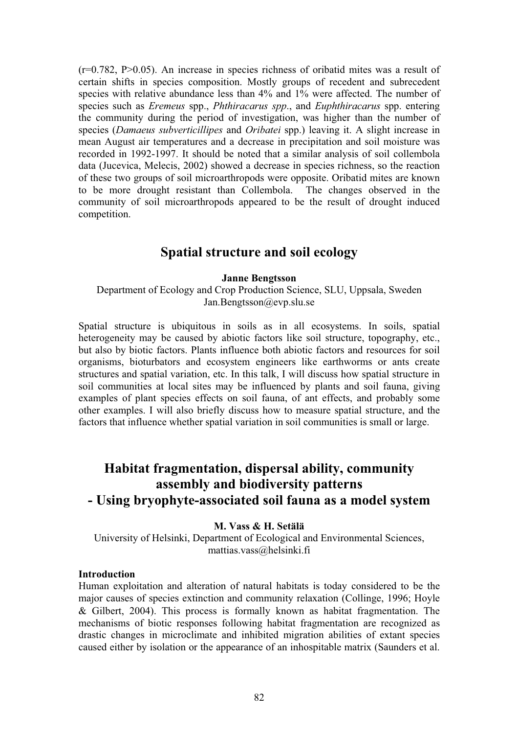($r=0.782$, $P>0.05$). An increase in species richness of oribatid mites was a result of certain shifts in species composition. Mostly groups of recedent and subrecedent species with relative abundance less than 4% and 1% were affected. The number of species such as *Eremeus* spp., *Phthiracarus spp*., and *Euphthiracarus* spp. entering the community during the period of investigation, was higher than the number of species (*Damaeus subverticillipes* and *Oribatei* spp.) leaving it. A slight increase in mean August air temperatures and a decrease in precipitation and soil moisture was recorded in 1992-1997. It should be noted that a similar analysis of soil collembola data (Jucevica, Melecis, 2002) showed a decrease in species richness, so the reaction of these two groups of soil microarthropods were opposite. Oribatid mites are known to be more drought resistant than Collembola. The changes observed in the community of soil microarthropods appeared to be the result of drought induced competition.

## Spatial structure and soil ecology

**Janne Bengtsson**

Department of Ecology and Crop Production Science, SLU, Uppsala, Sweden
Jan.Bengtsson@evp.slu.se

Spatial structure is ubiquitous in soils as in all ecosystems. In soils, spatial heterogeneity may be caused by abiotic factors like soil structure, topography, etc., but also by biotic factors. Plants influence both abiotic factors and resources for soil organisms, bioturbators and ecosystem engineers like earthworms or ants create structures and spatial variation, etc. In this talk, I will discuss how spatial structure in soil communities at local sites may be influenced by plants and soil fauna, giving examples of plant species effects on soil fauna, of ant effects, and probably some other examples. I will also briefly discuss how to measure spatial structure, and the factors that influence whether spatial variation in soil communities is small or large.

## Habitat fragmentation, dispersal ability, community assembly and biodiversity patterns - Using bryophyte-associated soil fauna as a model system

**M. Vass & H. Setälä**

University of Helsinki, Department of Ecological and Environmental Sciences,
mattias.vass@helsinki.fi

**Introduction**

Human exploitation and alteration of natural habitats is today considered to be the major causes of species extinction and community relaxation (Collinge, 1996; Hoyle & Gilbert, 2004). This process is formally known as habitat fragmentation. The mechanisms of biotic responses following habitat fragmentation are recognized as drastic changes in microclimate and inhibited migration abilities of extant species caused either by isolation or the appearance of an inhospitable matrix (Saunders et al.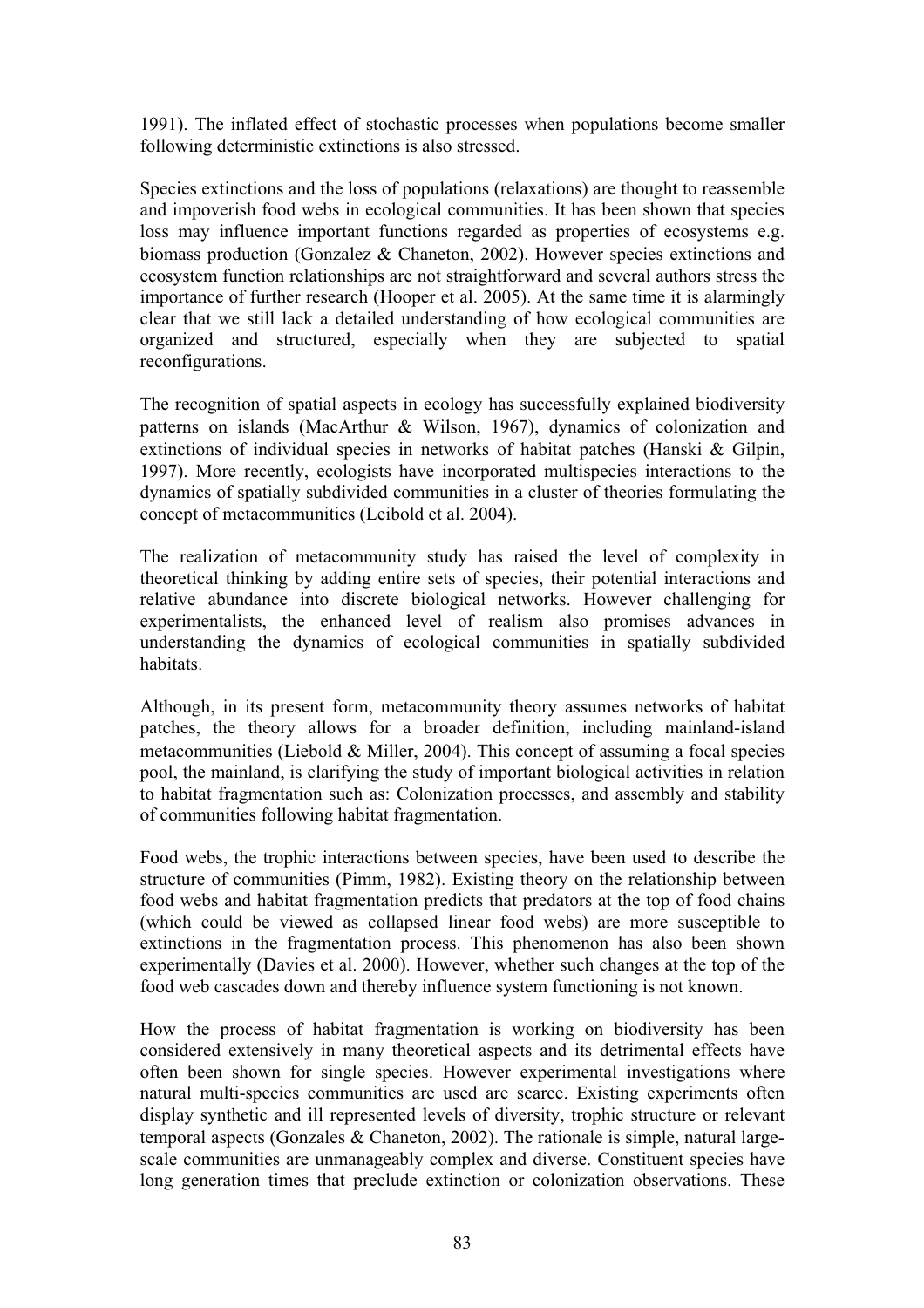1991). The inflated effect of stochastic processes when populations become smaller following deterministic extinctions is also stressed.

Species extinctions and the loss of populations (relaxations) are thought to reassemble and impoverish food webs in ecological communities. It has been shown that species loss may influence important functions regarded as properties of ecosystems e.g. biomass production (Gonzalez & Chaneton, 2002). However species extinctions and ecosystem function relationships are not straightforward and several authors stress the importance of further research (Hooper et al. 2005). At the same time it is alarmingly clear that we still lack a detailed understanding of how ecological communities are organized and structured, especially when they are subjected to spatial reconfigurations.

The recognition of spatial aspects in ecology has successfully explained biodiversity patterns on islands (MacArthur & Wilson, 1967), dynamics of colonization and extinctions of individual species in networks of habitat patches (Hanski & Gilpin, 1997). More recently, ecologists have incorporated multispecies interactions to the dynamics of spatially subdivided communities in a cluster of theories formulating the concept of metacommunities (Leibold et al. 2004).

The realization of metacommunity study has raised the level of complexity in theoretical thinking by adding entire sets of species, their potential interactions and relative abundance into discrete biological networks. However challenging for experimentalists, the enhanced level of realism also promises advances in understanding the dynamics of ecological communities in spatially subdivided habitats.

Although, in its present form, metacommunity theory assumes networks of habitat patches, the theory allows for a broader definition, including mainland-island metacommunities (Liebold & Miller, 2004). This concept of assuming a focal species pool, the mainland, is clarifying the study of important biological activities in relation to habitat fragmentation such as: Colonization processes, and assembly and stability of communities following habitat fragmentation.

Food webs, the trophic interactions between species, have been used to describe the structure of communities (Pimm, 1982). Existing theory on the relationship between food webs and habitat fragmentation predicts that predators at the top of food chains (which could be viewed as collapsed linear food webs) are more susceptible to extinctions in the fragmentation process. This phenomenon has also been shown experimentally (Davies et al. 2000). However, whether such changes at the top of the food web cascades down and thereby influence system functioning is not known.

How the process of habitat fragmentation is working on biodiversity has been considered extensively in many theoretical aspects and its detrimental effects have often been shown for single species. However experimental investigations where natural multi-species communities are used are scarce. Existing experiments often display synthetic and ill represented levels of diversity, trophic structure or relevant temporal aspects (Gonzales & Chaneton, 2002). The rationale is simple, natural large-scale communities are unmanageably complex and diverse. Constituent species have long generation times that preclude extinction or colonization observations. These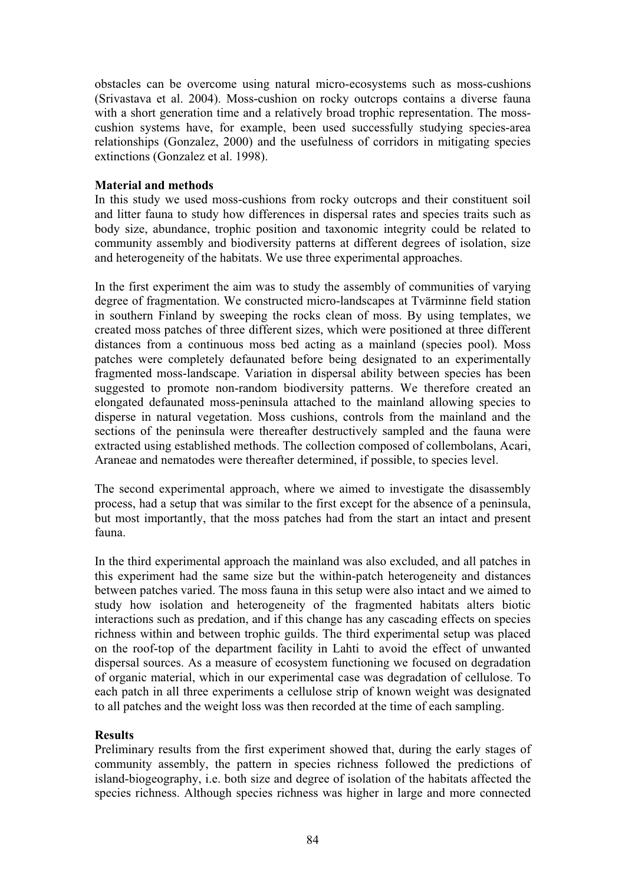obstacles can be overcome using natural micro-ecosystems such as moss-cushions (Srivastava et al. 2004). Moss-cushion on rocky outcrops contains a diverse fauna with a short generation time and a relatively broad trophic representation. The moss-cushion systems have, for example, been used successfully studying species-area relationships (Gonzalez, 2000) and the usefulness of corridors in mitigating species extinctions (Gonzalez et al. 1998).

**Material and methods**

In this study we used moss-cushions from rocky outcrops and their constituent soil and litter fauna to study how differences in dispersal rates and species traits such as body size, abundance, trophic position and taxonomic integrity could be related to community assembly and biodiversity patterns at different degrees of isolation, size and heterogeneity of the habitats. We use three experimental approaches.

In the first experiment the aim was to study the assembly of communities of varying degree of fragmentation. We constructed micro-landscapes at Tvärminne field station in southern Finland by sweeping the rocks clean of moss. By using templates, we created moss patches of three different sizes, which were positioned at three different distances from a continuous moss bed acting as a mainland (species pool). Moss patches were completely defaunated before being designated to an experimentally fragmented moss-landscape. Variation in dispersal ability between species has been suggested to promote non-random biodiversity patterns. We therefore created an elongated defaunated moss-peninsula attached to the mainland allowing species to disperse in natural vegetation. Moss cushions, controls from the mainland and the sections of the peninsula were thereafter destructively sampled and the fauna were extracted using established methods. The collection composed of collembolans, Acari, Araneae and nematodes were thereafter determined, if possible, to species level.

The second experimental approach, where we aimed to investigate the disassembly process, had a setup that was similar to the first except for the absence of a peninsula, but most importantly, that the moss patches had from the start an intact and present fauna.

In the third experimental approach the mainland was also excluded, and all patches in this experiment had the same size but the within-patch heterogeneity and distances between patches varied. The moss fauna in this setup were also intact and we aimed to study how isolation and heterogeneity of the fragmented habitats alters biotic interactions such as predation, and if this change has any cascading effects on species richness within and between trophic guilds. The third experimental setup was placed on the roof-top of the department facility in Lahti to avoid the effect of unwanted dispersal sources. As a measure of ecosystem functioning we focused on degradation of organic material, which in our experimental case was degradation of cellulose. To each patch in all three experiments a cellulose strip of known weight was designated to all patches and the weight loss was then recorded at the time of each sampling.

**Results**

Preliminary results from the first experiment showed that, during the early stages of community assembly, the pattern in species richness followed the predictions of island-biogeography, i.e. both size and degree of isolation of the habitats affected the species richness. Although species richness was higher in large and more connected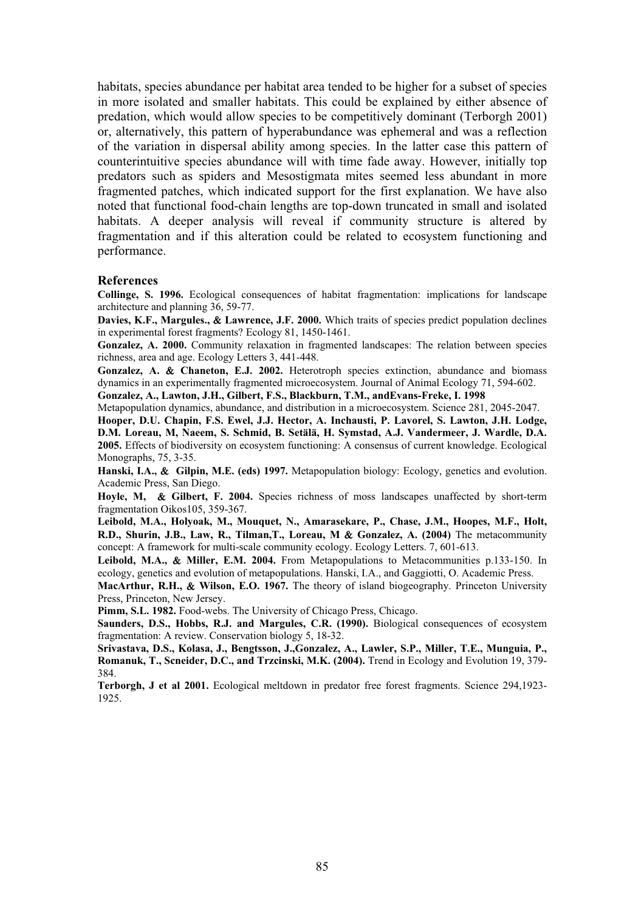habitats, species abundance per habitat area tended to be higher for a subset of species in more isolated and smaller habitats. This could be explained by either absence of predation, which would allow species to be competitively dominant (Terborgh 2001) or, alternatively, this pattern of hyperabundance was ephemeral and was a reflection of the variation in dispersal ability among species. In the latter case this pattern of counterintuitive species abundance will with time fade away. However, initially top predators such as spiders and Mesostigmata mites seemed less abundant in more fragmented patches, which indicated support for the first explanation. We have also noted that functional food-chain lengths are top-down truncated in small and isolated habitats. A deeper analysis will reveal if community structure is altered by fragmentation and if this alteration could be related to ecosystem functioning and performance.

## References

**Collinge, S. 1996.** Ecological consequences of habitat fragmentation: implications for landscape architecture and planning 36, 59-77.

**Davies, K.F., Margules., & Lawrence, J.F. 2000.** Which traits of species predict population declines in experimental forest fragments? Ecology 81, 1450-1461.

**Gonzalez, A. 2000.** Community relaxation in fragmented landscapes: The relation between species richness, area and age. Ecology Letters 3, 441-448.

**Gonzalez, A. & Chaneton, E.J. 2002.** Heterotroph species extinction, abundance and biomass dynamics in an experimentally fragmented microecosystem. Journal of Animal Ecology 71, 594-602.

**Gonzalez, A., Lawton, J.H., Gilbert, F.S., Blackburn, T.M., andEvans-Freke, I. 1998** Metapopulation dynamics, abundance, and distribution in a microecosystem. Science 281, 2045-2047.

**Hooper, D.U. Chapin, F.S. Ewel, J.J. Hector, A. Inchausti, P. Lavorel, S. Lawton, J.H. Lodge, D.M. Loreau, M, Naeem, S. Schmid, B. Setälä, H. Symstad, A.J. Vandermeer, J. Wardle, D.A. 2005.** Effects of biodiversity on ecosystem functioning: A consensus of current knowledge. Ecological Monographs, 75, 3-35.

**Hanski, I.A., & Gilpin, M.E. (eds) 1997.** Metapopulation biology: Ecology, genetics and evolution. Academic Press, San Diego.

**Hoyle, M, & Gilbert, F. 2004.** Species richness of moss landscapes unaffected by short-term fragmentation Oikos105, 359-367.

**Leibold, M.A., Holyoak, M., Mouquet, N., Amarasekare, P., Chase, J.M., Hoopes, M.F., Holt, R.D., Shurin, J.B., Law, R., Tilman,T., Loreau, M & Gonzalez, A. (2004)** The metacommunity concept: A framework for multi-scale community ecology. Ecology Letters. 7, 601-613.

**Leibold, M.A., & Miller, E.M. 2004.** From Metapopulations to Metacommunities p.133-150. In ecology, genetics and evolution of metapopulations. Hanski, I.A., and Gaggiotti, O. Academic Press.

**MacArthur, R.H., & Wilson, E.O. 1967.** The theory of island biogeography. Princeton University Press, Princeton, New Jersey.

**Pimm, S.L. 1982.** Food-webs. The University of Chicago Press, Chicago.

**Saunders, D.S., Hobbs, R.J. and Margules, C.R. (1990).** Biological consequences of ecosystem fragmentation: A review. Conservation biology 5, 18-32.

**Srivastava, D.S., Kolasa, J., Bengtsson, J.,Gonzalez, A., Lawler, S.P., Miller, T.E., Munguia, P., Romanuk, T., Scneider, D.C., and Trzcinski, M.K. (2004).** Trend in Ecology and Evolution 19, 379-384.

**Terborgh, J et al 2001.** Ecological meltdown in predator free forest fragments. Science 294,1923-1925.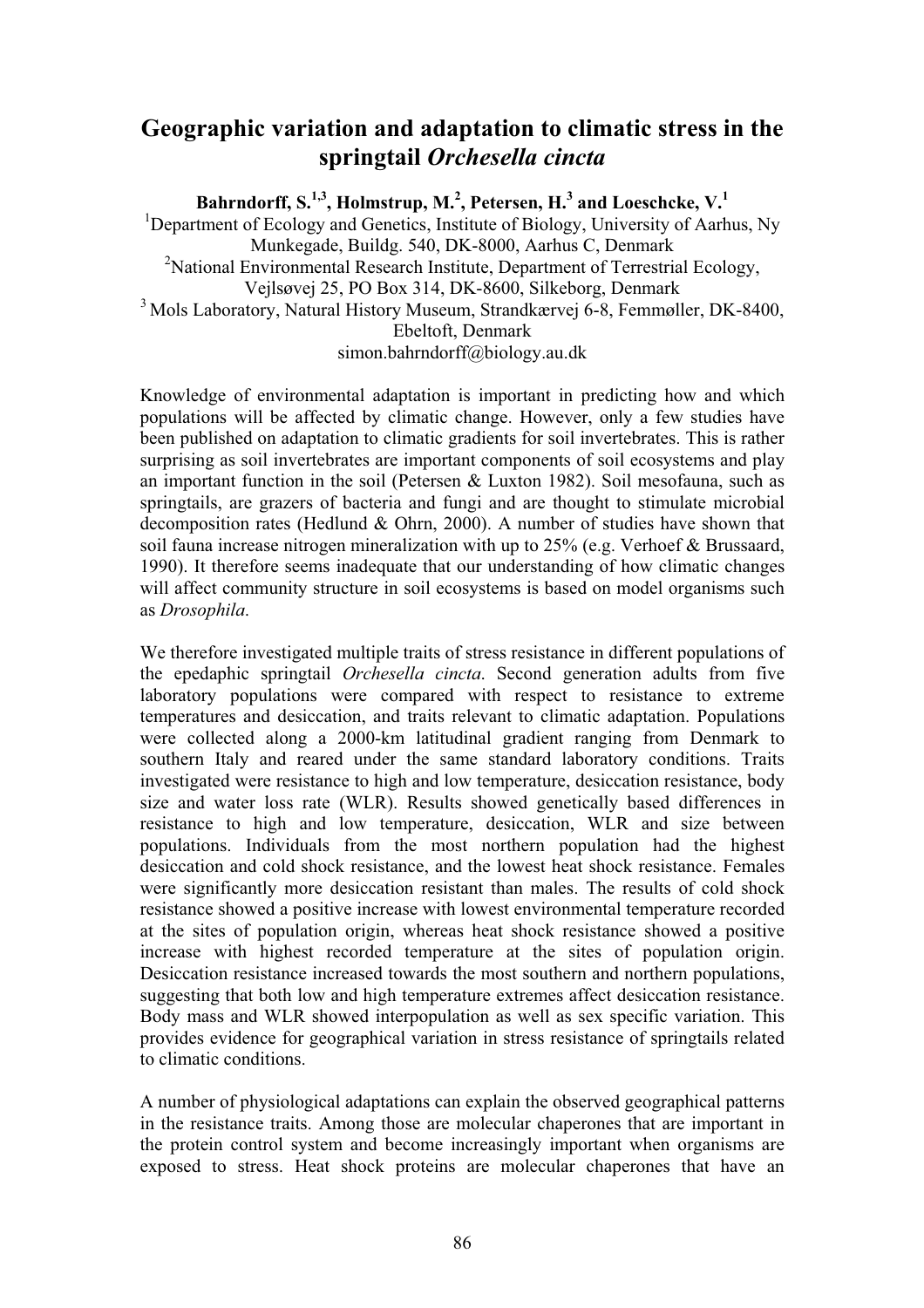# Geographic variation and adaptation to climatic stress in the springtail *Orchesella cincta*

**Bahrndorff, S.[1,3], Holmstrup, M.[2], Petersen, H.[3] and Loeschcke, V.[1]**

[1]Department of Ecology and Genetics, Institute of Biology, University of Aarhus, Ny Munkegade, Buildg. 540, DK-8000, Aarhus C, Denmark
[2]National Environmental Research Institute, Department of Terrestrial Ecology, Vejlsøvej 25, PO Box 314, DK-8600, Silkeborg, Denmark
[3] Mols Laboratory, Natural History Museum, Strandkærvej 6-8, Femmøller, DK-8400, Ebeltoft, Denmark
simon.bahrndorff@biology.au.dk

Knowledge of environmental adaptation is important in predicting how and which populations will be affected by climatic change. However, only a few studies have been published on adaptation to climatic gradients for soil invertebrates. This is rather surprising as soil invertebrates are important components of soil ecosystems and play an important function in the soil (Petersen & Luxton 1982). Soil mesofauna, such as springtails, are grazers of bacteria and fungi and are thought to stimulate microbial decomposition rates (Hedlund & Ohrn, 2000). A number of studies have shown that soil fauna increase nitrogen mineralization with up to 25% (e.g. Verhoef & Brussaard, 1990). It therefore seems inadequate that our understanding of how climatic changes will affect community structure in soil ecosystems is based on model organisms such as *Drosophila*.

We therefore investigated multiple traits of stress resistance in different populations of the epedaphic springtail *Orchesella cincta.* Second generation adults from five laboratory populations were compared with respect to resistance to extreme temperatures and desiccation, and traits relevant to climatic adaptation. Populations were collected along a 2000-km latitudinal gradient ranging from Denmark to southern Italy and reared under the same standard laboratory conditions. Traits investigated were resistance to high and low temperature, desiccation resistance, body size and water loss rate (WLR). Results showed genetically based differences in resistance to high and low temperature, desiccation, WLR and size between populations. Individuals from the most northern population had the highest desiccation and cold shock resistance, and the lowest heat shock resistance. Females were significantly more desiccation resistant than males. The results of cold shock resistance showed a positive increase with lowest environmental temperature recorded at the sites of population origin, whereas heat shock resistance showed a positive increase with highest recorded temperature at the sites of population origin. Desiccation resistance increased towards the most southern and northern populations, suggesting that both low and high temperature extremes affect desiccation resistance. Body mass and WLR showed interpopulation as well as sex specific variation. This provides evidence for geographical variation in stress resistance of springtails related to climatic conditions.

A number of physiological adaptations can explain the observed geographical patterns in the resistance traits. Among those are molecular chaperones that are important in the protein control system and become increasingly important when organisms are exposed to stress. Heat shock proteins are molecular chaperones that have an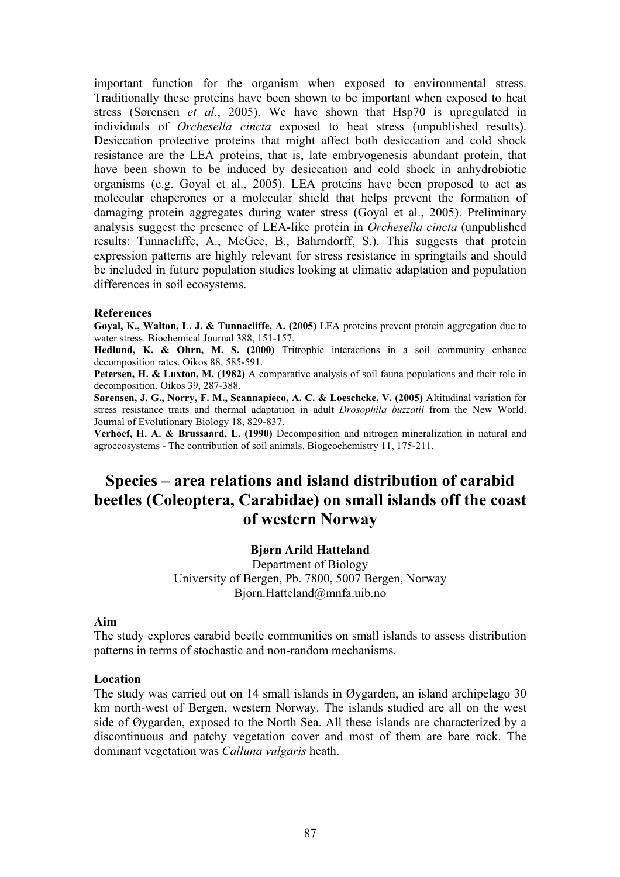important function for the organism when exposed to environmental stress. Traditionally these proteins have been shown to be important when exposed to heat stress (Sørensen *et al.*, 2005). We have shown that Hsp70 is upregulated in individuals of *Orchesella cincta* exposed to heat stress (unpublished results). Desiccation protective proteins that might affect both desiccation and cold shock resistance are the LEA proteins, that is, late embryogenesis abundant protein, that have been shown to be induced by desiccation and cold shock in anhydrobiotic organisms (e.g. Goyal et al., 2005). LEA proteins have been proposed to act as molecular chaperones or a molecular shield that helps prevent the formation of damaging protein aggregates during water stress (Goyal et al., 2005). Preliminary analysis suggest the presence of LEA-like protein in *Orchesella cincta* (unpublished results: Tunnacliffe, A., McGee, B., Bahrndorff, S.). This suggests that protein expression patterns are highly relevant for stress resistance in springtails and should be included in future population studies looking at climatic adaptation and population differences in soil ecosystems.

**References**

**Goyal, K., Walton, L. J. & Tunnacliffe, A. (2005)** LEA proteins prevent protein aggregation due to water stress. Biochemical Journal 388, 151-157.

**Hedlund, K. & Ohrn, M. S. (2000)** Tritrophic interactions in a soil community enhance decomposition rates. Oikos 88, 585-591.

**Petersen, H. & Luxton, M. (1982)** A comparative analysis of soil fauna populations and their role in decomposition. Oikos 39, 287-388.

**Sørensen, J. G., Norry, F. M., Scannapieco, A. C. & Loeschcke, V. (2005)** Altitudinal variation for stress resistance traits and thermal adaptation in adult *Drosophila buzzatii* from the New World. Journal of Evolutionary Biology 18, 829-837.

**Verhoef, H. A. & Brussaard, L. (1990)** Decomposition and nitrogen mineralization in natural and agroecosystems - The contribution of soil animals. Biogeochemistry 11, 175-211.

# Species – area relations and island distribution of carabid beetles (Coleoptera, Carabidae) on small islands off the coast of western Norway

**Bjørn Arild Hatteland**

Department of Biology
University of Bergen, Pb. 7800, 5007 Bergen, Norway
Bjorn.Hatteland@mnfa.uib.no

**Aim**

The study explores carabid beetle communities on small islands to assess distribution patterns in terms of stochastic and non-random mechanisms.

**Location**

The study was carried out on 14 small islands in Øygarden, an island archipelago 30 km north-west of Bergen, western Norway. The islands studied are all on the west side of Øygarden, exposed to the North Sea. All these islands are characterized by a discontinuous and patchy vegetation cover and most of them are bare rock. The dominant vegetation was *Calluna vulgaris* heath.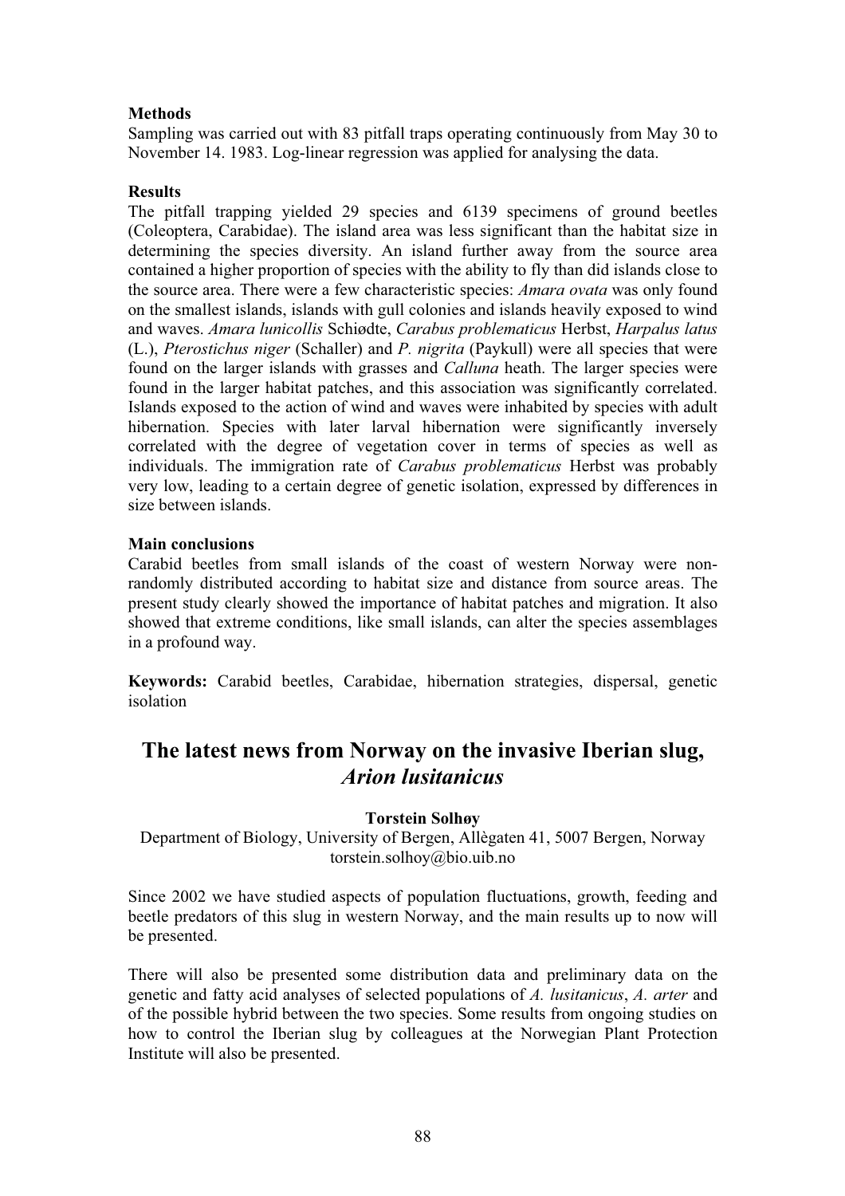**Methods**

Sampling was carried out with 83 pitfall traps operating continuously from May 30 to November 14. 1983. Log-linear regression was applied for analysing the data.

**Results**

The pitfall trapping yielded 29 species and 6139 specimens of ground beetles (Coleoptera, Carabidae). The island area was less significant than the habitat size in determining the species diversity. An island further away from the source area contained a higher proportion of species with the ability to fly than did islands close to the source area. There were a few characteristic species: *Amara ovata* was only found on the smallest islands, islands with gull colonies and islands heavily exposed to wind and waves. *Amara lunicollis* Schiødte, *Carabus problematicus* Herbst, *Harpalus latus* (L.), *Pterostichus niger* (Schaller) and *P. nigrita* (Paykull) were all species that were found on the larger islands with grasses and *Calluna* heath. The larger species were found in the larger habitat patches, and this association was significantly correlated. Islands exposed to the action of wind and waves were inhabited by species with adult hibernation. Species with later larval hibernation were significantly inversely correlated with the degree of vegetation cover in terms of species as well as individuals. The immigration rate of *Carabus problematicus* Herbst was probably very low, leading to a certain degree of genetic isolation, expressed by differences in size between islands.

**Main conclusions**

Carabid beetles from small islands of the coast of western Norway were non-randomly distributed according to habitat size and distance from source areas. The present study clearly showed the importance of habitat patches and migration. It also showed that extreme conditions, like small islands, can alter the species assemblages in a profound way.

**Keywords:** Carabid beetles, Carabidae, hibernation strategies, dispersal, genetic isolation

## The latest news from Norway on the invasive Iberian slug, *Arion lusitanicus*

**Torstein Solhøy**

Department of Biology, University of Bergen, Allègaten 41, 5007 Bergen, Norway
torstein.solhoy@bio.uib.no

Since 2002 we have studied aspects of population fluctuations, growth, feeding and beetle predators of this slug in western Norway, and the main results up to now will be presented.

There will also be presented some distribution data and preliminary data on the genetic and fatty acid analyses of selected populations of *A. lusitanicus*, *A. arter* and of the possible hybrid between the two species. Some results from ongoing studies on how to control the Iberian slug by colleagues at the Norwegian Plant Protection Institute will also be presented.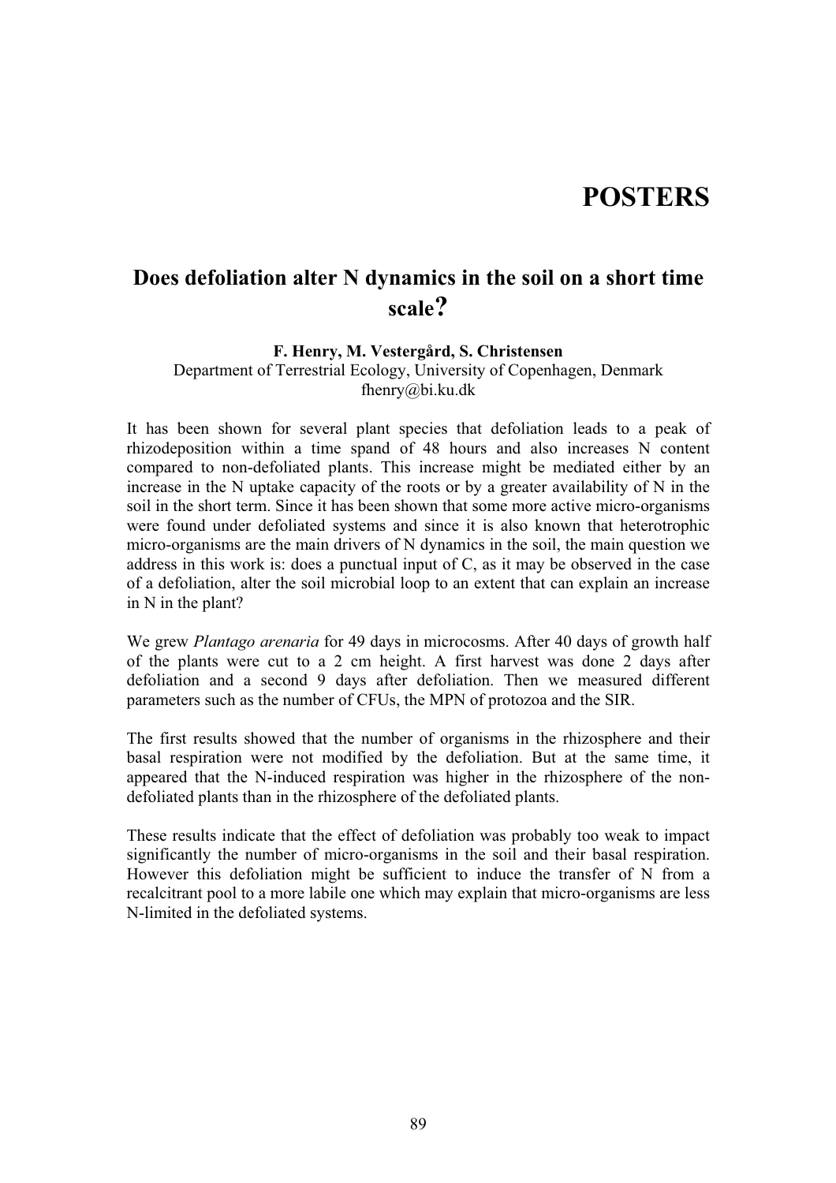# POSTERS

## Does defoliation alter N dynamics in the soil on a short time scale?

**F. Henry, M. Vestergård, S. Christensen**
Department of Terrestrial Ecology, University of Copenhagen, Denmark
fhenry@bi.ku.dk

It has been shown for several plant species that defoliation leads to a peak of rhizodeposition within a time spand of 48 hours and also increases N content compared to non-defoliated plants. This increase might be mediated either by an increase in the N uptake capacity of the roots or by a greater availability of N in the soil in the short term. Since it has been shown that some more active micro-organisms were found under defoliated systems and since it is also known that heterotrophic micro-organisms are the main drivers of N dynamics in the soil, the main question we address in this work is: does a punctual input of C, as it may be observed in the case of a defoliation, alter the soil microbial loop to an extent that can explain an increase in N in the plant?

We grew *Plantago arenaria* for 49 days in microcosms. After 40 days of growth half of the plants were cut to a 2 cm height. A first harvest was done 2 days after defoliation and a second 9 days after defoliation. Then we measured different parameters such as the number of CFUs, the MPN of protozoa and the SIR.

The first results showed that the number of organisms in the rhizosphere and their basal respiration were not modified by the defoliation. But at the same time, it appeared that the N-induced respiration was higher in the rhizosphere of the non-defoliated plants than in the rhizosphere of the defoliated plants.

These results indicate that the effect of defoliation was probably too weak to impact significantly the number of micro-organisms in the soil and their basal respiration. However this defoliation might be sufficient to induce the transfer of N from a recalcitrant pool to a more labile one which may explain that micro-organisms are less N-limited in the defoliated systems.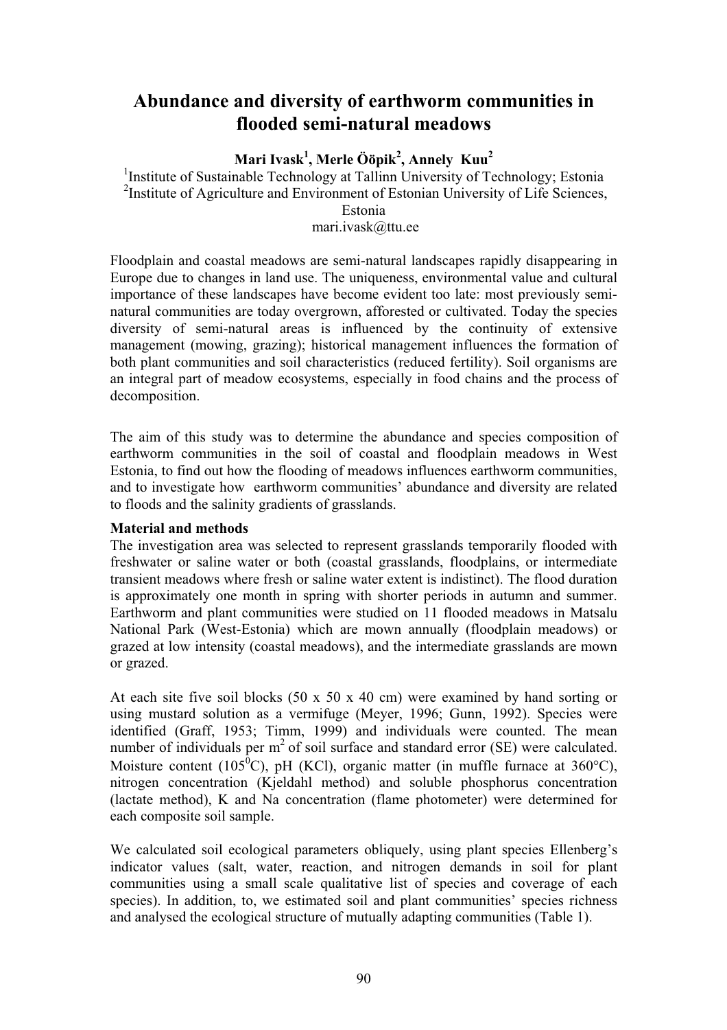# Abundance and diversity of earthworm communities in flooded semi-natural meadows

**Mari Ivask[1], Merle Ööpik[2], Annely Kuu[2]**

[1]Institute of Sustainable Technology at Tallinn University of Technology; Estonia
[2]Institute of Agriculture and Environment of Estonian University of Life Sciences, Estonia
mari.ivask@ttu.ee

Floodplain and coastal meadows are semi-natural landscapes rapidly disappearing in Europe due to changes in land use. The uniqueness, environmental value and cultural importance of these landscapes have become evident too late: most previously semi-natural communities are today overgrown, afforested or cultivated. Today the species diversity of semi-natural areas is influenced by the continuity of extensive management (mowing, grazing); historical management influences the formation of both plant communities and soil characteristics (reduced fertility). Soil organisms are an integral part of meadow ecosystems, especially in food chains and the process of decomposition.

The aim of this study was to determine the abundance and species composition of earthworm communities in the soil of coastal and floodplain meadows in West Estonia, to find out how the flooding of meadows influences earthworm communities, and to investigate how earthworm communities' abundance and diversity are related to floods and the salinity gradients of grasslands.

**Material and methods**

The investigation area was selected to represent grasslands temporarily flooded with freshwater or saline water or both (coastal grasslands, floodplains, or intermediate transient meadows where fresh or saline water extent is indistinct). The flood duration is approximately one month in spring with shorter periods in autumn and summer. Earthworm and plant communities were studied on 11 flooded meadows in Matsalu National Park (West-Estonia) which are mown annually (floodplain meadows) or grazed at low intensity (coastal meadows), and the intermediate grasslands are mown or grazed.

At each site five soil blocks (50 x 50 x 40 cm) were examined by hand sorting or using mustard solution as a vermifuge (Meyer, 1996; Gunn, 1992). Species were identified (Graff, 1953; Timm, 1999) and individuals were counted. The mean number of individuals per $m^2$ of soil surface and standard error (SE) were calculated. Moisture content ($105^0$C), pH (KCl), organic matter (in muffle furnace at 360°C), nitrogen concentration (Kjeldahl method) and soluble phosphorus concentration (lactate method), K and Na concentration (flame photometer) were determined for each composite soil sample.

We calculated soil ecological parameters obliquely, using plant species Ellenberg's indicator values (salt, water, reaction, and nitrogen demands in soil for plant communities using a small scale qualitative list of species and coverage of each species). In addition, to, we estimated soil and plant communities' species richness and analysed the ecological structure of mutually adapting communities (Table 1).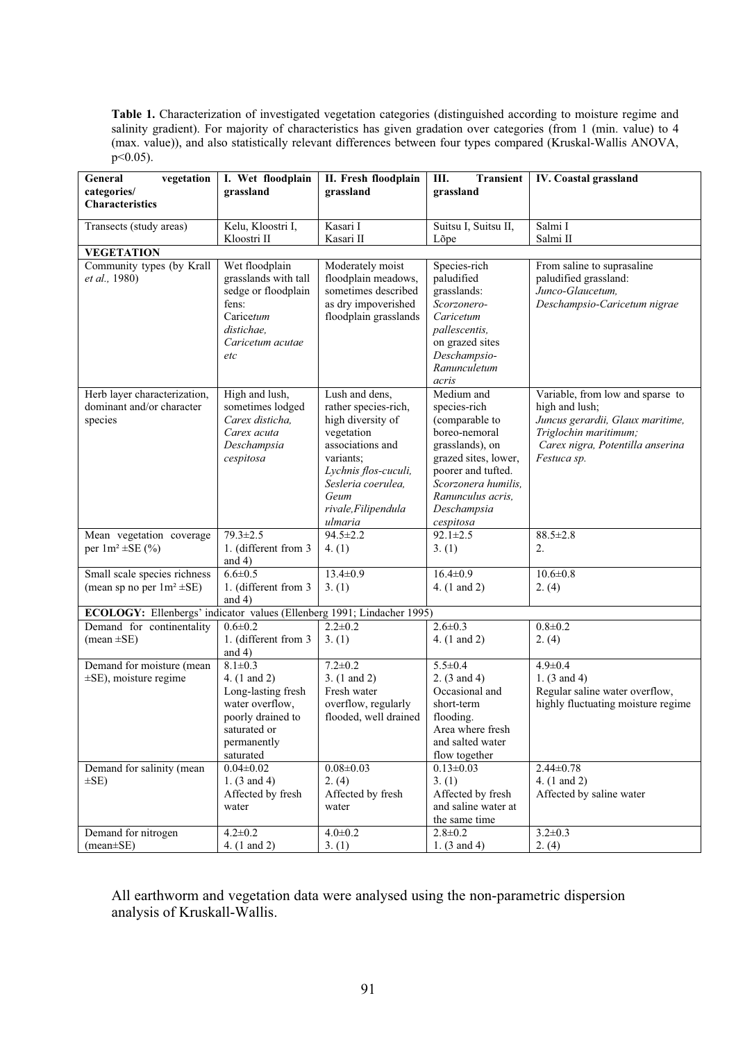**Table 1.** Characterization of investigated vegetation categories (distinguished according to moisture regime and salinity gradient). For majority of characteristics has given gradation over categories (from 1 (min. value) to 4 (max. value)), and also statistically relevant differences between four types compared (Kruskal-Wallis ANOVA, $p<0.05$).

| General vegetation categories/ Characteristics | I. Wet floodplain grassland | II. Fresh floodplain grassland | III. Transient grassland | IV. Coastal grassland |
|---|---|---|---|---|
| Transects (study areas) | Kelu, Kloostri I, Kloostri II | Kasari I Kasari II | Suitsu I, Suitsu II, Lõpe | Salmi I Salmi II |
| **VEGETATION** | | | | |
| Community types (by Krall *et al.,* 1980) | Wet floodplain grasslands with tall sedge or floodplain fens: Carice*tum distichae, Caricetum acutae etc* | Moderately moist floodplain meadows, sometimes described as dry impoverished floodplain grasslands | Species-rich paludified grasslands: *Scorzonero-Caricetum pallescentis,* on grazed sites *Deschampsio-Ranunculetum acris* | From saline to suprasaline paludified grassland: *Junco-Glaucetum, Deschampsio-Caricetum nigrae* |
| Herb layer characterization, dominant and/or character species | High and lush, sometimes lodged *Carex disticha, Carex acuta Deschampsia cespitosa* | Lush and dens, rather species-rich, high diversity of vegetation associations and variants; *Lychnis flos-cuculi, Sesleria coerulea, Geum rivale,Filipendula ulmaria* | Medium and species-rich (comparable to boreo-nemoral grasslands), on grazed sites, lower, poorer and tufted. *Scorzonera humilis, Ranunculus acris, Deschampsia cespitosa* | Variable, from low and sparse to high and lush; *Juncus gerardii, Glaux maritime, Triglochin maritimum; Carex nigra, Potentilla anserina Festuca sp.* |
| Mean vegetation coverage per $1m^2$ ±SE (%) | 79.3±2.5 1. (different from 3 and 4) | 94.5±2.2 4. (1) | 92.1±2.5 3. (1) | 88.5±2.8 2. |
| Small scale species richness (mean sp no per $1m^2$ ±SE) | 6.6±0.5 1. (different from 3 and 4) | 13.4±0.9 3. (1) | 16.4±0.9 4. (1 and 2) | 10.6±0.8 2. (4) |
| **ECOLOGY:** Ellenbergs' indicator values (Ellenberg 1991; Lindacher 1995) | | | | |
| Demand for continentality (mean ±SE) | 0.6±0.2 1. (different from 3 and 4) | 2.2±0.2 3. (1) | 2.6±0.3 4. (1 and 2) | 0.8±0.2 2. (4) |
| Demand for moisture (mean ±SE), moisture regime | 8.1±0.3 4. (1 and 2) Long-lasting fresh water overflow, poorly drained to saturated or permanently saturated | 7.2±0.2 3. (1 and 2) Fresh water overflow, regularly flooded, well drained | 5.5±0.4 2. (3 and 4) Occasional and short-term flooding. Area where fresh and salted water flow together | 4.9±0.4 1. (3 and 4) Regular saline water overflow, highly fluctuating moisture regime |
| Demand for salinity (mean ±SE) | 0.04±0.02 1. (3 and 4) Affected by fresh water | 0.08±0.03 2. (4) Affected by fresh water | 0.13±0.03 3. (1) Affected by fresh and saline water at the same time | 2.44±0.78 4. (1 and 2) Affected by saline water |
| Demand for nitrogen (mean±SE) | 4.2±0.2 4. (1 and 2) | 4.0±0.2 3. (1) | 2.8±0.2 1. (3 and 4) | 3.2±0.3 2. (4) |

All earthworm and vegetation data were analysed using the non-parametric dispersion analysis of Kruskall-Wallis.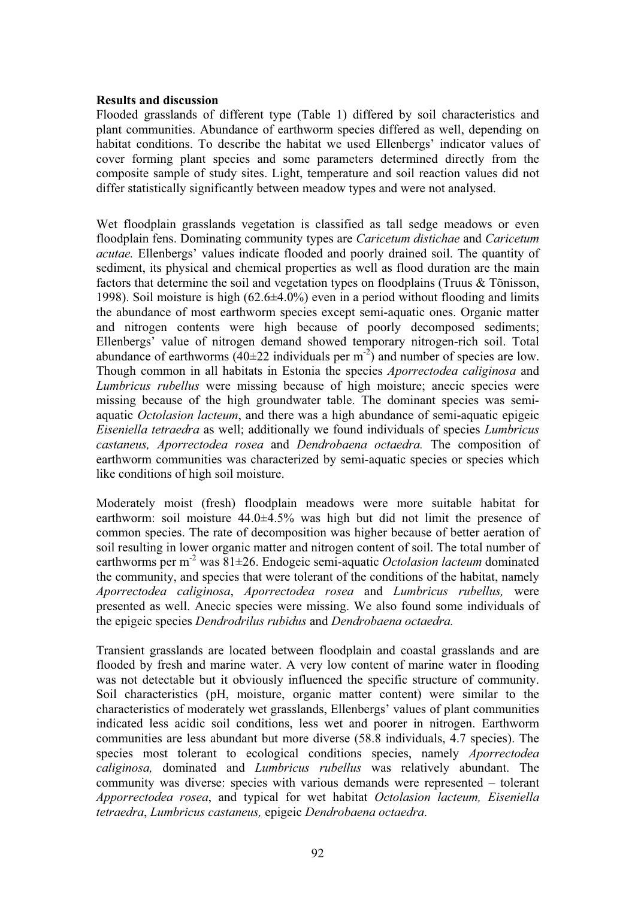**Results and discussion**

Flooded grasslands of different type (Table 1) differed by soil characteristics and plant communities. Abundance of earthworm species differed as well, depending on habitat conditions. To describe the habitat we used Ellenbergs' indicator values of cover forming plant species and some parameters determined directly from the composite sample of study sites. Light, temperature and soil reaction values did not differ statistically significantly between meadow types and were not analysed.

Wet floodplain grasslands vegetation is classified as tall sedge meadows or even floodplain fens. Dominating community types are *Caricetum distichae* and *Caricetum acutae.* Ellenbergs' values indicate flooded and poorly drained soil. The quantity of sediment, its physical and chemical properties as well as flood duration are the main factors that determine the soil and vegetation types on floodplains (Truus & Tõnisson, 1998). Soil moisture is high (62.6±4.0%) even in a period without flooding and limits the abundance of most earthworm species except semi-aquatic ones. Organic matter and nitrogen contents were high because of poorly decomposed sediments; Ellenbergs' value of nitrogen demand showed temporary nitrogen-rich soil. Total abundance of earthworms (40±22 individuals per $m^{-2}$) and number of species are low. Though common in all habitats in Estonia the species *Aporrectodea caliginosa* and *Lumbricus rubellus* were missing because of high moisture; anecic species were missing because of the high groundwater table. The dominant species was semi-aquatic *Octolasion lacteum*, and there was a high abundance of semi-aquatic epigeic *Eiseniella tetraedra* as well; additionally we found individuals of species *Lumbricus castaneus, Aporrectodea rosea* and *Dendrobaena octaedra.* The composition of earthworm communities was characterized by semi-aquatic species or species which like conditions of high soil moisture.

Moderately moist (fresh) floodplain meadows were more suitable habitat for earthworm: soil moisture 44.0±4.5% was high but did not limit the presence of common species. The rate of decomposition was higher because of better aeration of soil resulting in lower organic matter and nitrogen content of soil. The total number of earthworms per $m^{-2}$ was 81±26. Endogeic semi-aquatic *Octolasion lacteum* dominated the community, and species that were tolerant of the conditions of the habitat, namely *Aporrectodea caliginosa*, *Aporrectodea rosea* and *Lumbricus rubellus,* were presented as well. Anecic species were missing. We also found some individuals of the epigeic species *Dendrodrilus rubidus* and *Dendrobaena octaedra.*

Transient grasslands are located between floodplain and coastal grasslands and are flooded by fresh and marine water. A very low content of marine water in flooding was not detectable but it obviously influenced the specific structure of community. Soil characteristics (pH, moisture, organic matter content) were similar to the characteristics of moderately wet grasslands, Ellenbergs' values of plant communities indicated less acidic soil conditions, less wet and poorer in nitrogen. Earthworm communities are less abundant but more diverse (58.8 individuals, 4.7 species). The species most tolerant to ecological conditions species, namely *Aporrectodea caliginosa,* dominated and *Lumbricus rubellus* was relatively abundant. The community was diverse: species with various demands were represented – tolerant *Apporrectodea rosea*, and typical for wet habitat *Octolasion lacteum, Eiseniella tetraedra*, *Lumbricus castaneus,* epigeic *Dendrobaena octaedra*.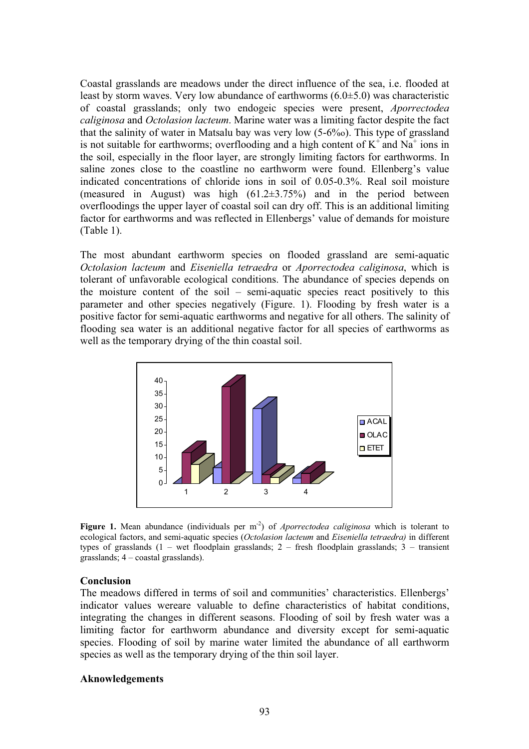Coastal grasslands are meadows under the direct influence of the sea, i.e. flooded at least by storm waves. Very low abundance of earthworms (6.0±5.0) was characteristic of coastal grasslands; only two endogeic species were present, *Aporrectodea caliginosa* and *Octolasion lacteum*. Marine water was a limiting factor despite the fact that the salinity of water in Matsalu bay was very low (5-6‰). This type of grassland is not suitable for earthworms; overflooding and a high content of $K^+$ and $Na^+$ ions in the soil, especially in the floor layer, are strongly limiting factors for earthworms. In saline zones close to the coastline no earthworm were found. Ellenberg's value indicated concentrations of chloride ions in soil of 0.05-0.3%. Real soil moisture (measured in August) was high (61.2±3.75%) and in the period between overfloodings the upper layer of coastal soil can dry off. This is an additional limiting factor for earthworms and was reflected in Ellenbergs' value of demands for moisture (Table 1).

The most abundant earthworm species on flooded grassland are semi-aquatic *Octolasion lacteum* and *Eiseniella tetraedra* or *Aporrectodea caliginosa*, which is tolerant of unfavorable ecological conditions. The abundance of species depends on the moisture content of the soil – semi-aquatic species react positively to this parameter and other species negatively (Figure. 1). Flooding by fresh water is a positive factor for semi-aquatic earthworms and negative for all others. The salinity of flooding sea water is an additional negative factor for all species of earthworms as well as the temporary drying of the thin coastal soil.

**Figure 1.** Mean abundance (individuals per $m^{-2}$) of *Aporrectodea caliginosa* which is tolerant to ecological factors, and semi-aquatic species (*Octolasion lacteum* and *Eiseniella tetraedra)* in different types of grasslands (1 – wet floodplain grasslands; 2 – fresh floodplain grasslands; 3 – transient grasslands; 4 – coastal grasslands).

## Conclusion

The meadows differed in terms of soil and communities' characteristics. Ellenbergs' indicator values wereare valuable to define characteristics of habitat conditions, integrating the changes in different seasons. Flooding of soil by fresh water was a limiting factor for earthworm abundance and diversity except for semi-aquatic species. Flooding of soil by marine water limited the abundance of all earthworm species as well as the temporary drying of the thin soil layer.

## Aknowledgements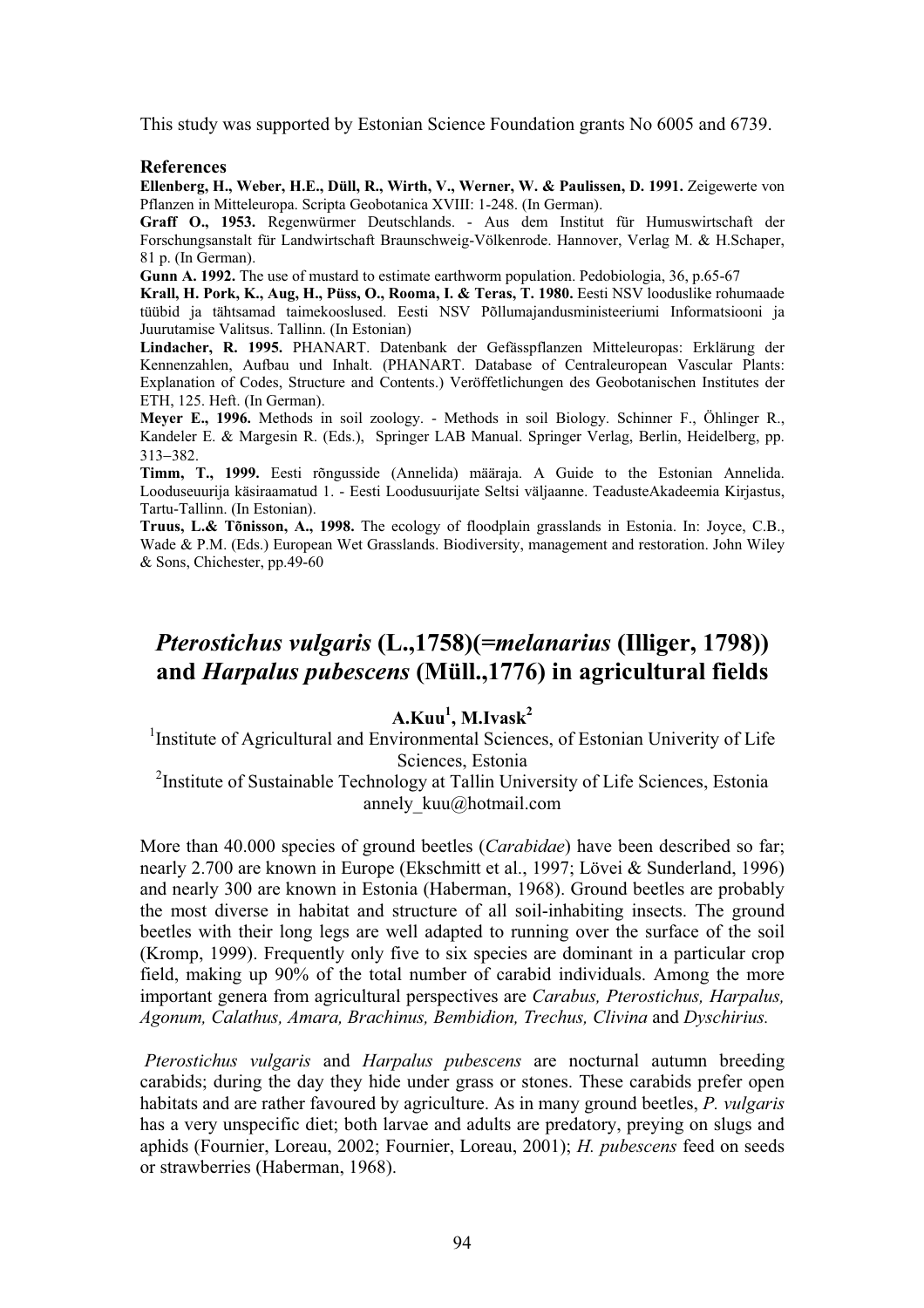This study was supported by Estonian Science Foundation grants No 6005 and 6739.

**References**

**Ellenberg, H., Weber, H.E., Düll, R., Wirth, V., Werner, W. & Paulissen, D. 1991.** Zeigewerte von Pflanzen in Mitteleuropa. Scripta Geobotanica XVIII: 1-248. (In German).

**Graff O., 1953.** Regenwürmer Deutschlands. - Aus dem Institut für Humuswirtschaft der Forschungsanstalt für Landwirtschaft Braunschweig-Völkenrode. Hannover, Verlag M. & H.Schaper, 81 p. (In German).

**Gunn A. 1992.** The use of mustard to estimate earthworm population. Pedobiologia, 36, p.65-67

**Krall, H. Pork, K., Aug, H., Püss, O., Rooma, I. & Teras, T. 1980.** Eesti NSV looduslike rohumaade tüübid ja tähtsamad taimekooslused. Eesti NSV Põllumajandusministeeriumi Informatsiooni ja Juurutamise Valitsus. Tallinn. (In Estonian)

**Lindacher, R. 1995.** PHANART. Datenbank der Gefässpflanzen Mitteleuropas: Erklärung der Kennenzahlen, Aufbau und Inhalt. (PHANART. Database of Centraleuropean Vascular Plants: Explanation of Codes, Structure and Contents.) Veröffetlichungen des Geobotanischen Institutes der ETH, 125. Heft. (In German).

**Meyer E., 1996.** Methods in soil zoology. - Methods in soil Biology. Schinner F., Öhlinger R., Kandeler E. & Margesin R. (Eds.), Springer LAB Manual. Springer Verlag, Berlin, Heidelberg, pp. 313–382.

**Timm, T., 1999.** Eesti rõngusside (Annelida) määraja. A Guide to the Estonian Annelida. Looduseuurija käsiraamatud 1. - Eesti Loodusuurijate Seltsi väljaanne. TeadusteAkadeemia Kirjastus, Tartu-Tallinn. (In Estonian).

**Truus, L.& Tõnisson, A., 1998.** The ecology of floodplain grasslands in Estonia. In: Joyce, C.B., Wade & P.M. (Eds.) European Wet Grasslands. Biodiversity, management and restoration. John Wiley & Sons, Chichester, pp.49-60

# *Pterostichus vulgaris* (L.,1758)(=*melanarius* (Illiger, 1798)) and *Harpalus pubescens* (Müll.,1776) in agricultural fields

**A.Kuu[1], M.Ivask[2]**

[1]Institute of Agricultural and Environmental Sciences, of Estonian Univerity of Life Sciences, Estonia

[2]Institute of Sustainable Technology at Tallin University of Life Sciences, Estonia

annely_kuu@hotmail.com

More than 40.000 species of ground beetles (*Carabidae*) have been described so far; nearly 2.700 are known in Europe (Ekschmitt et al., 1997; Lövei & Sunderland, 1996) and nearly 300 are known in Estonia (Haberman, 1968). Ground beetles are probably the most diverse in habitat and structure of all soil-inhabiting insects. The ground beetles with their long legs are well adapted to running over the surface of the soil (Kromp, 1999). Frequently only five to six species are dominant in a particular crop field, making up 90% of the total number of carabid individuals. Among the more important genera from agricultural perspectives are *Carabus, Pterostichus, Harpalus, Agonum, Calathus, Amara, Brachinus, Bembidion, Trechus, Clivina* and *Dyschirius.*

*Pterostichus vulgaris* and *Harpalus pubescens* are nocturnal autumn breeding carabids; during the day they hide under grass or stones. These carabids prefer open habitats and are rather favoured by agriculture. As in many ground beetles, *P. vulgaris* has a very unspecific diet; both larvae and adults are predatory, preying on slugs and aphids (Fournier, Loreau, 2002; Fournier, Loreau, 2001); *H. pubescens* feed on seeds or strawberries (Haberman, 1968).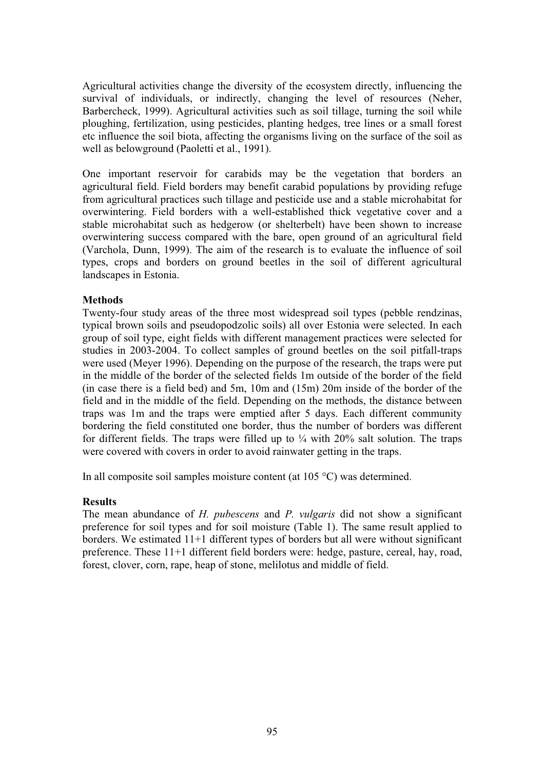Agricultural activities change the diversity of the ecosystem directly, influencing the survival of individuals, or indirectly, changing the level of resources (Neher, Barbercheck, 1999). Agricultural activities such as soil tillage, turning the soil while ploughing, fertilization, using pesticides, planting hedges, tree lines or a small forest etc influence the soil biota, affecting the organisms living on the surface of the soil as well as belowground (Paoletti et al., 1991).

One important reservoir for carabids may be the vegetation that borders an agricultural field. Field borders may benefit carabid populations by providing refuge from agricultural practices such tillage and pesticide use and a stable microhabitat for overwintering. Field borders with a well-established thick vegetative cover and a stable microhabitat such as hedgerow (or shelterbelt) have been shown to increase overwintering success compared with the bare, open ground of an agricultural field (Varchola, Dunn, 1999). The aim of the research is to evaluate the influence of soil types, crops and borders on ground beetles in the soil of different agricultural landscapes in Estonia.

**Methods**

Twenty-four study areas of the three most widespread soil types (pebble rendzinas, typical brown soils and pseudopodzolic soils) all over Estonia were selected. In each group of soil type, eight fields with different management practices were selected for studies in 2003-2004. To collect samples of ground beetles on the soil pitfall-traps were used (Meyer 1996). Depending on the purpose of the research, the traps were put in the middle of the border of the selected fields 1m outside of the border of the field (in case there is a field bed) and 5m, 10m and (15m) 20m inside of the border of the field and in the middle of the field. Depending on the methods, the distance between traps was 1m and the traps were emptied after 5 days. Each different community bordering the field constituted one border, thus the number of borders was different for different fields. The traps were filled up to ¼ with 20% salt solution. The traps were covered with covers in order to avoid rainwater getting in the traps.

In all composite soil samples moisture content (at 105 °C) was determined.

**Results**

The mean abundance of *H. pubescens* and *P. vulgaris* did not show a significant preference for soil types and for soil moisture (Table 1). The same result applied to borders. We estimated 11+1 different types of borders but all were without significant preference. These 11+1 different field borders were: hedge, pasture, cereal, hay, road, forest, clover, corn, rape, heap of stone, melilotus and middle of field.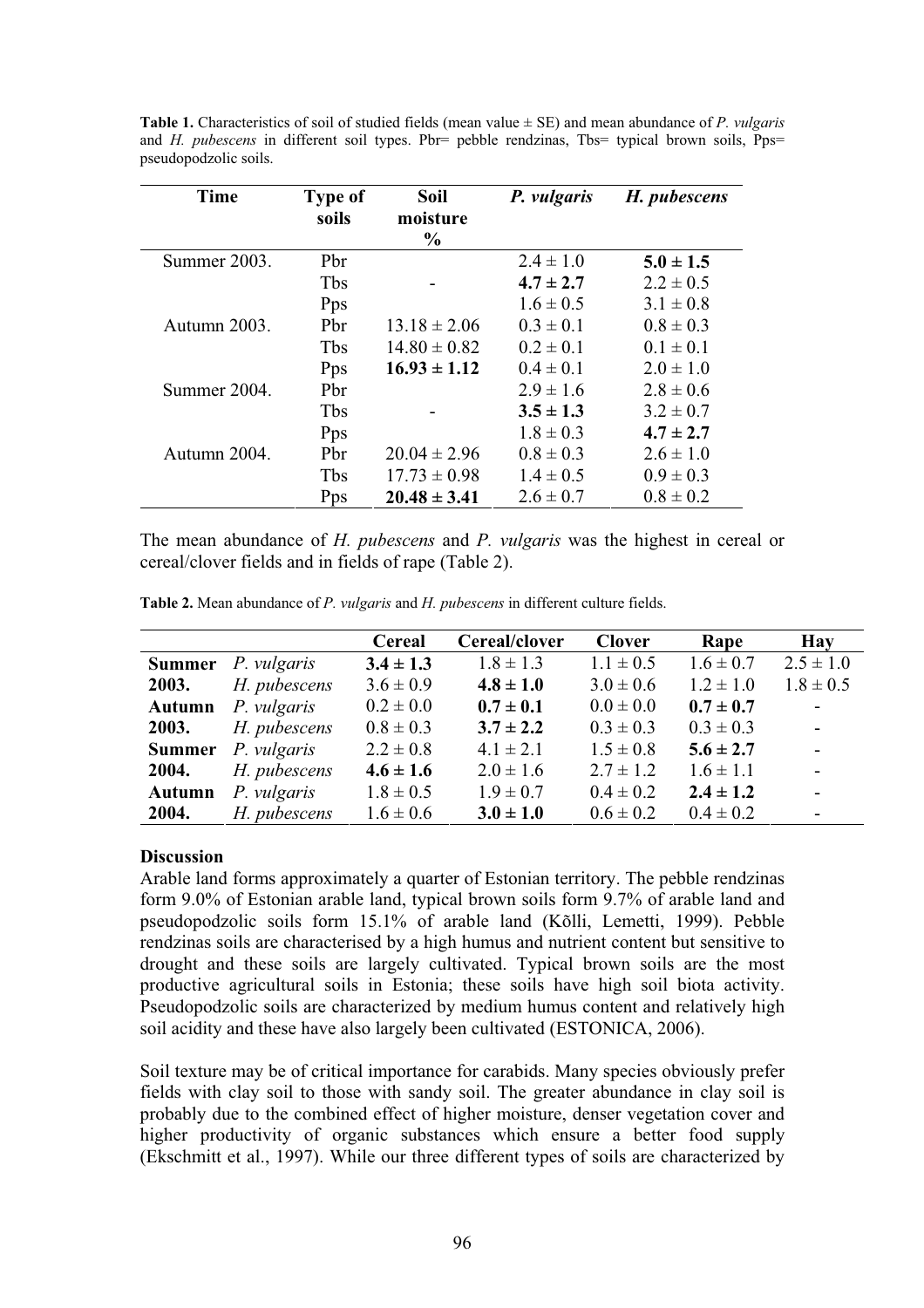**Table 1.** Characteristics of soil of studied fields (mean value ± SE) and mean abundance of *P. vulgaris* and *H. pubescens* in different soil types. Pbr= pebble rendzinas, Tbs= typical brown soils, Pps= pseudopodzolic soils.

| Time | Type of soils | Soil moisture % | *P. vulgaris* | *H. pubescens* |
|---|---|---|---|---|
| Summer 2003. | Pbr | | 2.4 ± 1.0 | **5.0 ± 1.5** |
| | Tbs | - | **4.7 ± 2.7** | 2.2 ± 0.5 |
| | Pps | | 1.6 ± 0.5 | 3.1 ± 0.8 |
| Autumn 2003. | Pbr | 13.18 ± 2.06 | 0.3 ± 0.1 | 0.8 ± 0.3 |
| | Tbs | 14.80 ± 0.82 | 0.2 ± 0.1 | 0.1 ± 0.1 |
| | Pps | **16.93 ± 1.12** | 0.4 ± 0.1 | 2.0 ± 1.0 |
| Summer 2004. | Pbr | | 2.9 ± 1.6 | 2.8 ± 0.6 |
| | Tbs | - | **3.5 ± 1.3** | 3.2 ± 0.7 |
| | Pps | | 1.8 ± 0.3 | **4.7 ± 2.7** |
| Autumn 2004. | Pbr | 20.04 ± 2.96 | 0.8 ± 0.3 | 2.6 ± 1.0 |
| | Tbs | 17.73 ± 0.98 | 1.4 ± 0.5 | 0.9 ± 0.3 |
| | Pps | **20.48 ± 3.41** | 2.6 ± 0.7 | 0.8 ± 0.2 |

The mean abundance of *H. pubescens* and *P. vulgaris* was the highest in cereal or cereal/clover fields and in fields of rape (Table 2).

**Table 2.** Mean abundance of *P. vulgaris* and *H. pubescens* in different culture fields.

| | | Cereal | Cereal/clover | Clover | Rape | Hay |
|---|---|---|---|---|---|---|
| **Summer 2003.** | *P. vulgaris* | **3.4 ± 1.3** | 1.8 ± 1.3 | 1.1 ± 0.5 | 1.6 ± 0.7 | 2.5 ± 1.0 |
| | *H. pubescens* | 3.6 ± 0.9 | **4.8 ± 1.0** | 3.0 ± 0.6 | 1.2 ± 1.0 | 1.8 ± 0.5 |
| **Autumn 2003.** | *P. vulgaris* | 0.2 ± 0.0 | **0.7 ± 0.1** | 0.0 ± 0.0 | **0.7 ± 0.7** | - |
| | *H. pubescens* | 0.8 ± 0.3 | **3.7 ± 2.2** | 0.3 ± 0.3 | 0.3 ± 0.3 | - |
| **Summer 2004.** | *P. vulgaris* | 2.2 ± 0.8 | 4.1 ± 2.1 | 1.5 ± 0.8 | **5.6 ± 2.7** | - |
| | *H. pubescens* | **4.6 ± 1.6** | 2.0 ± 1.6 | 2.7 ± 1.2 | 1.6 ± 1.1 | - |
| **Autumn 2004.** | *P. vulgaris* | 1.8 ± 0.5 | 1.9 ± 0.7 | 0.4 ± 0.2 | **2.4 ± 1.2** | - |
| | *H. pubescens* | 1.6 ± 0.6 | **3.0 ± 1.0** | 0.6 ± 0.2 | 0.4 ± 0.2 | - |

### Discussion

Arable land forms approximately a quarter of Estonian territory. The pebble rendzinas form 9.0% of Estonian arable land, typical brown soils form 9.7% of arable land and pseudopodzolic soils form 15.1% of arable land (Kõlli, Lemetti, 1999). Pebble rendzinas soils are characterised by a high humus and nutrient content but sensitive to drought and these soils are largely cultivated. Typical brown soils are the most productive agricultural soils in Estonia; these soils have high soil biota activity. Pseudopodzolic soils are characterized by medium humus content and relatively high soil acidity and these have also largely been cultivated (ESTONICA, 2006).

Soil texture may be of critical importance for carabids. Many species obviously prefer fields with clay soil to those with sandy soil. The greater abundance in clay soil is probably due to the combined effect of higher moisture, denser vegetation cover and higher productivity of organic substances which ensure a better food supply (Ekschmitt et al., 1997). While our three different types of soils are characterized by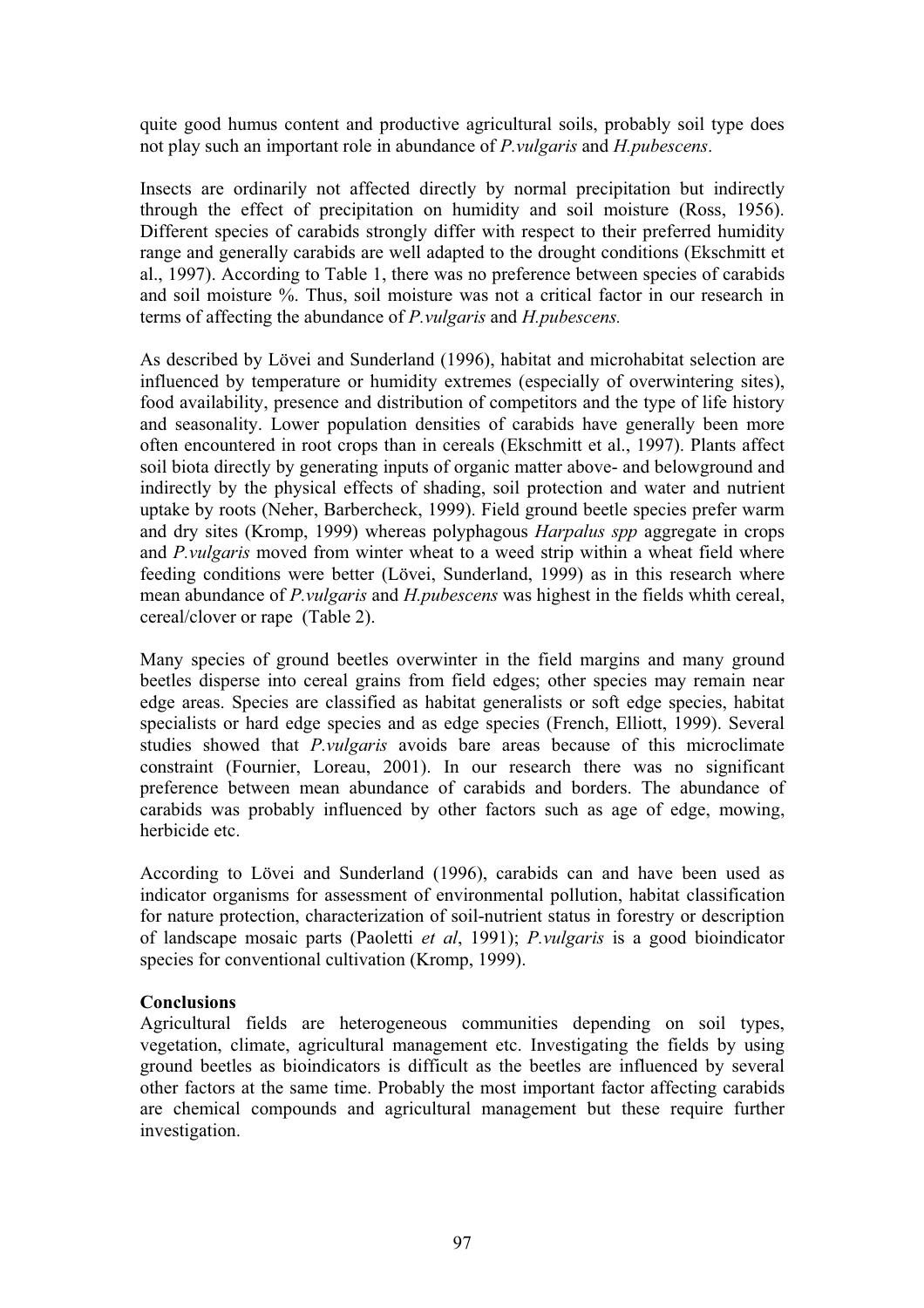quite good humus content and productive agricultural soils, probably soil type does not play such an important role in abundance of *P.vulgaris* and *H.pubescens*.

Insects are ordinarily not affected directly by normal precipitation but indirectly through the effect of precipitation on humidity and soil moisture (Ross, 1956). Different species of carabids strongly differ with respect to their preferred humidity range and generally carabids are well adapted to the drought conditions (Ekschmitt et al., 1997). According to Table 1, there was no preference between species of carabids and soil moisture %. Thus, soil moisture was not a critical factor in our research in terms of affecting the abundance of *P.vulgaris* and *H.pubescens.*

As described by Lövei and Sunderland (1996), habitat and microhabitat selection are influenced by temperature or humidity extremes (especially of overwintering sites), food availability, presence and distribution of competitors and the type of life history and seasonality. Lower population densities of carabids have generally been more often encountered in root crops than in cereals (Ekschmitt et al., 1997). Plants affect soil biota directly by generating inputs of organic matter above- and belowground and indirectly by the physical effects of shading, soil protection and water and nutrient uptake by roots (Neher, Barbercheck, 1999). Field ground beetle species prefer warm and dry sites (Kromp, 1999) whereas polyphagous *Harpalus spp* aggregate in crops and *P.vulgaris* moved from winter wheat to a weed strip within a wheat field where feeding conditions were better (Lövei, Sunderland, 1999) as in this research where mean abundance of *P.vulgaris* and *H.pubescens* was highest in the fields whith cereal, cereal/clover or rape (Table 2).

Many species of ground beetles overwinter in the field margins and many ground beetles disperse into cereal grains from field edges; other species may remain near edge areas. Species are classified as habitat generalists or soft edge species, habitat specialists or hard edge species and as edge species (French, Elliott, 1999). Several studies showed that *P.vulgaris* avoids bare areas because of this microclimate constraint (Fournier, Loreau, 2001). In our research there was no significant preference between mean abundance of carabids and borders. The abundance of carabids was probably influenced by other factors such as age of edge, mowing, herbicide etc.

According to Lövei and Sunderland (1996), carabids can and have been used as indicator organisms for assessment of environmental pollution, habitat classification for nature protection, characterization of soil-nutrient status in forestry or description of landscape mosaic parts (Paoletti *et al*, 1991); *P.vulgaris* is a good bioindicator species for conventional cultivation (Kromp, 1999).

**Conclusions**

Agricultural fields are heterogeneous communities depending on soil types, vegetation, climate, agricultural management etc. Investigating the fields by using ground beetles as bioindicators is difficult as the beetles are influenced by several other factors at the same time. Probably the most important factor affecting carabids are chemical compounds and agricultural management but these require further investigation.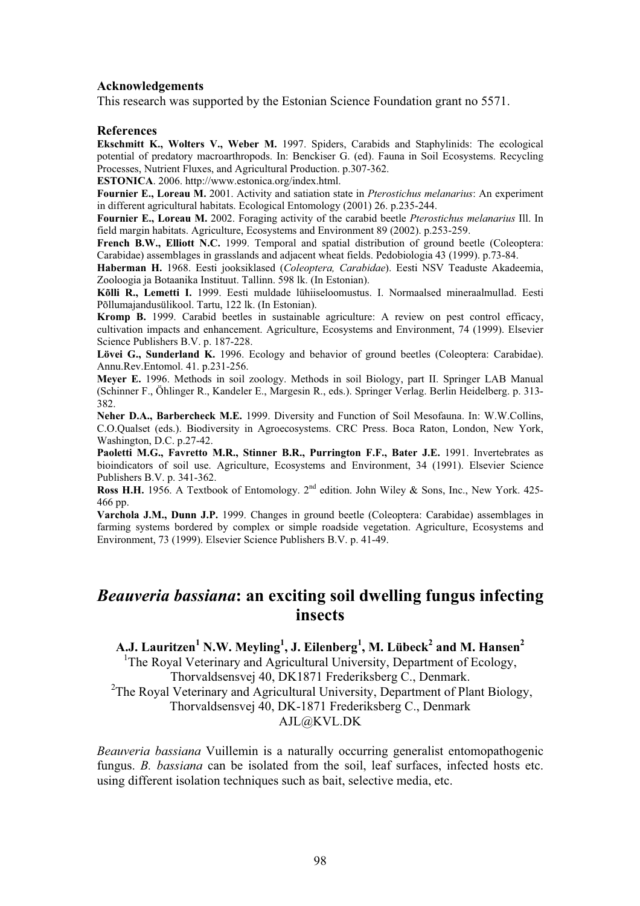### Acknowledgements

This research was supported by the Estonian Science Foundation grant no 5571.

### References

**Ekschmitt K., Wolters V., Weber M.** 1997. Spiders, Carabids and Staphylinids: The ecological potential of predatory macroarthropods. In: Benckiser G. (ed). Fauna in Soil Ecosystems. Recycling Processes, Nutrient Fluxes, and Agricultural Production. p.307-362.

**ESTONICA**. 2006. http://www.estonica.org/index.html.

**Fournier E., Loreau M.** 2001. Activity and satiation state in *Pterostichus melanarius*: An experiment in different agricultural habitats. Ecological Entomology (2001) 26. p.235-244.

**Fournier E., Loreau M.** 2002. Foraging activity of the carabid beetle *Pterostichus melanarius* Ill. In field margin habitats. Agriculture, Ecosystems and Environment 89 (2002). p.253-259.

**French B.W., Elliott N.C.** 1999. Temporal and spatial distribution of ground beetle (Coleoptera: Carabidae) assemblages in grasslands and adjacent wheat fields. Pedobiologia 43 (1999). p.73-84.

**Haberman H.** 1968. Eesti jooksiklased (*Coleoptera, Carabidae*). Eesti NSV Teaduste Akadeemia, Zooloogia ja Botaanika Instituut. Tallinn. 598 lk. (In Estonian).

**Kõlli R., Lemetti I.** 1999. Eesti muldade lühiiseloomustus. I. Normaalsed mineraalmullad. Eesti Põllumajandusülikool. Tartu, 122 lk. (In Estonian).

**Kromp B.** 1999. Carabid beetles in sustainable agriculture: A review on pest control efficacy, cultivation impacts and enhancement. Agriculture, Ecosystems and Environment, 74 (1999). Elsevier Science Publishers B.V. p. 187-228.

**Lövei G., Sunderland K.** 1996. Ecology and behavior of ground beetles (Coleoptera: Carabidae). Annu.Rev.Entomol. 41. p.231-256.

**Meyer E.** 1996. Methods in soil zoology. Methods in soil Biology, part II. Springer LAB Manual (Schinner F., Öhlinger R., Kandeler E., Margesin R., eds.). Springer Verlag. Berlin Heidelberg. p. 313-382.

**Neher D.A., Barbercheck M.E.** 1999. Diversity and Function of Soil Mesofauna. In: W.W.Collins, C.O.Qualset (eds.). Biodiversity in Agroecosystems. CRC Press. Boca Raton, London, New York, Washington, D.C. p.27-42.

**Paoletti M.G., Favretto M.R., Stinner B.R., Purrington F.F., Bater J.E.** 1991. Invertebrates as bioindicators of soil use. Agriculture, Ecosystems and Environment, 34 (1991). Elsevier Science Publishers B.V. p. 341-362.

**Ross H.H.** 1956. A Textbook of Entomology. 2nd edition. John Wiley & Sons, Inc., New York. 425-466 pp.

**Varchola J.M., Dunn J.P.** 1999. Changes in ground beetle (Coleoptera: Carabidae) assemblages in farming systems bordered by complex or simple roadside vegetation. Agriculture, Ecosystems and Environment, 73 (1999). Elsevier Science Publishers B.V. p. 41-49.

# *Beauveria bassiana*: an exciting soil dwelling fungus infecting insects

**A.J. Lauritzen[1] N.W. Meyling[1], J. Eilenberg[1], M. Lübeck[2] and M. Hansen[2]**

[1]The Royal Veterinary and Agricultural University, Department of Ecology, Thorvaldsensvej 40, DK1871 Frederiksberg C., Denmark.

[2]The Royal Veterinary and Agricultural University, Department of Plant Biology, Thorvaldsensvej 40, DK-1871 Frederiksberg C., Denmark

AJL@KVL.DK

*Beauveria bassiana* Vuillemin is a naturally occurring generalist entomopathogenic fungus. *B. bassiana* can be isolated from the soil, leaf surfaces, infected hosts etc. using different isolation techniques such as bait, selective media, etc.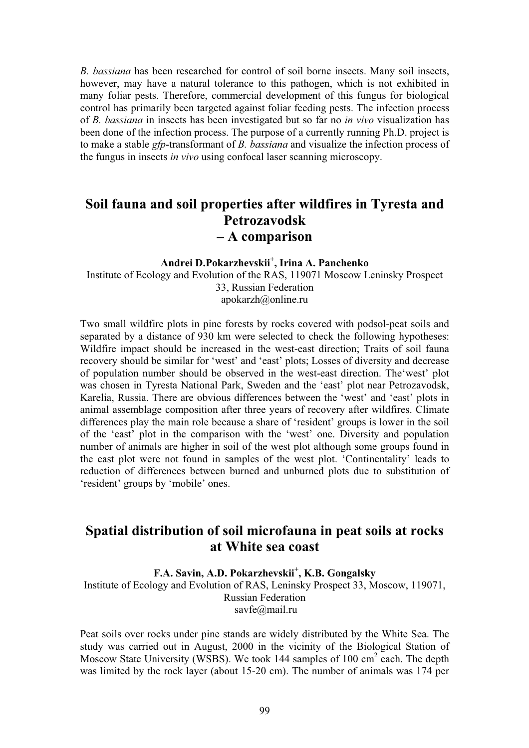*B. bassiana* has been researched for control of soil borne insects. Many soil insects, however, may have a natural tolerance to this pathogen, which is not exhibited in many foliar pests. Therefore, commercial development of this fungus for biological control has primarily been targeted against foliar feeding pests. The infection process of *B. bassiana* in insects has been investigated but so far no *in vivo* visualization has been done of the infection process. The purpose of a currently running Ph.D. project is to make a stable *gfp*-transformant of *B. bassiana* and visualize the infection process of the fungus in insects *in vivo* using confocal laser scanning microscopy.

## Soil fauna and soil properties after wildfires in Tyresta and Petrozavodsk – A comparison

**Andrei D.Pokarzhevskii[+], Irina A. Panchenko**

Institute of Ecology and Evolution of the RAS, 119071 Moscow Leninsky Prospect 33, Russian Federation

apokarzh@online.ru

Two small wildfire plots in pine forests by rocks covered with podsol-peat soils and separated by a distance of 930 km were selected to check the following hypotheses: Wildfire impact should be increased in the west-east direction; Traits of soil fauna recovery should be similar for 'west' and 'east' plots; Losses of diversity and decrease of population number should be observed in the west-east direction. The'west' plot was chosen in Tyresta National Park, Sweden and the 'east' plot near Petrozavodsk, Karelia, Russia. There are obvious differences between the 'west' and 'east' plots in animal assemblage composition after three years of recovery after wildfires. Climate differences play the main role because a share of 'resident' groups is lower in the soil of the 'east' plot in the comparison with the 'west' one. Diversity and population number of animals are higher in soil of the west plot although some groups found in the east plot were not found in samples of the west plot. 'Continentality' leads to reduction of differences between burned and unburned plots due to substitution of 'resident' groups by 'mobile' ones.

## Spatial distribution of soil microfauna in peat soils at rocks at White sea coast

**F.A. Savin, A.D. Pokarzhevskii[+], K.B. Gongalsky**

Institute of Ecology and Evolution of RAS, Leninsky Prospect 33, Moscow, 119071, Russian Federation

savfe@mail.ru

Peat soils over rocks under pine stands are widely distributed by the White Sea. The study was carried out in August, 2000 in the vicinity of the Biological Station of Moscow State University (WSBS). We took 144 samples of 100 $cm^2$ each. The depth was limited by the rock layer (about 15-20 cm). The number of animals was 174 per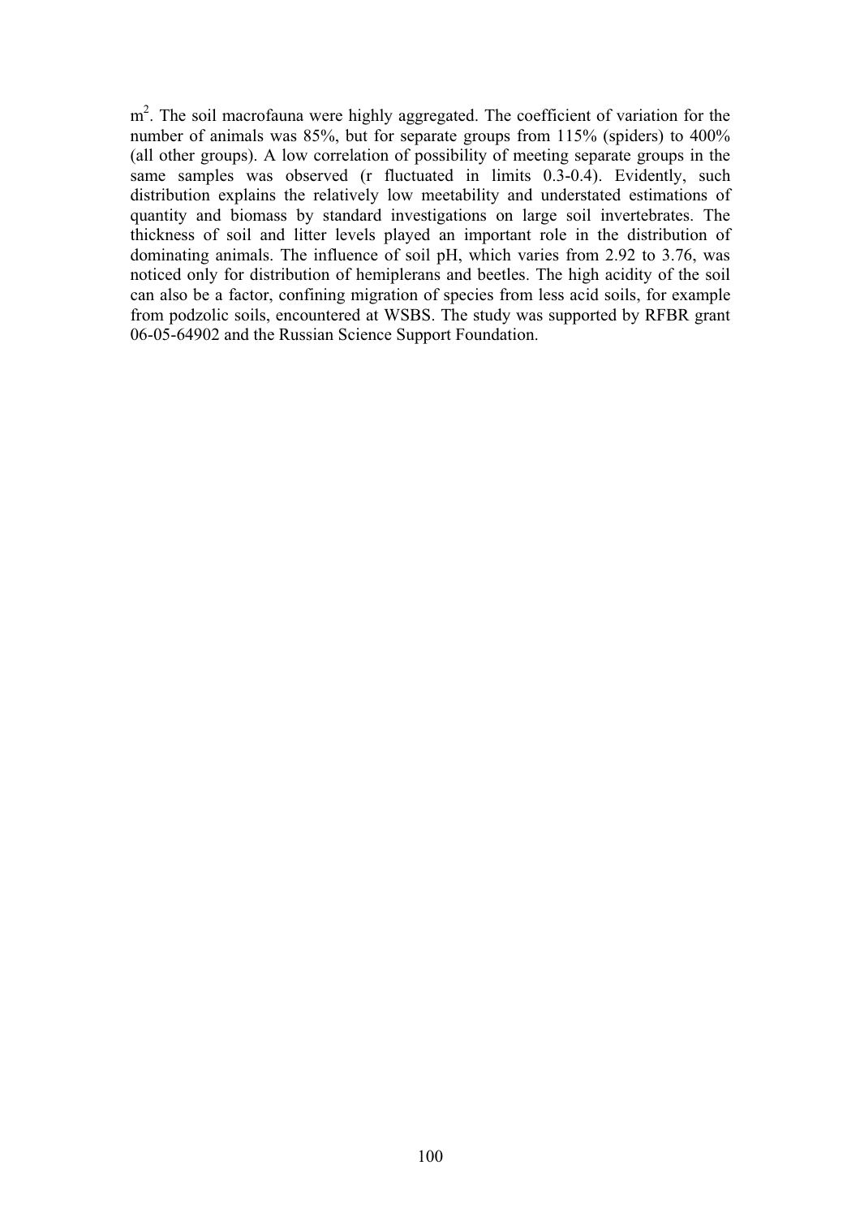$m^2$. The soil macrofauna were highly aggregated. The coefficient of variation for the number of animals was 85%, but for separate groups from 115% (spiders) to 400% (all other groups). A low correlation of possibility of meeting separate groups in the same samples was observed (r fluctuated in limits 0.3-0.4). Evidently, such distribution explains the relatively low meetability and understated estimations of quantity and biomass by standard investigations on large soil invertebrates. The thickness of soil and litter levels played an important role in the distribution of dominating animals. The influence of soil pH, which varies from 2.92 to 3.76, was noticed only for distribution of hemiplerans and beetles. The high acidity of the soil can also be a factor, confining migration of species from less acid soils, for example from podzolic soils, encountered at WSBS. The study was supported by RFBR grant 06-05-64902 and the Russian Science Support Foundation.